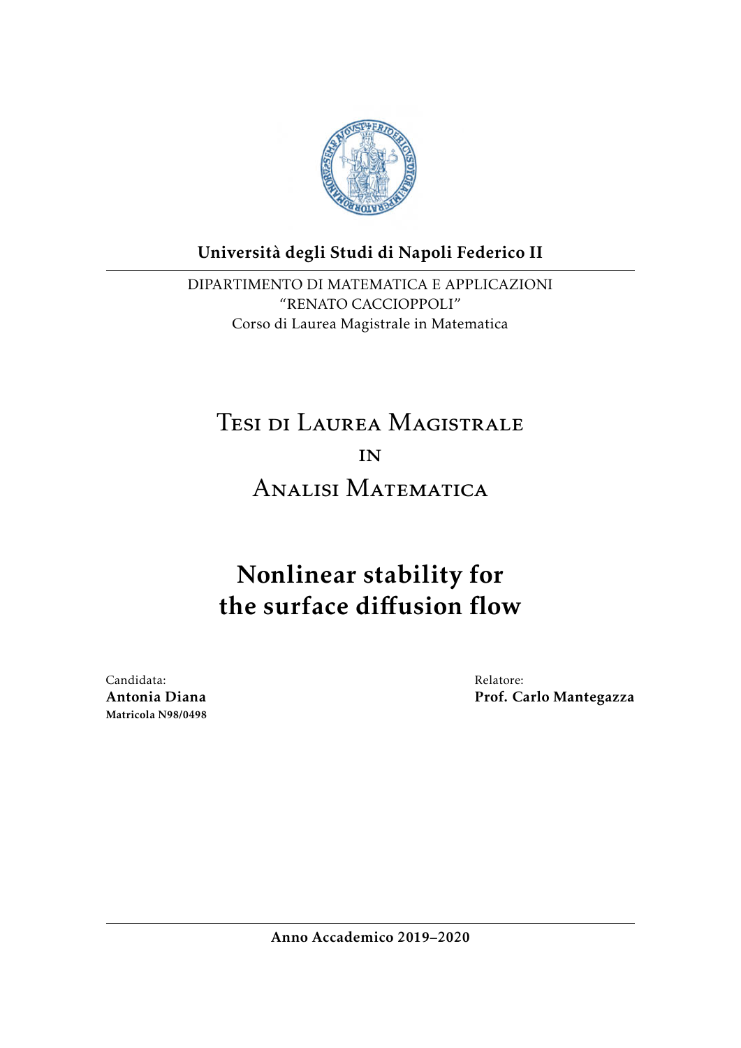**Università degli Studi di Napoli Federico II**

DIPARTIMENTO DI MATEMATICA E APPLICAZIONI
"RENATO CACCIOPPOLI"
Corso di Laurea Magistrale in Matematica

Tesi di Laurea Magistrale

in

Analisi Matematica

# Nonlinear stability for the surface diffusion flow

Candidata:
**Antonia Diana**
**Matricola N98/0498**

Relatore:
**Prof. Carlo Mantegazza**

**Anno Accademico 2019–2020**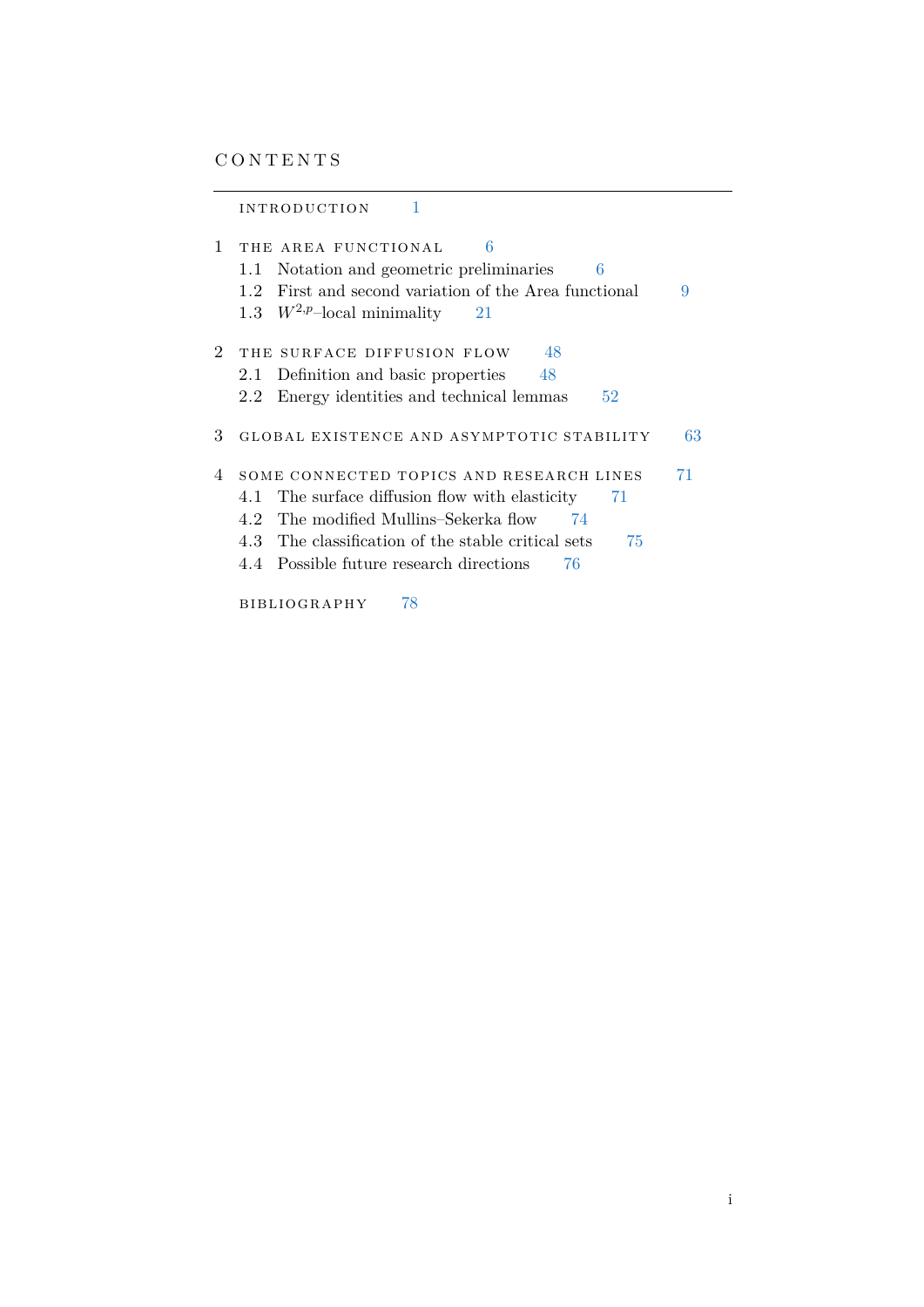# CONTENTS

INTRODUCTION 1

1 THE AREA FUNCTIONAL 6
- 1.1 Notation and geometric preliminaries 6
- 1.2 First and second variation of the Area functional 9
- 1.3 $W^{2,p}$–local minimality 21

2 THE SURFACE DIFFUSION FLOW 48
- 2.1 Definition and basic properties 48
- 2.2 Energy identities and technical lemmas 52

3 GLOBAL EXISTENCE AND ASYMPTOTIC STABILITY 63

4 SOME CONNECTED TOPICS AND RESEARCH LINES 71
- 4.1 The surface diffusion flow with elasticity 71
- 4.2 The modified Mullins–Sekerka flow 74
- 4.3 The classification of the stable critical sets 75
- 4.4 Possible future research directions 76

BIBLIOGRAPHY 78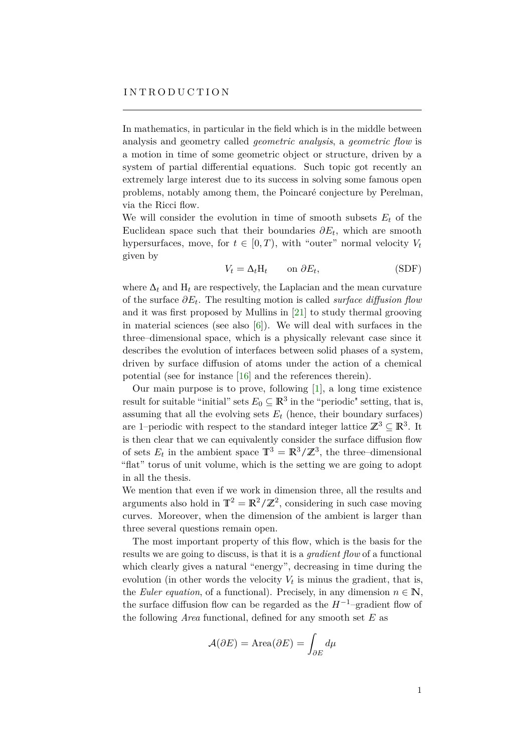# INTRODUCTION

In mathematics, in particular in the field which is in the middle between analysis and geometry called *geometric analysis*, a *geometric flow* is a motion in time of some geometric object or structure, driven by a system of partial differential equations. Such topic got recently an extremely large interest due to its success in solving some famous open problems, notably among them, the Poincaré conjecture by Perelman, via the Ricci flow.

We will consider the evolution in time of smooth subsets $E_t$ of the Euclidean space such that their boundaries $\partial E_t$, which are smooth hypersurfaces, move, for $t \in [0, T)$, with "outer" normal velocity $V_t$ given by

$$V_t = \Delta_t \mathrm{H}_t \qquad \text{on } \partial E_t, \tag{SDF}$$

where $\Delta_t$ and $\mathrm{H}_t$ are respectively, the Laplacian and the mean curvature of the surface $\partial E_t$. The resulting motion is called *surface diffusion flow* and it was first proposed by Mullins in [21] to study thermal grooving in material sciences (see also [6]). We will deal with surfaces in the three–dimensional space, which is a physically relevant case since it describes the evolution of interfaces between solid phases of a system, driven by surface diffusion of atoms under the action of a chemical potential (see for instance [16] and the references therein).

Our main purpose is to prove, following [1], a long time existence result for suitable "initial" sets $E_0 \subseteq \mathbb{R}^3$ in the "periodic" setting, that is, assuming that all the evolving sets $E_t$ (hence, their boundary surfaces) are 1–periodic with respect to the standard integer lattice $\mathbb{Z}^3 \subseteq \mathbb{R}^3$. It is then clear that we can equivalently consider the surface diffusion flow of sets $E_t$ in the ambient space $\mathbb{T}^3 = \mathbb{R}^3/\mathbb{Z}^3$, the three–dimensional "flat" torus of unit volume, which is the setting we are going to adopt in all the thesis.

We mention that even if we work in dimension three, all the results and arguments also hold in $\mathbb{T}^2 = \mathbb{R}^2/\mathbb{Z}^2$, considering in such case moving curves. Moreover, when the dimension of the ambient is larger than three several questions remain open.

The most important property of this flow, which is the basis for the results we are going to discuss, is that it is a *gradient flow* of a functional which clearly gives a natural "energy", decreasing in time during the evolution (in other words the velocity $V_t$ is minus the gradient, that is, the *Euler equation*, of a functional). Precisely, in any dimension $n \in \mathbb{N}$, the surface diffusion flow can be regarded as the $H^{-1}$–gradient flow of the following *Area* functional, defined for any smooth set $E$ as

$$\mathcal{A}(\partial E) = \mathrm{Area}(\partial E) = \int_{\partial E} d\mu$$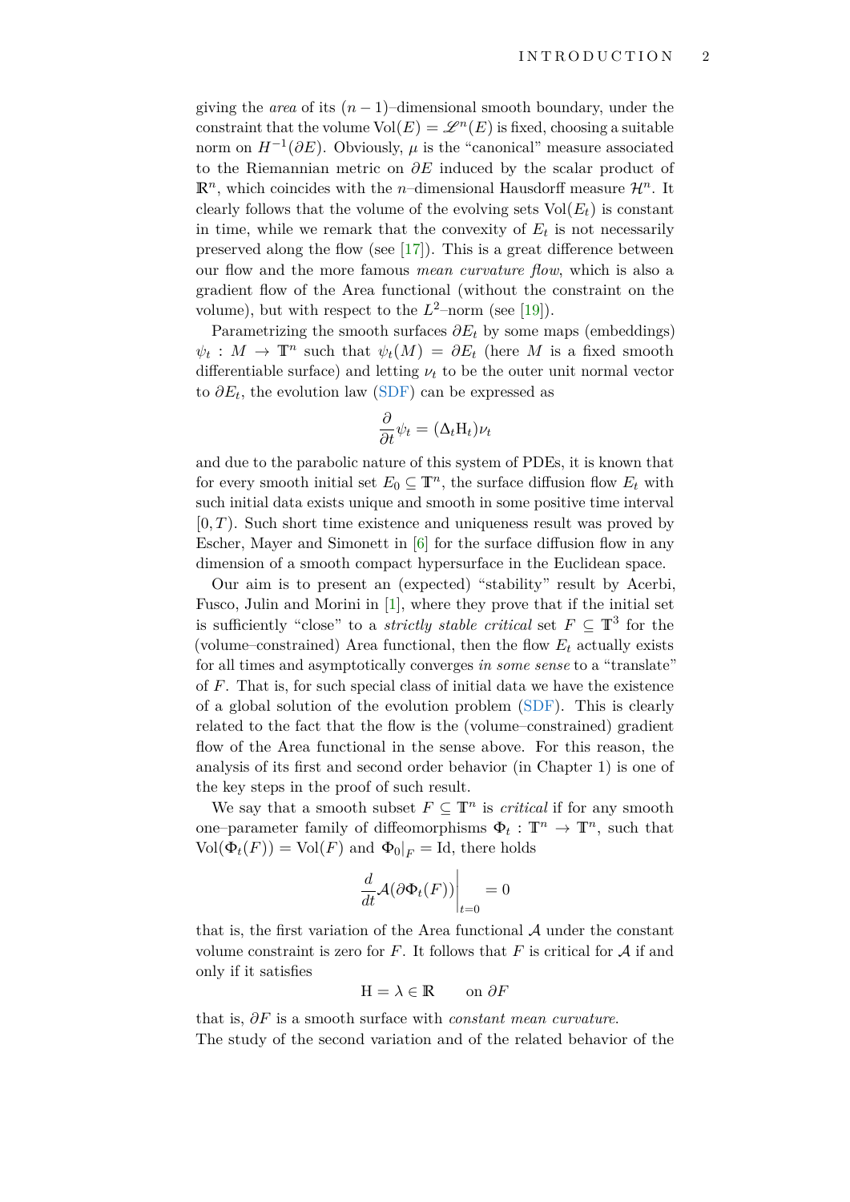giving the *area* of its $(n-1)$–dimensional smooth boundary, under the constraint that the volume $\mathrm{Vol}(E) = \mathscr{L}^n(E)$ is fixed, choosing a suitable norm on $H^{-1}(\partial E)$. Obviously, $\mu$ is the "canonical" measure associated to the Riemannian metric on $\partial E$ induced by the scalar product of $\mathbb{R}^n$, which coincides with the $n$–dimensional Hausdorff measure $\mathcal{H}^n$. It clearly follows that the volume of the evolving sets $\mathrm{Vol}(E_t)$ is constant in time, while we remark that the convexity of $E_t$ is not necessarily preserved along the flow (see [17]). This is a great difference between our flow and the more famous *mean curvature flow*, which is also a gradient flow of the Area functional (without the constraint on the volume), but with respect to the $L^2$–norm (see [19]).

Parametrizing the smooth surfaces $\partial E_t$ by some maps (embeddings) $\psi_t : M \to \mathbb{T}^n$ such that $\psi_t(M) = \partial E_t$ (here $M$ is a fixed smooth differentiable surface) and letting $\nu_t$ to be the outer unit normal vector to $\partial E_t$, the evolution law (SDF) can be expressed as

$$\frac{\partial}{\partial t}\psi_t = (\Delta_t \mathrm{H}_t)\nu_t$$

and due to the parabolic nature of this system of PDEs, it is known that for every smooth initial set $E_0 \subseteq \mathbb{T}^n$, the surface diffusion flow $E_t$ with such initial data exists unique and smooth in some positive time interval $[0, T)$. Such short time existence and uniqueness result was proved by Escher, Mayer and Simonett in [6] for the surface diffusion flow in any dimension of a smooth compact hypersurface in the Euclidean space.

Our aim is to present an (expected) "stability" result by Acerbi, Fusco, Julin and Morini in [1], where they prove that if the initial set is sufficiently "close" to a *strictly stable critical* set $F \subseteq \mathbb{T}^3$ for the (volume–constrained) Area functional, then the flow $E_t$ actually exists for all times and asymptotically converges *in some sense* to a "translate" of $F$. That is, for such special class of initial data we have the existence of a global solution of the evolution problem (SDF). This is clearly related to the fact that the flow is the (volume–constrained) gradient flow of the Area functional in the sense above. For this reason, the analysis of its first and second order behavior (in Chapter 1) is one of the key steps in the proof of such result.

We say that a smooth subset $F \subseteq \mathbb{T}^n$ is *critical* if for any smooth one–parameter family of diffeomorphisms $\Phi_t : \mathbb{T}^n \to \mathbb{T}^n$, such that $\mathrm{Vol}(\Phi_t(F)) = \mathrm{Vol}(F)$ and $\Phi_0|_F = \mathrm{Id}$, there holds

$$\frac{d}{dt}\mathcal{A}(\partial\Phi_t(F))\bigg|_{t=0} = 0$$

that is, the first variation of the Area functional $\mathcal{A}$ under the constant volume constraint is zero for $F$. It follows that $F$ is critical for $\mathcal{A}$ if and only if it satisfies

$$\mathrm{H} = \lambda \in \mathbb{R} \qquad \text{on } \partial F$$

that is, $\partial F$ is a smooth surface with *constant mean curvature*.

The study of the second variation and of the related behavior of the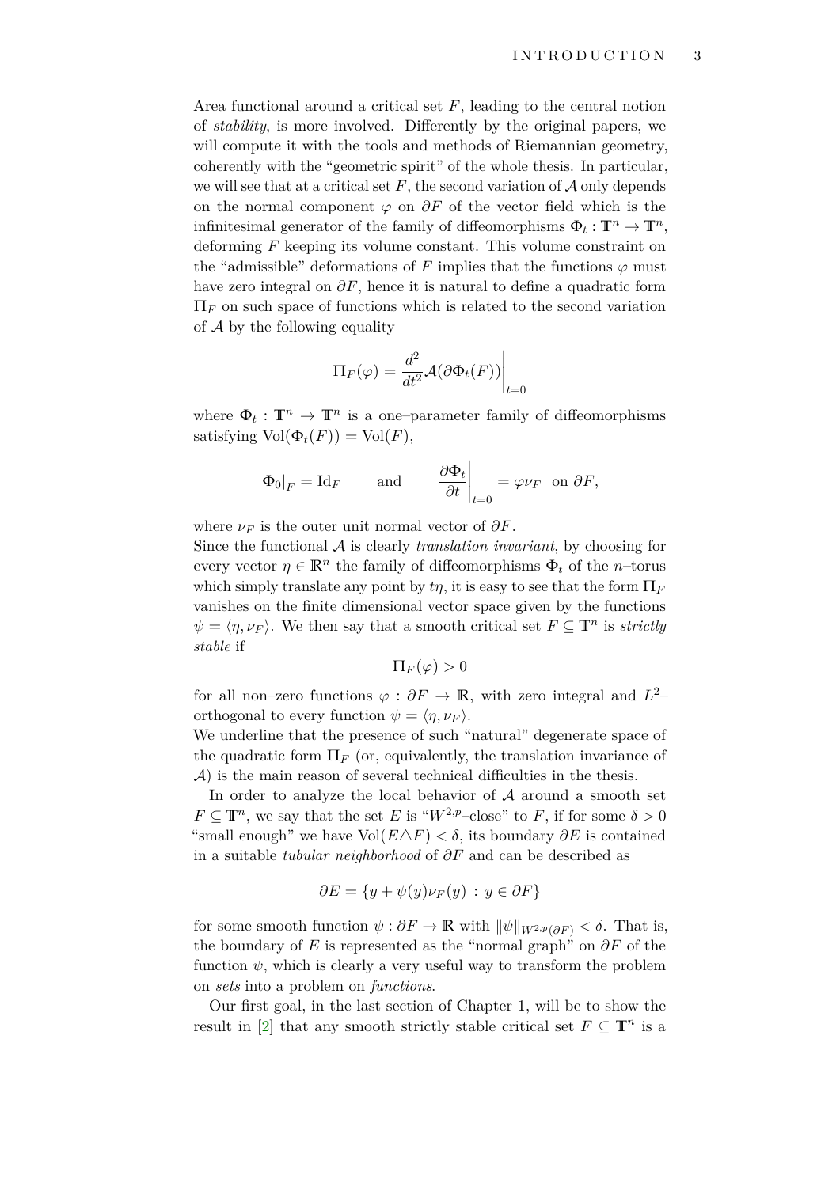Area functional around a critical set $F$, leading to the central notion of *stability*, is more involved. Differently by the original papers, we will compute it with the tools and methods of Riemannian geometry, coherently with the "geometric spirit" of the whole thesis. In particular, we will see that at a critical set $F$, the second variation of $\mathcal{A}$ only depends on the normal component $\varphi$ on $\partial F$ of the vector field which is the infinitesimal generator of the family of diffeomorphisms $\Phi_t : \mathbb{T}^n \to \mathbb{T}^n$, deforming $F$ keeping its volume constant. This volume constraint on the "admissible" deformations of $F$ implies that the functions $\varphi$ must have zero integral on $\partial F$, hence it is natural to define a quadratic form $\Pi_F$ on such space of functions which is related to the second variation of $\mathcal{A}$ by the following equality

$$\Pi_F(\varphi) = \frac{d^2}{dt^2}\mathcal{A}(\partial\Phi_t(F))\bigg|_{t=0}$$

where $\Phi_t : \mathbb{T}^n \to \mathbb{T}^n$ is a one–parameter family of diffeomorphisms satisfying $\mathrm{Vol}(\Phi_t(F)) = \mathrm{Vol}(F)$,

$$\Phi_0\big|_F = \mathrm{Id}_F \qquad \text{and} \qquad \frac{\partial \Phi_t}{\partial t}\bigg|_{t=0} = \varphi\nu_F \;\text{ on } \partial F,$$

where $\nu_F$ is the outer unit normal vector of $\partial F$.
Since the functional $\mathcal{A}$ is clearly *translation invariant*, by choosing for every vector $\eta \in \mathbb{R}^n$ the family of diffeomorphisms $\Phi_t$ of the $n$–torus which simply translate any point by $t\eta$, it is easy to see that the form $\Pi_F$ vanishes on the finite dimensional vector space given by the functions $\psi = \langle \eta, \nu_F\rangle$. We then say that a smooth critical set $F \subseteq \mathbb{T}^n$ is *strictly stable* if

$$\Pi_F(\varphi) > 0$$

for all non–zero functions $\varphi : \partial F \to \mathbb{R}$, with zero integral and $L^2$–orthogonal to every function $\psi = \langle \eta, \nu_F\rangle$.
We underline that the presence of such "natural" degenerate space of the quadratic form $\Pi_F$ (or, equivalently, the translation invariance of $\mathcal{A}$) is the main reason of several technical difficulties in the thesis.

In order to analyze the local behavior of $\mathcal{A}$ around a smooth set $F \subseteq \mathbb{T}^n$, we say that the set $E$ is "$W^{2,p}$–close" to $F$, if for some $\delta > 0$ "small enough" we have $\mathrm{Vol}(E \triangle F) < \delta$, its boundary $\partial E$ is contained in a suitable *tubular neighborhood* of $\partial F$ and can be described as

$$\partial E = \{y + \psi(y)\nu_F(y) \,:\, y \in \partial F\}$$

for some smooth function $\psi : \partial F \to \mathbb{R}$ with $\|\psi\|_{W^{2,p}(\partial F)} < \delta$. That is, the boundary of $E$ is represented as the "normal graph" on $\partial F$ of the function $\psi$, which is clearly a very useful way to transform the problem on *sets* into a problem on *functions*.

Our first goal, in the last section of Chapter 1, will be to show the result in [2] that any smooth strictly stable critical set $F \subseteq \mathbb{T}^n$ is a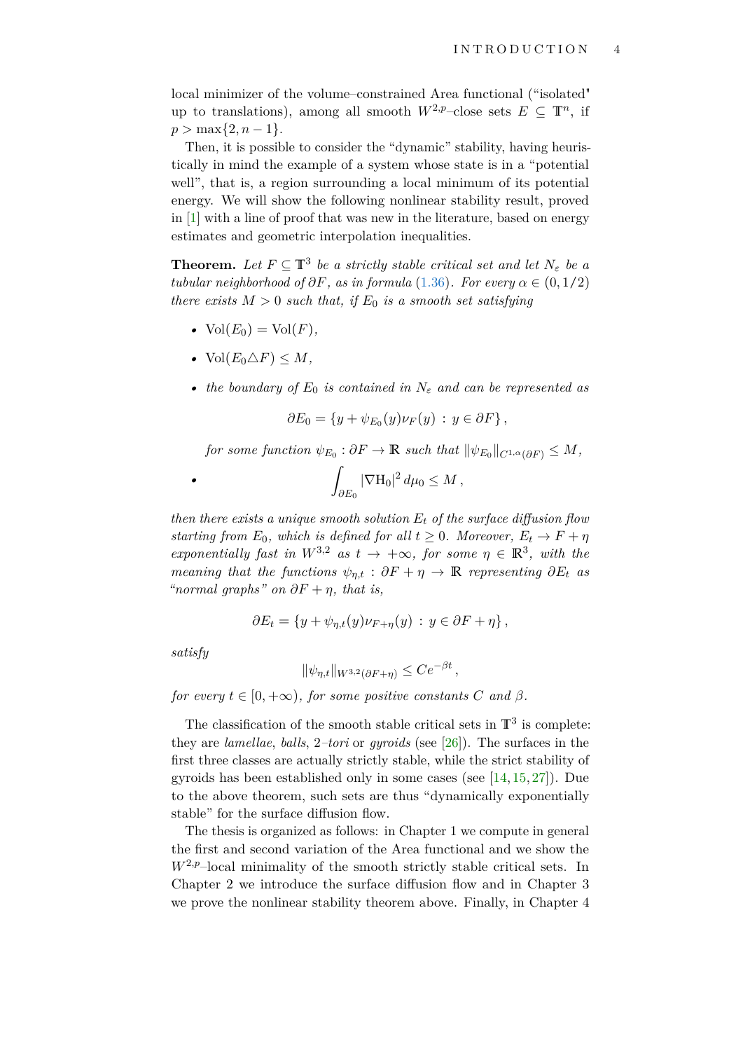local minimizer of the volume–constrained Area functional ("isolated" up to translations), among all smooth $W^{2,p}$–close sets $E \subseteq \mathbb{T}^n$, if $p > \max\{2, n-1\}$.

Then, it is possible to consider the "dynamic" stability, having heuristically in mind the example of a system whose state is in a "potential well", that is, a region surrounding a local minimum of its potential energy. We will show the following nonlinear stability result, proved in [1] with a line of proof that was new in the literature, based on energy estimates and geometric interpolation inequalities.

**Theorem.** *Let $F \subseteq \mathbb{T}^3$ be a strictly stable critical set and let $N_\varepsilon$ be a tubular neighborhood of $\partial F$, as in formula (1.36). For every $\alpha \in (0, 1/2)$ there exists $M > 0$ such that, if $E_0$ is a smooth set satisfying*

- $\mathrm{Vol}(E_0) = \mathrm{Vol}(F)$,
- $\mathrm{Vol}(E_0 \triangle F) \leq M$,
- *the boundary of $E_0$ is contained in $N_\varepsilon$ and can be represented as*
$$\partial E_0 = \{y + \psi_{E_0}(y)\nu_F(y) \,:\, y \in \partial F\},$$
*for some function $\psi_{E_0} : \partial F \to \mathbb{R}$ such that $\|\psi_{E_0}\|_{C^{1,\alpha}(\partial F)} \leq M$,*
- $$\int_{\partial E_0} |\nabla \mathrm{H}_0|^2 \, d\mu_0 \leq M\,,$$

*then there exists a unique smooth solution $E_t$ of the surface diffusion flow starting from $E_0$, which is defined for all $t \geq 0$. Moreover, $E_t \to F + \eta$ exponentially fast in $W^{3,2}$ as $t \to +\infty$, for some $\eta \in \mathbb{R}^3$, with the meaning that the functions $\psi_{\eta,t} : \partial F + \eta \to \mathbb{R}$ representing $\partial E_t$ as "normal graphs" on $\partial F + \eta$, that is,*

$$\partial E_t = \{y + \psi_{\eta,t}(y)\nu_{F+\eta}(y) \,:\, y \in \partial F + \eta\},$$

*satisfy*

$$\|\psi_{\eta,t}\|_{W^{3,2}(\partial F+\eta)} \leq Ce^{-\beta t},$$

*for every $t \in [0, +\infty)$, for some positive constants $C$ and $\beta$.*

The classification of the smooth stable critical sets in $\mathbb{T}^3$ is complete: they are *lamellae*, *balls*, 2*–tori* or *gyroids* (see [26]). The surfaces in the first three classes are actually strictly stable, while the strict stability of gyroids has been established only in some cases (see [14, 15, 27]). Due to the above theorem, such sets are thus "dynamically exponentially stable" for the surface diffusion flow.

The thesis is organized as follows: in Chapter 1 we compute in general the first and second variation of the Area functional and we show the $W^{2,p}$–local minimality of the smooth strictly stable critical sets. In Chapter 2 we introduce the surface diffusion flow and in Chapter 3 we prove the nonlinear stability theorem above. Finally, in Chapter 4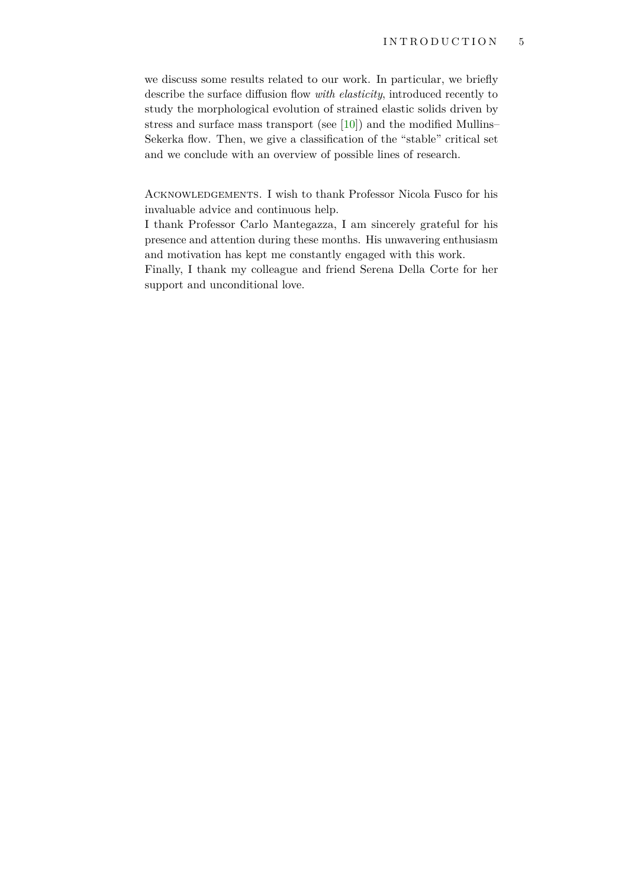we discuss some results related to our work. In particular, we briefly describe the surface diffusion flow *with elasticity*, introduced recently to study the morphological evolution of strained elastic solids driven by stress and surface mass transport (see [10]) and the modified Mullins–Sekerka flow. Then, we give a classification of the "stable" critical set and we conclude with an overview of possible lines of research.

Acknowledgements. I wish to thank Professor Nicola Fusco for his invaluable advice and continuous help.
I thank Professor Carlo Mantegazza, I am sincerely grateful for his presence and attention during these months. His unwavering enthusiasm and motivation has kept me constantly engaged with this work.
Finally, I thank my colleague and friend Serena Della Corte for her support and unconditional love.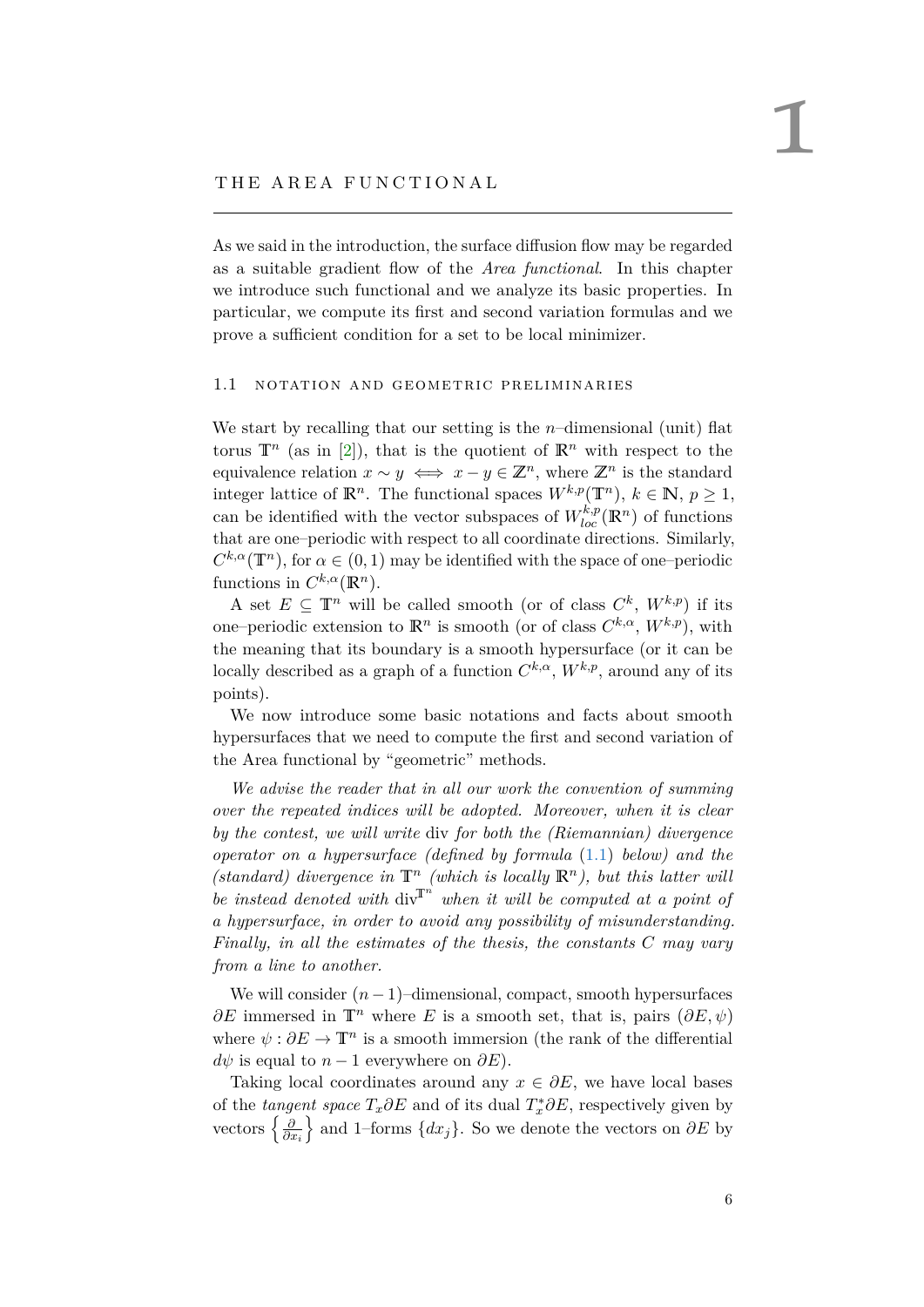# 1 THE AREA FUNCTIONAL

As we said in the introduction, the surface diffusion flow may be regarded as a suitable gradient flow of the *Area functional*. In this chapter we introduce such functional and we analyze its basic properties. In particular, we compute its first and second variation formulas and we prove a sufficient condition for a set to be local minimizer.

## 1.1 NOTATION AND GEOMETRIC PRELIMINARIES

We start by recalling that our setting is the $n$–dimensional (unit) flat torus $\mathbb{T}^n$ (as in [2]), that is the quotient of $\mathbb{R}^n$ with respect to the equivalence relation $x \sim y \iff x - y \in \mathbb{Z}^n$, where $\mathbb{Z}^n$ is the standard integer lattice of $\mathbb{R}^n$. The functional spaces $W^{k,p}(\mathbb{T}^n)$, $k \in \mathbb{N}$, $p \geq 1$, can be identified with the vector subspaces of $W^{k,p}_{loc}(\mathbb{R}^n)$ of functions that are one–periodic with respect to all coordinate directions. Similarly, $C^{k,\alpha}(\mathbb{T}^n)$, for $\alpha \in (0,1)$ may be identified with the space of one–periodic functions in $C^{k,\alpha}(\mathbb{R}^n)$.

A set $E \subseteq \mathbb{T}^n$ will be called smooth (or of class $C^k$, $W^{k,p}$) if its one–periodic extension to $\mathbb{R}^n$ is smooth (or of class $C^{k,\alpha}$, $W^{k,p}$), with the meaning that its boundary is a smooth hypersurface (or it can be locally described as a graph of a function $C^{k,\alpha}$, $W^{k,p}$, around any of its points).

We now introduce some basic notations and facts about smooth hypersurfaces that we need to compute the first and second variation of the Area functional by "geometric" methods.

*We advise the reader that in all our work the convention of summing over the repeated indices will be adopted. Moreover, when it is clear by the contest, we will write* div *for both the (Riemannian) divergence operator on a hypersurface (defined by formula* (1.1) *below) and the (standard) divergence in* $\mathbb{T}^n$ *(which is locally* $\mathbb{R}^n$*), but this latter will be instead denoted with* $\mathrm{div}^{\mathbb{T}^n}$ *when it will be computed at a point of a hypersurface, in order to avoid any possibility of misunderstanding. Finally, in all the estimates of the thesis, the constants* $C$ *may vary from a line to another.*

We will consider $(n-1)$–dimensional, compact, smooth hypersurfaces $\partial E$ immersed in $\mathbb{T}^n$ where $E$ is a smooth set, that is, pairs $(\partial E, \psi)$ where $\psi : \partial E \to \mathbb{T}^n$ is a smooth immersion (the rank of the differential $d\psi$ is equal to $n-1$ everywhere on $\partial E$).

Taking local coordinates around any $x \in \partial E$, we have local bases of the *tangent space* $T_x\partial E$ and of its dual $T_x^*\partial E$, respectively given by vectors $\left\{\frac{\partial}{\partial x_i}\right\}$ and 1–forms $\{dx_j\}$. So we denote the vectors on $\partial E$ by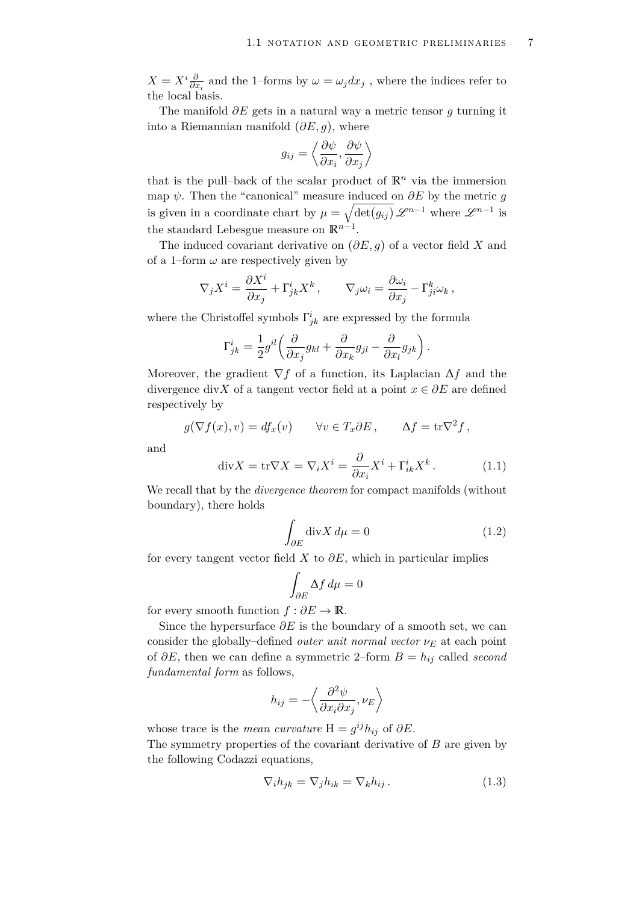$X = X^i \frac{\partial}{\partial x_i}$ and the 1–forms by $\omega = \omega_j dx_j$ , where the indices refer to the local basis.

The manifold $\partial E$ gets in a natural way a metric tensor $g$ turning it into a Riemannian manifold $(\partial E, g)$, where

$$g_{ij} = \left\langle \frac{\partial \psi}{\partial x_i}, \frac{\partial \psi}{\partial x_j} \right\rangle$$

that is the pull–back of the scalar product of $\mathbb{R}^n$ via the immersion map $\psi$. Then the "canonical" measure induced on $\partial E$ by the metric $g$ is given in a coordinate chart by $\mu = \sqrt{\det(g_{ij})}\, \mathscr{L}^{n-1}$ where $\mathscr{L}^{n-1}$ is the standard Lebesgue measure on $\mathbb{R}^{n-1}$.

The induced covariant derivative on $(\partial E, g)$ of a vector field $X$ and of a 1–form $\omega$ are respectively given by

$$\nabla_j X^i = \frac{\partial X^i}{\partial x_j} + \Gamma^i_{jk} X^k \,, \qquad \nabla_j \omega_i = \frac{\partial \omega_i}{\partial x_j} - \Gamma^k_{ji} \omega_k \,,$$

where the Christoffel symbols $\Gamma^i_{jk}$ are expressed by the formula

$$\Gamma^i_{jk} = \frac{1}{2} g^{il} \Big( \frac{\partial}{\partial x_j} g_{kl} + \frac{\partial}{\partial x_k} g_{jl} - \frac{\partial}{\partial x_l} g_{jk} \Big) \,.$$

Moreover, the gradient $\nabla f$ of a function, its Laplacian $\Delta f$ and the divergence $\operatorname{div} X$ of a tangent vector field at a point $x \in \partial E$ are defined respectively by

$$g(\nabla f(x), v) = df_x(v) \qquad \forall v \in T_x \partial E \,, \qquad \Delta f = \operatorname{tr} \nabla^2 f \,,$$

and

$$\operatorname{div} X = \operatorname{tr} \nabla X = \nabla_i X^i = \frac{\partial}{\partial x_i} X^i + \Gamma^i_{ik} X^k \,. \tag{1.1}$$

We recall that by the *divergence theorem* for compact manifolds (without boundary), there holds

$$\int_{\partial E} \operatorname{div} X \, d\mu = 0 \tag{1.2}$$

for every tangent vector field $X$ to $\partial E$, which in particular implies

$$\int_{\partial E} \Delta f \, d\mu = 0$$

for every smooth function $f : \partial E \to \mathbb{R}$.

Since the hypersurface $\partial E$ is the boundary of a smooth set, we can consider the globally–defined *outer unit normal vector* $\nu_E$ at each point of $\partial E$, then we can define a symmetric 2–form $B = h_{ij}$ called *second fundamental form* as follows,

$$h_{ij} = -\Big\langle \frac{\partial^2 \psi}{\partial x_i \partial x_j}, \nu_E \Big\rangle$$

whose trace is the *mean curvature* $\mathrm{H} = g^{ij} h_{ij}$ of $\partial E$.
The symmetry properties of the covariant derivative of $B$ are given by the following Codazzi equations,

$$\nabla_i h_{jk} = \nabla_j h_{ik} = \nabla_k h_{ij} \,. \tag{1.3}$$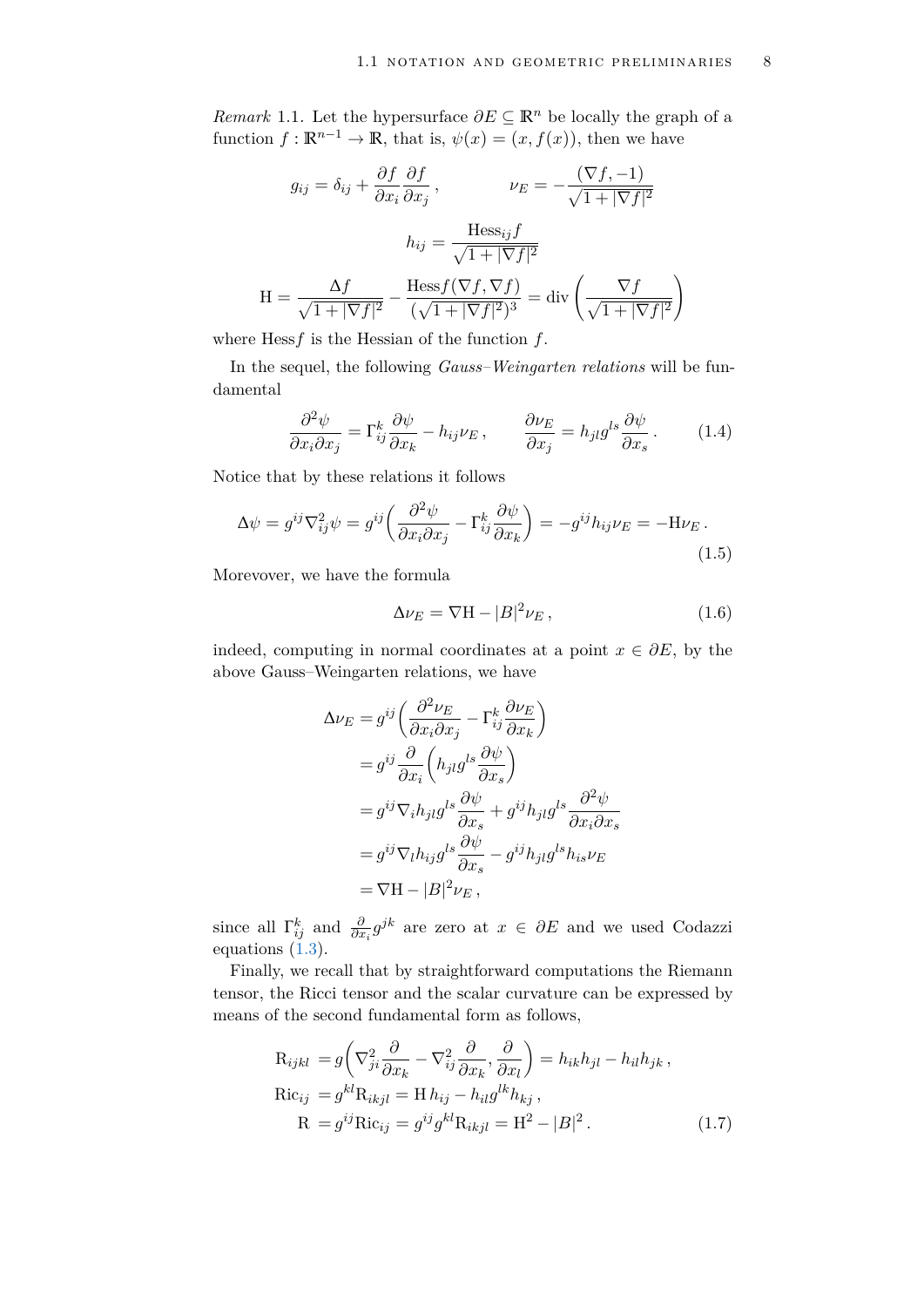*Remark* 1.1. Let the hypersurface $\partial E \subseteq \mathbb{R}^n$ be locally the graph of a function $f : \mathbb{R}^{n-1} \to \mathbb{R}$, that is, $\psi(x) = (x, f(x))$, then we have

$$g_{ij} = \delta_{ij} + \frac{\partial f}{\partial x_i}\frac{\partial f}{\partial x_j}\,, \qquad\qquad \nu_E = -\frac{(\nabla f, -1)}{\sqrt{1+|\nabla f|^2}}$$

$$h_{ij} = \frac{\mathrm{Hess}_{ij} f}{\sqrt{1+|\nabla f|^2}}$$

$$\mathrm{H} = \frac{\Delta f}{\sqrt{1+|\nabla f|^2}} - \frac{\mathrm{Hess}f(\nabla f, \nabla f)}{(\sqrt{1+|\nabla f|^2})^3} = \mathrm{div}\left(\frac{\nabla f}{\sqrt{1+|\nabla f|^2}}\right)$$

where $\mathrm{Hess}f$ is the Hessian of the function $f$.

In the sequel, the following *Gauss–Weingarten relations* will be fundamental

$$\frac{\partial^2 \psi}{\partial x_i \partial x_j} = \Gamma_{ij}^k \frac{\partial \psi}{\partial x_k} - h_{ij}\nu_E\,, \qquad \frac{\partial \nu_E}{\partial x_j} = h_{jl} g^{ls} \frac{\partial \psi}{\partial x_s}\,. \tag{1.4}$$

Notice that by these relations it follows

$$\Delta \psi = g^{ij}\nabla^2_{ij}\psi = g^{ij}\left(\frac{\partial^2 \psi}{\partial x_i \partial x_j} - \Gamma_{ij}^k \frac{\partial \psi}{\partial x_k}\right) = -g^{ij}h_{ij}\nu_E = -\mathrm{H}\nu_E\,. \tag{1.5}$$

Morevover, we have the formula

$$\Delta \nu_E = \nabla \mathrm{H} - |B|^2 \nu_E\,, \tag{1.6}$$

indeed, computing in normal coordinates at a point $x \in \partial E$, by the above Gauss–Weingarten relations, we have

$$\begin{aligned}
\Delta \nu_E &= g^{ij}\left(\frac{\partial^2 \nu_E}{\partial x_i \partial x_j} - \Gamma_{ij}^k \frac{\partial \nu_E}{\partial x_k}\right)\\
&= g^{ij}\frac{\partial}{\partial x_i}\left(h_{jl}g^{ls}\frac{\partial \psi}{\partial x_s}\right)\\
&= g^{ij}\nabla_i h_{jl} g^{ls}\frac{\partial \psi}{\partial x_s} + g^{ij}h_{jl}g^{ls}\frac{\partial^2 \psi}{\partial x_i \partial x_s}\\
&= g^{ij}\nabla_l h_{ij} g^{ls}\frac{\partial \psi}{\partial x_s} - g^{ij}h_{jl}g^{ls}h_{is}\nu_E\\
&= \nabla \mathrm{H} - |B|^2 \nu_E\,,
\end{aligned}$$

since all $\Gamma_{ij}^k$ and $\frac{\partial}{\partial x_i} g^{jk}$ are zero at $x \in \partial E$ and we used Codazzi equations (1.3).

Finally, we recall that by straightforward computations the Riemann tensor, the Ricci tensor and the scalar curvature can be expressed by means of the second fundamental form as follows,

$$\begin{aligned}
\mathrm{R}_{ijkl} &= g\left(\nabla^2_{ji}\frac{\partial}{\partial x_k} - \nabla^2_{ij}\frac{\partial}{\partial x_k}, \frac{\partial}{\partial x_l}\right) = h_{ik}h_{jl} - h_{il}h_{jk}\,,\\
\mathrm{Ric}_{ij} &= g^{kl}\mathrm{R}_{ikjl} = \mathrm{H}\, h_{ij} - h_{il}g^{lk}h_{kj}\,,\\
\mathrm{R} &= g^{ij}\mathrm{Ric}_{ij} = g^{ij}g^{kl}\mathrm{R}_{ikjl} = \mathrm{H}^2 - |B|^2\,.
\end{aligned} \tag{1.7}$$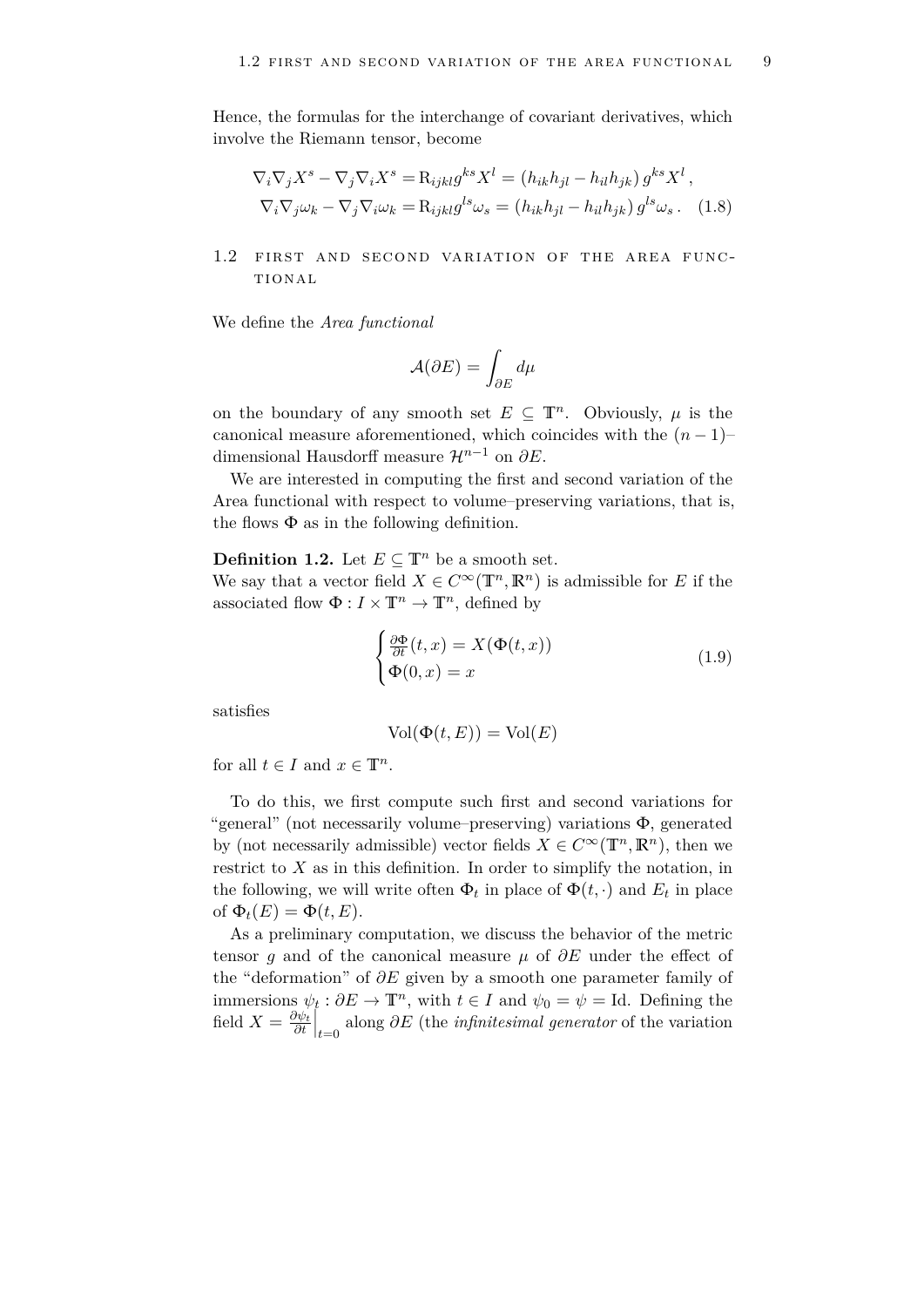Hence, the formulas for the interchange of covariant derivatives, which involve the Riemann tensor, become

$$
\begin{aligned}
\nabla_i \nabla_j X^s - \nabla_j \nabla_i X^s &= \mathrm{R}_{ijkl} g^{ks} X^l = (h_{ik} h_{jl} - h_{il} h_{jk})\, g^{ks} X^l \,, \\
\nabla_i \nabla_j \omega_k - \nabla_j \nabla_i \omega_k &= \mathrm{R}_{ijkl} g^{ls} \omega_s = (h_{ik} h_{jl} - h_{il} h_{jk})\, g^{ls} \omega_s \,. \quad (1.8)
\end{aligned}
$$

## 1.2 First and second variation of the area functional

We define the *Area functional*

$$
\mathcal{A}(\partial E) = \int_{\partial E} d\mu
$$

on the boundary of any smooth set $E \subseteq \mathbb{T}^n$. Obviously, $\mu$ is the canonical measure aforementioned, which coincides with the $(n-1)$–dimensional Hausdorff measure $\mathcal{H}^{n-1}$ on $\partial E$.

We are interested in computing the first and second variation of the Area functional with respect to volume–preserving variations, that is, the flows $\Phi$ as in the following definition.

**Definition 1.2.** Let $E \subseteq \mathbb{T}^n$ be a smooth set.
We say that a vector field $X \in C^\infty(\mathbb{T}^n, \mathbb{R}^n)$ is admissible for $E$ if the associated flow $\Phi : I \times \mathbb{T}^n \to \mathbb{T}^n$, defined by

$$
\begin{cases}
\frac{\partial \Phi}{\partial t}(t,x) = X(\Phi(t,x)) \\
\Phi(0,x) = x
\end{cases}
\tag{1.9}
$$

satisfies

$$
\mathrm{Vol}(\Phi(t,E)) = \mathrm{Vol}(E)
$$

for all $t \in I$ and $x \in \mathbb{T}^n$.

To do this, we first compute such first and second variations for "general" (not necessarily volume–preserving) variations $\Phi$, generated by (not necessarily admissible) vector fields $X \in C^\infty(\mathbb{T}^n, \mathbb{R}^n)$, then we restrict to $X$ as in this definition. In order to simplify the notation, in the following, we will write often $\Phi_t$ in place of $\Phi(t,\cdot)$ and $E_t$ in place of $\Phi_t(E) = \Phi(t,E)$.

As a preliminary computation, we discuss the behavior of the metric tensor $g$ and of the canonical measure $\mu$ of $\partial E$ under the effect of the "deformation" of $\partial E$ given by a smooth one parameter family of immersions $\psi_t : \partial E \to \mathbb{T}^n$, with $t \in I$ and $\psi_0 = \psi = \mathrm{Id}$. Defining the field $X = \frac{\partial \psi_t}{\partial t}\Big|_{t=0}$ along $\partial E$ (the *infinitesimal generator* of the variation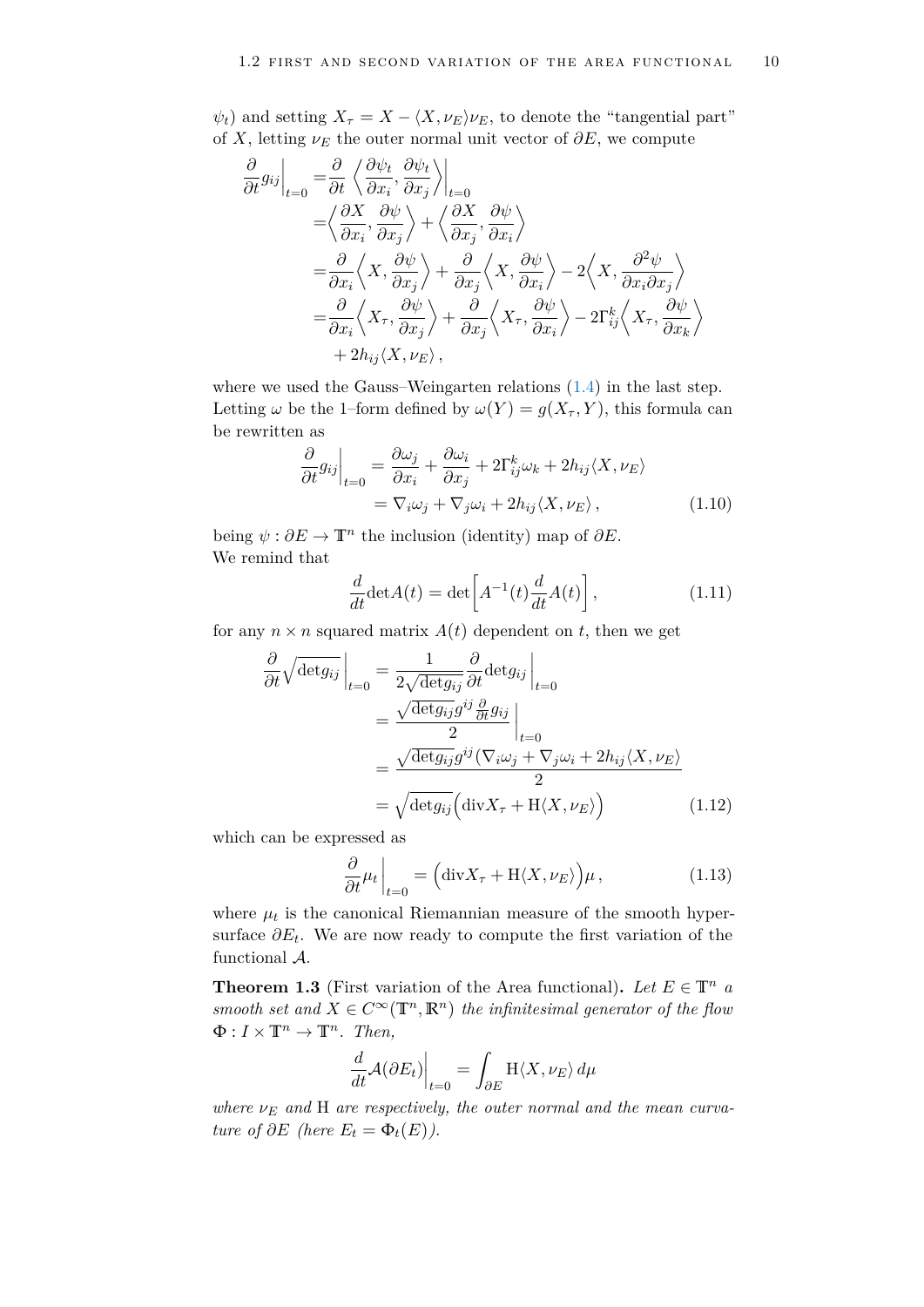$\psi_t$) and setting $X_\tau = X - \langle X, \nu_E \rangle \nu_E$, to denote the "tangential part" of $X$, letting $\nu_E$ the outer normal unit vector of $\partial E$, we compute

$$
\begin{aligned}
\frac{\partial}{\partial t} g_{ij}\Big|_{t=0} =& \frac{\partial}{\partial t} \left\langle \frac{\partial \psi_t}{\partial x_i}, \frac{\partial \psi_t}{\partial x_j} \right\rangle\Big|_{t=0} \\
=& \left\langle \frac{\partial X}{\partial x_i}, \frac{\partial \psi}{\partial x_j} \right\rangle + \left\langle \frac{\partial X}{\partial x_j}, \frac{\partial \psi}{\partial x_i} \right\rangle \\
=& \frac{\partial}{\partial x_i} \left\langle X, \frac{\partial \psi}{\partial x_j} \right\rangle + \frac{\partial}{\partial x_j} \left\langle X, \frac{\partial \psi}{\partial x_i} \right\rangle - 2 \left\langle X, \frac{\partial^2 \psi}{\partial x_i \partial x_j} \right\rangle \\
=& \frac{\partial}{\partial x_i} \left\langle X_\tau, \frac{\partial \psi}{\partial x_j} \right\rangle + \frac{\partial}{\partial x_j} \left\langle X_\tau, \frac{\partial \psi}{\partial x_i} \right\rangle - 2\Gamma_{ij}^k \left\langle X_\tau, \frac{\partial \psi}{\partial x_k} \right\rangle \\
&+ 2h_{ij} \langle X, \nu_E \rangle ,
\end{aligned}
$$

where we used the Gauss–Weingarten relations (1.4) in the last step. Letting $\omega$ be the 1–form defined by $\omega(Y) = g(X_\tau, Y)$, this formula can be rewritten as

$$
\begin{aligned}
\frac{\partial}{\partial t} g_{ij}\Big|_{t=0} &= \frac{\partial \omega_j}{\partial x_i} + \frac{\partial \omega_i}{\partial x_j} + 2\Gamma_{ij}^k \omega_k + 2h_{ij} \langle X, \nu_E \rangle \\
&= \nabla_i \omega_j + \nabla_j \omega_i + 2h_{ij} \langle X, \nu_E \rangle ,
\end{aligned} \tag{1.10}
$$

being $\psi : \partial E \to \mathbb{T}^n$ the inclusion (identity) map of $\partial E$.
We remind that

$$
\frac{d}{dt} \det A(t) = \det \Big[ A^{-1}(t) \frac{d}{dt} A(t) \Big] , \tag{1.11}
$$

for any $n \times n$ squared matrix $A(t)$ dependent on $t$, then we get

$$
\begin{aligned}
\frac{\partial}{\partial t} \sqrt{\det g_{ij}}\, \Big|_{t=0} &= \frac{1}{2\sqrt{\det g_{ij}}} \frac{\partial}{\partial t} \det g_{ij}\, \Big|_{t=0} \\
&= \frac{\sqrt{\det g_{ij}}\, g^{ij} \frac{\partial}{\partial t} g_{ij}}{2}\, \Big|_{t=0} \\
&= \frac{\sqrt{\det g_{ij}}\, g^{ij} (\nabla_i \omega_j + \nabla_j \omega_i + 2h_{ij} \langle X, \nu_E \rangle}{2} \\
&= \sqrt{\det g_{ij}} \Big( \mathrm{div} X_\tau + \mathrm{H} \langle X, \nu_E \rangle \Big)
\end{aligned} \tag{1.12}
$$

which can be expressed as

$$
\frac{\partial}{\partial t} \mu_t \Big|_{t=0} = \Big( \mathrm{div} X_\tau + \mathrm{H} \langle X, \nu_E \rangle \Big) \mu , \tag{1.13}
$$

where $\mu_t$ is the canonical Riemannian measure of the smooth hypersurface $\partial E_t$. We are now ready to compute the first variation of the functional $\mathcal{A}$.

**Theorem 1.3** (First variation of the Area functional)**.** *Let $E \in \mathbb{T}^n$ a smooth set and $X \in C^\infty(\mathbb{T}^n, \mathbb{R}^n)$ the infinitesimal generator of the flow $\Phi : I \times \mathbb{T}^n \to \mathbb{T}^n$. Then,*

$$
\frac{d}{dt} \mathcal{A}(\partial E_t)\Big|_{t=0} = \int_{\partial E} \mathrm{H} \langle X, \nu_E \rangle \, d\mu
$$

*where $\nu_E$ and $\mathrm{H}$ are respectively, the outer normal and the mean curvature of $\partial E$ (here $E_t = \Phi_t(E)$).*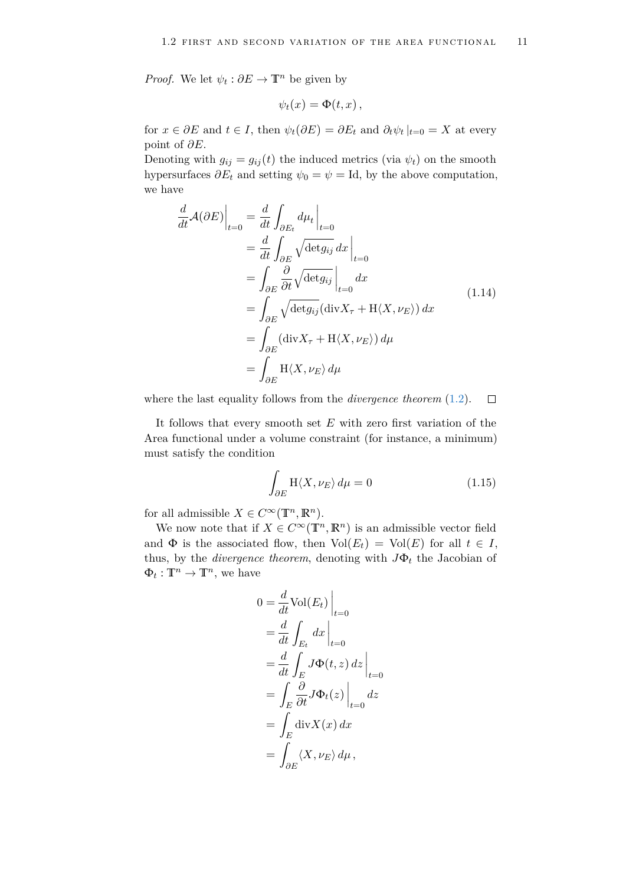*Proof.* We let $\psi_t : \partial E \to \mathbb{T}^n$ be given by

$$\psi_t(x) = \Phi(t, x)\,,$$

for $x \in \partial E$ and $t \in I$, then $\psi_t(\partial E) = \partial E_t$ and $\partial_t \psi_t\,|_{t=0} = X$ at every point of $\partial E$.
Denoting with $g_{ij} = g_{ij}(t)$ the induced metrics (via $\psi_t$) on the smooth hypersurfaces $\partial E_t$ and setting $\psi_0 = \psi = \mathrm{Id}$, by the above computation, we have

$$\begin{aligned}
\frac{d}{dt}\mathcal{A}(\partial E)\Big|_{t=0} &= \frac{d}{dt}\int_{\partial E_t} d\mu_t\,\Big|_{t=0} \\
&= \frac{d}{dt}\int_{\partial E}\sqrt{\det g_{ij}}\,dx\,\Big|_{t=0} \\
&= \int_{\partial E}\frac{\partial}{\partial t}\sqrt{\det g_{ij}}\,\Big|_{t=0}\,dx \\
&= \int_{\partial E}\sqrt{\det g_{ij}}\,(\mathrm{div} X_\tau + \mathrm{H}\langle X, \nu_E\rangle)\,dx \\
&= \int_{\partial E}(\mathrm{div} X_\tau + \mathrm{H}\langle X, \nu_E\rangle)\,d\mu \\
&= \int_{\partial E}\mathrm{H}\langle X, \nu_E\rangle\,d\mu
\end{aligned} \tag{1.14}$$

where the last equality follows from the *divergence theorem* (1.2). $\square$

It follows that every smooth set $E$ with zero first variation of the Area functional under a volume constraint (for instance, a minimum) must satisfy the condition

$$\int_{\partial E}\mathrm{H}\langle X, \nu_E\rangle\,d\mu = 0 \tag{1.15}$$

for all admissible $X \in C^\infty(\mathbb{T}^n, \mathbb{R}^n)$.

We now note that if $X \in C^\infty(\mathbb{T}^n, \mathbb{R}^n)$ is an admissible vector field and $\Phi$ is the associated flow, then $\mathrm{Vol}(E_t) = \mathrm{Vol}(E)$ for all $t \in I$, thus, by the *divergence theorem*, denoting with $J\Phi_t$ the Jacobian of $\Phi_t : \mathbb{T}^n \to \mathbb{T}^n$, we have

$$\begin{aligned}
0 &= \frac{d}{dt}\mathrm{Vol}(E_t)\,\Big|_{t=0} \\
&= \frac{d}{dt}\int_{E_t} dx\,\Big|_{t=0} \\
&= \frac{d}{dt}\int_E J\Phi(t, z)\,dz\,\Big|_{t=0} \\
&= \int_E \frac{\partial}{\partial t} J\Phi_t(z)\,\Big|_{t=0}\,dz \\
&= \int_E \mathrm{div} X(x)\,dx \\
&= \int_{\partial E}\langle X, \nu_E\rangle\,d\mu\,,
\end{aligned}$$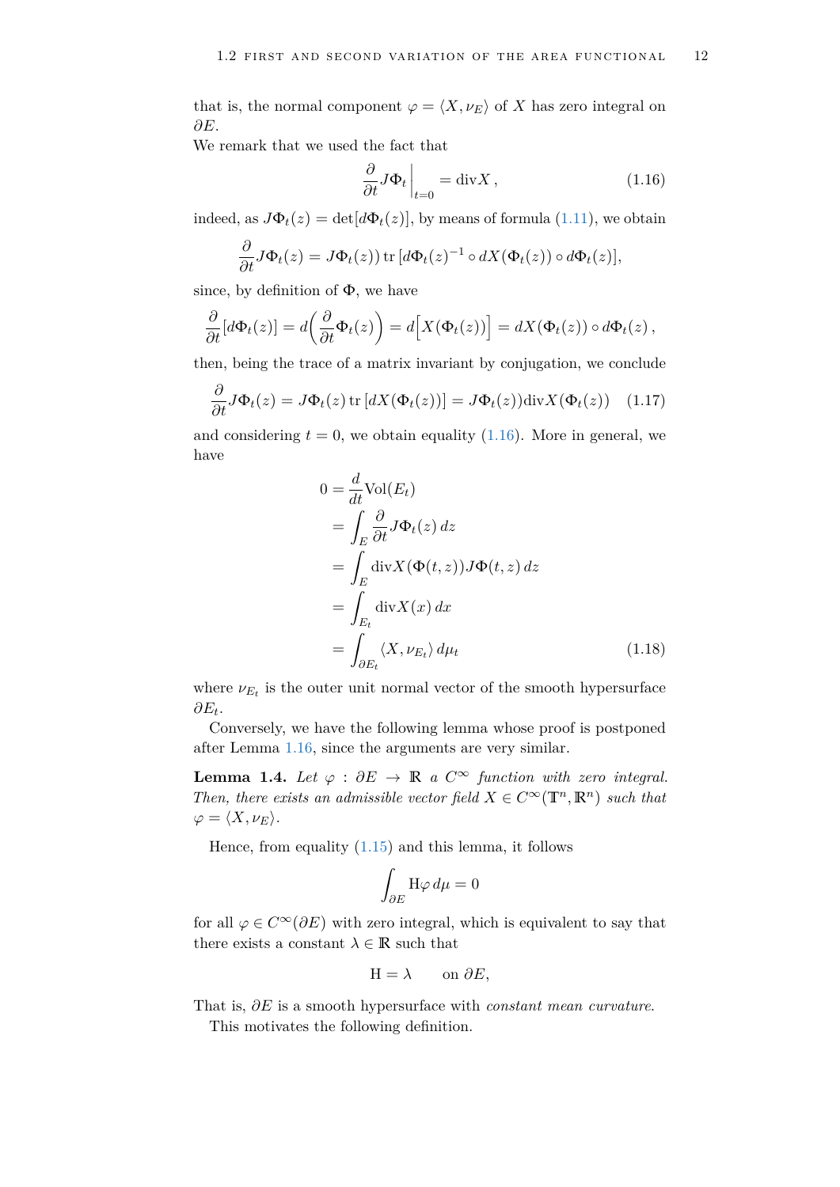that is, the normal component $\varphi = \langle X, \nu_E \rangle$ of $X$ has zero integral on $\partial E$.
We remark that we used the fact that

$$\frac{\partial}{\partial t} J\Phi_t \Big|_{t=0} = \operatorname{div} X \,, \tag{1.16}$$

indeed, as $J\Phi_t(z) = \det[d\Phi_t(z)]$, by means of formula (1.11), we obtain

$$\frac{\partial}{\partial t} J\Phi_t(z) = J\Phi_t(z)) \operatorname{tr}\left[d\Phi_t(z)^{-1} \circ dX(\Phi_t(z)) \circ d\Phi_t(z)\right],$$

since, by definition of $\Phi$, we have

$$\frac{\partial}{\partial t}[d\Phi_t(z)] = d\Big(\frac{\partial}{\partial t}\Phi_t(z)\Big) = d\Big[X(\Phi_t(z))\Big] = dX(\Phi_t(z)) \circ d\Phi_t(z)\,,$$

then, being the trace of a matrix invariant by conjugation, we conclude

$$\frac{\partial}{\partial t} J\Phi_t(z) = J\Phi_t(z) \operatorname{tr}\left[dX(\Phi_t(z))\right] = J\Phi_t(z)) \operatorname{div} X(\Phi_t(z)) \tag{1.17}$$

and considering $t = 0$, we obtain equality (1.16). More in general, we have

$$\begin{aligned}
0 &= \frac{d}{dt}\mathrm{Vol}(E_t) \\
&= \int_E \frac{\partial}{\partial t} J\Phi_t(z)\, dz \\
&= \int_E \operatorname{div} X(\Phi(t,z)) J\Phi(t,z)\, dz \\
&= \int_{E_t} \operatorname{div} X(x)\, dx \\
&= \int_{\partial E_t} \langle X, \nu_{E_t} \rangle \, d\mu_t
\end{aligned} \tag{1.18}$$

where $\nu_{E_t}$ is the outer unit normal vector of the smooth hypersurface $\partial E_t$.

Conversely, we have the following lemma whose proof is postponed after Lemma 1.16, since the arguments are very similar.

**Lemma 1.4.** *Let $\varphi : \partial E \to \mathbb{R}$ a $C^\infty$ function with zero integral. Then, there exists an admissible vector field $X \in C^\infty(\mathbb{T}^n, \mathbb{R}^n)$ such that $\varphi = \langle X, \nu_E \rangle$.*

Hence, from equality (1.15) and this lemma, it follows

$$\int_{\partial E} \mathrm{H}\varphi \, d\mu = 0$$

for all $\varphi \in C^\infty(\partial E)$ with zero integral, which is equivalent to say that there exists a constant $\lambda \in \mathbb{R}$ such that

$$\mathrm{H} = \lambda \qquad \text{on } \partial E,$$

That is, $\partial E$ is a smooth hypersurface with *constant mean curvature*.

This motivates the following definition.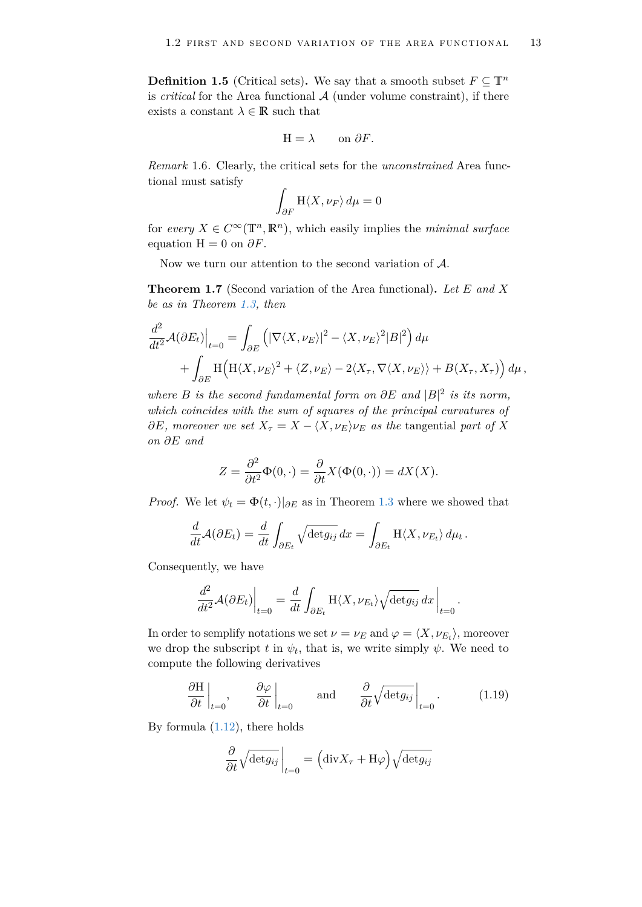**Definition 1.5** (Critical sets)**.** We say that a smooth subset $F \subseteq \mathbb{T}^n$ is *critical* for the Area functional $\mathcal{A}$ (under volume constraint), if there exists a constant $\lambda \in \mathbb{R}$ such that

$$\mathrm{H} = \lambda \qquad \text{on } \partial F.$$

*Remark* 1.6. Clearly, the critical sets for the *unconstrained* Area functional must satisfy

$$\int_{\partial F} \mathrm{H}\langle X, \nu_F\rangle \, d\mu = 0$$

for *every* $X \in C^\infty(\mathbb{T}^n, \mathbb{R}^n)$, which easily implies the *minimal surface* equation $\mathrm{H} = 0$ on $\partial F$.

Now we turn our attention to the second variation of $\mathcal{A}$.

**Theorem 1.7** (Second variation of the Area functional)**.** *Let $E$ and $X$ be as in Theorem 1.3, then*

$$\begin{aligned}\frac{d^2}{dt^2}\mathcal{A}(\partial E_t)\Big|_{t=0} &= \int_{\partial E} \Big( |\nabla \langle X, \nu_E\rangle|^2 - \langle X, \nu_E\rangle^2 |B|^2 \Big)\, d\mu \\ &\quad + \int_{\partial E} \mathrm{H}\Big( \mathrm{H}\langle X, \nu_E\rangle^2 + \langle Z, \nu_E\rangle - 2\langle X_\tau, \nabla\langle X, \nu_E\rangle\rangle + B(X_\tau, X_\tau)\Big)\, d\mu\,,\end{aligned}$$

*where $B$ is the second fundamental form on $\partial E$ and $|B|^2$ is its norm, which coincides with the sum of squares of the principal curvatures of $\partial E$, moreover we set $X_\tau = X - \langle X, \nu_E\rangle \nu_E$ as the* tangential *part of $X$ on $\partial E$ and*

$$Z = \frac{\partial^2}{\partial t^2}\Phi(0,\cdot) = \frac{\partial}{\partial t} X(\Phi(0,\cdot)) = dX(X).$$

*Proof.* We let $\psi_t = \Phi(t,\cdot)|_{\partial E}$ as in Theorem 1.3 where we showed that

$$\frac{d}{dt}\mathcal{A}(\partial E_t) = \frac{d}{dt}\int_{\partial E_t} \sqrt{\det g_{ij}}\, dx = \int_{\partial E_t} \mathrm{H}\langle X, \nu_{E_t}\rangle \, d\mu_t\,.$$

Consequently, we have

$$\frac{d^2}{dt^2}\mathcal{A}(\partial E_t)\Big|_{t=0} = \frac{d}{dt}\int_{\partial E_t} \mathrm{H}\langle X, \nu_{E_t}\rangle \sqrt{\det g_{ij}}\, dx\Big|_{t=0}\,.$$

In order to semplify notations we set $\nu = \nu_E$ and $\varphi = \langle X, \nu_{E_t}\rangle$, moreover we drop the subscript $t$ in $\psi_t$, that is, we write simply $\psi$. We need to compute the following derivatives

$$\frac{\partial \mathrm{H}}{\partial t}\Big|_{t=0}, \qquad \frac{\partial \varphi}{\partial t}\Big|_{t=0} \qquad \text{and} \qquad \frac{\partial}{\partial t}\sqrt{\det g_{ij}}\Big|_{t=0}. \tag{1.19}$$

By formula (1.12), there holds

$$\frac{\partial}{\partial t}\sqrt{\det g_{ij}}\Big|_{t=0} = \Big(\mathrm{div} X_\tau + \mathrm{H}\varphi\Big)\sqrt{\det g_{ij}}$$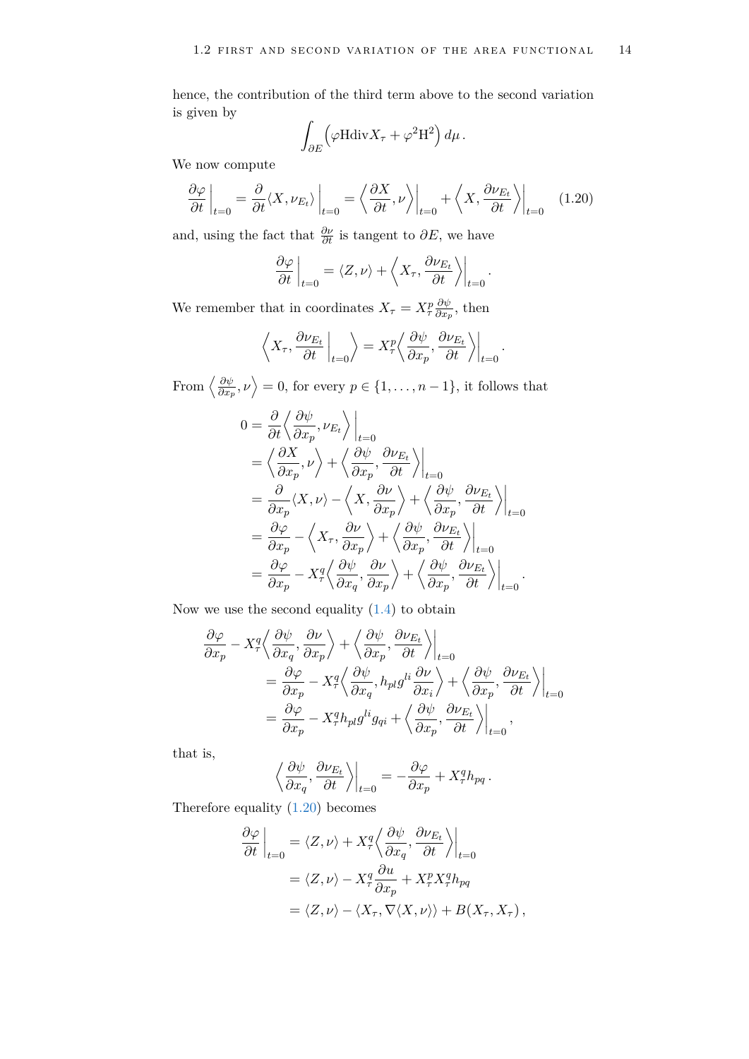hence, the contribution of the third term above to the second variation is given by

$$\int_{\partial E} \Big(\varphi \mathrm{H} \mathrm{div} X_\tau + \varphi^2 \mathrm{H}^2\Big)\, d\mu\,.$$

We now compute

$$\frac{\partial \varphi}{\partial t}\Big|_{t=0} = \frac{\partial}{\partial t}\langle X, \nu_{E_t}\rangle\Big|_{t=0} = \Big\langle \frac{\partial X}{\partial t}, \nu\Big\rangle\Big|_{t=0} + \Big\langle X, \frac{\partial \nu_{E_t}}{\partial t}\Big\rangle\Big|_{t=0} \tag{1.20}$$

and, using the fact that $\frac{\partial \nu}{\partial t}$ is tangent to $\partial E$, we have

$$\frac{\partial \varphi}{\partial t}\Big|_{t=0} = \langle Z, \nu\rangle + \Big\langle X_\tau, \frac{\partial \nu_{E_t}}{\partial t}\Big\rangle\Big|_{t=0}.$$

We remember that in coordinates $X_\tau = X_\tau^p \frac{\partial \psi}{\partial x_p}$, then

$$\Big\langle X_\tau, \frac{\partial \nu_{E_t}}{\partial t}\Big|_{t=0}\Big\rangle = X_\tau^p \Big\langle \frac{\partial \psi}{\partial x_p}, \frac{\partial \nu_{E_t}}{\partial t}\Big\rangle\Big|_{t=0}.$$

From $\Big\langle \frac{\partial \psi}{\partial x_p}, \nu\Big\rangle = 0$, for every $p \in \{1, \dots, n-1\}$, it follows that

$$\begin{aligned}
0 &= \frac{\partial}{\partial t}\Big\langle \frac{\partial \psi}{\partial x_p}, \nu_{E_t}\Big\rangle\Big|_{t=0} \\
&= \Big\langle \frac{\partial X}{\partial x_p}, \nu\Big\rangle + \Big\langle \frac{\partial \psi}{\partial x_p}, \frac{\partial \nu_{E_t}}{\partial t}\Big\rangle\Big|_{t=0} \\
&= \frac{\partial}{\partial x_p}\langle X, \nu\rangle - \Big\langle X, \frac{\partial \nu}{\partial x_p}\Big\rangle + \Big\langle \frac{\partial \psi}{\partial x_p}, \frac{\partial \nu_{E_t}}{\partial t}\Big\rangle\Big|_{t=0} \\
&= \frac{\partial \varphi}{\partial x_p} - \Big\langle X_\tau, \frac{\partial \nu}{\partial x_p}\Big\rangle + \Big\langle \frac{\partial \psi}{\partial x_p}, \frac{\partial \nu_{E_t}}{\partial t}\Big\rangle\Big|_{t=0} \\
&= \frac{\partial \varphi}{\partial x_p} - X_\tau^q \Big\langle \frac{\partial \psi}{\partial x_q}, \frac{\partial \nu}{\partial x_p}\Big\rangle + \Big\langle \frac{\partial \psi}{\partial x_p}, \frac{\partial \nu_{E_t}}{\partial t}\Big\rangle\Big|_{t=0}.
\end{aligned}$$

Now we use the second equality (1.4) to obtain

$$\begin{aligned}
\frac{\partial \varphi}{\partial x_p} &- X_\tau^q \Big\langle \frac{\partial \psi}{\partial x_q}, \frac{\partial \nu}{\partial x_p}\Big\rangle + \Big\langle \frac{\partial \psi}{\partial x_p}, \frac{\partial \nu_{E_t}}{\partial t}\Big\rangle\Big|_{t=0} \\
&= \frac{\partial \varphi}{\partial x_p} - X_\tau^q \Big\langle \frac{\partial \psi}{\partial x_q}, h_{pl} g^{li} \frac{\partial \nu}{\partial x_i}\Big\rangle + \Big\langle \frac{\partial \psi}{\partial x_p}, \frac{\partial \nu_{E_t}}{\partial t}\Big\rangle\Big|_{t=0} \\
&= \frac{\partial \varphi}{\partial x_p} - X_\tau^q h_{pl} g^{li} g_{qi} + \Big\langle \frac{\partial \psi}{\partial x_p}, \frac{\partial \nu_{E_t}}{\partial t}\Big\rangle\Big|_{t=0},
\end{aligned}$$

that is,

$$\Big\langle \frac{\partial \psi}{\partial x_q}, \frac{\partial \nu_{E_t}}{\partial t}\Big\rangle\Big|_{t=0} = -\frac{\partial \varphi}{\partial x_p} + X_\tau^q h_{pq}\,.$$

Therefore equality (1.20) becomes

$$\begin{aligned}
\frac{\partial \varphi}{\partial t}\Big|_{t=0} &= \langle Z, \nu\rangle + X_\tau^q \Big\langle \frac{\partial \psi}{\partial x_q}, \frac{\partial \nu_{E_t}}{\partial t}\Big\rangle\Big|_{t=0} \\
&= \langle Z, \nu\rangle - X_\tau^q \frac{\partial u}{\partial x_p} + X_\tau^p X_\tau^q h_{pq} \\
&= \langle Z, \nu\rangle - \langle X_\tau, \nabla\langle X, \nu\rangle\rangle + B(X_\tau, X_\tau)\,,
\end{aligned}$$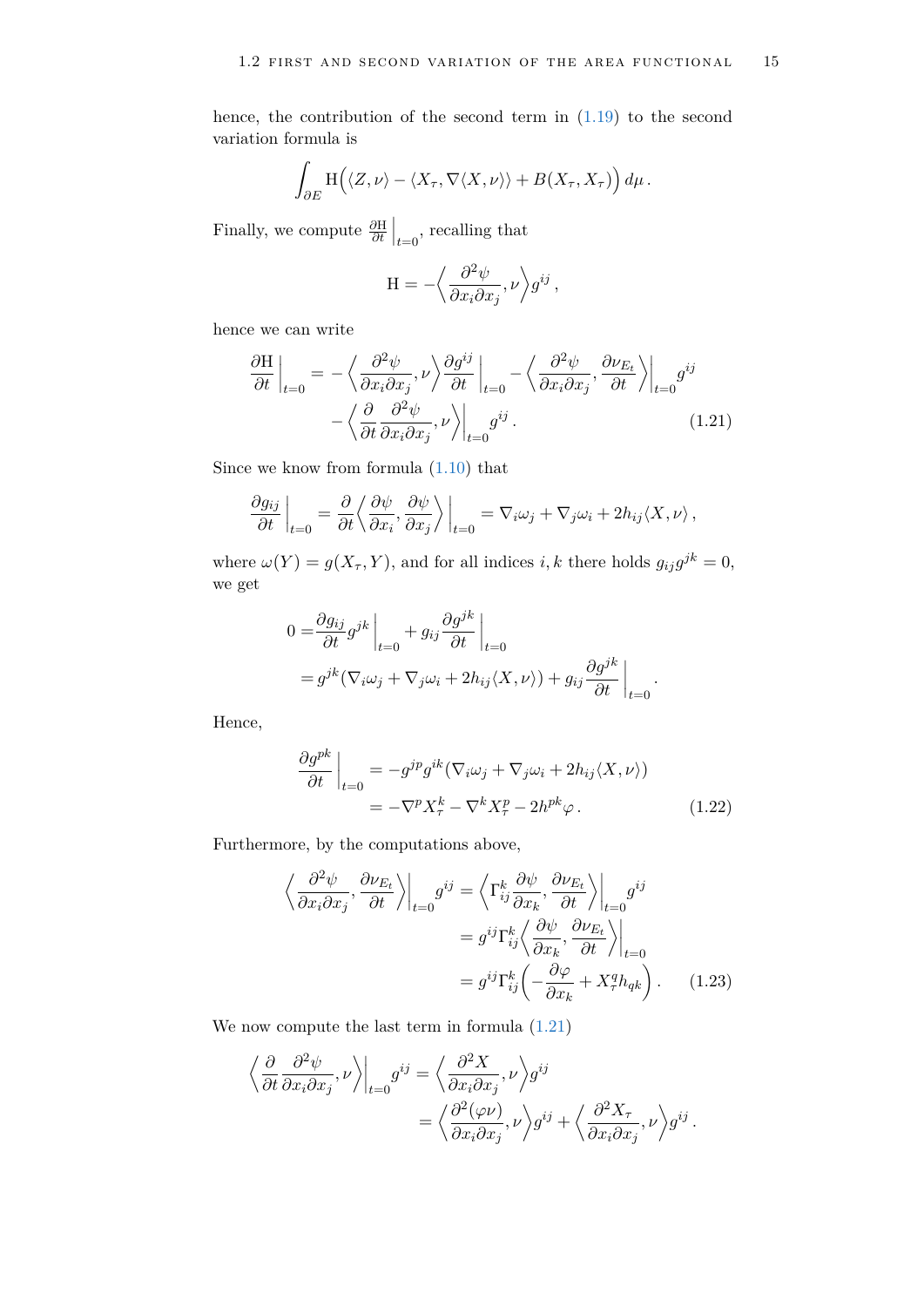hence, the contribution of the second term in (1.19) to the second variation formula is

$$\int_{\partial E} \mathrm{H}\Big(\langle Z, \nu\rangle - \langle X_\tau, \nabla\langle X, \nu\rangle\rangle + B(X_\tau, X_\tau)\Big)\, d\mu\,.$$

Finally, we compute $\frac{\partial \mathrm{H}}{\partial t}\Big|_{t=0}$, recalling that

$$\mathrm{H} = -\Big\langle \frac{\partial^2\psi}{\partial x_i \partial x_j}, \nu\Big\rangle g^{ij}\,,$$

hence we can write

$$\begin{aligned}\frac{\partial \mathrm{H}}{\partial t}\Big|_{t=0} = &-\Big\langle \frac{\partial^2\psi}{\partial x_i \partial x_j}, \nu\Big\rangle \frac{\partial g^{ij}}{\partial t}\Big|_{t=0} - \Big\langle \frac{\partial^2\psi}{\partial x_i \partial x_j}, \frac{\partial \nu_{E_t}}{\partial t}\Big\rangle\Big|_{t=0} g^{ij} \\ &- \Big\langle \frac{\partial}{\partial t}\frac{\partial^2\psi}{\partial x_i \partial x_j}, \nu\Big\rangle\Big|_{t=0} g^{ij}\,. \end{aligned}\tag{1.21}$$

Since we know from formula (1.10) that

$$\frac{\partial g_{ij}}{\partial t}\Big|_{t=0} = \frac{\partial}{\partial t}\Big\langle \frac{\partial\psi}{\partial x_i}, \frac{\partial\psi}{\partial x_j}\Big\rangle\Big|_{t=0} = \nabla_i\omega_j + \nabla_j\omega_i + 2h_{ij}\langle X, \nu\rangle\,,$$

where $\omega(Y) = g(X_\tau, Y)$, and for all indices $i, k$ there holds $g_{ij}g^{jk} = 0$, we get

$$\begin{aligned} 0 =& \frac{\partial g_{ij}}{\partial t} g^{jk}\Big|_{t=0} + g_{ij}\frac{\partial g^{jk}}{\partial t}\Big|_{t=0} \\ =& g^{jk}(\nabla_i\omega_j + \nabla_j\omega_i + 2h_{ij}\langle X, \nu\rangle) + g_{ij}\frac{\partial g^{jk}}{\partial t}\Big|_{t=0}\,. \end{aligned}$$

Hence,

$$\begin{aligned}\frac{\partial g^{pk}}{\partial t}\Big|_{t=0} &= -g^{jp}g^{ik}(\nabla_i\omega_j + \nabla_j\omega_i + 2h_{ij}\langle X, \nu\rangle) \\ &= -\nabla^p X_\tau^k - \nabla^k X_\tau^p - 2h^{pk}\varphi\,. \end{aligned}\tag{1.22}$$

Furthermore, by the computations above,

$$\begin{aligned}\Big\langle \frac{\partial^2\psi}{\partial x_i \partial x_j}, \frac{\partial \nu_{E_t}}{\partial t}\Big\rangle\Big|_{t=0} g^{ij} &= \Big\langle \Gamma_{ij}^k \frac{\partial\psi}{\partial x_k}, \frac{\partial \nu_{E_t}}{\partial t}\Big\rangle\Big|_{t=0} g^{ij} \\ &= g^{ij}\Gamma_{ij}^k \Big\langle \frac{\partial\psi}{\partial x_k}, \frac{\partial \nu_{E_t}}{\partial t}\Big\rangle\Big|_{t=0} \\ &= g^{ij}\Gamma_{ij}^k\Big(-\frac{\partial\varphi}{\partial x_k} + X_\tau^q h_{qk}\Big)\,. \end{aligned}\tag{1.23}$$

We now compute the last term in formula (1.21)

$$\begin{aligned}\Big\langle \frac{\partial}{\partial t}\frac{\partial^2\psi}{\partial x_i \partial x_j}, \nu\Big\rangle\Big|_{t=0} g^{ij} &= \Big\langle \frac{\partial^2 X}{\partial x_i \partial x_j}, \nu\Big\rangle g^{ij} \\ &= \Big\langle \frac{\partial^2(\varphi\nu)}{\partial x_i \partial x_j}, \nu\Big\rangle g^{ij} + \Big\langle \frac{\partial^2 X_\tau}{\partial x_i \partial x_j}, \nu\Big\rangle g^{ij}\,. \end{aligned}$$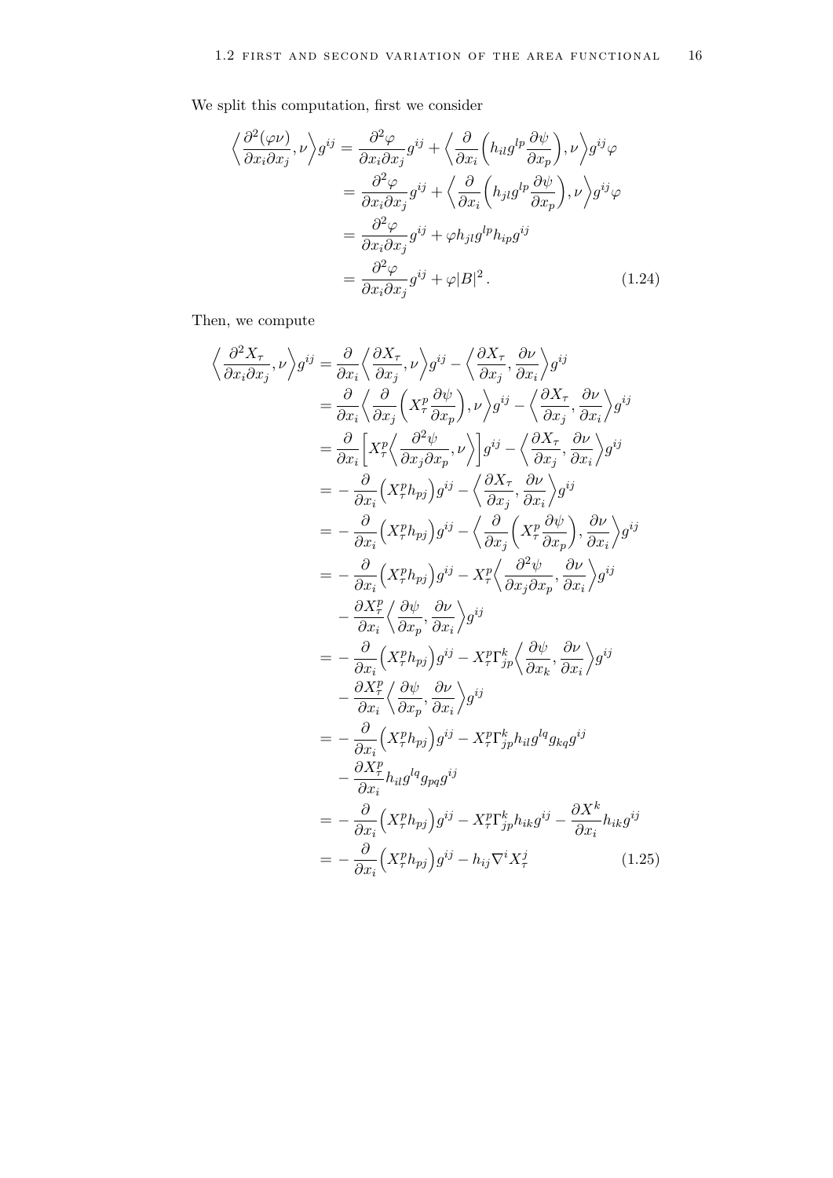We split this computation, first we consider

$$
\begin{aligned}
\Big\langle \frac{\partial^2(\varphi\nu)}{\partial x_i \partial x_j}, \nu \Big\rangle g^{ij} &= \frac{\partial^2 \varphi}{\partial x_i \partial x_j} g^{ij} + \Big\langle \frac{\partial}{\partial x_i}\Big( h_{il} g^{lp} \frac{\partial \psi}{\partial x_p}\Big), \nu \Big\rangle g^{ij} \varphi \\
&= \frac{\partial^2 \varphi}{\partial x_i \partial x_j} g^{ij} + \Big\langle \frac{\partial}{\partial x_i}\Big( h_{jl} g^{lp} \frac{\partial \psi}{\partial x_p}\Big), \nu \Big\rangle g^{ij} \varphi \\
&= \frac{\partial^2 \varphi}{\partial x_i \partial x_j} g^{ij} + \varphi h_{jl} g^{lp} h_{ip} g^{ij} \\
&= \frac{\partial^2 \varphi}{\partial x_i \partial x_j} g^{ij} + \varphi |B|^2 \,. 
\end{aligned} \tag{1.24}
$$

Then, we compute

$$
\begin{aligned}
\Big\langle \frac{\partial^2 X_\tau}{\partial x_i \partial x_j}, \nu \Big\rangle g^{ij} &= \frac{\partial}{\partial x_i} \Big\langle \frac{\partial X_\tau}{\partial x_j}, \nu \Big\rangle g^{ij} - \Big\langle \frac{\partial X_\tau}{\partial x_j}, \frac{\partial \nu}{\partial x_i} \Big\rangle g^{ij} \\
&= \frac{\partial}{\partial x_i} \Big\langle \frac{\partial}{\partial x_j}\Big( X^p_\tau \frac{\partial \psi}{\partial x_p}\Big), \nu \Big\rangle g^{ij} - \Big\langle \frac{\partial X_\tau}{\partial x_j}, \frac{\partial \nu}{\partial x_i} \Big\rangle g^{ij} \\
&= \frac{\partial}{\partial x_i} \Big[ X^p_\tau \Big\langle \frac{\partial^2 \psi}{\partial x_j \partial x_p}, \nu \Big\rangle \Big] g^{ij} - \Big\langle \frac{\partial X_\tau}{\partial x_j}, \frac{\partial \nu}{\partial x_i} \Big\rangle g^{ij} \\
&= - \frac{\partial}{\partial x_i} \Big( X^p_\tau h_{pj} \Big) g^{ij} - \Big\langle \frac{\partial X_\tau}{\partial x_j}, \frac{\partial \nu}{\partial x_i} \Big\rangle g^{ij} \\
&= - \frac{\partial}{\partial x_i} \Big( X^p_\tau h_{pj} \Big) g^{ij} - \Big\langle \frac{\partial}{\partial x_j}\Big( X^p_\tau \frac{\partial \psi}{\partial x_p}\Big), \frac{\partial \nu}{\partial x_i} \Big\rangle g^{ij} \\
&= - \frac{\partial}{\partial x_i} \Big( X^p_\tau h_{pj} \Big) g^{ij} - X^p_\tau \Big\langle \frac{\partial^2 \psi}{\partial x_j \partial x_p}, \frac{\partial \nu}{\partial x_i} \Big\rangle g^{ij} \\
&\quad - \frac{\partial X^p_\tau}{\partial x_i} \Big\langle \frac{\partial \psi}{\partial x_p}, \frac{\partial \nu}{\partial x_i} \Big\rangle g^{ij} \\
&= - \frac{\partial}{\partial x_i} \Big( X^p_\tau h_{pj} \Big) g^{ij} - X^p_\tau \Gamma^k_{jp} \Big\langle \frac{\partial \psi}{\partial x_k}, \frac{\partial \nu}{\partial x_i} \Big\rangle g^{ij} \\
&\quad - \frac{\partial X^p_\tau}{\partial x_i} \Big\langle \frac{\partial \psi}{\partial x_p}, \frac{\partial \nu}{\partial x_i} \Big\rangle g^{ij} \\
&= - \frac{\partial}{\partial x_i} \Big( X^p_\tau h_{pj} \Big) g^{ij} - X^p_\tau \Gamma^k_{jp} h_{il} g^{lq} g_{kq} g^{ij} \\
&\quad - \frac{\partial X^p_\tau}{\partial x_i} h_{il} g^{lq} g_{pq} g^{ij} \\
&= - \frac{\partial}{\partial x_i} \Big( X^p_\tau h_{pj} \Big) g^{ij} - X^p_\tau \Gamma^k_{jp} h_{ik} g^{ij} - \frac{\partial X^k}{\partial x_i} h_{ik} g^{ij} \\
&= - \frac{\partial}{\partial x_i} \Big( X^p_\tau h_{pj} \Big) g^{ij} - h_{ij} \nabla^i X^j_\tau
\end{aligned} \tag{1.25}
$$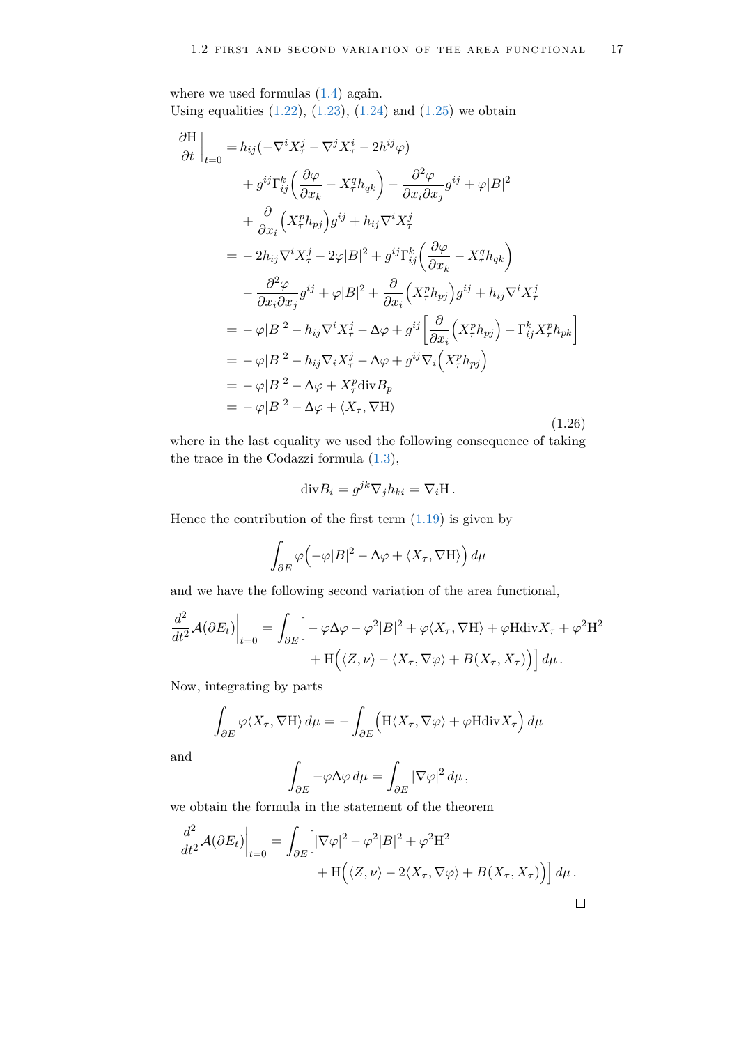where we used formulas (1.4) again.
Using equalities (1.22), (1.23), (1.24) and (1.25) we obtain

$$
\begin{aligned}
\frac{\partial \mathrm{H}}{\partial t}\bigg|_{t=0} &= h_{ij}(-\nabla^i X_\tau^j - \nabla^j X_\tau^i - 2h^{ij}\varphi) \\
&\quad + g^{ij}\Gamma_{ij}^k\Big(\frac{\partial \varphi}{\partial x_k} - X_\tau^q h_{qk}\Big) - \frac{\partial^2 \varphi}{\partial x_i \partial x_j} g^{ij} + \varphi |B|^2 \\
&\quad + \frac{\partial}{\partial x_i}\Big(X_\tau^p h_{pj}\Big) g^{ij} + h_{ij}\nabla^i X_\tau^j \\
&= -2h_{ij}\nabla^i X_\tau^j - 2\varphi|B|^2 + g^{ij}\Gamma_{ij}^k\Big(\frac{\partial \varphi}{\partial x_k} - X_\tau^q h_{qk}\Big) \\
&\quad - \frac{\partial^2 \varphi}{\partial x_i \partial x_j} g^{ij} + \varphi|B|^2 + \frac{\partial}{\partial x_i}\Big(X_\tau^p h_{pj}\Big) g^{ij} + h_{ij}\nabla^i X_\tau^j \\
&= -\varphi|B|^2 - h_{ij}\nabla^i X_\tau^j - \Delta\varphi + g^{ij}\Big[\frac{\partial}{\partial x_i}\Big(X_\tau^p h_{pj}\Big) - \Gamma_{ij}^k X_\tau^p h_{pk}\Big] \\
&= -\varphi|B|^2 - h_{ij}\nabla_i X_\tau^j - \Delta\varphi + g^{ij}\nabla_i\Big(X_\tau^p h_{pj}\Big) \\
&= -\varphi|B|^2 - \Delta\varphi + X_\tau^p \mathrm{div} B_p \\
&= -\varphi|B|^2 - \Delta\varphi + \langle X_\tau, \nabla \mathrm{H}\rangle
\end{aligned}
\tag{1.26}
$$

where in the last equality we used the following consequence of taking the trace in the Codazzi formula (1.3),

$$
\mathrm{div} B_i = g^{jk}\nabla_j h_{ki} = \nabla_i \mathrm{H}\,.
$$

Hence the contribution of the first term (1.19) is given by

$$
\int_{\partial E} \varphi\Big(-\varphi|B|^2 - \Delta\varphi + \langle X_\tau, \nabla \mathrm{H}\rangle\Big)\, d\mu
$$

and we have the following second variation of the area functional,

$$
\begin{aligned}
\frac{d^2}{dt^2}\mathcal{A}(\partial E_t)\bigg|_{t=0} = \int_{\partial E}\Big[ &-\varphi\Delta\varphi - \varphi^2|B|^2 + \varphi\langle X_\tau, \nabla\mathrm{H}\rangle + \varphi \mathrm{H}\,\mathrm{div} X_\tau + \varphi^2\mathrm{H}^2 \\
&+ \mathrm{H}\Big(\langle Z, \nu\rangle - \langle X_\tau, \nabla\varphi\rangle + B(X_\tau, X_\tau)\Big)\Big]\, d\mu\,.
\end{aligned}
$$

Now, integrating by parts

$$
\int_{\partial E}\varphi\langle X_\tau, \nabla \mathrm{H}\rangle\, d\mu = -\int_{\partial E}\Big(\mathrm{H}\langle X_\tau, \nabla\varphi\rangle + \varphi\mathrm{H}\,\mathrm{div} X_\tau\Big)\, d\mu
$$

and

$$
\int_{\partial E} -\varphi\Delta\varphi\, d\mu = \int_{\partial E}|\nabla\varphi|^2\, d\mu\,,
$$

we obtain the formula in the statement of the theorem

$$
\begin{aligned}
\frac{d^2}{dt^2}\mathcal{A}(\partial E_t)\bigg|_{t=0} = \int_{\partial E}\Big[&|\nabla\varphi|^2 - \varphi^2|B|^2 + \varphi^2\mathrm{H}^2 \\
&+ \mathrm{H}\Big(\langle Z, \nu\rangle - 2\langle X_\tau, \nabla\varphi\rangle + B(X_\tau, X_\tau)\Big)\Big]\, d\mu\,.
\end{aligned}
$$

□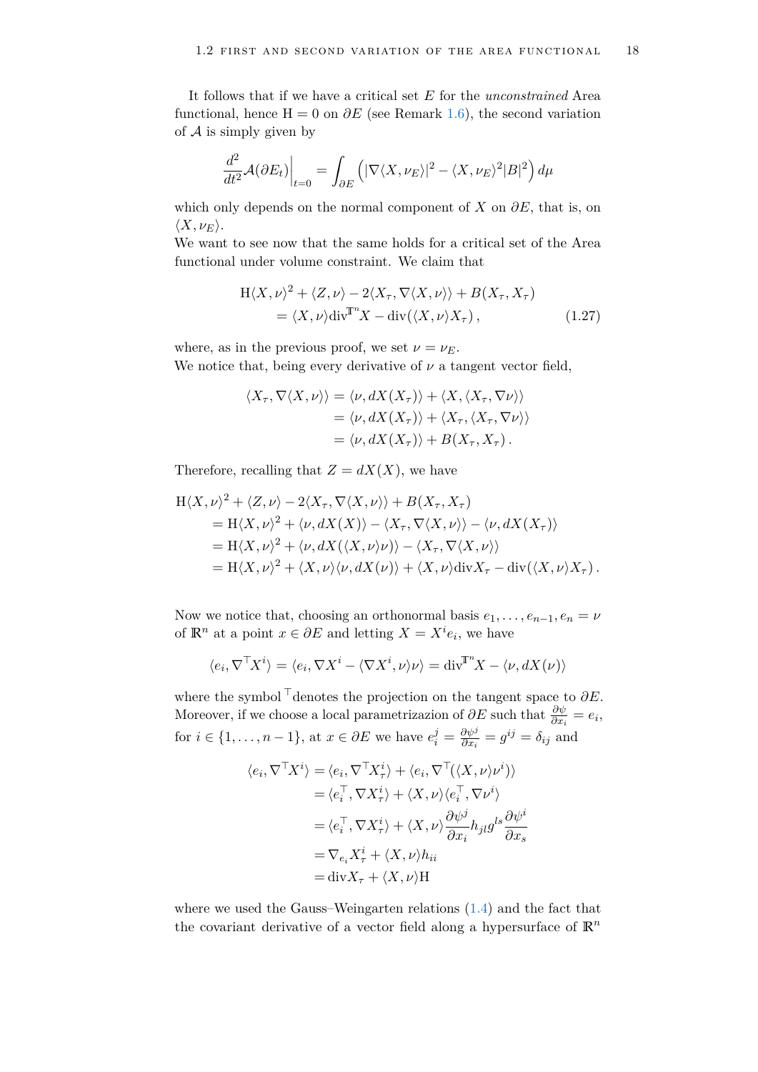It follows that if we have a critical set $E$ for the *unconstrained* Area functional, hence $\mathrm{H} = 0$ on $\partial E$ (see Remark 1.6), the second variation of $\mathcal{A}$ is simply given by

$$\frac{d^2}{dt^2}\mathcal{A}(\partial E_t)\Big|_{t=0} = \int_{\partial E} \Big( |\nabla \langle X, \nu_E\rangle|^2 - \langle X, \nu_E\rangle^2 |B|^2 \Big)\, d\mu$$

which only depends on the normal component of $X$ on $\partial E$, that is, on $\langle X, \nu_E\rangle$.
We want to see now that the same holds for a critical set of the Area functional under volume constraint. We claim that

$$\begin{aligned} \mathrm{H}\langle X, \nu\rangle^2 + \langle Z, \nu\rangle - 2\langle X_\tau, \nabla\langle X, \nu\rangle\rangle + B(X_\tau, X_\tau) \\ = \langle X, \nu\rangle \mathrm{div}^{\mathbb{T}^n} X - \mathrm{div}(\langle X, \nu\rangle X_\tau)\,, \end{aligned} \tag{1.27}$$

where, as in the previous proof, we set $\nu = \nu_E$.
We notice that, being every derivative of $\nu$ a tangent vector field,

$$\begin{aligned} \langle X_\tau, \nabla\langle X, \nu\rangle\rangle &= \langle \nu, dX(X_\tau)\rangle + \langle X, \langle X_\tau, \nabla \nu\rangle\rangle \\ &= \langle \nu, dX(X_\tau)\rangle + \langle X_\tau, \langle X_\tau, \nabla \nu\rangle\rangle \\ &= \langle \nu, dX(X_\tau)\rangle + B(X_\tau, X_\tau)\,. \end{aligned}$$

Therefore, recalling that $Z = dX(X)$, we have

$$\begin{aligned} &\mathrm{H}\langle X, \nu\rangle^2 + \langle Z, \nu\rangle - 2\langle X_\tau, \nabla\langle X, \nu\rangle\rangle + B(X_\tau, X_\tau) \\ &\qquad = \mathrm{H}\langle X, \nu\rangle^2 + \langle \nu, dX(X)\rangle - \langle X_\tau, \nabla\langle X, \nu\rangle\rangle - \langle \nu, dX(X_\tau)\rangle \\ &\qquad = \mathrm{H}\langle X, \nu\rangle^2 + \langle \nu, dX(\langle X, \nu\rangle \nu)\rangle - \langle X_\tau, \nabla\langle X, \nu\rangle\rangle \\ &\qquad = \mathrm{H}\langle X, \nu\rangle^2 + \langle X, \nu\rangle\langle \nu, dX(\nu)\rangle + \langle X, \nu\rangle \mathrm{div} X_\tau - \mathrm{div}(\langle X, \nu\rangle X_\tau)\,. \end{aligned}$$

Now we notice that, choosing an orthonormal basis $e_1, \dots, e_{n-1}, e_n = \nu$ of $\mathbb{R}^n$ at a point $x \in \partial E$ and letting $X = X^i e_i$, we have

$$\langle e_i, \nabla^\top X^i\rangle = \langle e_i, \nabla X^i - \langle \nabla X^i, \nu\rangle \nu\rangle = \mathrm{div}^{\mathbb{T}^n} X - \langle \nu, dX(\nu)\rangle$$

where the symbol $^\top$ denotes the projection on the tangent space to $\partial E$. Moreover, if we choose a local parametrizazion of $\partial E$ such that $\frac{\partial \psi}{\partial x_i} = e_i$, for $i \in \{1, \dots, n-1\}$, at $x \in \partial E$ we have $e_i^j = \frac{\partial \psi^j}{\partial x_i} = g^{ij} = \delta_{ij}$ and

$$\begin{aligned} \langle e_i, \nabla^\top X^i\rangle &= \langle e_i, \nabla^\top X^i_\tau\rangle + \langle e_i, \nabla^\top(\langle X, \nu\rangle \nu^i)\rangle \\ &= \langle e_i^\top, \nabla X^i_\tau\rangle + \langle X, \nu\rangle\langle e_i^\top, \nabla \nu^i\rangle \\ &= \langle e_i^\top, \nabla X^i_\tau\rangle + \langle X, \nu\rangle \frac{\partial \psi^j}{\partial x_i} h_{jl} g^{ls} \frac{\partial \psi^i}{\partial x_s} \\ &= \nabla_{e_i} X^i_\tau + \langle X, \nu\rangle h_{ii} \\ &= \mathrm{div} X_\tau + \langle X, \nu\rangle \mathrm{H} \end{aligned}$$

where we used the Gauss–Weingarten relations (1.4) and the fact that the covariant derivative of a vector field along a hypersurface of $\mathbb{R}^n$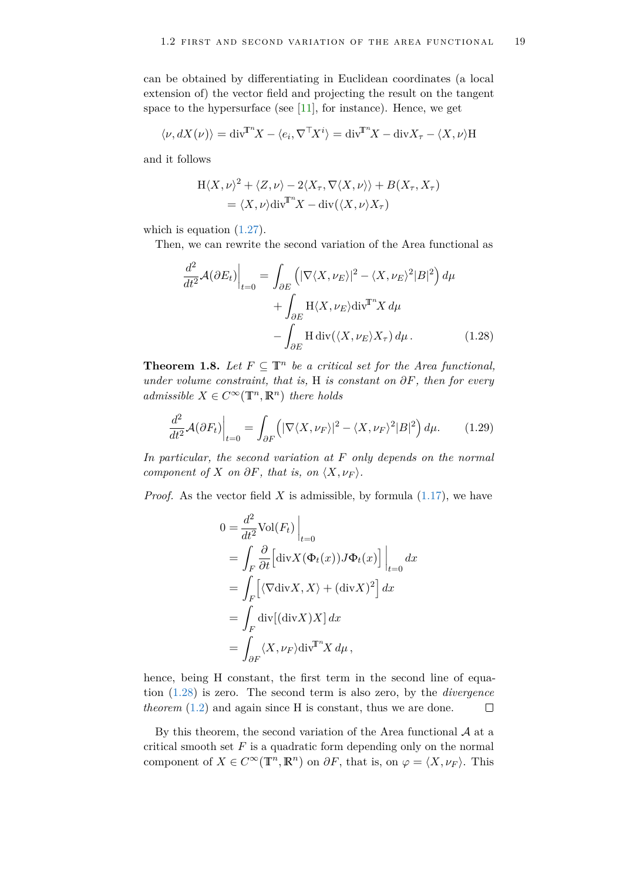can be obtained by differentiating in Euclidean coordinates (a local extension of) the vector field and projecting the result on the tangent space to the hypersurface (see [11], for instance). Hence, we get

$$\langle \nu, dX(\nu)\rangle = \mathrm{div}^{\mathbb{T}^n} X - \langle e_i, \nabla^\top X^i\rangle = \mathrm{div}^{\mathbb{T}^n} X - \mathrm{div} X_\tau - \langle X, \nu\rangle \mathrm{H}$$

and it follows

$$\begin{aligned}
\mathrm{H}\langle X, \nu\rangle^2 + \langle Z, \nu\rangle - 2\langle X_\tau, \nabla\langle X, \nu\rangle\rangle + B(X_\tau, X_\tau) \\
= \langle X, \nu\rangle \mathrm{div}^{\mathbb{T}^n} X - \mathrm{div}(\langle X, \nu\rangle X_\tau)
\end{aligned}$$

which is equation (1.27).

Then, we can rewrite the second variation of the Area functional as

$$\begin{aligned}
\frac{d^2}{dt^2}\mathcal{A}(\partial E_t)\Big|_{t=0} = & \int_{\partial E} \Big(|\nabla\langle X, \nu_E\rangle|^2 - \langle X, \nu_E\rangle^2 |B|^2\Big)\, d\mu \\
& + \int_{\partial E} \mathrm{H}\langle X, \nu_E\rangle \mathrm{div}^{\mathbb{T}^n} X\, d\mu \\
& - \int_{\partial E} \mathrm{H}\, \mathrm{div}(\langle X, \nu_E\rangle X_\tau)\, d\mu\,.
\end{aligned} \tag{1.28}$$

**Theorem 1.8.** *Let $F \subseteq \mathbb{T}^n$ be a critical set for the Area functional, under volume constraint, that is, $\mathrm{H}$ is constant on $\partial F$, then for every admissible $X \in C^\infty(\mathbb{T}^n, \mathbb{R}^n)$ there holds*

$$\frac{d^2}{dt^2}\mathcal{A}(\partial F_t)\Big|_{t=0} = \int_{\partial F} \Big(|\nabla\langle X, \nu_F\rangle|^2 - \langle X, \nu_F\rangle^2 |B|^2\Big)\, d\mu. \tag{1.29}$$

*In particular, the second variation at $F$ only depends on the normal component of $X$ on $\partial F$, that is, on $\langle X, \nu_F\rangle$.*

*Proof.* As the vector field $X$ is admissible, by formula (1.17), we have

$$\begin{aligned}
0 &= \frac{d^2}{dt^2}\mathrm{Vol}(F_t)\,\Big|_{t=0} \\
&= \int_F \frac{\partial}{\partial t}\Big[\mathrm{div} X(\Phi_t(x)) J\Phi_t(x)\Big]\,\Big|_{t=0} dx \\
&= \int_F \Big[\langle \nabla \mathrm{div} X, X\rangle + (\mathrm{div} X)^2\Big]\, dx \\
&= \int_F \mathrm{div}[(\mathrm{div} X) X]\, dx \\
&= \int_{\partial F} \langle X, \nu_F\rangle \mathrm{div}^{\mathbb{T}^n} X\, d\mu\,,
\end{aligned}$$

hence, being $\mathrm{H}$ constant, the first term in the second line of equation (1.28) is zero. The second term is also zero, by the *divergence theorem* (1.2) and again since $\mathrm{H}$ is constant, thus we are done. □

By this theorem, the second variation of the Area functional $\mathcal{A}$ at a critical smooth set $F$ is a quadratic form depending only on the normal component of $X \in C^\infty(\mathbb{T}^n, \mathbb{R}^n)$ on $\partial F$, that is, on $\varphi = \langle X, \nu_F\rangle$. This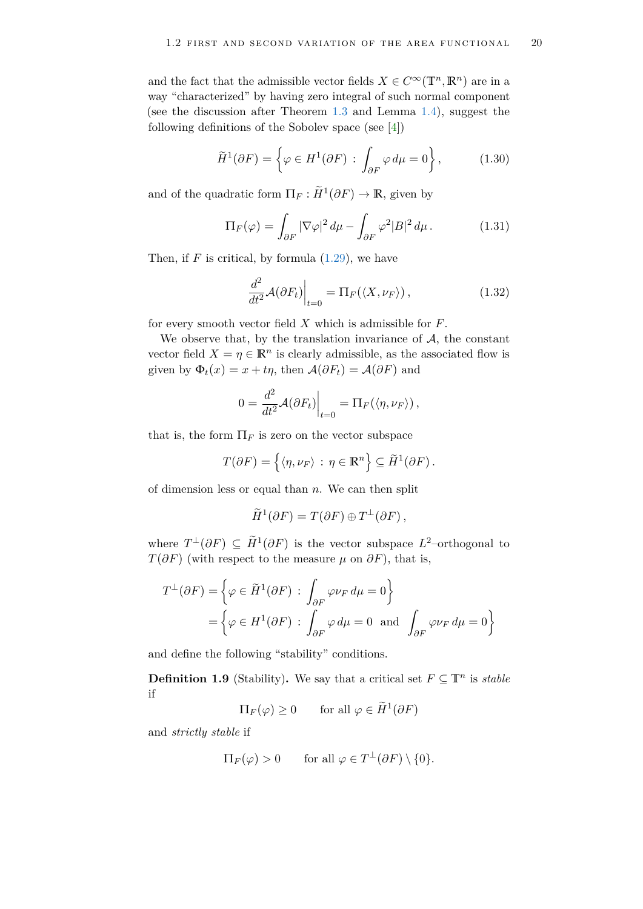and the fact that the admissible vector fields $X \in C^\infty(\mathbb{T}^n, \mathbb{R}^n)$ are in a way "characterized" by having zero integral of such normal component (see the discussion after Theorem 1.3 and Lemma 1.4), suggest the following definitions of the Sobolev space (see [4])

$$\widetilde{H}^1(\partial F) = \left\{ \varphi \in H^1(\partial F) \,:\, \int_{\partial F} \varphi \, d\mu = 0 \right\}, \tag{1.30}$$

and of the quadratic form $\Pi_F : \widetilde{H}^1(\partial F) \to \mathbb{R}$, given by

$$\Pi_F(\varphi) = \int_{\partial F} |\nabla \varphi|^2 \, d\mu - \int_{\partial F} \varphi^2 |B|^2 \, d\mu \,. \tag{1.31}$$

Then, if $F$ is critical, by formula (1.29), we have

$$\frac{d^2}{dt^2} \mathcal{A}(\partial F_t)\Big|_{t=0} = \Pi_F(\langle X, \nu_F \rangle) \,, \tag{1.32}$$

for every smooth vector field $X$ which is admissible for $F$.

We observe that, by the translation invariance of $\mathcal{A}$, the constant vector field $X = \eta \in \mathbb{R}^n$ is clearly admissible, as the associated flow is given by $\Phi_t(x) = x + t\eta$, then $\mathcal{A}(\partial F_t) = \mathcal{A}(\partial F)$ and

$$0 = \frac{d^2}{dt^2} \mathcal{A}(\partial F_t)\Big|_{t=0} = \Pi_F(\langle \eta, \nu_F \rangle) \,,$$

that is, the form $\Pi_F$ is zero on the vector subspace

$$T(\partial F) = \left\{ \langle \eta, \nu_F \rangle \,:\, \eta \in \mathbb{R}^n \right\} \subseteq \widetilde{H}^1(\partial F) \,.$$

of dimension less or equal than $n$. We can then split

$$\widetilde{H}^1(\partial F) = T(\partial F) \oplus T^\perp(\partial F) \,,$$

where $T^\perp(\partial F) \subseteq \widetilde{H}^1(\partial F)$ is the vector subspace $L^2$–orthogonal to $T(\partial F)$ (with respect to the measure $\mu$ on $\partial F$), that is,

$$\begin{aligned} T^\perp(\partial F) &= \left\{ \varphi \in \widetilde{H}^1(\partial F) \,:\, \int_{\partial F} \varphi \nu_F \, d\mu = 0 \right\} \\ &= \left\{ \varphi \in H^1(\partial F) \,:\, \int_{\partial F} \varphi \, d\mu = 0 \;\text{ and }\; \int_{\partial F} \varphi \nu_F \, d\mu = 0 \right\} \end{aligned}$$

and define the following "stability" conditions.

**Definition 1.9** (Stability)**.** We say that a critical set $F \subseteq \mathbb{T}^n$ is *stable* if

$$\Pi_F(\varphi) \geq 0 \qquad \text{for all } \varphi \in \widetilde{H}^1(\partial F)$$

and *strictly stable* if

$$\Pi_F(\varphi) > 0 \qquad \text{for all } \varphi \in T^\perp(\partial F) \setminus \{0\}.$$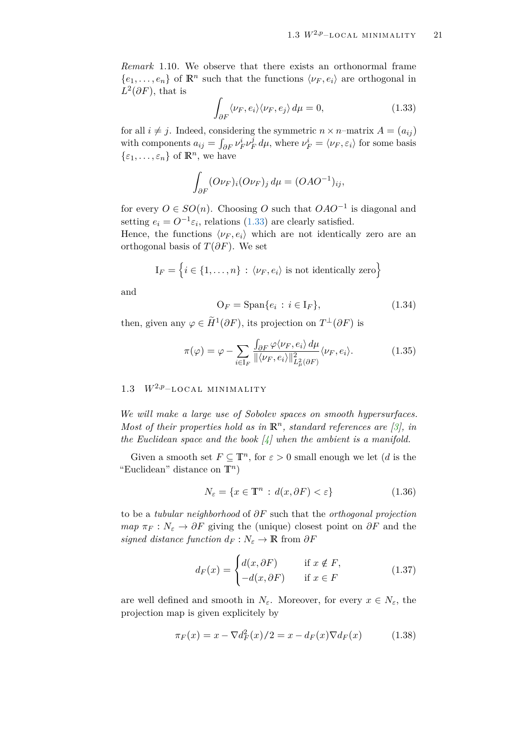*Remark* 1.10. We observe that there exists an orthonormal frame $\{e_1, \dots, e_n\}$ of $\mathbb{R}^n$ such that the functions $\langle \nu_F, e_i\rangle$ are orthogonal in $L^2(\partial F)$, that is

$$\int_{\partial F} \langle \nu_F, e_i\rangle \langle \nu_F, e_j\rangle \, d\mu = 0, \tag{1.33}$$

for all $i \neq j$. Indeed, considering the symmetric $n \times n$–matrix $A = (a_{ij})$ with components $a_{ij} = \int_{\partial F} \nu_F^i \nu_F^j \, d\mu$, where $\nu_F^i = \langle \nu_F, \varepsilon_i\rangle$ for some basis $\{\varepsilon_1, \dots, \varepsilon_n\}$ of $\mathbb{R}^n$, we have

$$\int_{\partial F} (O\nu_F)_i (O\nu_F)_j \, d\mu = (OAO^{-1})_{ij},$$

for every $O \in SO(n)$. Choosing $O$ such that $OAO^{-1}$ is diagonal and setting $e_i = O^{-1}\varepsilon_i$, relations (1.33) are clearly satisfied.
Hence, the functions $\langle \nu_F, e_i\rangle$ which are not identically zero are an orthogonal basis of $T(\partial F)$. We set

$$\mathrm{I}_F = \Big\{ i \in \{1, \dots, n\} \, : \, \langle \nu_F, e_i\rangle \text{ is not identically zero} \Big\}$$

and

$$\mathrm{O}_F = \mathrm{Span}\{e_i \, : \, i \in \mathrm{I}_F\}, \tag{1.34}$$

then, given any $\varphi \in \widetilde{H}^1(\partial F)$, its projection on $T^\perp(\partial F)$ is

$$\pi(\varphi) = \varphi - \sum_{i \in \mathrm{I}_F} \frac{\int_{\partial F} \varphi \langle \nu_F, e_i\rangle \, d\mu}{\| \langle \nu_F, e_i\rangle \|^2_{L^2_\mu(\partial F)}} \langle \nu_F, e_i\rangle. \tag{1.35}$$

## 1.3 $W^{2,p}$–LOCAL MINIMALITY

*We will make a large use of Sobolev spaces on smooth hypersurfaces. Most of their properties hold as in $\mathbb{R}^n$, standard references are [3], in the Euclidean space and the book [4] when the ambient is a manifold.*

Given a smooth set $F \subseteq \mathbb{T}^n$, for $\varepsilon > 0$ small enough we let ($d$ is the "Euclidean" distance on $\mathbb{T}^n$)

$$N_\varepsilon = \{x \in \mathbb{T}^n \, : \, d(x, \partial F) < \varepsilon\} \tag{1.36}$$

to be a *tubular neighborhood* of $\partial F$ such that the *orthogonal projection map* $\pi_F : N_\varepsilon \to \partial F$ giving the (unique) closest point on $\partial F$ and the *signed distance function* $d_F : N_\varepsilon \to \mathbb{R}$ from $\partial F$

$$d_F(x) = \begin{cases} d(x, \partial F) & \text{if } x \notin F, \\ -d(x, \partial F) & \text{if } x \in F \end{cases} \tag{1.37}$$

are well defined and smooth in $N_\varepsilon$. Moreover, for every $x \in N_\varepsilon$, the projection map is given explicitely by

$$\pi_F(x) = x - \nabla d_F^2(x)/2 = x - d_F(x)\nabla d_F(x) \tag{1.38}$$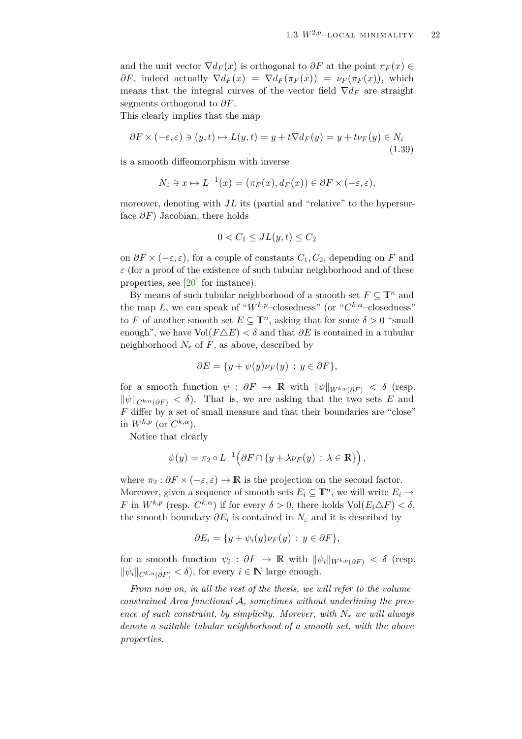and the unit vector $\nabla d_F(x)$ is orthogonal to $\partial F$ at the point $\pi_F(x) \in \partial F$, indeed actually $\nabla d_F(x) = \nabla d_F(\pi_F(x)) = \nu_F(\pi_F(x))$, which means that the integral curves of the vector field $\nabla d_F$ are straight segments orthogonal to $\partial F$.

This clearly implies that the map

$$\partial F \times (-\varepsilon, \varepsilon) \ni (y,t) \mapsto L(y,t) = y + t\nabla d_F(y) = y + t\nu_F(y) \in N_\varepsilon \tag{1.39}$$

is a smooth diffeomorphism with inverse

$$N_\varepsilon \ni x \mapsto L^{-1}(x) = (\pi_F(x), d_F(x)) \in \partial F \times (-\varepsilon, \varepsilon),$$

moreover, denoting with $JL$ its (partial and "relative" to the hypersurface $\partial F$) Jacobian, there holds

$$0 < C_1 \leq JL(y,t) \leq C_2$$

on $\partial F \times (-\varepsilon, \varepsilon)$, for a couple of constants $C_1, C_2$, depending on $F$ and $\varepsilon$ (for a proof of the existence of such tubular neighborhood and of these properties, see [20] for instance).

By means of such tubular neighborhood of a smooth set $F \subseteq \mathbb{T}^n$ and the map $L$, we can speak of "$W^{k,p}$–closedness" (or "$C^{k,\alpha}$–closedness" to $F$ of another smooth set $E \subseteq \mathbb{T}^n$, asking that for some $\delta > 0$ "small enough", we have $\mathrm{Vol}(F \triangle E) < \delta$ and that $\partial E$ is contained in a tubular neighborhood $N_\varepsilon$ of $F$, as above, described by

$$\partial E = \{y + \psi(y)\nu_F(y) \,:\, y \in \partial F\},$$

for a smooth function $\psi : \partial F \to \mathbb{R}$ with $\|\psi\|_{W^{k,p}(\partial F)} < \delta$ (resp. $\|\psi\|_{C^{k,\alpha}(\partial F)} < \delta$). That is, we are asking that the two sets $E$ and $F$ differ by a set of small measure and that their boundaries are "close" in $W^{k,p}$ (or $C^{k,\alpha}$).

Notice that clearly

$$\psi(y) = \pi_2 \circ L^{-1}\Big(\partial F \cap \{y + \lambda\nu_F(y) \,:\, \lambda \in \mathbb{R}\}\Big),$$

where $\pi_2 : \partial F \times (-\varepsilon, \varepsilon) \to \mathbb{R}$ is the projection on the second factor.
Moreover, given a sequence of smooth sets $E_i \subseteq \mathbb{T}^n$, we will write $E_i \to F$ in $W^{k,p}$ (resp. $C^{k,\alpha}$) if for every $\delta > 0$, there holds $\mathrm{Vol}(E_i \triangle F) < \delta$, the smooth boundary $\partial E_i$ is contained in $N_\varepsilon$ and it is described by

$$\partial E_i = \{y + \psi_i(y)\nu_F(y) \,:\, y \in \partial F\},$$

for a smooth function $\psi_i : \partial F \to \mathbb{R}$ with $\|\psi_i\|_{W^{k,p}(\partial F)} < \delta$ (resp. $\|\psi_i\|_{C^{k,\alpha}(\partial F)} < \delta$), for every $i \in \mathbb{N}$ large enough.

*From now on, in all the rest of the thesis, we will refer to the volume–constrained Area functional $\mathcal{A}$, sometimes without underlining the presence of such constraint, by simplicity. Morever, with $N_\varepsilon$ we will always denote a suitable tubular neighborhood of a smooth set, with the above properties.*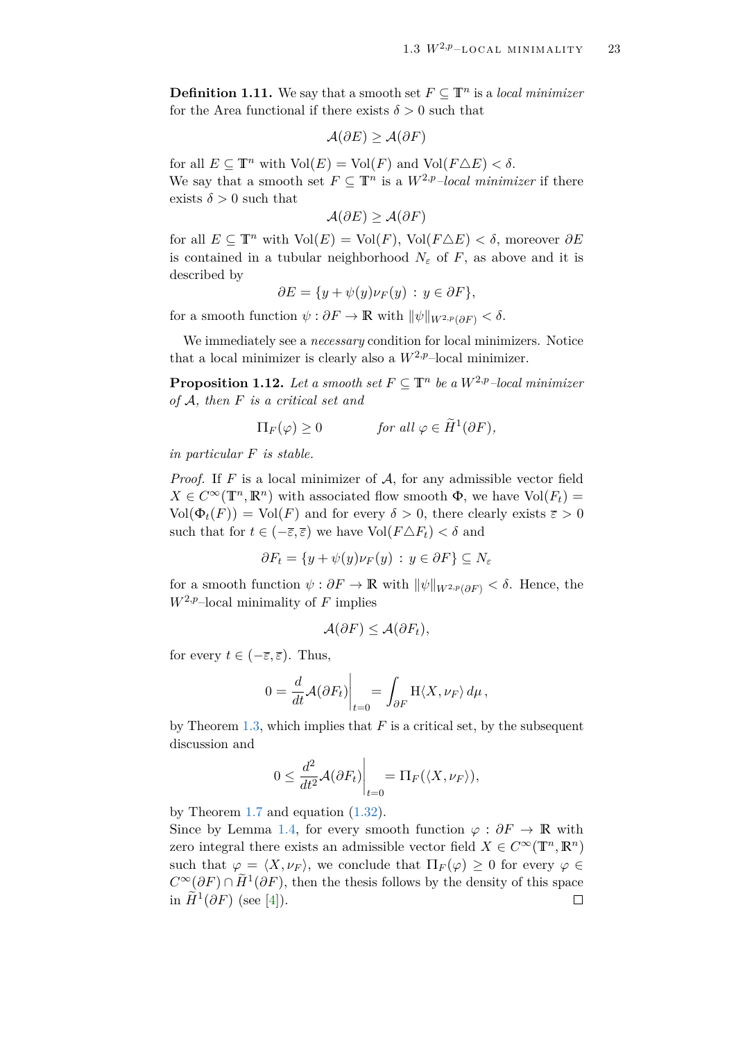**Definition 1.11.** We say that a smooth set $F \subseteq \mathbb{T}^n$ is a *local minimizer* for the Area functional if there exists $\delta > 0$ such that

$$\mathcal{A}(\partial E) \geq \mathcal{A}(\partial F)$$

for all $E \subseteq \mathbb{T}^n$ with $\mathrm{Vol}(E) = \mathrm{Vol}(F)$ and $\mathrm{Vol}(F \triangle E) < \delta$.
We say that a smooth set $F \subseteq \mathbb{T}^n$ is a $W^{2,p}$*–local minimizer* if there exists $\delta > 0$ such that

$$\mathcal{A}(\partial E) \geq \mathcal{A}(\partial F)$$

for all $E \subseteq \mathbb{T}^n$ with $\mathrm{Vol}(E) = \mathrm{Vol}(F)$, $\mathrm{Vol}(F \triangle E) < \delta$, moreover $\partial E$ is contained in a tubular neighborhood $N_\varepsilon$ of $F$, as above and it is described by

$$\partial E = \{y + \psi(y)\nu_F(y) \,:\, y \in \partial F\},$$

for a smooth function $\psi : \partial F \to \mathbb{R}$ with $\|\psi\|_{W^{2,p}(\partial F)} < \delta$.

We immediately see a *necessary* condition for local minimizers. Notice that a local minimizer is clearly also a $W^{2,p}$–local minimizer.

**Proposition 1.12.** *Let a smooth set $F \subseteq \mathbb{T}^n$ be a $W^{2,p}$–local minimizer of $\mathcal{A}$, then $F$ is a critical set and*

$$\Pi_F(\varphi) \geq 0 \qquad\qquad \text{for all } \varphi \in \widetilde{H}^1(\partial F),$$

*in particular $F$ is stable.*

*Proof.* If $F$ is a local minimizer of $\mathcal{A}$, for any admissible vector field $X \in C^\infty(\mathbb{T}^n, \mathbb{R}^n)$ with associated flow smooth $\Phi$, we have $\mathrm{Vol}(F_t) = \mathrm{Vol}(\Phi_t(F)) = \mathrm{Vol}(F)$ and for every $\delta > 0$, there clearly exists $\overline{\varepsilon} > 0$ such that for $t \in (-\overline{\varepsilon}, \overline{\varepsilon})$ we have $\mathrm{Vol}(F \triangle F_t) < \delta$ and

$$\partial F_t = \{y + \psi(y)\nu_F(y) \,:\, y \in \partial F\} \subseteq N_\varepsilon$$

for a smooth function $\psi : \partial F \to \mathbb{R}$ with $\|\psi\|_{W^{2,p}(\partial F)} < \delta$. Hence, the $W^{2,p}$–local minimality of $F$ implies

$$\mathcal{A}(\partial F) \leq \mathcal{A}(\partial F_t),$$

for every $t \in (-\overline{\varepsilon}, \overline{\varepsilon})$. Thus,

$$0 = \frac{d}{dt}\mathcal{A}(\partial F_t)\bigg|_{t=0} = \int_{\partial F} \mathrm{H}\langle X, \nu_F\rangle \, d\mu\,,$$

by Theorem 1.3, which implies that $F$ is a critical set, by the subsequent discussion and

$$0 \leq \frac{d^2}{dt^2}\mathcal{A}(\partial F_t)\bigg|_{t=0} = \Pi_F(\langle X, \nu_F\rangle),$$

by Theorem 1.7 and equation (1.32).
Since by Lemma 1.4, for every smooth function $\varphi : \partial F \to \mathbb{R}$ with zero integral there exists an admissible vector field $X \in C^\infty(\mathbb{T}^n, \mathbb{R}^n)$ such that $\varphi = \langle X, \nu_F\rangle$, we conclude that $\Pi_F(\varphi) \geq 0$ for every $\varphi \in C^\infty(\partial F) \cap \widetilde{H}^1(\partial F)$, then the thesis follows by the density of this space in $\widetilde{H}^1(\partial F)$ (see [4]). $\square$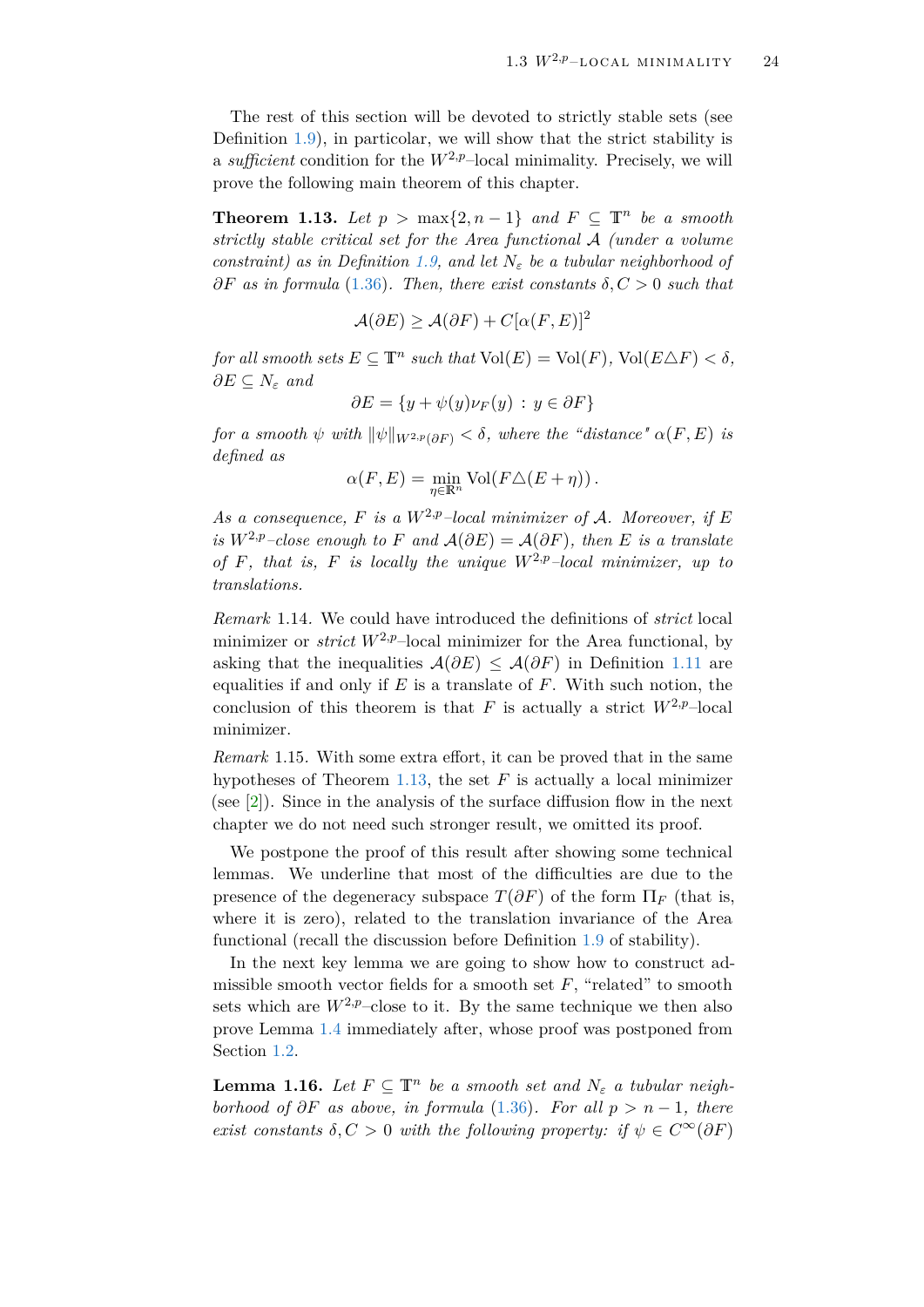The rest of this section will be devoted to strictly stable sets (see Definition 1.9), in particolar, we will show that the strict stability is a *sufficient* condition for the $W^{2,p}$–local minimality. Precisely, we will prove the following main theorem of this chapter.

**Theorem 1.13.** *Let $p > \max\{2, n-1\}$ and $F \subseteq \mathbb{T}^n$ be a smooth strictly stable critical set for the Area functional $\mathcal{A}$ (under a volume constraint) as in Definition 1.9, and let $N_\varepsilon$ be a tubular neighborhood of $\partial F$ as in formula (1.36). Then, there exist constants $\delta, C > 0$ such that*

$$\mathcal{A}(\partial E) \geq \mathcal{A}(\partial F) + C[\alpha(F, E)]^2$$

*for all smooth sets $E \subseteq \mathbb{T}^n$ such that $\mathrm{Vol}(E) = \mathrm{Vol}(F)$, $\mathrm{Vol}(E \triangle F) < \delta$, $\partial E \subseteq N_\varepsilon$ and*

$$\partial E = \{y + \psi(y)\nu_F(y) \, : \, y \in \partial F\}$$

*for a smooth $\psi$ with $\|\psi\|_{W^{2,p}(\partial F)} < \delta$, where the "distance" $\alpha(F, E)$ is defined as*

$$\alpha(F, E) = \min_{\eta \in \mathbb{R}^n} \mathrm{Vol}(F \triangle (E + \eta)) \, .$$

*As a consequence, $F$ is a $W^{2,p}$–local minimizer of $\mathcal{A}$. Moreover, if $E$ is $W^{2,p}$–close enough to $F$ and $\mathcal{A}(\partial E) = \mathcal{A}(\partial F)$, then $E$ is a translate of $F$, that is, $F$ is locally the unique $W^{2,p}$–local minimizer, up to translations.*

*Remark* 1.14. We could have introduced the definitions of *strict* local minimizer or *strict* $W^{2,p}$–local minimizer for the Area functional, by asking that the inequalities $\mathcal{A}(\partial E) \leq \mathcal{A}(\partial F)$ in Definition 1.11 are equalities if and only if $E$ is a translate of $F$. With such notion, the conclusion of this theorem is that $F$ is actually a strict $W^{2,p}$–local minimizer.

*Remark* 1.15. With some extra effort, it can be proved that in the same hypotheses of Theorem 1.13, the set $F$ is actually a local minimizer (see [2]). Since in the analysis of the surface diffusion flow in the next chapter we do not need such stronger result, we omitted its proof.

We postpone the proof of this result after showing some technical lemmas. We underline that most of the difficulties are due to the presence of the degeneracy subspace $T(\partial F)$ of the form $\Pi_F$ (that is, where it is zero), related to the translation invariance of the Area functional (recall the discussion before Definition 1.9 of stability).

In the next key lemma we are going to show how to construct admissible smooth vector fields for a smooth set $F$, "related" to smooth sets which are $W^{2,p}$–close to it. By the same technique we then also prove Lemma 1.4 immediately after, whose proof was postponed from Section 1.2.

**Lemma 1.16.** *Let $F \subseteq \mathbb{T}^n$ be a smooth set and $N_\varepsilon$ a tubular neighborhood of $\partial F$ as above, in formula (1.36). For all $p > n-1$, there exist constants $\delta, C > 0$ with the following property: if $\psi \in C^\infty(\partial F)$*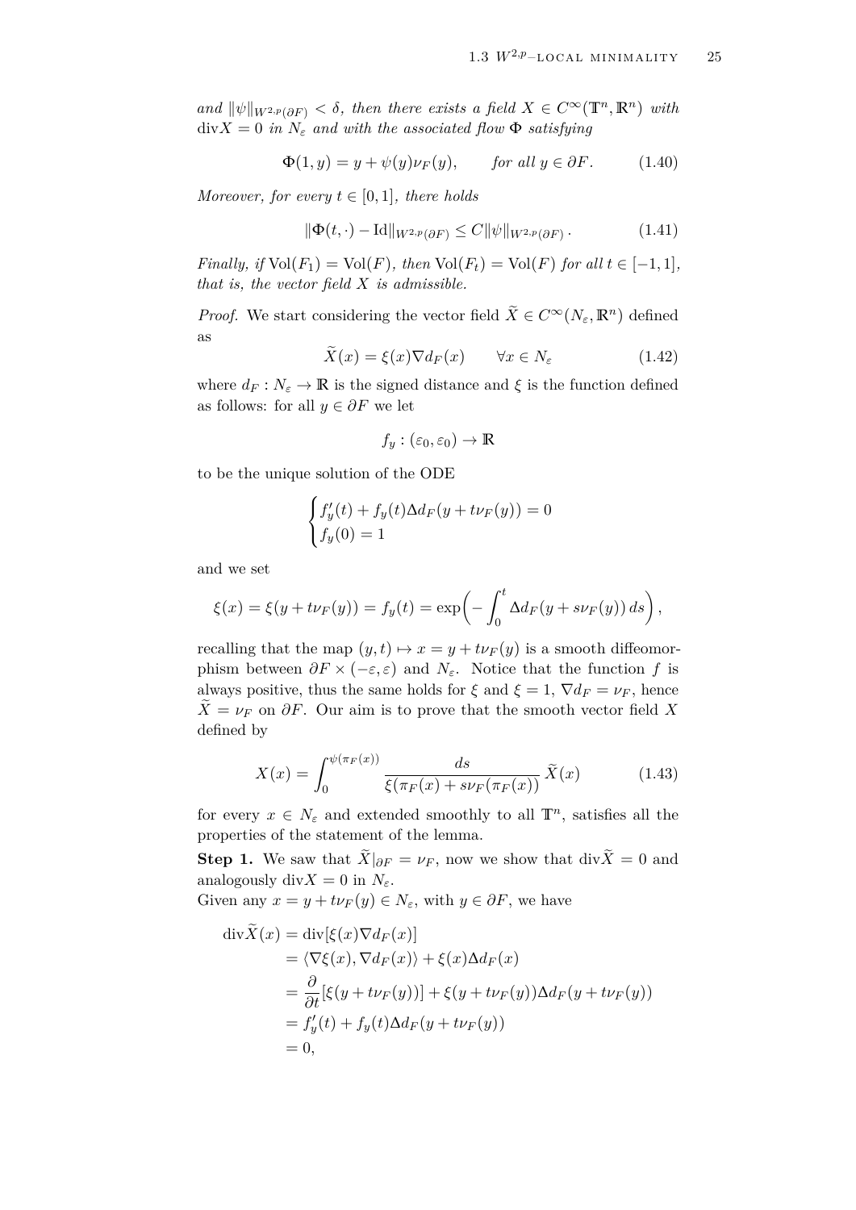*and* $\|\psi\|_{W^{2,p}(\partial F)} < \delta$*, then there exists a field* $X \in C^\infty(\mathbb{T}^n, \mathbb{R}^n)$ *with* $\operatorname{div} X = 0$ *in* $N_\varepsilon$ *and with the associated flow* $\Phi$ *satisfying*

$$\Phi(1, y) = y + \psi(y)\nu_F(y), \qquad \text{for all } y \in \partial F. \tag{1.40}$$

*Moreover, for every* $t \in [0,1]$*, there holds*

$$\|\Phi(t,\cdot) - \mathrm{Id}\|_{W^{2,p}(\partial F)} \le C\|\psi\|_{W^{2,p}(\partial F)}\,. \tag{1.41}$$

*Finally, if* $\mathrm{Vol}(F_1) = \mathrm{Vol}(F)$*, then* $\mathrm{Vol}(F_t) = \mathrm{Vol}(F)$ *for all* $t \in [-1,1]$*, that is, the vector field* $X$ *is admissible.*

*Proof.* We start considering the vector field $\widetilde{X} \in C^\infty(N_\varepsilon, \mathbb{R}^n)$ defined as

$$\widetilde{X}(x) = \xi(x)\nabla d_F(x) \qquad \forall x \in N_\varepsilon \tag{1.42}$$

where $d_F : N_\varepsilon \to \mathbb{R}$ is the signed distance and $\xi$ is the function defined as follows: for all $y \in \partial F$ we let

$$f_y : (\varepsilon_0, \varepsilon_0) \to \mathbb{R}$$

to be the unique solution of the ODE

$$\begin{cases} f_y'(t) + f_y(t)\Delta d_F(y + t\nu_F(y)) = 0 \\ f_y(0) = 1 \end{cases}$$

and we set

$$\xi(x) = \xi(y + t\nu_F(y)) = f_y(t) = \exp\Big(-\int_0^t \Delta d_F(y + s\nu_F(y))\, ds\Big),$$

recalling that the map $(y,t) \mapsto x = y + t\nu_F(y)$ is a smooth diffeomorphism between $\partial F \times (-\varepsilon, \varepsilon)$ and $N_\varepsilon$. Notice that the function $f$ is always positive, thus the same holds for $\xi$ and $\xi = 1$, $\nabla d_F = \nu_F$, hence $\widetilde{X} = \nu_F$ on $\partial F$. Our aim is to prove that the smooth vector field $X$ defined by

$$X(x) = \int_0^{\psi(\pi_F(x))} \frac{ds}{\xi(\pi_F(x) + s\nu_F(\pi_F(x))}\, \widetilde{X}(x) \tag{1.43}$$

for every $x \in N_\varepsilon$ and extended smoothly to all $\mathbb{T}^n$, satisfies all the properties of the statement of the lemma.

**Step 1.** We saw that $\widetilde{X}|_{\partial F} = \nu_F$, now we show that $\operatorname{div}\widetilde{X} = 0$ and analogously $\operatorname{div} X = 0$ in $N_\varepsilon$.
Given any $x = y + t\nu_F(y) \in N_\varepsilon$, with $y \in \partial F$, we have

$$\begin{aligned}
\operatorname{div}\widetilde{X}(x) &= \operatorname{div}[\xi(x)\nabla d_F(x)] \\
&= \langle \nabla\xi(x), \nabla d_F(x)\rangle + \xi(x)\Delta d_F(x) \\
&= \frac{\partial}{\partial t}[\xi(y + t\nu_F(y))] + \xi(y + t\nu_F(y))\Delta d_F(y + t\nu_F(y)) \\
&= f_y'(t) + f_y(t)\Delta d_F(y + t\nu_F(y)) \\
&= 0,
\end{aligned}$$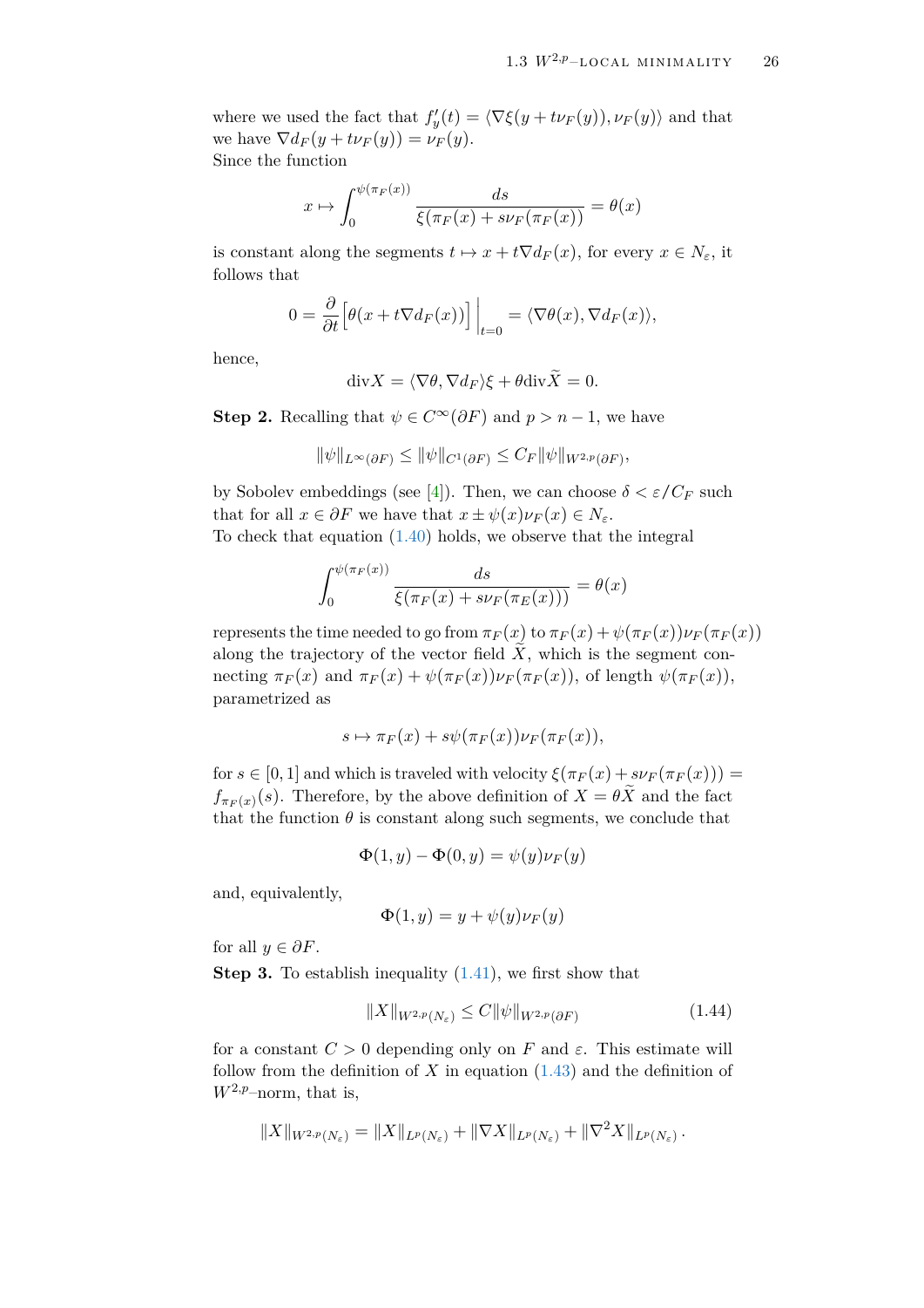where we used the fact that $f'_y(t) = \langle \nabla\xi(y + t\nu_F(y)), \nu_F(y)\rangle$ and that we have $\nabla d_F(y + t\nu_F(y)) = \nu_F(y)$.
Since the function

$$x \mapsto \int_0^{\psi(\pi_F(x))} \frac{ds}{\xi(\pi_F(x) + s\nu_F(\pi_F(x))} = \theta(x)$$

is constant along the segments $t \mapsto x + t\nabla d_F(x)$, for every $x \in N_\varepsilon$, it follows that

$$0 = \frac{\partial}{\partial t}\Big[\theta(x + t\nabla d_F(x))\Big]\Big|_{t=0} = \langle \nabla\theta(x), \nabla d_F(x)\rangle,$$

hence,

$$\mathrm{div} X = \langle \nabla\theta, \nabla d_F\rangle\xi + \theta\,\mathrm{div}\widetilde{X} = 0.$$

**Step 2.** Recalling that $\psi \in C^\infty(\partial F)$ and $p > n-1$, we have

$$\|\psi\|_{L^\infty(\partial F)} \le \|\psi\|_{C^1(\partial F)} \le C_F\|\psi\|_{W^{2,p}(\partial F)},$$

by Sobolev embeddings (see [4]). Then, we can choose $\delta < \varepsilon/C_F$ such that for all $x \in \partial F$ we have that $x \pm \psi(x)\nu_F(x) \in N_\varepsilon$.
To check that equation (1.40) holds, we observe that the integral

$$\int_0^{\psi(\pi_F(x))} \frac{ds}{\xi(\pi_F(x) + s\nu_F(\pi_E(x)))} = \theta(x)$$

represents the time needed to go from $\pi_F(x)$ to $\pi_F(x) + \psi(\pi_F(x))\nu_F(\pi_F(x))$ along the trajectory of the vector field $\widetilde{X}$, which is the segment connecting $\pi_F(x)$ and $\pi_F(x) + \psi(\pi_F(x))\nu_F(\pi_F(x))$, of length $\psi(\pi_F(x))$, parametrized as

$$s \mapsto \pi_F(x) + s\psi(\pi_F(x))\nu_F(\pi_F(x)),$$

for $s \in [0,1]$ and which is traveled with velocity $\xi(\pi_F(x) + s\nu_F(\pi_F(x))) = f_{\pi_F(x)}(s)$. Therefore, by the above definition of $X = \theta\widetilde{X}$ and the fact that the function $\theta$ is constant along such segments, we conclude that

$$\Phi(1,y) - \Phi(0,y) = \psi(y)\nu_F(y)$$

and, equivalently,

$$\Phi(1,y) = y + \psi(y)\nu_F(y)$$

for all $y \in \partial F$.

**Step 3.** To establish inequality (1.41), we first show that

$$\|X\|_{W^{2,p}(N_\varepsilon)} \le C\|\psi\|_{W^{2,p}(\partial F)} \tag{1.44}$$

for a constant $C > 0$ depending only on $F$ and $\varepsilon$. This estimate will follow from the definition of $X$ in equation (1.43) and the definition of $W^{2,p}$–norm, that is,

$$\|X\|_{W^{2,p}(N_\varepsilon)} = \|X\|_{L^p(N_\varepsilon)} + \|\nabla X\|_{L^p(N_\varepsilon)} + \|\nabla^2 X\|_{L^p(N_\varepsilon)}.$$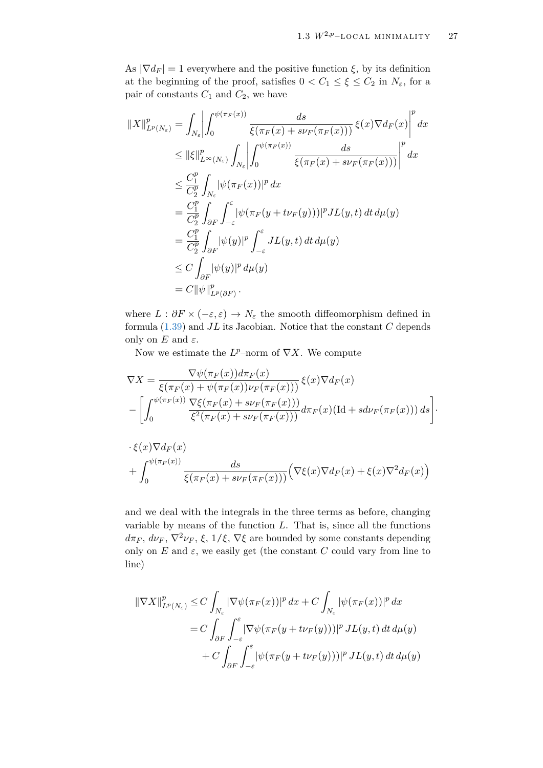As $|\nabla d_F| = 1$ everywhere and the positive function $\xi$, by its definition at the beginning of the proof, satisfies $0 < C_1 \leq \xi \leq C_2$ in $N_\varepsilon$, for a pair of constants $C_1$ and $C_2$, we have

$$
\begin{aligned}
\|X\|^p_{L^p(N_\varepsilon)} &= \int_{N_\varepsilon} \left| \int_0^{\psi(\pi_F(x))} \frac{ds}{\xi(\pi_F(x) + s\nu_F(\pi_F(x)))}\, \xi(x) \nabla d_F(x) \right|^p dx \\
&\leq \|\xi\|^p_{L^\infty(N_\varepsilon)} \int_{N_\varepsilon} \left| \int_0^{\psi(\pi_F(x))} \frac{ds}{\xi(\pi_F(x) + s\nu_F(\pi_F(x)))} \right|^p dx \\
&\leq \frac{C_1^p}{C_2^p} \int_{N_\varepsilon} |\psi(\pi_F(x))|^p \, dx \\
&= \frac{C_1^p}{C_2^p} \int_{\partial F} \int_{-\varepsilon}^{\varepsilon} |\psi(\pi_F(y + t\nu_F(y)))|^p JL(y,t) \, dt \, d\mu(y) \\
&= \frac{C_1^p}{C_2^p} \int_{\partial F} |\psi(y)|^p \int_{-\varepsilon}^{\varepsilon} JL(y,t) \, dt \, d\mu(y) \\
&\leq C \int_{\partial F} |\psi(y)|^p \, d\mu(y) \\
&= C \|\psi\|^p_{L^p(\partial F)} \, .
\end{aligned}
$$

where $L : \partial F \times (-\varepsilon, \varepsilon) \to N_\varepsilon$ the smooth diffeomorphism defined in formula (1.39) and $JL$ its Jacobian. Notice that the constant $C$ depends only on $E$ and $\varepsilon$.

Now we estimate the $L^p$–norm of $\nabla X$. We compute

$$
\begin{aligned}
\nabla X &= \frac{\nabla \psi(\pi_F(x)) d\pi_F(x)}{\xi(\pi_F(x) + \psi(\pi_F(x))\nu_F(\pi_F(x)))}\, \xi(x) \nabla d_F(x) \\
&- \left[ \int_0^{\psi(\pi_F(x))} \frac{\nabla \xi(\pi_F(x) + s\nu_F(\pi_F(x)))}{\xi^2(\pi_F(x) + s\nu_F(\pi_F(x)))} d\pi_F(x) (\mathrm{Id} + s d\nu_F(\pi_F(x))) \, ds \right] \cdot \\
&\cdot \xi(x) \nabla d_F(x) \\
&+ \int_0^{\psi(\pi_F(x))} \frac{ds}{\xi(\pi_F(x) + s\nu_F(\pi_F(x)))} \Big( \nabla \xi(x) \nabla d_F(x) + \xi(x) \nabla^2 d_F(x) \Big)
\end{aligned}
$$

and we deal with the integrals in the three terms as before, changing variable by means of the function $L$. That is, since all the functions $d\pi_F$, $d\nu_F$, $\nabla^2 \nu_F$, $\xi$, $1/\xi$, $\nabla \xi$ are bounded by some constants depending only on $E$ and $\varepsilon$, we easily get (the constant $C$ could vary from line to line)

$$
\begin{aligned}
\|\nabla X\|^p_{L^p(N_\varepsilon)} &\leq C \int_{N_\varepsilon} |\nabla \psi(\pi_F(x))|^p \, dx + C \int_{N_\varepsilon} |\psi(\pi_F(x))|^p \, dx \\
&= C \int_{\partial F} \int_{-\varepsilon}^{\varepsilon} |\nabla \psi(\pi_F(y + t\nu_F(y)))|^p \, JL(y,t) \, dt \, d\mu(y) \\
&\quad + C \int_{\partial F} \int_{-\varepsilon}^{\varepsilon} |\psi(\pi_F(y + t\nu_F(y)))|^p \, JL(y,t) \, dt \, d\mu(y)
\end{aligned}
$$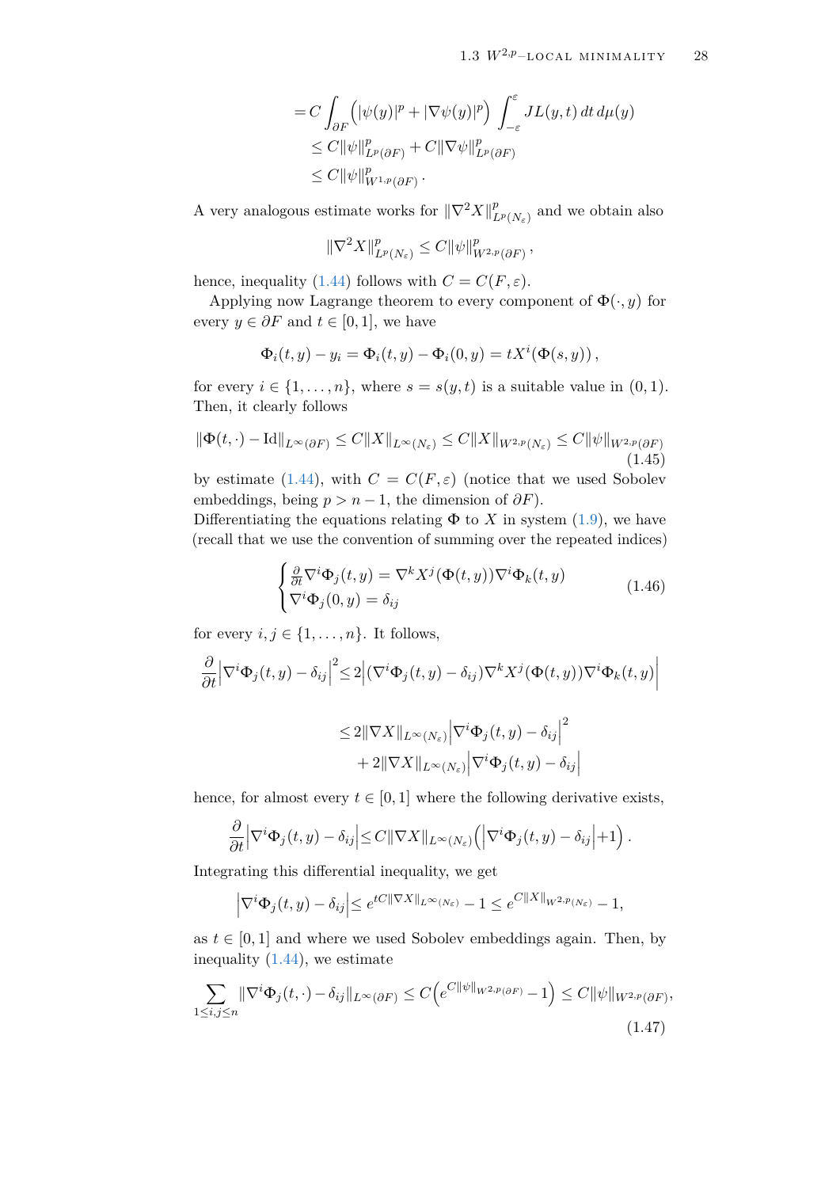$$
\begin{aligned}
&= C \int_{\partial F} \Big( |\psi(y)|^p + |\nabla\psi(y)|^p \Big) \int_{-\varepsilon}^{\varepsilon} JL(y,t)\, dt\, d\mu(y) \\
&\leq C \|\psi\|^p_{L^p(\partial F)} + C \|\nabla\psi\|^p_{L^p(\partial F)} \\
&\leq C \|\psi\|^p_{W^{1,p}(\partial F)} .
\end{aligned}
$$

A very analogous estimate works for $\|\nabla^2 X\|^p_{L^p(N_\varepsilon)}$ and we obtain also

$$
\|\nabla^2 X\|^p_{L^p(N_\varepsilon)} \leq C \|\psi\|^p_{W^{2,p}(\partial F)} ,
$$

hence, inequality (1.44) follows with $C = C(F, \varepsilon)$.

Applying now Lagrange theorem to every component of $\Phi(\cdot, y)$ for every $y \in \partial F$ and $t \in [0,1]$, we have

$$
\Phi_i(t,y) - y_i = \Phi_i(t,y) - \Phi_i(0,y) = t X^i(\Phi(s,y)) ,
$$

for every $i \in \{1, \dots, n\}$, where $s = s(y,t)$ is a suitable value in $(0,1)$. Then, it clearly follows

$$
\|\Phi(t,\cdot) - \mathrm{Id}\|_{L^\infty(\partial F)} \leq C \|X\|_{L^\infty(N_\varepsilon)} \leq C \|X\|_{W^{2,p}(N_\varepsilon)} \leq C \|\psi\|_{W^{2,p}(\partial F)} \tag{1.45}
$$

by estimate (1.44), with $C = C(F, \varepsilon)$ (notice that we used Sobolev embeddings, being $p > n-1$, the dimension of $\partial F$).

Differentiating the equations relating $\Phi$ to $X$ in system (1.9), we have (recall that we use the convention of summing over the repeated indices)

$$
\begin{cases}
\frac{\partial}{\partial t} \nabla^i \Phi_j(t,y) = \nabla^k X^j(\Phi(t,y)) \nabla^i \Phi_k(t,y) \\
\nabla^i \Phi_j(0,y) = \delta_{ij}
\end{cases} \tag{1.46}
$$

for every $i, j \in \{1, \dots, n\}$. It follows,

$$
\begin{aligned}
\frac{\partial}{\partial t} \Big| \nabla^i \Phi_j(t,y) - \delta_{ij} \Big|^2 &\leq 2 \Big| (\nabla^i \Phi_j(t,y) - \delta_{ij}) \nabla^k X^j(\Phi(t,y)) \nabla^i \Phi_k(t,y) \Big| \\
&\leq 2 \|\nabla X\|_{L^\infty(N_\varepsilon)} \Big| \nabla^i \Phi_j(t,y) - \delta_{ij} \Big|^2 \\
&\quad + 2 \|\nabla X\|_{L^\infty(N_\varepsilon)} \Big| \nabla^i \Phi_j(t,y) - \delta_{ij} \Big|
\end{aligned}
$$

hence, for almost every $t \in [0,1]$ where the following derivative exists,

$$
\frac{\partial}{\partial t} \Big| \nabla^i \Phi_j(t,y) - \delta_{ij} \Big| \leq C \|\nabla X\|_{L^\infty(N_\varepsilon)} \Big( \Big| \nabla^i \Phi_j(t,y) - \delta_{ij} \Big| + 1 \Big) .
$$

Integrating this differential inequality, we get

$$
\Big| \nabla^i \Phi_j(t,y) - \delta_{ij} \Big| \leq e^{tC \|\nabla X\|_{L^\infty(N_\varepsilon)}} - 1 \leq e^{C \|X\|_{W^{2,p}(N_\varepsilon)}} - 1,
$$

as $t \in [0,1]$ and where we used Sobolev embeddings again. Then, by inequality (1.44), we estimate

$$
\sum_{1 \leq i,j \leq n} \|\nabla^i \Phi_j(t,\cdot) - \delta_{ij}\|_{L^\infty(\partial F)} \leq C \Big( e^{C \|\psi\|_{W^{2,p}(\partial F)}} - 1 \Big) \leq C \|\psi\|_{W^{2,p}(\partial F)}, \tag{1.47}
$$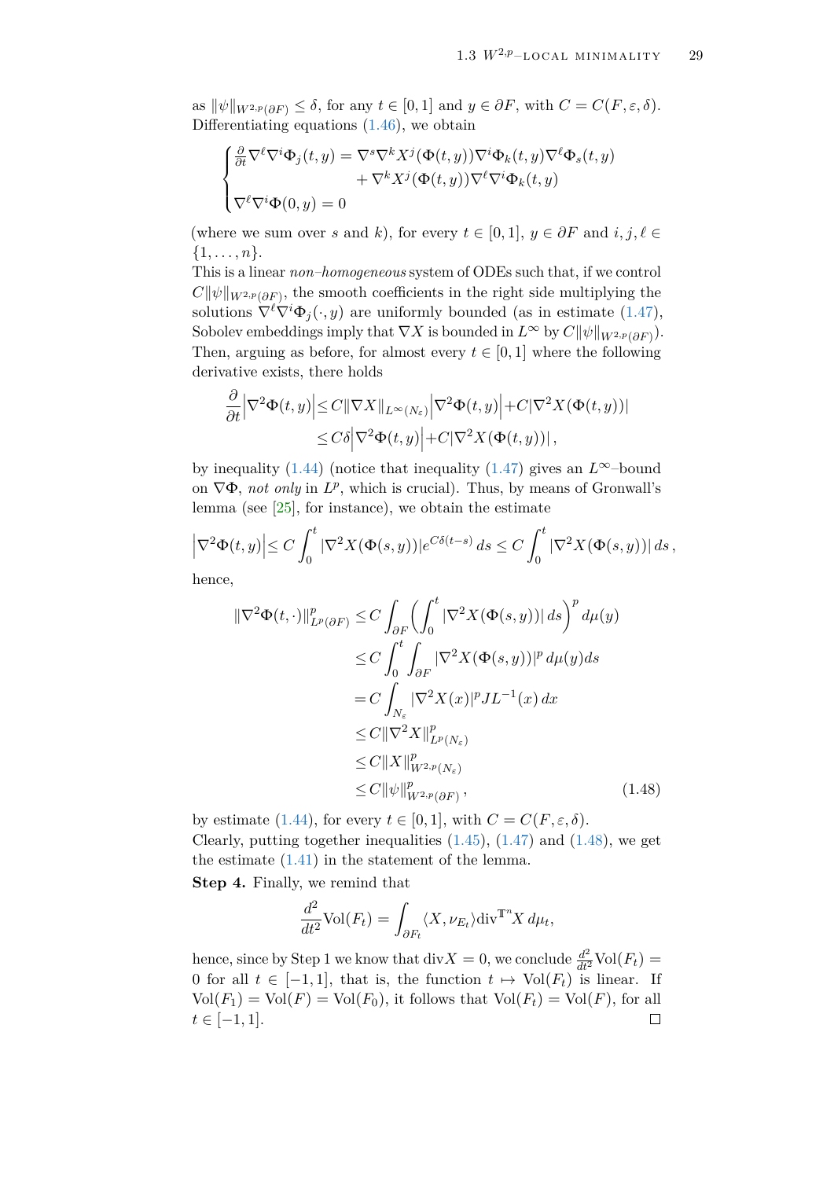as $\|\psi\|_{W^{2,p}(\partial F)} \leq \delta$, for any $t \in [0,1]$ and $y \in \partial F$, with $C = C(F, \varepsilon, \delta)$. Differentiating equations (1.46), we obtain

$$
\begin{cases}
\frac{\partial}{\partial t} \nabla^\ell \nabla^i \Phi_j(t,y) = \nabla^s \nabla^k X^j(\Phi(t,y)) \nabla^i \Phi_k(t,y) \nabla^\ell \Phi_s(t,y) \\
\qquad\qquad\qquad\qquad + \nabla^k X^j(\Phi(t,y)) \nabla^\ell \nabla^i \Phi_k(t,y) \\
\nabla^\ell \nabla^i \Phi(0,y) = 0
\end{cases}
$$

(where we sum over $s$ and $k$), for every $t \in [0,1]$, $y \in \partial F$ and $i, j, \ell \in \{1, \dots, n\}$.

This is a linear *non–homogeneous* system of ODEs such that, if we control $C\|\psi\|_{W^{2,p}(\partial F)}$, the smooth coefficients in the right side multiplying the solutions $\nabla^\ell \nabla^i \Phi_j(\cdot, y)$ are uniformly bounded (as in estimate (1.47), Sobolev embeddings imply that $\nabla X$ is bounded in $L^\infty$ by $C\|\psi\|_{W^{2,p}(\partial F)}$). Then, arguing as before, for almost every $t \in [0,1]$ where the following derivative exists, there holds

$$
\begin{aligned}
\frac{\partial}{\partial t} \left|\nabla^2 \Phi(t,y)\right| &\leq C \|\nabla X\|_{L^\infty(N_\varepsilon)} \left|\nabla^2 \Phi(t,y)\right| + C|\nabla^2 X(\Phi(t,y))| \\
&\leq C\delta \left|\nabla^2 \Phi(t,y)\right| + C|\nabla^2 X(\Phi(t,y))|\,,
\end{aligned}
$$

by inequality (1.44) (notice that inequality (1.47) gives an $L^\infty$–bound on $\nabla \Phi$, *not only* in $L^p$, which is crucial). Thus, by means of Gronwall's lemma (see [25], for instance), we obtain the estimate

$$
\left|\nabla^2 \Phi(t,y)\right| \leq C \int_0^t |\nabla^2 X(\Phi(s,y))| e^{C\delta(t-s)}\, ds \leq C \int_0^t |\nabla^2 X(\Phi(s,y))|\, ds\,,
$$

hence,

$$
\begin{aligned}
\|\nabla^2 \Phi(t,\cdot)\|^p_{L^p(\partial F)} &\leq C \int_{\partial F} \left( \int_0^t |\nabla^2 X(\Phi(s,y))|\, ds \right)^p d\mu(y) \\
&\leq C \int_0^t \int_{\partial F} |\nabla^2 X(\Phi(s,y))|^p \, d\mu(y) ds \\
&= C \int_{N_\varepsilon} |\nabla^2 X(x)|^p JL^{-1}(x)\, dx \\
&\leq C \|\nabla^2 X\|^p_{L^p(N_\varepsilon)} \\
&\leq C \|X\|^p_{W^{2,p}(N_\varepsilon)} \\
&\leq C \|\psi\|^p_{W^{2,p}(\partial F)}\,,
\end{aligned} \tag{1.48}
$$

by estimate (1.44), for every $t \in [0,1]$, with $C = C(F, \varepsilon, \delta)$.

Clearly, putting together inequalities (1.45), (1.47) and (1.48), we get the estimate (1.41) in the statement of the lemma.

**Step 4.** Finally, we remind that

$$
\frac{d^2}{dt^2} \mathrm{Vol}(F_t) = \int_{\partial F_t} \langle X, \nu_{E_t} \rangle \mathrm{div}^{\mathbb{T}^n} X \, d\mu_t,
$$

hence, since by Step 1 we know that $\mathrm{div} X = 0$, we conclude $\frac{d^2}{dt^2} \mathrm{Vol}(F_t) = 0$ for all $t \in [-1,1]$, that is, the function $t \mapsto \mathrm{Vol}(F_t)$ is linear. If $\mathrm{Vol}(F_1) = \mathrm{Vol}(F) = \mathrm{Vol}(F_0)$, it follows that $\mathrm{Vol}(F_t) = \mathrm{Vol}(F)$, for all $t \in [-1,1]$. □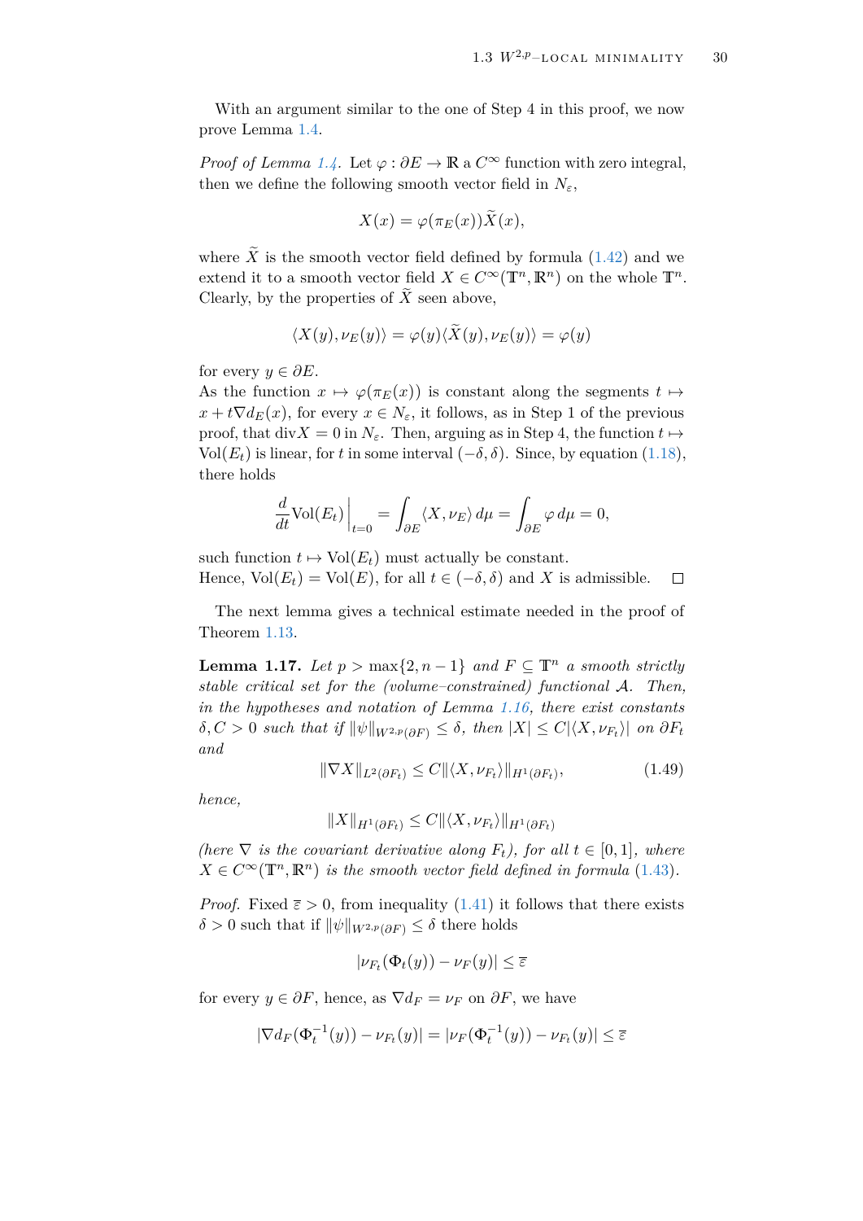With an argument similar to the one of Step 4 in this proof, we now prove Lemma 1.4.

*Proof of Lemma 1.4.* Let $\varphi : \partial E \to \mathbb{R}$ a $C^\infty$ function with zero integral, then we define the following smooth vector field in $N_\varepsilon$,

$$X(x) = \varphi(\pi_E(x))\widetilde{X}(x),$$

where $\widetilde{X}$ is the smooth vector field defined by formula (1.42) and we extend it to a smooth vector field $X \in C^\infty(\mathbb{T}^n, \mathbb{R}^n)$ on the whole $\mathbb{T}^n$. Clearly, by the properties of $\widetilde{X}$ seen above,

$$\langle X(y), \nu_E(y)\rangle = \varphi(y)\langle \widetilde{X}(y), \nu_E(y)\rangle = \varphi(y)$$

for every $y \in \partial E$.
As the function $x \mapsto \varphi(\pi_E(x))$ is constant along the segments $t \mapsto x + t\nabla d_E(x)$, for every $x \in N_\varepsilon$, it follows, as in Step 1 of the previous proof, that $\operatorname{div} X = 0$ in $N_\varepsilon$. Then, arguing as in Step 4, the function $t \mapsto \operatorname{Vol}(E_t)$ is linear, for $t$ in some interval $(-\delta, \delta)$. Since, by equation (1.18), there holds

$$\frac{d}{dt}\operatorname{Vol}(E_t)\Big|_{t=0} = \int_{\partial E} \langle X, \nu_E\rangle \, d\mu = \int_{\partial E} \varphi \, d\mu = 0,$$

such function $t \mapsto \operatorname{Vol}(E_t)$ must actually be constant.
Hence, $\operatorname{Vol}(E_t) = \operatorname{Vol}(E)$, for all $t \in (-\delta, \delta)$ and $X$ is admissible. $\square$

The next lemma gives a technical estimate needed in the proof of Theorem 1.13.

**Lemma 1.17.** *Let $p > \max\{2, n-1\}$ and $F \subseteq \mathbb{T}^n$ a smooth strictly stable critical set for the (volume–constrained) functional $\mathcal{A}$. Then, in the hypotheses and notation of Lemma 1.16, there exist constants $\delta, C > 0$ such that if $\|\psi\|_{W^{2,p}(\partial F)} \le \delta$, then $|X| \le C|\langle X, \nu_{F_t}\rangle|$ on $\partial F_t$ and*

$$\|\nabla X\|_{L^2(\partial F_t)} \le C\|\langle X, \nu_{F_t}\rangle\|_{H^1(\partial F_t)}, \tag{1.49}$$

*hence,*

$$\|X\|_{H^1(\partial F_t)} \le C\|\langle X, \nu_{F_t}\rangle\|_{H^1(\partial F_t)}$$

*(here $\nabla$ is the covariant derivative along $F_t$), for all $t \in [0,1]$, where $X \in C^\infty(\mathbb{T}^n, \mathbb{R}^n)$ is the smooth vector field defined in formula (1.43).*

*Proof.* Fixed $\overline{\varepsilon} > 0$, from inequality (1.41) it follows that there exists $\delta > 0$ such that if $\|\psi\|_{W^{2,p}(\partial F)} \le \delta$ there holds

$$|\nu_{F_t}(\Phi_t(y)) - \nu_F(y)| \le \overline{\varepsilon}$$

for every $y \in \partial F$, hence, as $\nabla d_F = \nu_F$ on $\partial F$, we have

$$|\nabla d_F(\Phi_t^{-1}(y)) - \nu_{F_t}(y)| = |\nu_F(\Phi_t^{-1}(y)) - \nu_{F_t}(y)| \le \overline{\varepsilon}$$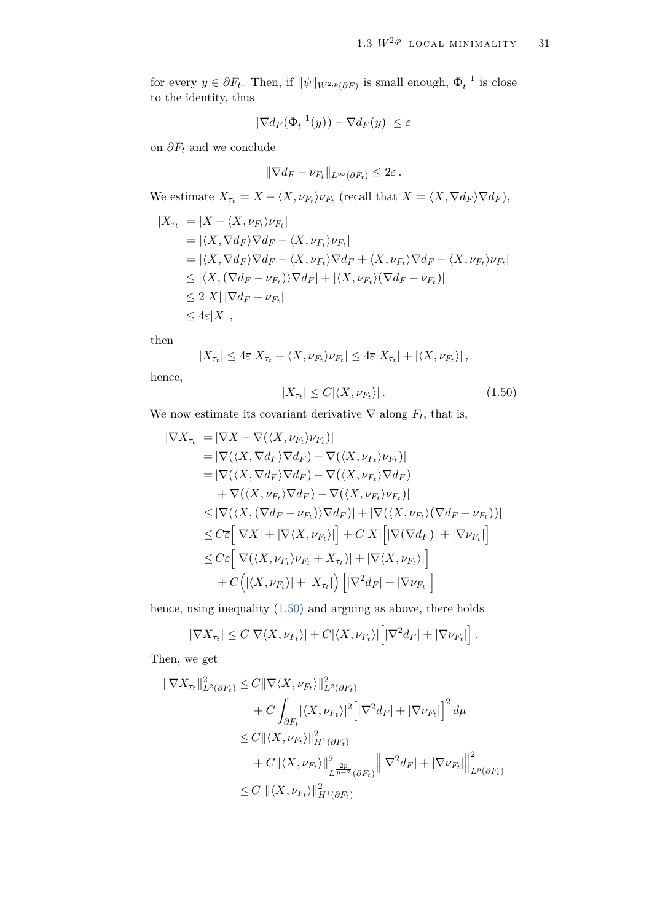for every $y \in \partial F_t$. Then, if $\|\psi\|_{W^{2,p}(\partial F)}$ is small enough, $\Phi_t^{-1}$ is close to the identity, thus

$$|\nabla d_F(\Phi_t^{-1}(y)) - \nabla d_F(y)| \leq \overline{\varepsilon}$$

on $\partial F_t$ and we conclude

$$\|\nabla d_F - \nu_{F_t}\|_{L^\infty(\partial F_t)} \leq 2\overline{\varepsilon}\,.$$

We estimate $X_{\tau_t} = X - \langle X, \nu_{F_t}\rangle \nu_{F_t}$ (recall that $X = \langle X, \nabla d_F\rangle \nabla d_F$),

$$\begin{aligned}
|X_{\tau_t}| &= |X - \langle X, \nu_{F_t}\rangle \nu_{F_t}| \\
&= |\langle X, \nabla d_F\rangle \nabla d_F - \langle X, \nu_{F_t}\rangle \nu_{F_t}| \\
&= |\langle X, \nabla d_F\rangle \nabla d_F - \langle X, \nu_{F_t}\rangle \nabla d_F + \langle X, \nu_{F_t}\rangle \nabla d_F - \langle X, \nu_{F_t}\rangle \nu_{F_t}| \\
&\leq |\langle X, (\nabla d_F - \nu_{F_t})\rangle \nabla d_F| + |\langle X, \nu_{F_t}\rangle (\nabla d_F - \nu_{F_t})| \\
&\leq 2|X|\,|\nabla d_F - \nu_{F_t}| \\
&\leq 4\overline{\varepsilon}|X|\,,
\end{aligned}$$

then

$$|X_{\tau_t}| \leq 4\overline{\varepsilon}|X_{\tau_t} + \langle X, \nu_{F_t}\rangle \nu_{F_t}| \leq 4\overline{\varepsilon}|X_{\tau_t}| + |\langle X, \nu_{F_t}\rangle|\,,$$

hence,

$$|X_{\tau_t}| \leq C|\langle X, \nu_{F_t}\rangle|\,. \tag{1.50}$$

We now estimate its covariant derivative $\nabla$ along $F_t$, that is,

$$\begin{aligned}
|\nabla X_{\tau_t}| &= |\nabla X - \nabla(\langle X, \nu_{F_t}\rangle \nu_{F_t})| \\
&= |\nabla(\langle X, \nabla d_F\rangle \nabla d_F) - \nabla(\langle X, \nu_{F_t}\rangle \nu_{F_t})| \\
&= |\nabla(\langle X, \nabla d_F\rangle \nabla d_F) - \nabla(\langle X, \nu_{F_t}\rangle \nabla d_F) \\
&\quad + \nabla(\langle X, \nu_{F_t}\rangle \nabla d_F) - \nabla(\langle X, \nu_{F_t}\rangle \nu_{F_t})| \\
&\leq |\nabla(\langle X, (\nabla d_F - \nu_{F_t})\rangle \nabla d_F)| + |\nabla(\langle X, \nu_{F_t}\rangle (\nabla d_F - \nu_{F_t}))| \\
&\leq C\overline{\varepsilon}\Big[|\nabla X| + |\nabla\langle X, \nu_{F_t}\rangle|\Big] + C|X|\Big[|\nabla(\nabla d_F)| + |\nabla \nu_{F_t}|\Big] \\
&\leq C\overline{\varepsilon}\Big[|\nabla(\langle X, \nu_{F_t}\rangle \nu_{F_t} + X_{\tau_t})| + |\nabla\langle X, \nu_{F_t}\rangle|\Big] \\
&\quad + C\Big(|\langle X, \nu_{F_t}\rangle| + |X_{\tau_t}|\Big)\Big[|\nabla^2 d_F| + |\nabla \nu_{F_t}|\Big]
\end{aligned}$$

hence, using inequality (1.50) and arguing as above, there holds

$$|\nabla X_{\tau_t}| \leq C|\nabla\langle X, \nu_{F_t}\rangle| + C|\langle X, \nu_{F_t}\rangle|\Big[|\nabla^2 d_F| + |\nabla \nu_{F_t}|\Big]\,.$$

Then, we get

$$\begin{aligned}
\|\nabla X_{\tau_t}\|^2_{L^2(\partial F_t)} &\leq C\|\nabla\langle X, \nu_{F_t}\rangle\|^2_{L^2(\partial F_t)} \\
&\quad + C\int_{\partial F_t} |\langle X, \nu_{F_t}\rangle|^2\Big[|\nabla^2 d_F| + |\nabla \nu_{F_t}|\Big]^2\, d\mu \\
&\leq C\|\langle X, \nu_{F_t}\rangle\|^2_{H^1(\partial F_t)} \\
&\quad + C\|\langle X, \nu_{F_t}\rangle\|^2_{L^{\frac{2p}{p-2}}(\partial F_t)}\Big\||\nabla^2 d_F| + |\nabla \nu_{F_t}|\Big\|^2_{L^p(\partial F_t)} \\
&\leq C\;\|\langle X, \nu_{F_t}\rangle\|^2_{H^1(\partial F_t)}
\end{aligned}$$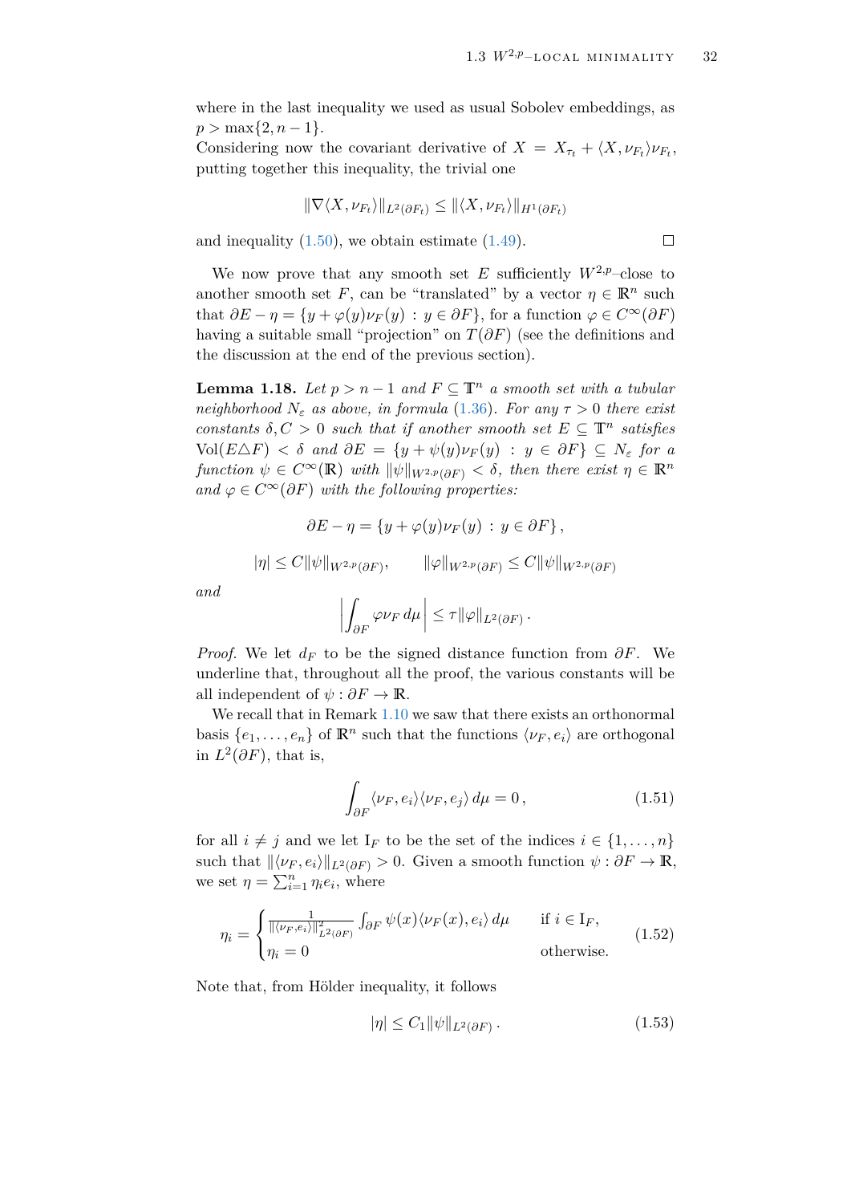where in the last inequality we used as usual Sobolev embeddings, as $p > \max\{2, n-1\}$.
Considering now the covariant derivative of $X = X_{\tau_t} + \langle X, \nu_{F_t}\rangle \nu_{F_t}$, putting together this inequality, the trivial one

$$\|\nabla \langle X, \nu_{F_t}\rangle\|_{L^2(\partial F_t)} \leq \|\langle X, \nu_{F_t}\rangle\|_{H^1(\partial F_t)}$$

and inequality (1.50), we obtain estimate (1.49). $\square$

We now prove that any smooth set $E$ sufficiently $W^{2,p}$–close to another smooth set $F$, can be "translated" by a vector $\eta \in \mathbb{R}^n$ such that $\partial E - \eta = \{y + \varphi(y)\nu_F(y) : y \in \partial F\}$, for a function $\varphi \in C^\infty(\partial F)$ having a suitable small "projection" on $T(\partial F)$ (see the definitions and the discussion at the end of the previous section).

**Lemma 1.18.** *Let $p > n-1$ and $F \subseteq \mathbb{T}^n$ a smooth set with a tubular neighborhood $N_\varepsilon$ as above, in formula (1.36). For any $\tau > 0$ there exist constants $\delta, C > 0$ such that if another smooth set $E \subseteq \mathbb{T}^n$ satisfies $\mathrm{Vol}(E \triangle F) < \delta$ and $\partial E = \{y + \psi(y)\nu_F(y) : y \in \partial F\} \subseteq N_\varepsilon$ for a function $\psi \in C^\infty(\mathbb{R})$ with $\|\psi\|_{W^{2,p}(\partial F)} < \delta$, then there exist $\eta \in \mathbb{R}^n$ and $\varphi \in C^\infty(\partial F)$ with the following properties:*

$$\partial E - \eta = \{y + \varphi(y)\nu_F(y) : y \in \partial F\},$$

$$|\eta| \leq C\|\psi\|_{W^{2,p}(\partial F)}, \qquad \|\varphi\|_{W^{2,p}(\partial F)} \leq C\|\psi\|_{W^{2,p}(\partial F)}$$

*and*

$$\left|\int_{\partial F} \varphi \nu_F \, d\mu\right| \leq \tau \|\varphi\|_{L^2(\partial F)}.$$

*Proof.* We let $d_F$ to be the signed distance function from $\partial F$. We underline that, throughout all the proof, the various constants will be all independent of $\psi : \partial F \to \mathbb{R}$.

We recall that in Remark 1.10 we saw that there exists an orthonormal basis $\{e_1, \dots, e_n\}$ of $\mathbb{R}^n$ such that the functions $\langle \nu_F, e_i\rangle$ are orthogonal in $L^2(\partial F)$, that is,

$$\int_{\partial F} \langle \nu_F, e_i\rangle \langle \nu_F, e_j\rangle \, d\mu = 0, \tag{1.51}$$

for all $i \neq j$ and we let $\mathrm{I}_F$ to be the set of the indices $i \in \{1, \dots, n\}$ such that $\|\langle \nu_F, e_i\rangle\|_{L^2(\partial F)} > 0$. Given a smooth function $\psi : \partial F \to \mathbb{R}$, we set $\eta = \sum_{i=1}^n \eta_i e_i$, where

$$\eta_i = \begin{cases} \frac{1}{\|\langle \nu_F, e_i\rangle\|^2_{L^2(\partial F)}} \int_{\partial F} \psi(x) \langle \nu_F(x), e_i\rangle \, d\mu & \text{if } i \in \mathrm{I}_F, \\ \eta_i = 0 & \text{otherwise.} \end{cases} \tag{1.52}$$

Note that, from Hölder inequality, it follows

$$|\eta| \leq C_1 \|\psi\|_{L^2(\partial F)}. \tag{1.53}$$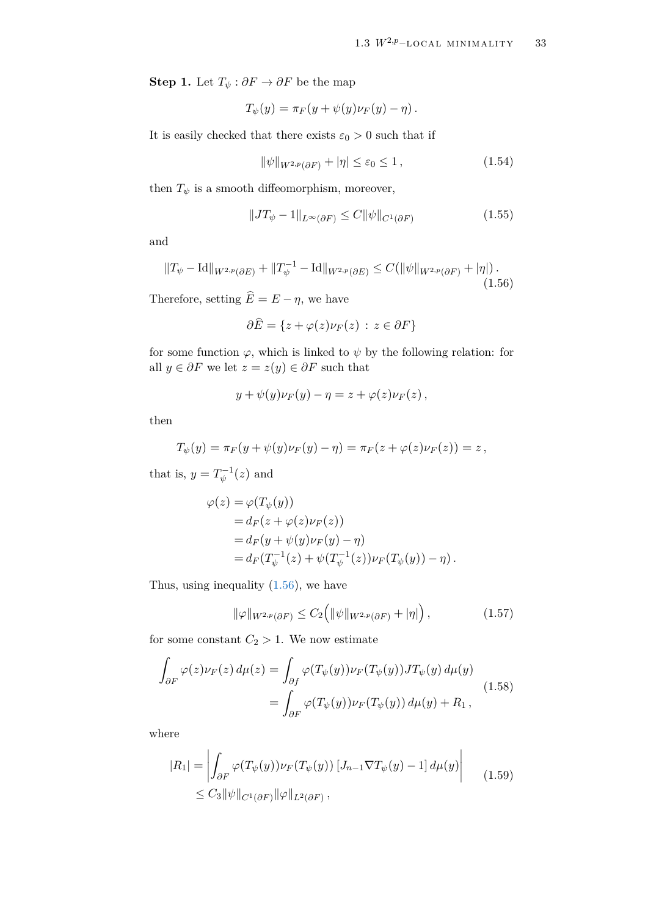**Step 1.** Let $T_\psi : \partial F \to \partial F$ be the map

$$T_\psi(y) = \pi_F(y + \psi(y)\nu_F(y) - \eta)\,.$$

It is easily checked that there exists $\varepsilon_0 > 0$ such that if

$$\|\psi\|_{W^{2,p}(\partial F)} + |\eta| \leq \varepsilon_0 \leq 1\,, \tag{1.54}$$

then $T_\psi$ is a smooth diffeomorphism, moreover,

$$\|JT_\psi - 1\|_{L^\infty(\partial F)} \leq C\|\psi\|_{C^1(\partial F)} \tag{1.55}$$

and

$$\|T_\psi - \mathrm{Id}\|_{W^{2,p}(\partial E)} + \|T_\psi^{-1} - \mathrm{Id}\|_{W^{2,p}(\partial E)} \leq C(\|\psi\|_{W^{2,p}(\partial F)} + |\eta|)\,. \tag{1.56}$$

Therefore, setting $\widehat{E} = E - \eta$, we have

$$\partial \widehat{E} = \{z + \varphi(z)\nu_F(z) \,:\, z \in \partial F\}$$

for some function $\varphi$, which is linked to $\psi$ by the following relation: for all $y \in \partial F$ we let $z = z(y) \in \partial F$ such that

$$y + \psi(y)\nu_F(y) - \eta = z + \varphi(z)\nu_F(z)\,,$$

then

$$T_\psi(y) = \pi_F(y + \psi(y)\nu_F(y) - \eta) = \pi_F(z + \varphi(z)\nu_F(z)) = z\,,$$

that is, $y = T_\psi^{-1}(z)$ and

$$\begin{aligned}
\varphi(z) &= \varphi(T_\psi(y)) \\
&= d_F(z + \varphi(z)\nu_F(z)) \\
&= d_F(y + \psi(y)\nu_F(y) - \eta) \\
&= d_F(T_\psi^{-1}(z) + \psi(T_\psi^{-1}(z))\nu_F(T_\psi(y)) - \eta)\,.
\end{aligned}$$

Thus, using inequality (1.56), we have

$$\|\varphi\|_{W^{2,p}(\partial F)} \leq C_2\Big(\|\psi\|_{W^{2,p}(\partial F)} + |\eta|\Big)\,, \tag{1.57}$$

for some constant $C_2 > 1$. We now estimate

$$\begin{aligned}
\int_{\partial F} \varphi(z)\nu_F(z)\,d\mu(z) &= \int_{\partial f} \varphi(T_\psi(y))\nu_F(T_\psi(y))JT_\psi(y)\,d\mu(y) \\
&= \int_{\partial F} \varphi(T_\psi(y))\nu_F(T_\psi(y))\,d\mu(y) + R_1\,,
\end{aligned} \tag{1.58}$$

where

$$\begin{aligned}
|R_1| &= \left| \int_{\partial F} \varphi(T_\psi(y))\nu_F(T_\psi(y))\,[J_{n-1}\nabla T_\psi(y) - 1]\,d\mu(y) \right| \\
&\leq C_3\|\psi\|_{C^1(\partial F)}\|\varphi\|_{L^2(\partial F)}\,,
\end{aligned} \tag{1.59}$$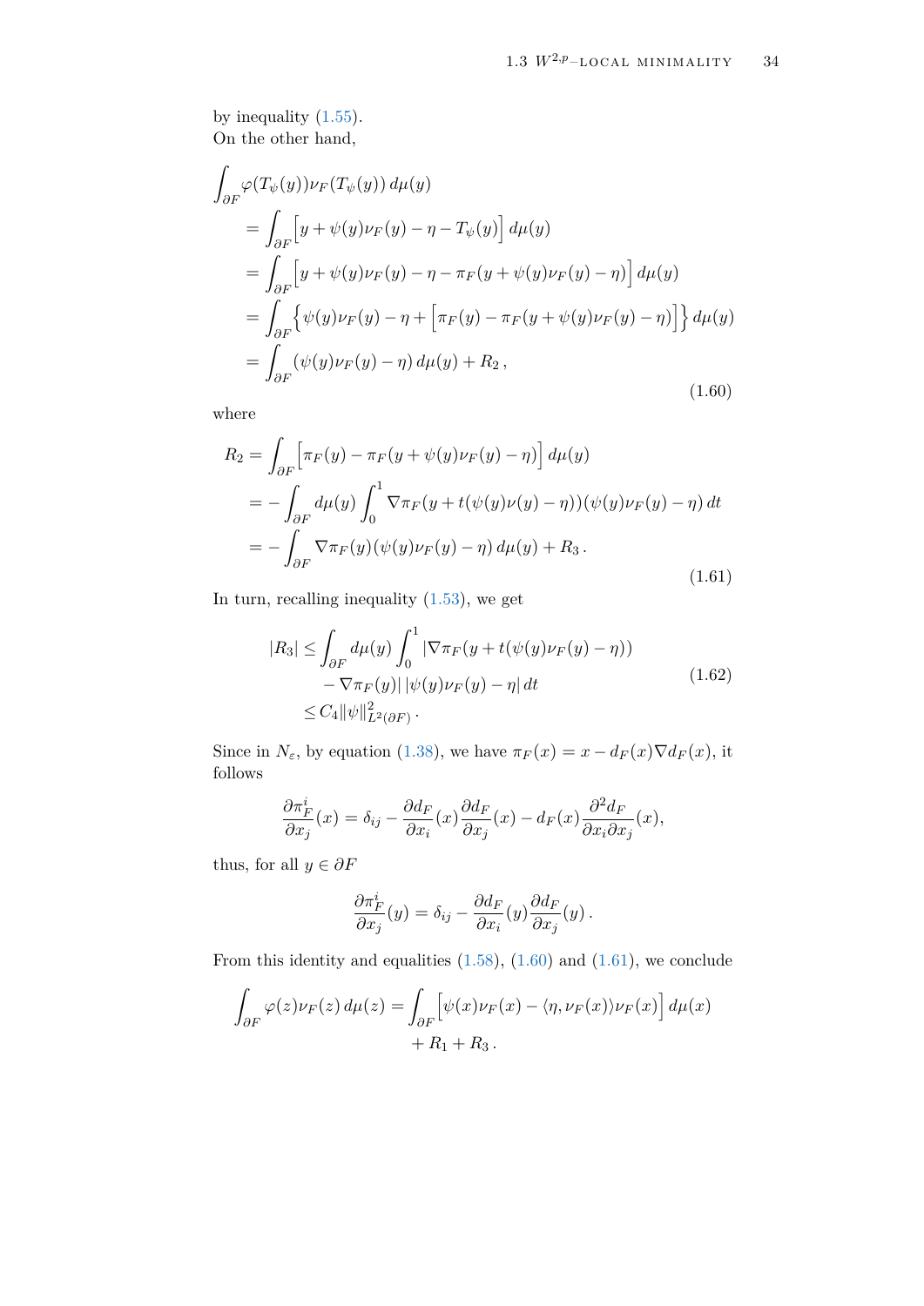by inequality (1.55).
On the other hand,

$$
\begin{aligned}
\int_{\partial F} &\varphi(T_\psi(y))\nu_F(T_\psi(y))\, d\mu(y) \\
&= \int_{\partial F} \Big[ y + \psi(y)\nu_F(y) - \eta - T_\psi(y) \Big]\, d\mu(y) \\
&= \int_{\partial F} \Big[ y + \psi(y)\nu_F(y) - \eta - \pi_F(y + \psi(y)\nu_F(y) - \eta) \Big]\, d\mu(y) \\
&= \int_{\partial F} \Big\{ \psi(y)\nu_F(y) - \eta + \Big[ \pi_F(y) - \pi_F(y + \psi(y)\nu_F(y) - \eta) \Big] \Big\}\, d\mu(y) \\
&= \int_{\partial F} (\psi(y)\nu_F(y) - \eta)\, d\mu(y) + R_2\,,
\end{aligned}
\tag{1.60}
$$

where

$$
\begin{aligned}
R_2 &= \int_{\partial F} \Big[ \pi_F(y) - \pi_F(y + \psi(y)\nu_F(y) - \eta) \Big]\, d\mu(y) \\
&= -\int_{\partial F} d\mu(y) \int_0^1 \nabla \pi_F(y + t(\psi(y)\nu(y) - \eta))(\psi(y)\nu_F(y) - \eta)\, dt \\
&= -\int_{\partial F} \nabla \pi_F(y)(\psi(y)\nu_F(y) - \eta)\, d\mu(y) + R_3\,.
\end{aligned}
\tag{1.61}
$$

In turn, recalling inequality (1.53), we get

$$
\begin{aligned}
|R_3| \leq \int_{\partial F} d\mu(y) \int_0^1 &|\nabla \pi_F(y + t(\psi(y)\nu_F(y) - \eta)) \\
&- \nabla \pi_F(y)|\, |\psi(y)\nu_F(y) - \eta|\, dt \\
\leq C_4 \|\psi\|^2_{L^2(\partial F)}\,.&
\end{aligned}
\tag{1.62}
$$

Since in $N_\varepsilon$, by equation (1.38), we have $\pi_F(x) = x - d_F(x)\nabla d_F(x)$, it follows

$$
\frac{\partial \pi_F^i}{\partial x_j}(x) = \delta_{ij} - \frac{\partial d_F}{\partial x_i}(x)\frac{\partial d_F}{\partial x_j}(x) - d_F(x)\frac{\partial^2 d_F}{\partial x_i \partial x_j}(x),
$$

thus, for all $y \in \partial F$

$$
\frac{\partial \pi_F^i}{\partial x_j}(y) = \delta_{ij} - \frac{\partial d_F}{\partial x_i}(y)\frac{\partial d_F}{\partial x_j}(y)\,.
$$

From this identity and equalities (1.58), (1.60) and (1.61), we conclude

$$
\begin{aligned}
\int_{\partial F} \varphi(z)\nu_F(z)\, d\mu(z) = \int_{\partial F} &\Big[ \psi(x)\nu_F(x) - \langle \eta, \nu_F(x) \rangle \nu_F(x) \Big]\, d\mu(x) \\
&+ R_1 + R_3\,.
\end{aligned}
$$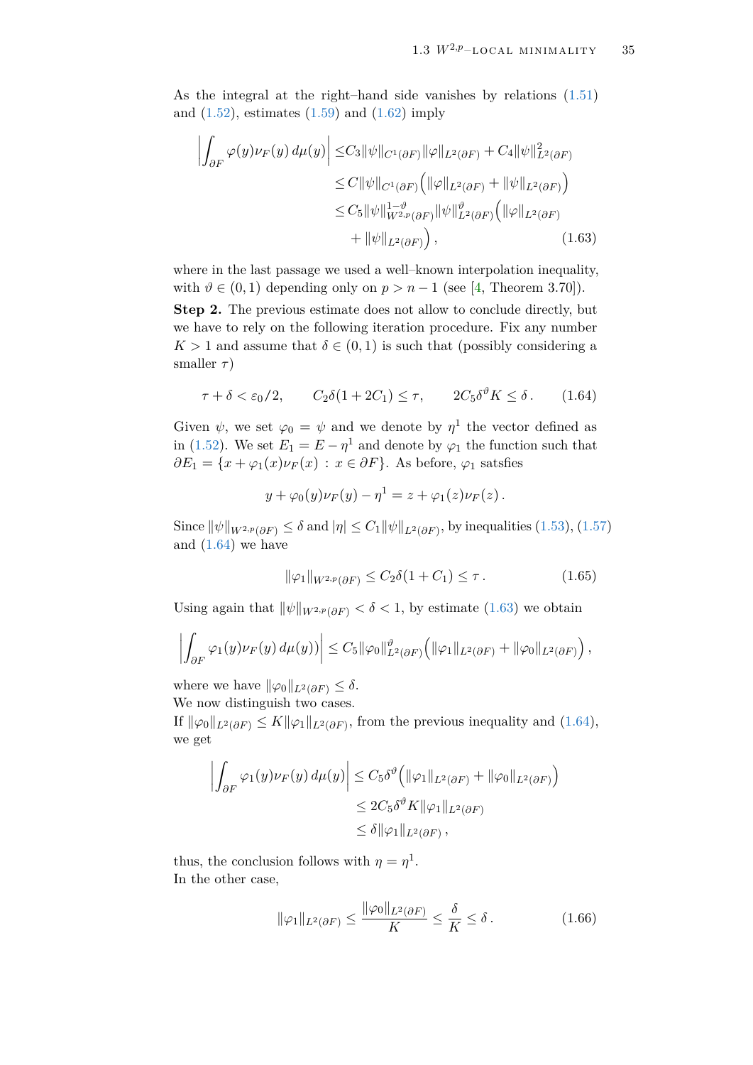As the integral at the right–hand side vanishes by relations (1.51) and (1.52), estimates (1.59) and (1.62) imply

$$
\begin{aligned}
\left|\int_{\partial F} \varphi(y)\nu_F(y)\,d\mu(y)\right| \leq & C_3\|\psi\|_{C^1(\partial F)}\|\varphi\|_{L^2(\partial F)} + C_4\|\psi\|^2_{L^2(\partial F)} \\
\leq & C\|\psi\|_{C^1(\partial F)}\Big(\|\varphi\|_{L^2(\partial F)} + \|\psi\|_{L^2(\partial F)}\Big) \\
\leq & C_5\|\psi\|^{1-\vartheta}_{W^{2,p}(\partial F)}\|\psi\|^{\vartheta}_{L^2(\partial F)}\Big(\|\varphi\|_{L^2(\partial F)} \\
& + \|\psi\|_{L^2(\partial F)}\Big)\,,
\end{aligned}
\tag{1.63}
$$

where in the last passage we used a well–known interpolation inequality, with $\vartheta \in (0,1)$ depending only on $p > n-1$ (see [4, Theorem 3.70]).

**Step 2.** The previous estimate does not allow to conclude directly, but we have to rely on the following iteration procedure. Fix any number $K > 1$ and assume that $\delta \in (0,1)$ is such that (possibly considering a smaller $\tau$)

$$
\tau + \delta < \varepsilon_0/2, \qquad C_2\delta(1+2C_1) \leq \tau, \qquad 2C_5\delta^{\vartheta}K \leq \delta\,. \tag{1.64}
$$

Given $\psi$, we set $\varphi_0 = \psi$ and we denote by $\eta^1$ the vector defined as in (1.52). We set $E_1 = E - \eta^1$ and denote by $\varphi_1$ the function such that $\partial E_1 = \{x + \varphi_1(x)\nu_F(x) \,:\, x \in \partial F\}$. As before, $\varphi_1$ satsfies

$$
y + \varphi_0(y)\nu_F(y) - \eta^1 = z + \varphi_1(z)\nu_F(z)\,.
$$

Since $\|\psi\|_{W^{2,p}(\partial F)} \leq \delta$ and $|\eta| \leq C_1\|\psi\|_{L^2(\partial F)}$, by inequalities (1.53), (1.57) and (1.64) we have

$$
\|\varphi_1\|_{W^{2,p}(\partial F)} \leq C_2\delta(1+C_1) \leq \tau\,. \tag{1.65}
$$

Using again that $\|\psi\|_{W^{2,p}(\partial F)} < \delta < 1$, by estimate (1.63) we obtain

$$
\left|\int_{\partial F} \varphi_1(y)\nu_F(y)\,d\mu(y))\right| \leq C_5\|\varphi_0\|^{\vartheta}_{L^2(\partial F)}\Big(\|\varphi_1\|_{L^2(\partial F)} + \|\varphi_0\|_{L^2(\partial F)}\Big)\,,
$$

where we have $\|\varphi_0\|_{L^2(\partial F)} \leq \delta$.

We now distinguish two cases.

If $\|\varphi_0\|_{L^2(\partial F)} \leq K\|\varphi_1\|_{L^2(\partial F)}$, from the previous inequality and (1.64), we get

$$
\begin{aligned}
\left|\int_{\partial F} \varphi_1(y)\nu_F(y)\,d\mu(y)\right| &\leq C_5\delta^{\vartheta}\Big(\|\varphi_1\|_{L^2(\partial F)} + \|\varphi_0\|_{L^2(\partial F)}\Big) \\
&\leq 2C_5\delta^{\vartheta}K\|\varphi_1\|_{L^2(\partial F)} \\
&\leq \delta\|\varphi_1\|_{L^2(\partial F)}\,,
\end{aligned}
$$

thus, the conclusion follows with $\eta = \eta^1$.

In the other case,

$$
\|\varphi_1\|_{L^2(\partial F)} \leq \frac{\|\varphi_0\|_{L^2(\partial F)}}{K} \leq \frac{\delta}{K} \leq \delta\,. \tag{1.66}
$$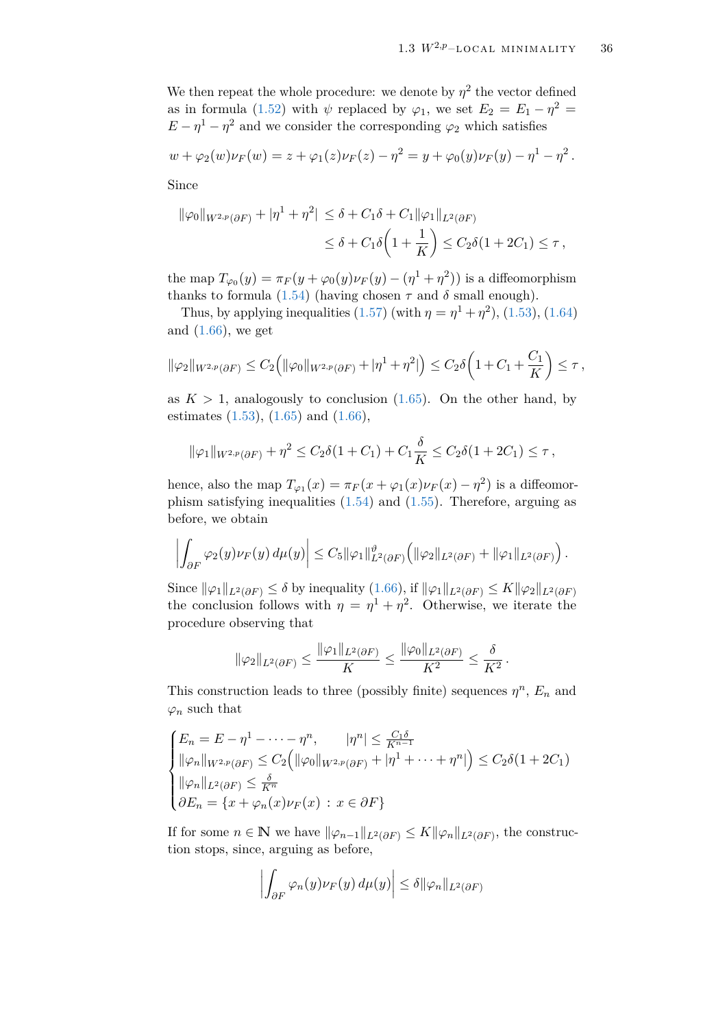We then repeat the whole procedure: we denote by $\eta^2$ the vector defined as in formula (1.52) with $\psi$ replaced by $\varphi_1$, we set $E_2 = E_1 - \eta^2 = E - \eta^1 - \eta^2$ and we consider the corresponding $\varphi_2$ which satisfies

$$w + \varphi_2(w)\nu_F(w) = z + \varphi_1(z)\nu_F(z) - \eta^2 = y + \varphi_0(y)\nu_F(y) - \eta^1 - \eta^2 .$$

Since

$$\begin{aligned}
\|\varphi_0\|_{W^{2,p}(\partial F)} + |\eta^1 + \eta^2| &\leq \delta + C_1\delta + C_1\|\varphi_1\|_{L^2(\partial F)} \\
&\leq \delta + C_1\delta\Big(1 + \frac{1}{K}\Big) \leq C_2\delta(1 + 2C_1) \leq \tau ,
\end{aligned}$$

the map $T_{\varphi_0}(y) = \pi_F(y + \varphi_0(y)\nu_F(y) - (\eta^1 + \eta^2))$ is a diffeomorphism thanks to formula (1.54) (having chosen $\tau$ and $\delta$ small enough).

Thus, by applying inequalities (1.57) (with $\eta = \eta^1 + \eta^2$), (1.53), (1.64) and (1.66), we get

$$\|\varphi_2\|_{W^{2,p}(\partial F)} \leq C_2\Big(\|\varphi_0\|_{W^{2,p}(\partial F)} + |\eta^1 + \eta^2|\Big) \leq C_2\delta\Big(1 + C_1 + \frac{C_1}{K}\Big) \leq \tau ,$$

as $K > 1$, analogously to conclusion (1.65). On the other hand, by estimates (1.53), (1.65) and (1.66),

$$\|\varphi_1\|_{W^{2,p}(\partial F)} + \eta^2 \leq C_2\delta(1 + C_1) + C_1\frac{\delta}{K} \leq C_2\delta(1 + 2C_1) \leq \tau ,$$

hence, also the map $T_{\varphi_1}(x) = \pi_F(x + \varphi_1(x)\nu_F(x) - \eta^2)$ is a diffeomorphism satisfying inequalities (1.54) and (1.55). Therefore, arguing as before, we obtain

$$\Big|\int_{\partial F} \varphi_2(y)\nu_F(y)\, d\mu(y)\Big| \leq C_5\|\varphi_1\|^{\vartheta}_{L^2(\partial F)}\Big(\|\varphi_2\|_{L^2(\partial F)} + \|\varphi_1\|_{L^2(\partial F)}\Big) .$$

Since $\|\varphi_1\|_{L^2(\partial F)} \leq \delta$ by inequality (1.66), if $\|\varphi_1\|_{L^2(\partial F)} \leq K\|\varphi_2\|_{L^2(\partial F)}$ the conclusion follows with $\eta = \eta^1 + \eta^2$. Otherwise, we iterate the procedure observing that

$$\|\varphi_2\|_{L^2(\partial F)} \leq \frac{\|\varphi_1\|_{L^2(\partial F)}}{K} \leq \frac{\|\varphi_0\|_{L^2(\partial F)}}{K^2} \leq \frac{\delta}{K^2} .$$

This construction leads to three (possibly finite) sequences $\eta^n$, $E_n$ and $\varphi_n$ such that

$$\begin{cases}
E_n = E - \eta^1 - \dots - \eta^n, \qquad |\eta^n| \leq \frac{C_1\delta}{K^{n-1}} \\
\|\varphi_n\|_{W^{2,p}(\partial F)} \leq C_2\Big(\|\varphi_0\|_{W^{2,p}(\partial F)} + |\eta^1 + \dots + \eta^n|\Big) \leq C_2\delta(1 + 2C_1) \\
\|\varphi_n\|_{L^2(\partial F)} \leq \frac{\delta}{K^n} \\
\partial E_n = \{x + \varphi_n(x)\nu_F(x) \,:\, x \in \partial F\}
\end{cases}$$

If for some $n \in \mathbb{N}$ we have $\|\varphi_{n-1}\|_{L^2(\partial F)} \leq K\|\varphi_n\|_{L^2(\partial F)}$, the construction stops, since, arguing as before,

$$\Big|\int_{\partial F} \varphi_n(y)\nu_F(y)\, d\mu(y)\Big| \leq \delta\|\varphi_n\|_{L^2(\partial F)}$$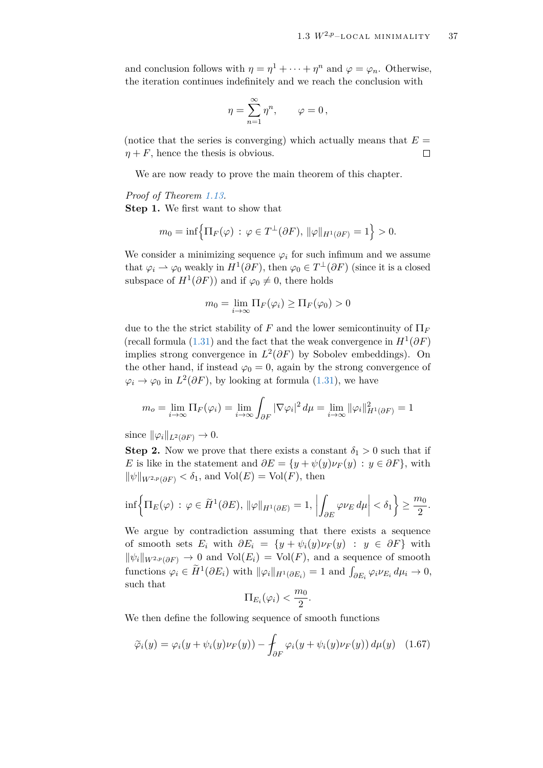and conclusion follows with $\eta = \eta^1 + \cdots + \eta^n$ and $\varphi = \varphi_n$. Otherwise, the iteration continues indefinitely and we reach the conclusion with

$$\eta = \sum_{n=1}^{\infty} \eta^n, \qquad \varphi = 0\,,$$

(notice that the series is converging) which actually means that $E = \eta + F$, hence the thesis is obvious. □

We are now ready to prove the main theorem of this chapter.

*Proof of Theorem 1.13.*

**Step 1.** We first want to show that

$$m_0 = \inf\Big\{\Pi_F(\varphi) \,:\, \varphi \in T^\perp(\partial F),\ \|\varphi\|_{H^1(\partial F)} = 1\Big\} > 0.$$

We consider a minimizing sequence $\varphi_i$ for such infimum and we assume that $\varphi_i \rightharpoonup \varphi_0$ weakly in $H^1(\partial F)$, then $\varphi_0 \in T^\perp(\partial F)$ (since it is a closed subspace of $H^1(\partial F)$) and if $\varphi_0 \neq 0$, there holds

$$m_0 = \lim_{i\to\infty} \Pi_F(\varphi_i) \geq \Pi_F(\varphi_0) > 0$$

due to the the strict stability of $F$ and the lower semicontinuity of $\Pi_F$ (recall formula (1.31) and the fact that the weak convergence in $H^1(\partial F)$ implies strong convergence in $L^2(\partial F)$ by Sobolev embeddings). On the other hand, if instead $\varphi_0 = 0$, again by the strong convergence of $\varphi_i \to \varphi_0$ in $L^2(\partial F)$, by looking at formula (1.31), we have

$$m_o = \lim_{i\to\infty} \Pi_F(\varphi_i) = \lim_{i\to\infty} \int_{\partial F} |\nabla \varphi_i|^2 \, d\mu = \lim_{i\to\infty} \|\varphi_i\|^2_{H^1(\partial F)} = 1$$

since $\|\varphi_i\|_{L^2(\partial F)} \to 0$.

**Step 2.** Now we prove that there exists a constant $\delta_1 > 0$ such that if $E$ is like in the statement and $\partial E = \{y + \psi(y)\nu_F(y) \,:\, y \in \partial F\}$, with $\|\psi\|_{W^{2,p}(\partial F)} < \delta_1$, and $\mathrm{Vol}(E) = \mathrm{Vol}(F)$, then

$$\inf\Big\{\Pi_E(\varphi) \,:\, \varphi \in \widetilde{H}^1(\partial E),\ \|\varphi\|_{H^1(\partial E)} = 1,\ \Big|\int_{\partial E} \varphi \nu_E \, d\mu\Big| < \delta_1\Big\} \geq \frac{m_0}{2}.$$

We argue by contradiction assuming that there exists a sequence of smooth sets $E_i$ with $\partial E_i = \{y + \psi_i(y)\nu_F(y) \,:\, y \in \partial F\}$ with $\|\psi_i\|_{W^{2,p}(\partial F)} \to 0$ and $\mathrm{Vol}(E_i) = \mathrm{Vol}(F)$, and a sequence of smooth functions $\varphi_i \in \widetilde{H}^1(\partial E_i)$ with $\|\varphi_i\|_{H^1(\partial E_i)} = 1$ and $\int_{\partial E_i} \varphi_i \nu_{E_i} \, d\mu_i \to 0$, such that

$$\Pi_{E_i}(\varphi_i) < \frac{m_0}{2}.$$

We then define the following sequence of smooth functions

$$\widetilde{\varphi}_i(y) = \varphi_i(y + \psi_i(y)\nu_F(y)) - \fint_{\partial F} \varphi_i(y + \psi_i(y)\nu_F(y))\, d\mu(y) \quad (1.67)$$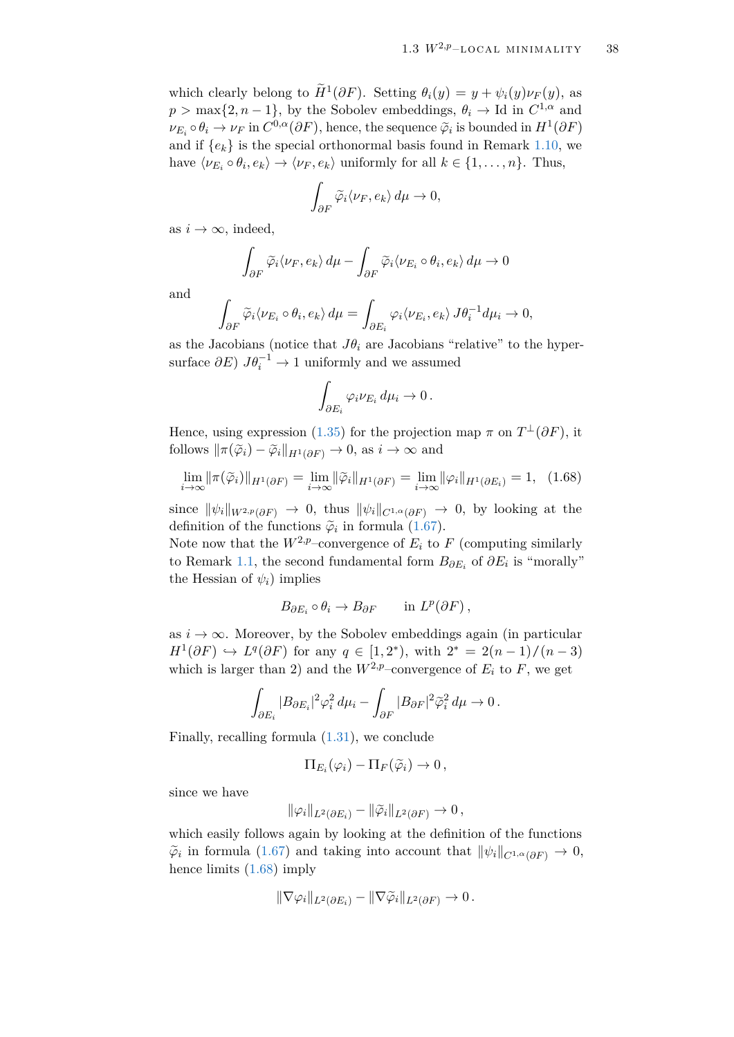which clearly belong to $\widetilde{H}^1(\partial F)$. Setting $\theta_i(y) = y + \psi_i(y)\nu_F(y)$, as $p > \max\{2, n-1\}$, by the Sobolev embeddings, $\theta_i \to \mathrm{Id}$ in $C^{1,\alpha}$ and $\nu_{E_i} \circ \theta_i \to \nu_F$ in $C^{0,\alpha}(\partial F)$, hence, the sequence $\widetilde{\varphi}_i$ is bounded in $H^1(\partial F)$ and if $\{e_k\}$ is the special orthonormal basis found in Remark 1.10, we have $\langle \nu_{E_i} \circ \theta_i, e_k \rangle \to \langle \nu_F, e_k \rangle$ uniformly for all $k \in \{1, \dots, n\}$. Thus,

$$\int_{\partial F} \widetilde{\varphi}_i \langle \nu_F, e_k \rangle \, d\mu \to 0,$$

as $i \to \infty$, indeed,

$$\int_{\partial F} \widetilde{\varphi}_i \langle \nu_F, e_k \rangle \, d\mu - \int_{\partial F} \widetilde{\varphi}_i \langle \nu_{E_i} \circ \theta_i, e_k \rangle \, d\mu \to 0$$

and

$$\int_{\partial F} \widetilde{\varphi}_i \langle \nu_{E_i} \circ \theta_i, e_k \rangle \, d\mu = \int_{\partial E_i} \varphi_i \langle \nu_{E_i}, e_k \rangle \, J\theta_i^{-1} d\mu_i \to 0,$$

as the Jacobians (notice that $J\theta_i$ are Jacobians "relative" to the hypersurface $\partial E$) $J\theta_i^{-1} \to 1$ uniformly and we assumed

$$\int_{\partial E_i} \varphi_i \nu_{E_i} \, d\mu_i \to 0\,.$$

Hence, using expression (1.35) for the projection map $\pi$ on $T^{\perp}(\partial F)$, it follows $\|\pi(\widetilde{\varphi}_i) - \widetilde{\varphi}_i\|_{H^1(\partial F)} \to 0$, as $i \to \infty$ and

$$\lim_{i\to\infty} \|\pi(\widetilde{\varphi}_i)\|_{H^1(\partial F)} = \lim_{i\to\infty} \|\widetilde{\varphi}_i\|_{H^1(\partial F)} = \lim_{i\to\infty} \|\varphi_i\|_{H^1(\partial E_i)} = 1, \quad (1.68)$$

since $\|\psi_i\|_{W^{2,p}(\partial F)} \to 0$, thus $\|\psi_i\|_{C^{1,\alpha}(\partial F)} \to 0$, by looking at the definition of the functions $\widetilde{\varphi}_i$ in formula (1.67).

Note now that the $W^{2,p}$–convergence of $E_i$ to $F$ (computing similarly to Remark 1.1, the second fundamental form $B_{\partial E_i}$ of $\partial E_i$ is "morally" the Hessian of $\psi_i$) implies

$$B_{\partial E_i} \circ \theta_i \to B_{\partial F} \qquad \text{in } L^p(\partial F)\,,$$

as $i \to \infty$. Moreover, by the Sobolev embeddings again (in particular $H^1(\partial F) \hookrightarrow L^q(\partial F)$ for any $q \in [1, 2^*)$, with $2^* = 2(n-1)/(n-3)$ which is larger than 2) and the $W^{2,p}$–convergence of $E_i$ to $F$, we get

$$\int_{\partial E_i} |B_{\partial E_i}|^2 \varphi_i^2 \, d\mu_i - \int_{\partial F} |B_{\partial F}|^2 \widetilde{\varphi}_i^2 \, d\mu \to 0\,.$$

Finally, recalling formula (1.31), we conclude

$$\Pi_{E_i}(\varphi_i) - \Pi_F(\widetilde{\varphi}_i) \to 0\,,$$

since we have

$$\|\varphi_i\|_{L^2(\partial E_i)} - \|\widetilde{\varphi}_i\|_{L^2(\partial F)} \to 0\,,$$

which easily follows again by looking at the definition of the functions $\widetilde{\varphi}_i$ in formula (1.67) and taking into account that $\|\psi_i\|_{C^{1,\alpha}(\partial F)} \to 0$, hence limits (1.68) imply

$$\|\nabla \varphi_i\|_{L^2(\partial E_i)} - \|\nabla \widetilde{\varphi}_i\|_{L^2(\partial F)} \to 0\,.$$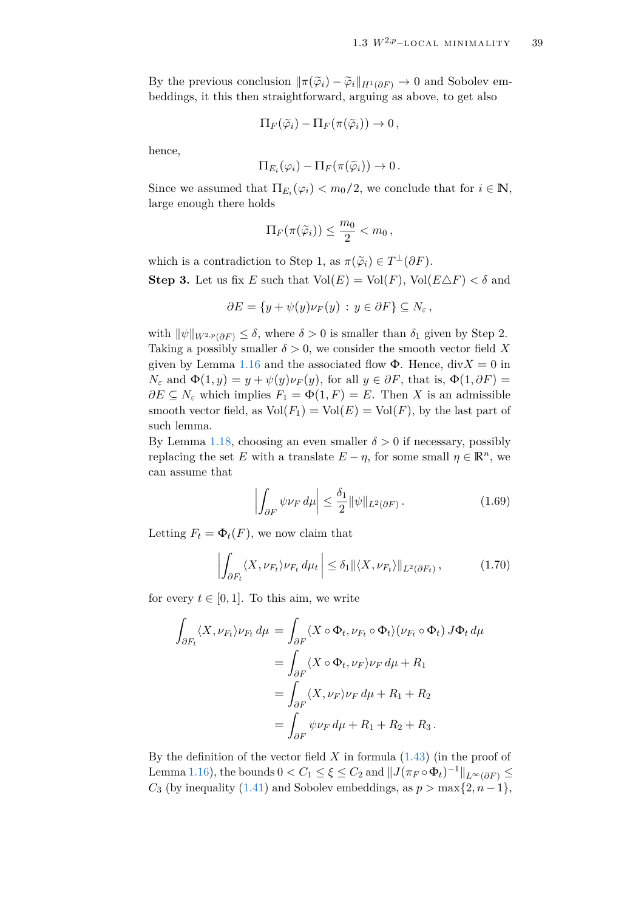By the previous conclusion $\|\pi(\widetilde{\varphi}_i) - \widetilde{\varphi}_i\|_{H^1(\partial F)} \to 0$ and Sobolev embeddings, it this then straightforward, arguing as above, to get also

$$\Pi_F(\widetilde{\varphi}_i) - \Pi_F(\pi(\widetilde{\varphi}_i)) \to 0\,,$$

hence,

$$\Pi_{E_i}(\varphi_i) - \Pi_F(\pi(\widetilde{\varphi}_i)) \to 0\,.$$

Since we assumed that $\Pi_{E_i}(\varphi_i) < m_0/2$, we conclude that for $i \in \mathbb{N}$, large enough there holds

$$\Pi_F(\pi(\widetilde{\varphi}_i)) \leq \frac{m_0}{2} < m_0\,,$$

which is a contradiction to Step 1, as $\pi(\widetilde{\varphi}_i) \in T^{\perp}(\partial F)$.

**Step 3.** Let us fix $E$ such that $\mathrm{Vol}(E) = \mathrm{Vol}(F)$, $\mathrm{Vol}(E \triangle F) < \delta$ and

$$\partial E = \{y + \psi(y)\nu_F(y) \,:\, y \in \partial F\} \subseteq N_\varepsilon\,,$$

with $\|\psi\|_{W^{2,p}(\partial F)} \leq \delta$, where $\delta > 0$ is smaller than $\delta_1$ given by Step 2. Taking a possibly smaller $\delta > 0$, we consider the smooth vector field $X$ given by Lemma 1.16 and the associated flow $\Phi$. Hence, $\mathrm{div} X = 0$ in $N_\varepsilon$ and $\Phi(1, y) = y + \psi(y)\nu_F(y)$, for all $y \in \partial F$, that is, $\Phi(1, \partial F) = \partial E \subseteq N_\varepsilon$ which implies $F_1 = \Phi(1, F) = E$. Then $X$ is an admissible smooth vector field, as $\mathrm{Vol}(F_1) = \mathrm{Vol}(E) = \mathrm{Vol}(F)$, by the last part of such lemma.
By Lemma 1.18, choosing an even smaller $\delta > 0$ if necessary, possibly replacing the set $E$ with a translate $E - \eta$, for some small $\eta \in \mathbb{R}^n$, we can assume that

$$\left| \int_{\partial F} \psi \nu_F \, d\mu \right| \leq \frac{\delta_1}{2} \|\psi\|_{L^2(\partial F)}\,. \tag{1.69}$$

Letting $F_t = \Phi_t(F)$, we now claim that

$$\left| \int_{\partial F_t} \langle X, \nu_{F_t} \rangle \nu_{F_t} \, d\mu_t \right| \leq \delta_1 \|\langle X, \nu_{F_t} \rangle\|_{L^2(\partial F_t)}\,, \tag{1.70}$$

for every $t \in [0,1]$. To this aim, we write

$$\begin{aligned}
\int_{\partial F_t} \langle X, \nu_{F_t} \rangle \nu_{F_t} \, d\mu &= \int_{\partial F} \langle X \circ \Phi_t, \nu_{F_t} \circ \Phi_t \rangle (\nu_{F_t} \circ \Phi_t)\, J\Phi_t \, d\mu \\
&= \int_{\partial F} \langle X \circ \Phi_t, \nu_F \rangle \nu_F \, d\mu + R_1 \\
&= \int_{\partial F} \langle X, \nu_F \rangle \nu_F \, d\mu + R_1 + R_2 \\
&= \int_{\partial F} \psi \nu_F \, d\mu + R_1 + R_2 + R_3\,.
\end{aligned}$$

By the definition of the vector field $X$ in formula (1.43) (in the proof of Lemma 1.16), the bounds $0 < C_1 \leq \xi \leq C_2$ and $\|J(\pi_F \circ \Phi_t)^{-1}\|_{L^\infty(\partial F)} \leq C_3$ (by inequality (1.41) and Sobolev embeddings, as $p > \max\{2, n-1\}$,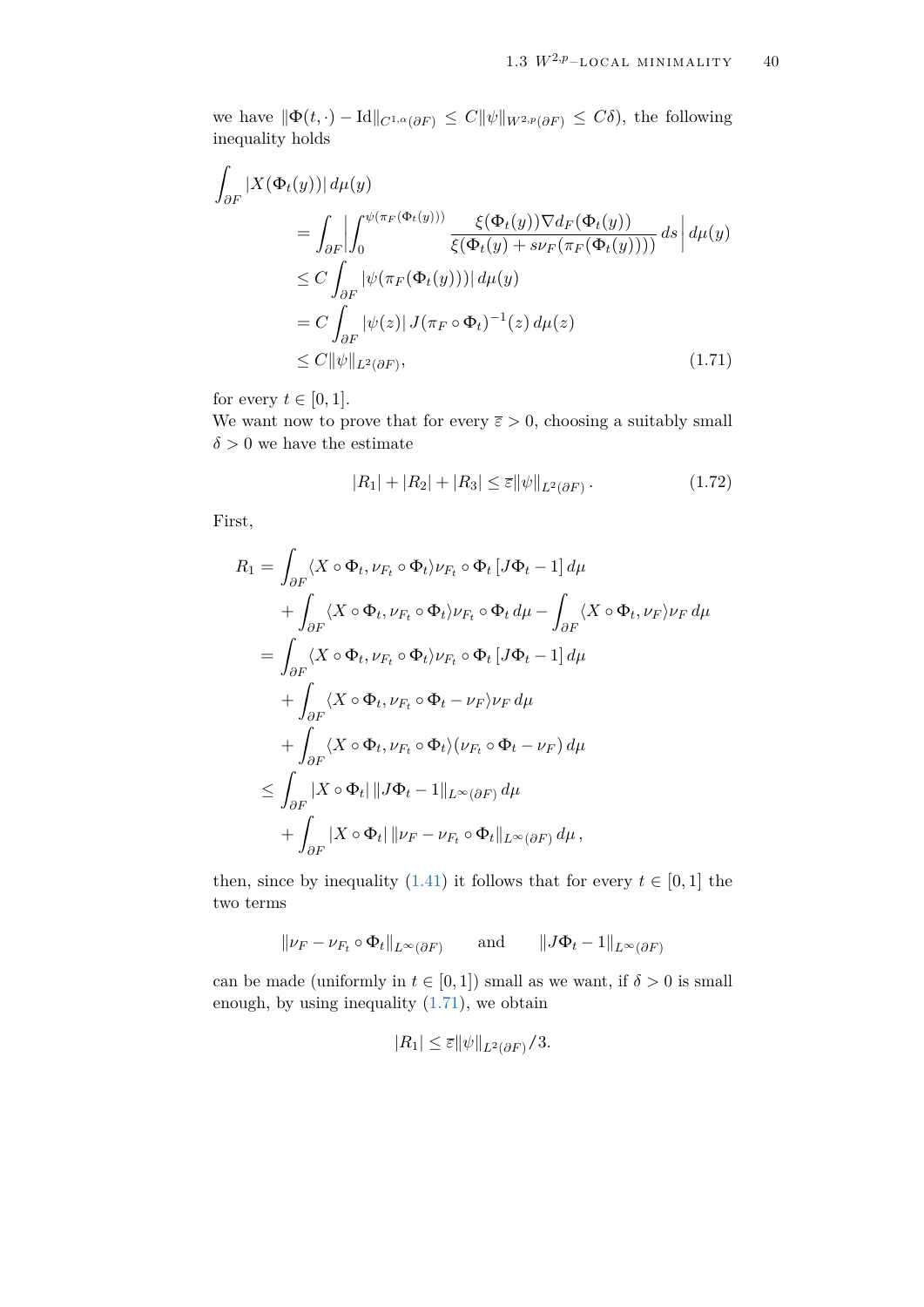we have $\|\Phi(t,\cdot) - \mathrm{Id}\|_{C^{1,\alpha}(\partial F)} \leq C\|\psi\|_{W^{2,p}(\partial F)} \leq C\delta$), the following inequality holds

$$
\begin{aligned}
\int_{\partial F} &|X(\Phi_t(y))|\, d\mu(y) \\
&= \int_{\partial F} \Bigl| \int_0^{\psi(\pi_F(\Phi_t(y)))} \frac{\xi(\Phi_t(y))\nabla d_F(\Phi_t(y))}{\xi(\Phi_t(y) + s\nu_F(\pi_F(\Phi_t(y))))}\, ds \Bigr|\, d\mu(y) \\
&\leq C \int_{\partial F} |\psi(\pi_F(\Phi_t(y)))|\, d\mu(y) \\
&= C \int_{\partial F} |\psi(z)|\, J(\pi_F \circ \Phi_t)^{-1}(z)\, d\mu(z) \\
&\leq C\|\psi\|_{L^2(\partial F)},
\end{aligned} \tag{1.71}
$$

for every $t \in [0,1]$.

We want now to prove that for every $\overline{\varepsilon} > 0$, choosing a suitably small $\delta > 0$ we have the estimate

$$
|R_1| + |R_2| + |R_3| \leq \overline{\varepsilon}\|\psi\|_{L^2(\partial F)}\,. \tag{1.72}
$$

First,

$$
\begin{aligned}
R_1 &= \int_{\partial F} \langle X \circ \Phi_t, \nu_{F_t} \circ \Phi_t\rangle \nu_{F_t} \circ \Phi_t\, [J\Phi_t - 1]\, d\mu \\
&\quad + \int_{\partial F} \langle X \circ \Phi_t, \nu_{F_t} \circ \Phi_t\rangle \nu_{F_t} \circ \Phi_t\, d\mu - \int_{\partial F} \langle X \circ \Phi_t, \nu_F\rangle \nu_F\, d\mu \\
&= \int_{\partial F} \langle X \circ \Phi_t, \nu_{F_t} \circ \Phi_t\rangle \nu_{F_t} \circ \Phi_t\, [J\Phi_t - 1]\, d\mu \\
&\quad + \int_{\partial F} \langle X \circ \Phi_t, \nu_{F_t} \circ \Phi_t - \nu_F\rangle \nu_F\, d\mu \\
&\quad + \int_{\partial F} \langle X \circ \Phi_t, \nu_{F_t} \circ \Phi_t\rangle (\nu_{F_t} \circ \Phi_t - \nu_F)\, d\mu \\
&\leq \int_{\partial F} |X \circ \Phi_t|\, \|J\Phi_t - 1\|_{L^\infty(\partial F)}\, d\mu \\
&\quad + \int_{\partial F} |X \circ \Phi_t|\, \|\nu_F - \nu_{F_t} \circ \Phi_t\|_{L^\infty(\partial F)}\, d\mu\,,
\end{aligned}
$$

then, since by inequality (1.41) it follows that for every $t \in [0,1]$ the two terms

$$
\|\nu_F - \nu_{F_t} \circ \Phi_t\|_{L^\infty(\partial F)} \qquad \text{and} \qquad \|J\Phi_t - 1\|_{L^\infty(\partial F)}
$$

can be made (uniformly in $t \in [0,1]$) small as we want, if $\delta > 0$ is small enough, by using inequality (1.71), we obtain

$$
|R_1| \leq \overline{\varepsilon}\|\psi\|_{L^2(\partial F)}/3.
$$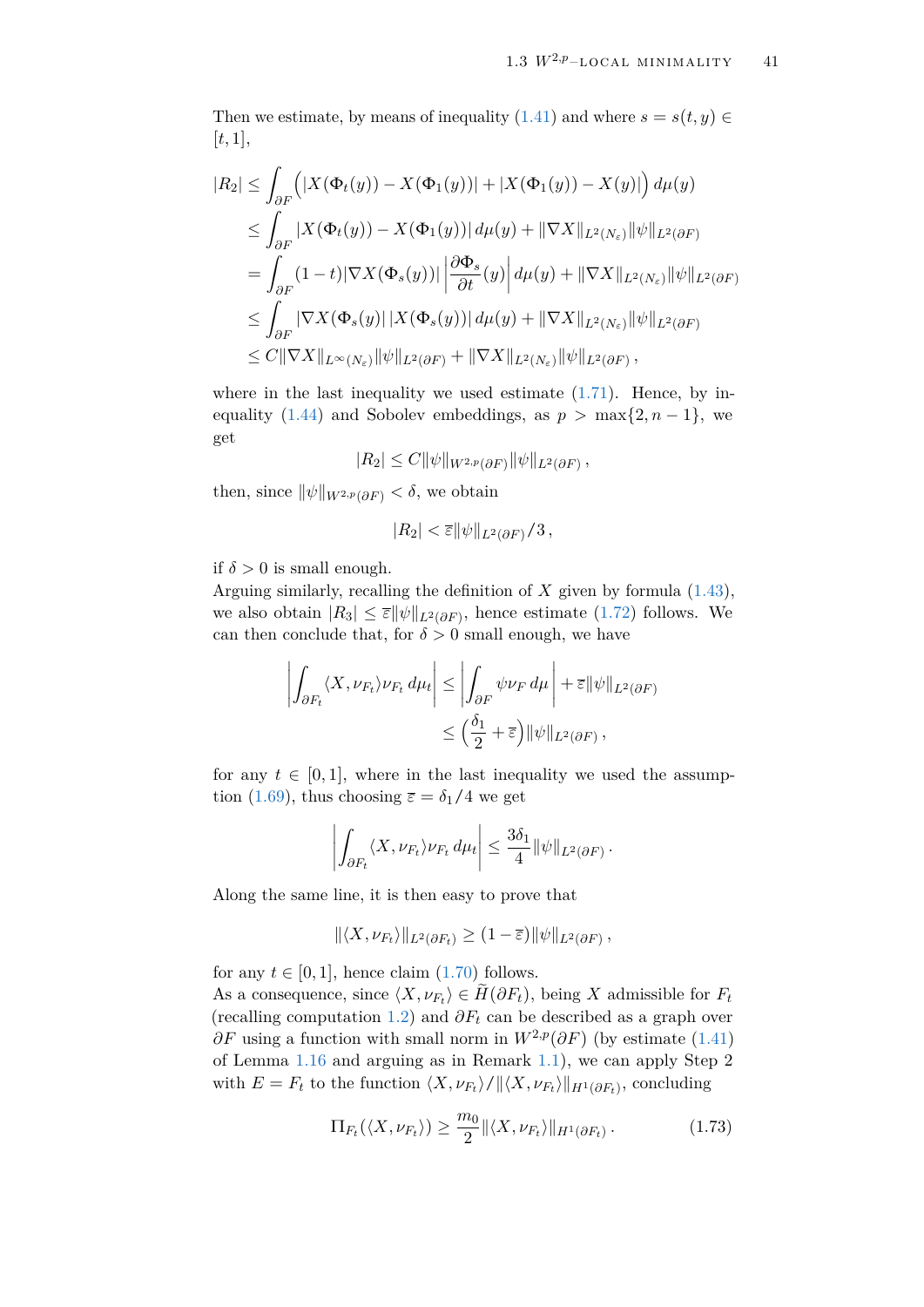Then we estimate, by means of inequality (1.41) and where $s = s(t, y) \in [t, 1]$,

$$
\begin{aligned}
|R_2| &\leq \int_{\partial F} \Big( |X(\Phi_t(y)) - X(\Phi_1(y))| + |X(\Phi_1(y)) - X(y)| \Big)\, d\mu(y) \\
&\leq \int_{\partial F} |X(\Phi_t(y)) - X(\Phi_1(y))|\, d\mu(y) + \|\nabla X\|_{L^2(N_\varepsilon)} \|\psi\|_{L^2(\partial F)} \\
&= \int_{\partial F} (1-t) |\nabla X(\Phi_s(y))| \left| \frac{\partial \Phi_s}{\partial t}(y) \right| d\mu(y) + \|\nabla X\|_{L^2(N_\varepsilon)} \|\psi\|_{L^2(\partial F)} \\
&\leq \int_{\partial F} |\nabla X(\Phi_s(y)|\, |X(\Phi_s(y))|\, d\mu(y) + \|\nabla X\|_{L^2(N_\varepsilon)} \|\psi\|_{L^2(\partial F)} \\
&\leq C \|\nabla X\|_{L^\infty(N_\varepsilon)} \|\psi\|_{L^2(\partial F)} + \|\nabla X\|_{L^2(N_\varepsilon)} \|\psi\|_{L^2(\partial F)} \,,
\end{aligned}
$$

where in the last inequality we used estimate (1.71). Hence, by inequality (1.44) and Sobolev embeddings, as $p > \max\{2, n-1\}$, we get

$$
|R_2| \leq C \|\psi\|_{W^{2,p}(\partial F)} \|\psi\|_{L^2(\partial F)} \,,
$$

then, since $\|\psi\|_{W^{2,p}(\partial F)} < \delta$, we obtain

$$
|R_2| < \overline{\varepsilon} \|\psi\|_{L^2(\partial F)} / 3 \,,
$$

if $\delta > 0$ is small enough.
Arguing similarly, recalling the definition of $X$ given by formula (1.43), we also obtain $|R_3| \leq \overline{\varepsilon} \|\psi\|_{L^2(\partial F)}$, hence estimate (1.72) follows. We can then conclude that, for $\delta > 0$ small enough, we have

$$
\begin{aligned}
\left| \int_{\partial F_t} \langle X, \nu_{F_t} \rangle \nu_{F_t}\, d\mu_t \right| &\leq \left| \int_{\partial F} \psi \nu_F\, d\mu \right| + \overline{\varepsilon} \|\psi\|_{L^2(\partial F)} \\
&\leq \Big( \frac{\delta_1}{2} + \overline{\varepsilon} \Big) \|\psi\|_{L^2(\partial F)} \,,
\end{aligned}
$$

for any $t \in [0, 1]$, where in the last inequality we used the assumption (1.69), thus choosing $\overline{\varepsilon} = \delta_1 / 4$ we get

$$
\left| \int_{\partial F_t} \langle X, \nu_{F_t} \rangle \nu_{F_t}\, d\mu_t \right| \leq \frac{3\delta_1}{4} \|\psi\|_{L^2(\partial F)} \,.
$$

Along the same line, it is then easy to prove that

$$
\|\langle X, \nu_{F_t} \rangle\|_{L^2(\partial F_t)} \geq (1 - \overline{\varepsilon}) \|\psi\|_{L^2(\partial F)} \,,
$$

for any $t \in [0, 1]$, hence claim (1.70) follows.
As a consequence, since $\langle X, \nu_{F_t} \rangle \in \widetilde{H}(\partial F_t)$, being $X$ admissible for $F_t$ (recalling computation 1.2) and $\partial F_t$ can be described as a graph over $\partial F$ using a function with small norm in $W^{2,p}(\partial F)$ (by estimate (1.41) of Lemma 1.16 and arguing as in Remark 1.1), we can apply Step 2 with $E = F_t$ to the function $\langle X, \nu_{F_t} \rangle / \|\langle X, \nu_{F_t} \rangle\|_{H^1(\partial F_t)}$, concluding

$$
\Pi_{F_t}(\langle X, \nu_{F_t} \rangle) \geq \frac{m_0}{2} \|\langle X, \nu_{F_t} \rangle\|_{H^1(\partial F_t)} \,. \tag{1.73}
$$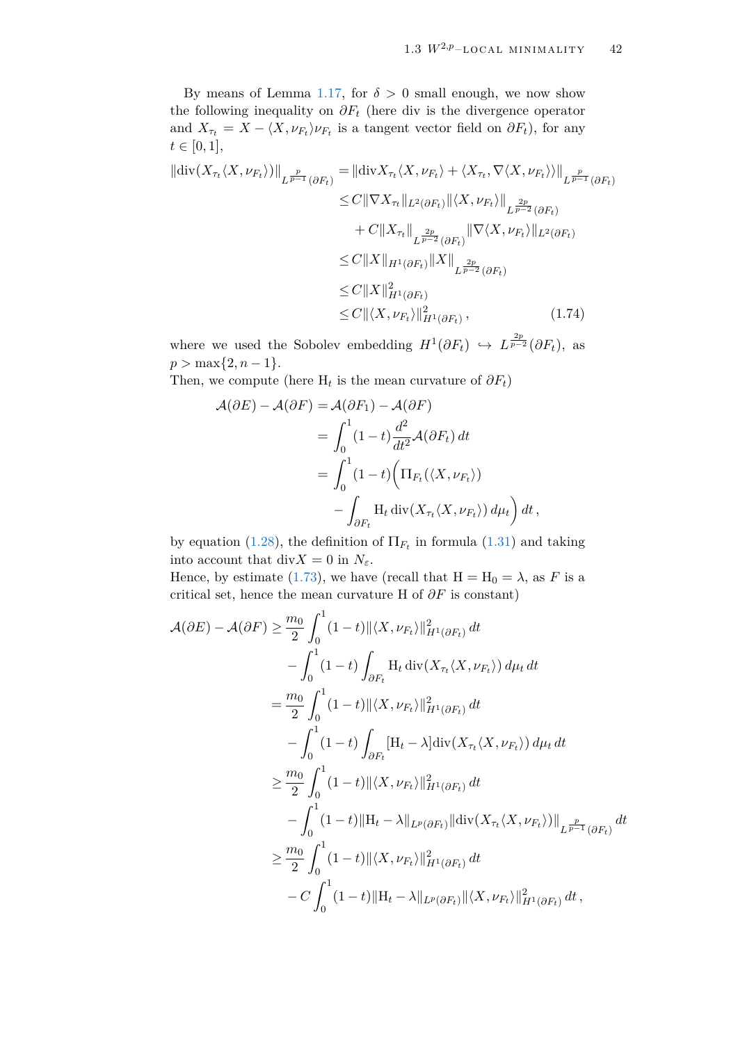By means of Lemma 1.17, for $\delta > 0$ small enough, we now show the following inequality on $\partial F_t$ (here div is the divergence operator and $X_{\tau_t} = X - \langle X, \nu_{F_t}\rangle \nu_{F_t}$ is a tangent vector field on $\partial F_t$), for any $t \in [0,1]$,

$$
\begin{aligned}
\|\mathrm{div}(X_{\tau_t}\langle X, \nu_{F_t}\rangle)\|_{L^{\frac{p}{p-1}}(\partial F_t)} &= \|\mathrm{div} X_{\tau_t}\langle X, \nu_{F_t}\rangle + \langle X_{\tau_t}, \nabla\langle X, \nu_{F_t}\rangle\rangle\|_{L^{\frac{p}{p-1}}(\partial F_t)} \\
&\leq C\|\nabla X_{\tau_t}\|_{L^2(\partial F_t)}\|\langle X, \nu_{F_t}\rangle\|_{L^{\frac{2p}{p-2}}(\partial F_t)} \\
&\quad + C\|X_{\tau_t}\|_{L^{\frac{2p}{p-2}}(\partial F_t)}\|\nabla\langle X, \nu_{F_t}\rangle\|_{L^2(\partial F_t)} \\
&\leq C\|X\|_{H^1(\partial F_t)}\|X\|_{L^{\frac{2p}{p-2}}(\partial F_t)} \\
&\leq C\|X\|^2_{H^1(\partial F_t)} \\
&\leq C\|\langle X, \nu_{F_t}\rangle\|^2_{H^1(\partial F_t)}\,, \qquad\qquad (1.74)
\end{aligned}
$$

where we used the Sobolev embedding $H^1(\partial F_t) \hookrightarrow L^{\frac{2p}{p-2}}(\partial F_t)$, as $p > \max\{2, n-1\}$.
Then, we compute (here $\mathrm{H}_t$ is the mean curvature of $\partial F_t$)

$$
\begin{aligned}
\mathcal{A}(\partial E) - \mathcal{A}(\partial F) &= \mathcal{A}(\partial F_1) - \mathcal{A}(\partial F) \\
&= \int_0^1 (1-t)\frac{d^2}{dt^2}\mathcal{A}(\partial F_t)\,dt \\
&= \int_0^1 (1-t)\Big(\Pi_{F_t}(\langle X, \nu_{F_t}\rangle) \\
&\qquad - \int_{\partial F_t} \mathrm{H}_t\,\mathrm{div}(X_{\tau_t}\langle X, \nu_{F_t}\rangle)\,d\mu_t\Big)\,dt\,,
\end{aligned}
$$

by equation (1.28), the definition of $\Pi_{F_t}$ in formula (1.31) and taking into account that $\mathrm{div}X = 0$ in $N_\varepsilon$.
Hence, by estimate (1.73), we have (recall that $\mathrm{H} = \mathrm{H}_0 = \lambda$, as $F$ is a critical set, hence the mean curvature $\mathrm{H}$ of $\partial F$ is constant)

$$
\begin{aligned}
\mathcal{A}(\partial E) - \mathcal{A}(\partial F) &\geq \frac{m_0}{2}\int_0^1 (1-t)\|\langle X, \nu_{F_t}\rangle\|^2_{H^1(\partial F_t)}\,dt \\
&\quad - \int_0^1 (1-t)\int_{\partial F_t} \mathrm{H}_t\,\mathrm{div}(X_{\tau_t}\langle X, \nu_{F_t}\rangle)\,d\mu_t\,dt \\
&= \frac{m_0}{2}\int_0^1 (1-t)\|\langle X, \nu_{F_t}\rangle\|^2_{H^1(\partial F_t)}\,dt \\
&\quad - \int_0^1 (1-t)\int_{\partial F_t} [\mathrm{H}_t - \lambda]\mathrm{div}(X_{\tau_t}\langle X, \nu_{F_t}\rangle)\,d\mu_t\,dt \\
&\geq \frac{m_0}{2}\int_0^1 (1-t)\|\langle X, \nu_{F_t}\rangle\|^2_{H^1(\partial F_t)}\,dt \\
&\quad - \int_0^1 (1-t)\|\mathrm{H}_t - \lambda\|_{L^p(\partial F_t)}\|\mathrm{div}(X_{\tau_t}\langle X, \nu_{F_t}\rangle)\|_{L^{\frac{p}{p-1}}(\partial F_t)}\,dt \\
&\geq \frac{m_0}{2}\int_0^1 (1-t)\|\langle X, \nu_{F_t}\rangle\|^2_{H^1(\partial F_t)}\,dt \\
&\quad - C\int_0^1 (1-t)\|\mathrm{H}_t - \lambda\|_{L^p(\partial F_t)}\|\langle X, \nu_{F_t}\rangle\|^2_{H^1(\partial F_t)}\,dt\,,
\end{aligned}
$$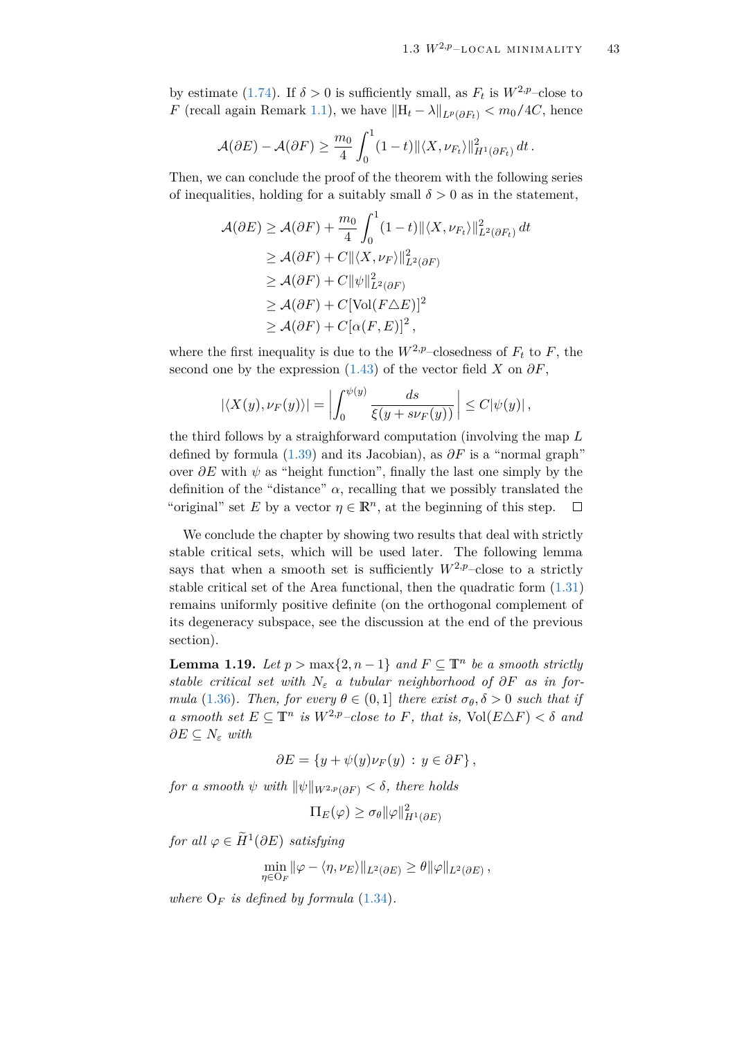by estimate (1.74). If $\delta > 0$ is sufficiently small, as $F_t$ is $W^{2,p}$–close to $F$ (recall again Remark 1.1), we have $\|\mathrm{H}_t - \lambda\|_{L^p(\partial F_t)} < m_0/4C$, hence

$$\mathcal{A}(\partial E) - \mathcal{A}(\partial F) \geq \frac{m_0}{4} \int_0^1 (1-t) \|\langle X, \nu_{F_t}\rangle\|^2_{H^1(\partial F_t)}\, dt\,.$$

Then, we can conclude the proof of the theorem with the following series of inequalities, holding for a suitably small $\delta > 0$ as in the statement,

$$\begin{aligned}
\mathcal{A}(\partial E) &\geq \mathcal{A}(\partial F) + \frac{m_0}{4} \int_0^1 (1-t) \|\langle X, \nu_{F_t}\rangle\|^2_{L^2(\partial F_t)}\, dt \\
&\geq \mathcal{A}(\partial F) + C\|\langle X, \nu_F\rangle\|^2_{L^2(\partial F)} \\
&\geq \mathcal{A}(\partial F) + C\|\psi\|^2_{L^2(\partial F)} \\
&\geq \mathcal{A}(\partial F) + C[\mathrm{Vol}(F \triangle E)]^2 \\
&\geq \mathcal{A}(\partial F) + C[\alpha(F, E)]^2\,,
\end{aligned}$$

where the first inequality is due to the $W^{2,p}$–closedness of $F_t$ to $F$, the second one by the expression (1.43) of the vector field $X$ on $\partial F$,

$$|\langle X(y), \nu_F(y)\rangle| = \left| \int_0^{\psi(y)} \frac{ds}{\xi(y + s\nu_F(y))} \right| \leq C|\psi(y)|\,,$$

the third follows by a straightforward computation (involving the map $L$ defined by formula (1.39) and its Jacobian), as $\partial F$ is a "normal graph" over $\partial E$ with $\psi$ as "height function", finally the last one simply by the definition of the "distance" $\alpha$, recalling that we possibly translated the "original" set $E$ by a vector $\eta \in \mathbb{R}^n$, at the beginning of this step. $\square$

We conclude the chapter by showing two results that deal with strictly stable critical sets, which will be used later. The following lemma says that when a smooth set is sufficiently $W^{2,p}$–close to a strictly stable critical set of the Area functional, then the quadratic form (1.31) remains uniformly positive definite (on the orthogonal complement of its degeneracy subspace, see the discussion at the end of the previous section).

**Lemma 1.19.** *Let $p > \max\{2, n-1\}$ and $F \subseteq \mathbb{T}^n$ be a smooth strictly stable critical set with $N_\varepsilon$ a tubular neighborhood of $\partial F$ as in formula (1.36). Then, for every $\theta \in (0, 1]$ there exist $\sigma_\theta, \delta > 0$ such that if a smooth set $E \subseteq \mathbb{T}^n$ is $W^{2,p}$–close to $F$, that is, $\mathrm{Vol}(E \triangle F) < \delta$ and $\partial E \subseteq N_\varepsilon$ with*

$$\partial E = \{y + \psi(y)\nu_F(y) \,:\, y \in \partial F\}\,,$$

*for a smooth $\psi$ with $\|\psi\|_{W^{2,p}(\partial F)} < \delta$, there holds*

$$\Pi_E(\varphi) \geq \sigma_\theta \|\varphi\|^2_{H^1(\partial E)}$$

*for all $\varphi \in \widetilde{H}^1(\partial E)$ satisfying*

$$\min_{\eta \in \mathrm{O}_F} \|\varphi - \langle \eta, \nu_E\rangle\|_{L^2(\partial E)} \geq \theta \|\varphi\|_{L^2(\partial E)}\,,$$

*where $\mathrm{O}_F$ is defined by formula (1.34).*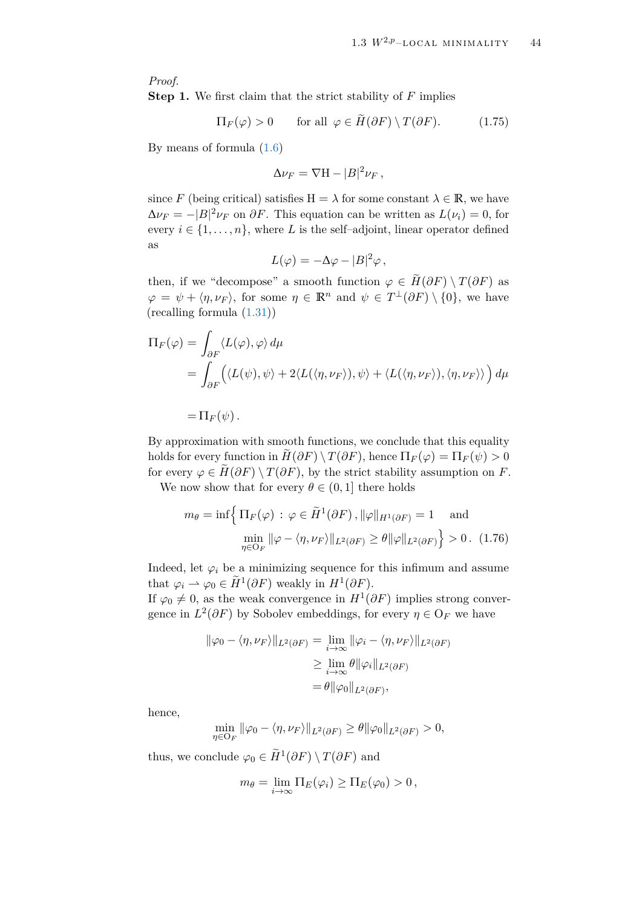*Proof.*
**Step 1.** We first claim that the strict stability of $F$ implies

$$\Pi_F(\varphi) > 0 \qquad \text{for all } \varphi \in \widetilde{H}(\partial F) \setminus T(\partial F). \tag{1.75}$$

By means of formula (1.6)

$$\Delta \nu_F = \nabla \mathrm{H} - |B|^2 \nu_F \,,$$

since $F$ (being critical) satisfies $\mathrm{H} = \lambda$ for some constant $\lambda \in \mathbb{R}$, we have $\Delta \nu_F = -|B|^2 \nu_F$ on $\partial F$. This equation can be written as $L(\nu_i) = 0$, for every $i \in \{1, \dots, n\}$, where $L$ is the self–adjoint, linear operator defined as

$$L(\varphi) = -\Delta \varphi - |B|^2 \varphi \,,$$

then, if we "decompose" a smooth function $\varphi \in \widetilde{H}(\partial F) \setminus T(\partial F)$ as $\varphi = \psi + \langle \eta, \nu_F \rangle$, for some $\eta \in \mathbb{R}^n$ and $\psi \in T^{\perp}(\partial F) \setminus \{0\}$, we have (recalling formula (1.31))

$$\begin{aligned}
\Pi_F(\varphi) &= \int_{\partial F} \langle L(\varphi), \varphi \rangle \, d\mu \\
&= \int_{\partial F} \Big( \langle L(\psi), \psi \rangle + 2\langle L(\langle \eta, \nu_F \rangle), \psi \rangle + \langle L(\langle \eta, \nu_F \rangle), \langle \eta, \nu_F \rangle \rangle \Big) \, d\mu \\
&= \Pi_F(\psi) \,.
\end{aligned}$$

By approximation with smooth functions, we conclude that this equality holds for every function in $\widetilde{H}(\partial F) \setminus T(\partial F)$, hence $\Pi_F(\varphi) = \Pi_F(\psi) > 0$ for every $\varphi \in \widetilde{H}(\partial F) \setminus T(\partial F)$, by the strict stability assumption on $F$.

We now show that for every $\theta \in (0, 1]$ there holds

$$\begin{aligned}
m_\theta = \inf \Big\{ \Pi_F(\varphi) \, : \, \varphi \in \widetilde{H}^1(\partial F) \, , \|\varphi\|_{H^1(\partial F)} = 1 \quad \text{and} \\
\min_{\eta \in \mathrm{O}_F} \|\varphi - \langle \eta, \nu_F \rangle\|_{L^2(\partial F)} \geq \theta \|\varphi\|_{L^2(\partial F)} \Big\} > 0 \,.
\end{aligned} \tag{1.76}$$

Indeed, let $\varphi_i$ be a minimizing sequence for this infimum and assume that $\varphi_i \rightharpoonup \varphi_0 \in \widetilde{H}^1(\partial F)$ weakly in $H^1(\partial F)$.
If $\varphi_0 \neq 0$, as the weak convergence in $H^1(\partial F)$ implies strong convergence in $L^2(\partial F)$ by Sobolev embeddings, for every $\eta \in \mathrm{O}_F$ we have

$$\begin{aligned}
\|\varphi_0 - \langle \eta, \nu_F \rangle\|_{L^2(\partial F)} &= \lim_{i \to \infty} \|\varphi_i - \langle \eta, \nu_F \rangle\|_{L^2(\partial F)} \\
&\geq \lim_{i \to \infty} \theta \|\varphi_i\|_{L^2(\partial F)} \\
&= \theta \|\varphi_0\|_{L^2(\partial F)},
\end{aligned}$$

hence,

$$\min_{\eta \in \mathrm{O}_F} \|\varphi_0 - \langle \eta, \nu_F \rangle\|_{L^2(\partial F)} \geq \theta \|\varphi_0\|_{L^2(\partial F)} > 0,$$

thus, we conclude $\varphi_0 \in \widetilde{H}^1(\partial F) \setminus T(\partial F)$ and

$$m_\theta = \lim_{i \to \infty} \Pi_E(\varphi_i) \geq \Pi_E(\varphi_0) > 0 \,,$$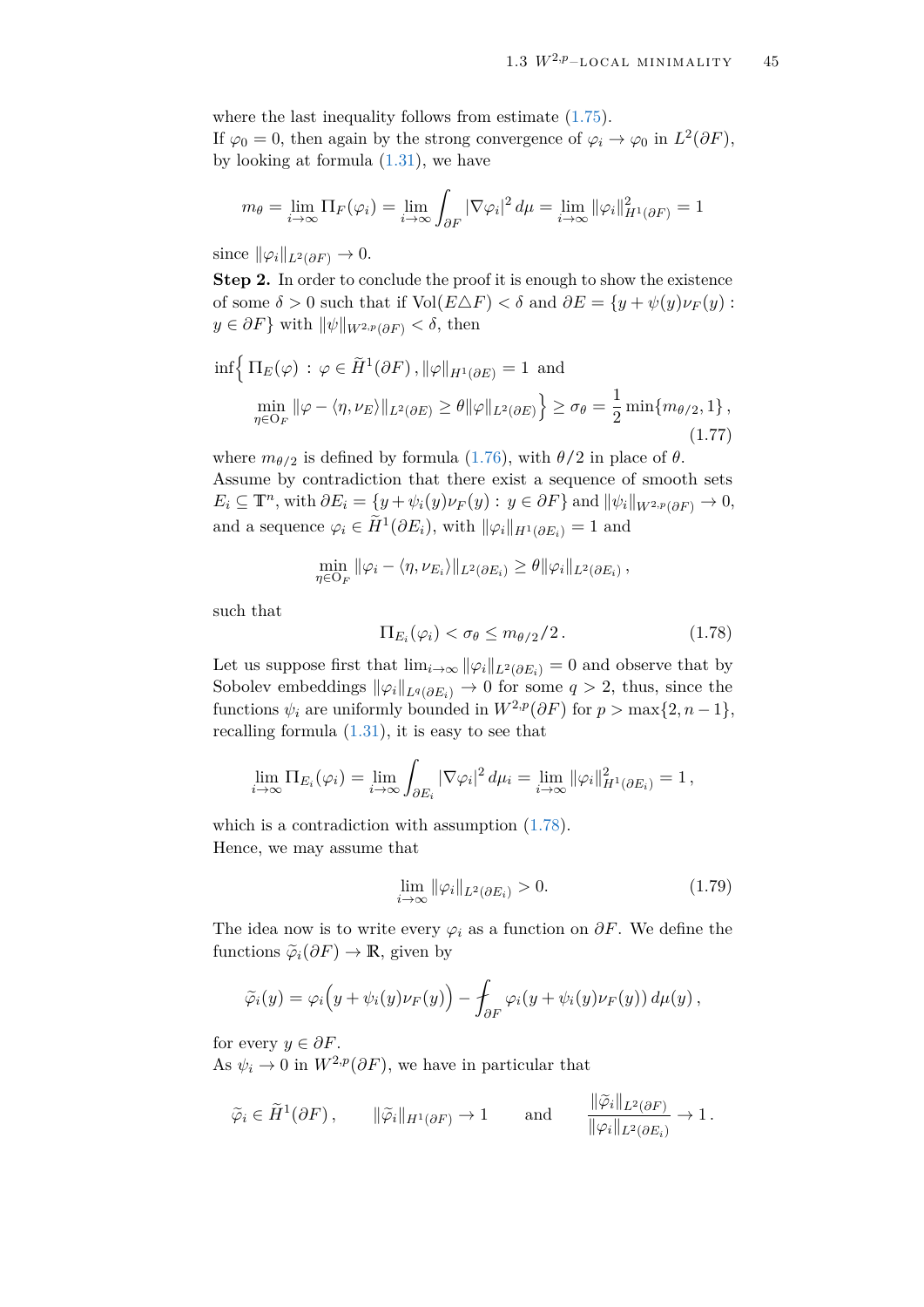where the last inequality follows from estimate (1.75).
If $\varphi_0 = 0$, then again by the strong convergence of $\varphi_i \to \varphi_0$ in $L^2(\partial F)$, by looking at formula (1.31), we have

$$m_\theta = \lim_{i\to\infty} \Pi_F(\varphi_i) = \lim_{i\to\infty} \int_{\partial F} |\nabla \varphi_i|^2 \, d\mu = \lim_{i\to\infty} \|\varphi_i\|^2_{H^1(\partial F)} = 1$$

since $\|\varphi_i\|_{L^2(\partial F)} \to 0$.

**Step 2.** In order to conclude the proof it is enough to show the existence of some $\delta > 0$ such that if $\mathrm{Vol}(E \triangle F) < \delta$ and $\partial E = \{y + \psi(y)\nu_F(y) : y \in \partial F\}$ with $\|\psi\|_{W^{2,p}(\partial F)} < \delta$, then

$$\inf\Big\{ \Pi_E(\varphi) \,:\, \varphi \in \widetilde{H}^1(\partial F)\,, \|\varphi\|_{H^1(\partial E)} = 1 \text{ and } \\ \min_{\eta \in \mathrm{O}_F} \|\varphi - \langle \eta, \nu_E\rangle\|_{L^2(\partial E)} \geq \theta \|\varphi\|_{L^2(\partial E)} \Big\} \geq \sigma_\theta = \frac{1}{2}\min\{m_{\theta/2}, 1\}\,, \tag{1.77}$$

where $m_{\theta/2}$ is defined by formula (1.76), with $\theta/2$ in place of $\theta$.
Assume by contradiction that there exist a sequence of smooth sets $E_i \subseteq \mathbb{T}^n$, with $\partial E_i = \{y + \psi_i(y)\nu_F(y) : y \in \partial F\}$ and $\|\psi_i\|_{W^{2,p}(\partial F)} \to 0$, and a sequence $\varphi_i \in \widetilde{H}^1(\partial E_i)$, with $\|\varphi_i\|_{H^1(\partial E_i)} = 1$ and

$$\min_{\eta \in \mathrm{O}_F} \|\varphi_i - \langle \eta, \nu_{E_i}\rangle\|_{L^2(\partial E_i)} \geq \theta \|\varphi_i\|_{L^2(\partial E_i)}\,,$$

such that

$$\Pi_{E_i}(\varphi_i) < \sigma_\theta \leq m_{\theta/2}/2\,. \tag{1.78}$$

Let us suppose first that $\lim_{i\to\infty} \|\varphi_i\|_{L^2(\partial E_i)} = 0$ and observe that by Sobolev embeddings $\|\varphi_i\|_{L^q(\partial E_i)} \to 0$ for some $q > 2$, thus, since the functions $\psi_i$ are uniformly bounded in $W^{2,p}(\partial F)$ for $p > \max\{2, n-1\}$, recalling formula (1.31), it is easy to see that

$$\lim_{i\to\infty} \Pi_{E_i}(\varphi_i) = \lim_{i\to\infty} \int_{\partial E_i} |\nabla \varphi_i|^2 \, d\mu_i = \lim_{i\to\infty} \|\varphi_i\|^2_{H^1(\partial E_i)} = 1\,,$$

which is a contradiction with assumption (1.78).
Hence, we may assume that

$$\lim_{i\to\infty} \|\varphi_i\|_{L^2(\partial E_i)} > 0. \tag{1.79}$$

The idea now is to write every $\varphi_i$ as a function on $\partial F$. We define the functions $\widetilde{\varphi}_i(\partial F) \to \mathbb{R}$, given by

$$\widetilde{\varphi}_i(y) = \varphi_i\Big(y + \psi_i(y)\nu_F(y)\Big) - \fint_{\partial F} \varphi_i(y + \psi_i(y)\nu_F(y))\, d\mu(y)\,,$$

for every $y \in \partial F$.
As $\psi_i \to 0$ in $W^{2,p}(\partial F)$, we have in particular that

$$\widetilde{\varphi}_i \in \widetilde{H}^1(\partial F)\,, \qquad \|\widetilde{\varphi}_i\|_{H^1(\partial F)} \to 1 \qquad \text{and} \qquad \frac{\|\widetilde{\varphi}_i\|_{L^2(\partial F)}}{\|\varphi_i\|_{L^2(\partial E_i)}} \to 1\,.$$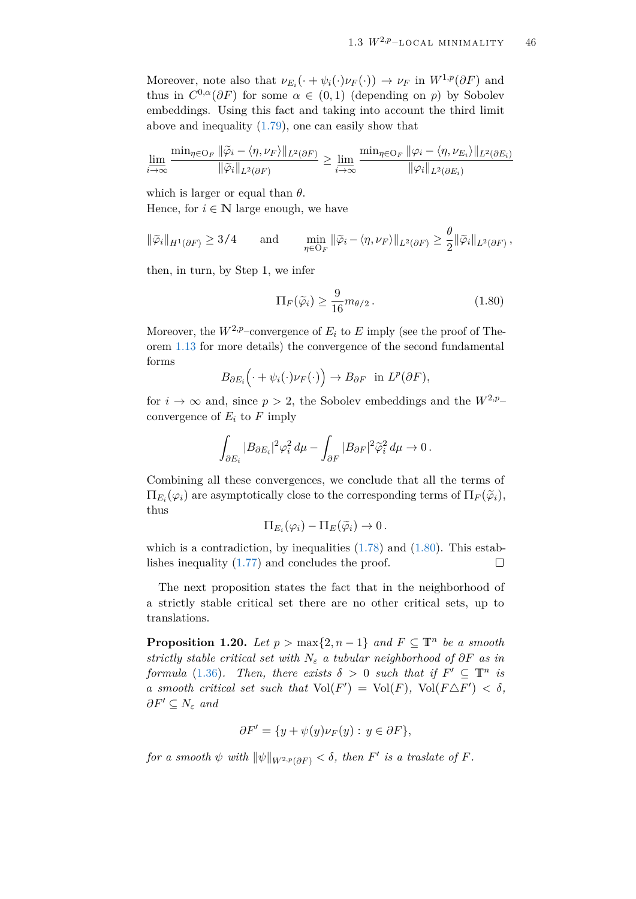Moreover, note also that $\nu_{E_i}(\cdot + \psi_i(\cdot)\nu_F(\cdot)) \to \nu_F$ in $W^{1,p}(\partial F)$ and thus in $C^{0,\alpha}(\partial F)$ for some $\alpha \in (0,1)$ (depending on $p$) by Sobolev embeddings. Using this fact and taking into account the third limit above and inequality (1.79), one can easily show that

$$\lim_{i\to\infty} \frac{\min_{\eta\in \mathrm{O}_F} \|\widetilde{\varphi}_i - \langle \eta, \nu_F\rangle\|_{L^2(\partial F)}}{\|\widetilde{\varphi}_i\|_{L^2(\partial F)}} \geq \lim_{i\to\infty} \frac{\min_{\eta\in \mathrm{O}_F} \|\varphi_i - \langle \eta, \nu_{E_i}\rangle\|_{L^2(\partial E_i)}}{\|\varphi_i\|_{L^2(\partial E_i)}}$$

which is larger or equal than $\theta$.
Hence, for $i \in \mathbb{N}$ large enough, we have

$$\|\widetilde{\varphi}_i\|_{H^1(\partial F)} \geq 3/4 \qquad \text{and} \qquad \min_{\eta\in \mathrm{O}_F} \|\widetilde{\varphi}_i - \langle \eta, \nu_F\rangle\|_{L^2(\partial F)} \geq \frac{\theta}{2}\|\widetilde{\varphi}_i\|_{L^2(\partial F)}\,,$$

then, in turn, by Step 1, we infer

$$\Pi_F(\widetilde{\varphi}_i) \geq \frac{9}{16} m_{\theta/2}\,. \tag{1.80}$$

Moreover, the $W^{2,p}$–convergence of $E_i$ to $E$ imply (see the proof of Theorem 1.13 for more details) the convergence of the second fundamental forms

$$B_{\partial E_i}\Big(\cdot + \psi_i(\cdot)\nu_F(\cdot)\Big) \to B_{\partial F} \text{ in } L^p(\partial F),$$

for $i \to \infty$ and, since $p > 2$, the Sobolev embeddings and the $W^{2,p}$–convergence of $E_i$ to $F$ imply

$$\int_{\partial E_i} |B_{\partial E_i}|^2 \varphi_i^2\, d\mu - \int_{\partial F} |B_{\partial F}|^2 \widetilde{\varphi}_i^2\, d\mu \to 0\,.$$

Combining all these convergences, we conclude that all the terms of $\Pi_{E_i}(\varphi_i)$ are asymptotically close to the corresponding terms of $\Pi_F(\widetilde{\varphi}_i)$, thus

$$\Pi_{E_i}(\varphi_i) - \Pi_E(\widetilde{\varphi}_i) \to 0\,.$$

which is a contradiction, by inequalities (1.78) and (1.80). This establishes inequality (1.77) and concludes the proof. □

The next proposition states the fact that in the neighborhood of a strictly stable critical set there are no other critical sets, up to translations.

**Proposition 1.20.** *Let $p > \max\{2, n-1\}$ and $F \subseteq \mathbb{T}^n$ be a smooth strictly stable critical set with $N_\varepsilon$ a tubular neighborhood of $\partial F$ as in formula (1.36). Then, there exists $\delta > 0$ such that if $F' \subseteq \mathbb{T}^n$ is a smooth critical set such that $\mathrm{Vol}(F') = \mathrm{Vol}(F)$, $\mathrm{Vol}(F \triangle F') < \delta$, $\partial F' \subseteq N_\varepsilon$ and*

$$\partial F' = \{y + \psi(y)\nu_F(y) : y \in \partial F\},$$

*for a smooth $\psi$ with $\|\psi\|_{W^{2,p}(\partial F)} < \delta$, then $F'$ is a traslate of $F$.*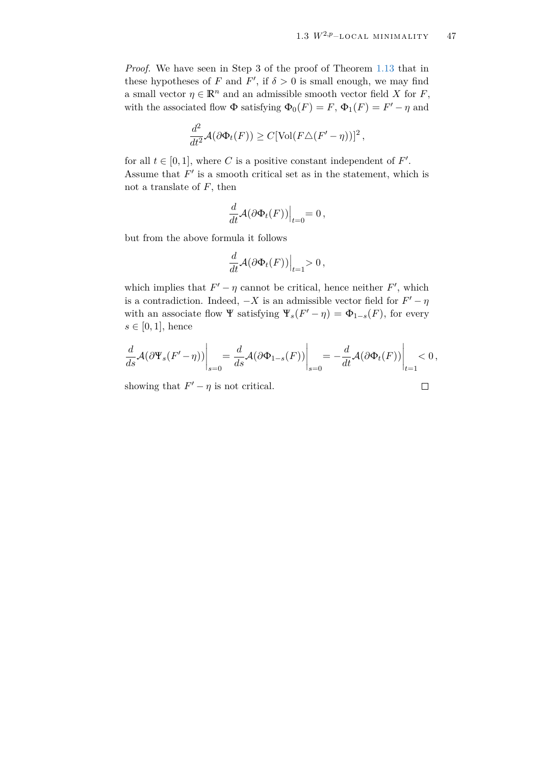*Proof.* We have seen in Step 3 of the proof of Theorem 1.13 that in these hypotheses of $F$ and $F'$, if $\delta > 0$ is small enough, we may find a small vector $\eta \in \mathbb{R}^n$ and an admissible smooth vector field $X$ for $F$, with the associated flow $\Phi$ satisfying $\Phi_0(F) = F$, $\Phi_1(F) = F' - \eta$ and

$$\frac{d^2}{dt^2}\mathcal{A}(\partial\Phi_t(F)) \geq C[\mathrm{Vol}(F \triangle (F' - \eta))]^2 \,,$$

for all $t \in [0, 1]$, where $C$ is a positive constant independent of $F'$.
Assume that $F'$ is a smooth critical set as in the statement, which is not a translate of $F$, then

$$\frac{d}{dt}\mathcal{A}(\partial\Phi_t(F))\Big|_{t=0} = 0 \,,$$

but from the above formula it follows

$$\frac{d}{dt}\mathcal{A}(\partial\Phi_t(F))\Big|_{t=1} > 0 \,,$$

which implies that $F' - \eta$ cannot be critical, hence neither $F'$, which is a contradiction. Indeed, $-X$ is an admissible vector field for $F' - \eta$ with an associate flow $\Psi$ satisfying $\Psi_s(F' - \eta) = \Phi_{1-s}(F)$, for every $s \in [0, 1]$, hence

$$\frac{d}{ds}\mathcal{A}(\partial\Psi_s(F' - \eta))\bigg|_{s=0} = \frac{d}{ds}\mathcal{A}(\partial\Phi_{1-s}(F))\bigg|_{s=0} = -\frac{d}{dt}\mathcal{A}(\partial\Phi_t(F))\bigg|_{t=1} < 0 \,,$$

showing that $F' - \eta$ is not critical. $\square$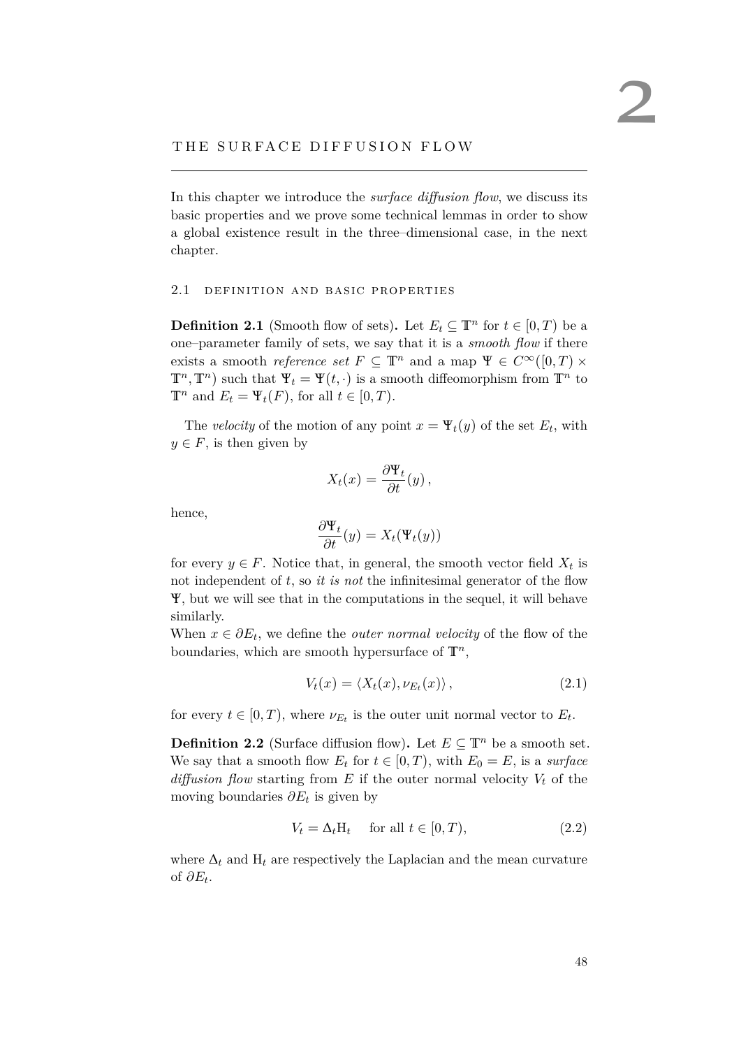# 2 THE SURFACE DIFFUSION FLOW

In this chapter we introduce the *surface diffusion flow*, we discuss its basic properties and we prove some technical lemmas in order to show a global existence result in the three–dimensional case, in the next chapter.

## 2.1 DEFINITION AND BASIC PROPERTIES

**Definition 2.1** (Smooth flow of sets)**.** Let $E_t \subseteq \mathbb{T}^n$ for $t \in [0, T)$ be a one–parameter family of sets, we say that it is a *smooth flow* if there exists a smooth *reference set* $F \subseteq \mathbb{T}^n$ and a map $\Psi \in C^\infty([0, T) \times \mathbb{T}^n, \mathbb{T}^n)$ such that $\Psi_t = \Psi(t, \cdot)$ is a smooth diffeomorphism from $\mathbb{T}^n$ to $\mathbb{T}^n$ and $E_t = \Psi_t(F)$, for all $t \in [0, T)$.

The *velocity* of the motion of any point $x = \Psi_t(y)$ of the set $E_t$, with $y \in F$, is then given by

$$X_t(x) = \frac{\partial \Psi_t}{\partial t}(y) \,,$$

hence,

$$\frac{\partial \Psi_t}{\partial t}(y) = X_t(\Psi_t(y))$$

for every $y \in F$. Notice that, in general, the smooth vector field $X_t$ is not independent of $t$, so *it is not* the infinitesimal generator of the flow $\Psi$, but we will see that in the computations in the sequel, it will behave similarly.

When $x \in \partial E_t$, we define the *outer normal velocity* of the flow of the boundaries, which are smooth hypersurface of $\mathbb{T}^n$,

$$V_t(x) = \langle X_t(x), \nu_{E_t}(x) \rangle \,, \tag{2.1}$$

for every $t \in [0, T)$, where $\nu_{E_t}$ is the outer unit normal vector to $E_t$.

**Definition 2.2** (Surface diffusion flow)**.** Let $E \subseteq \mathbb{T}^n$ be a smooth set. We say that a smooth flow $E_t$ for $t \in [0, T)$, with $E_0 = E$, is a *surface diffusion flow* starting from $E$ if the outer normal velocity $V_t$ of the moving boundaries $\partial E_t$ is given by

$$V_t = \Delta_t \mathrm{H}_t \quad \text{for all } t \in [0, T), \tag{2.2}$$

where $\Delta_t$ and $\mathrm{H}_t$ are respectively the Laplacian and the mean curvature of $\partial E_t$.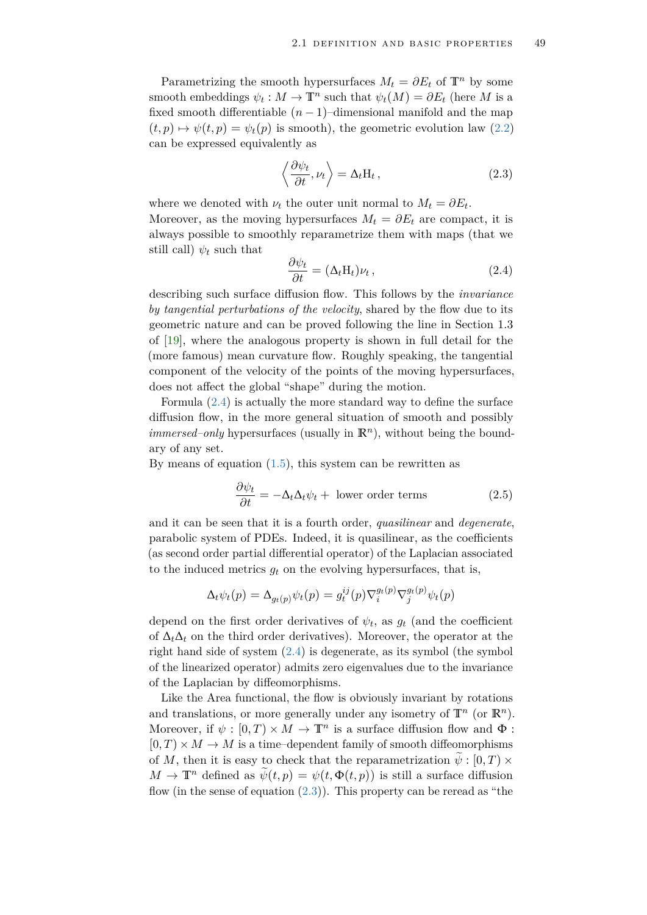Parametrizing the smooth hypersurfaces $M_t = \partial E_t$ of $\mathbb{T}^n$ by some smooth embeddings $\psi_t : M \to \mathbb{T}^n$ such that $\psi_t(M) = \partial E_t$ (here $M$ is a fixed smooth differentiable $(n-1)$–dimensional manifold and the map $(t,p) \mapsto \psi(t,p) = \psi_t(p)$ is smooth), the geometric evolution law (2.2) can be expressed equivalently as

$$\left\langle \frac{\partial \psi_t}{\partial t}, \nu_t \right\rangle = \Delta_t \mathrm{H}_t \,, \tag{2.3}$$

where we denoted with $\nu_t$ the outer unit normal to $M_t = \partial E_t$.
Moreover, as the moving hypersurfaces $M_t = \partial E_t$ are compact, it is always possible to smoothly reparametrize them with maps (that we still call) $\psi_t$ such that

$$\frac{\partial \psi_t}{\partial t} = (\Delta_t \mathrm{H}_t)\nu_t \,, \tag{2.4}$$

describing such surface diffusion flow. This follows by the *invariance by tangential perturbations of the velocity*, shared by the flow due to its geometric nature and can be proved following the line in Section 1.3 of [19], where the analogous property is shown in full detail for the (more famous) mean curvature flow. Roughly speaking, the tangential component of the velocity of the points of the moving hypersurfaces, does not affect the global "shape" during the motion.

Formula (2.4) is actually the more standard way to define the surface diffusion flow, in the more general situation of smooth and possibly *immersed–only* hypersurfaces (usually in $\mathbb{R}^n$), without being the boundary of any set.
By means of equation (1.5), this system can be rewritten as

$$\frac{\partial \psi_t}{\partial t} = -\Delta_t \Delta_t \psi_t + \text{ lower order terms} \tag{2.5}$$

and it can be seen that it is a fourth order, *quasilinear* and *degenerate*, parabolic system of PDEs. Indeed, it is quasilinear, as the coefficients (as second order partial differential operator) of the Laplacian associated to the induced metrics $g_t$ on the evolving hypersurfaces, that is,

$$\Delta_t \psi_t(p) = \Delta_{g_t(p)} \psi_t(p) = g_t^{ij}(p) \nabla_i^{g_t(p)} \nabla_j^{g_t(p)} \psi_t(p)$$

depend on the first order derivatives of $\psi_t$, as $g_t$ (and the coefficient of $\Delta_t \Delta_t$ on the third order derivatives). Moreover, the operator at the right hand side of system (2.4) is degenerate, as its symbol (the symbol of the linearized operator) admits zero eigenvalues due to the invariance of the Laplacian by diffeomorphisms.

Like the Area functional, the flow is obviously invariant by rotations and translations, or more generally under any isometry of $\mathbb{T}^n$ (or $\mathbb{R}^n$). Moreover, if $\psi : [0,T) \times M \to \mathbb{T}^n$ is a surface diffusion flow and $\Phi : [0,T) \times M \to M$ is a time–dependent family of smooth diffeomorphisms of $M$, then it is easy to check that the reparametrization $\widetilde{\psi} : [0,T) \times M \to \mathbb{T}^n$ defined as $\widetilde{\psi}(t,p) = \psi(t, \Phi(t,p))$ is still a surface diffusion flow (in the sense of equation (2.3)). This property can be reread as "the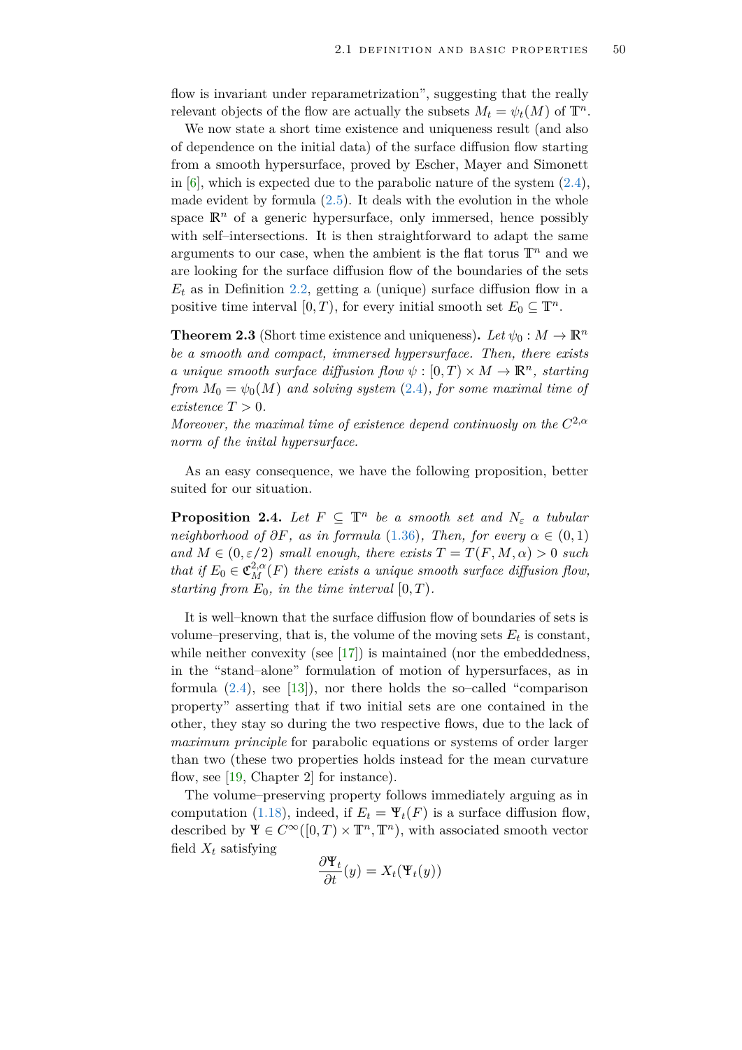flow is invariant under reparametrization", suggesting that the really relevant objects of the flow are actually the subsets $M_t = \psi_t(M)$ of $\mathbb{T}^n$.

We now state a short time existence and uniqueness result (and also of dependence on the initial data) of the surface diffusion flow starting from a smooth hypersurface, proved by Escher, Mayer and Simonett in [6], which is expected due to the parabolic nature of the system (2.4), made evident by formula (2.5). It deals with the evolution in the whole space $\mathbb{R}^n$ of a generic hypersurface, only immersed, hence possibly with self–intersections. It is then straightforward to adapt the same arguments to our case, when the ambient is the flat torus $\mathbb{T}^n$ and we are looking for the surface diffusion flow of the boundaries of the sets $E_t$ as in Definition 2.2, getting a (unique) surface diffusion flow in a positive time interval $[0,T)$, for every initial smooth set $E_0 \subseteq \mathbb{T}^n$.

**Theorem 2.3** (Short time existence and uniqueness)**.** *Let $\psi_0 : M \to \mathbb{R}^n$ be a smooth and compact, immersed hypersurface. Then, there exists a unique smooth surface diffusion flow $\psi : [0,T) \times M \to \mathbb{R}^n$, starting from $M_0 = \psi_0(M)$ and solving system (2.4), for some maximal time of existence $T > 0$.*
*Moreover, the maximal time of existence depend continuosly on the $C^{2,\alpha}$ norm of the inital hypersurface.*

As an easy consequence, we have the following proposition, better suited for our situation.

**Proposition 2.4.** *Let $F \subseteq \mathbb{T}^n$ be a smooth set and $N_\varepsilon$ a tubular neighborhood of $\partial F$, as in formula (1.36), Then, for every $\alpha \in (0,1)$ and $M \in (0, \varepsilon/2)$ small enough, there exists $T = T(F, M, \alpha) > 0$ such that if $E_0 \in \mathfrak{C}^{2,\alpha}_M(F)$ there exists a unique smooth surface diffusion flow, starting from $E_0$, in the time interval $[0,T)$.*

It is well–known that the surface diffusion flow of boundaries of sets is volume–preserving, that is, the volume of the moving sets $E_t$ is constant, while neither convexity (see [17]) is maintained (nor the embeddedness, in the "stand–alone" formulation of motion of hypersurfaces, as in formula (2.4), see [13]), nor there holds the so–called "comparison property" asserting that if two initial sets are one contained in the other, they stay so during the two respective flows, due to the lack of *maximum principle* for parabolic equations or systems of order larger than two (these two properties holds instead for the mean curvature flow, see [19, Chapter 2] for instance).

The volume–preserving property follows immediately arguing as in computation (1.18), indeed, if $E_t = \Psi_t(F)$ is a surface diffusion flow, described by $\Psi \in C^\infty([0,T) \times \mathbb{T}^n, \mathbb{T}^n)$, with associated smooth vector field $X_t$ satisfying

$$\frac{\partial \Psi_t}{\partial t}(y) = X_t(\Psi_t(y))$$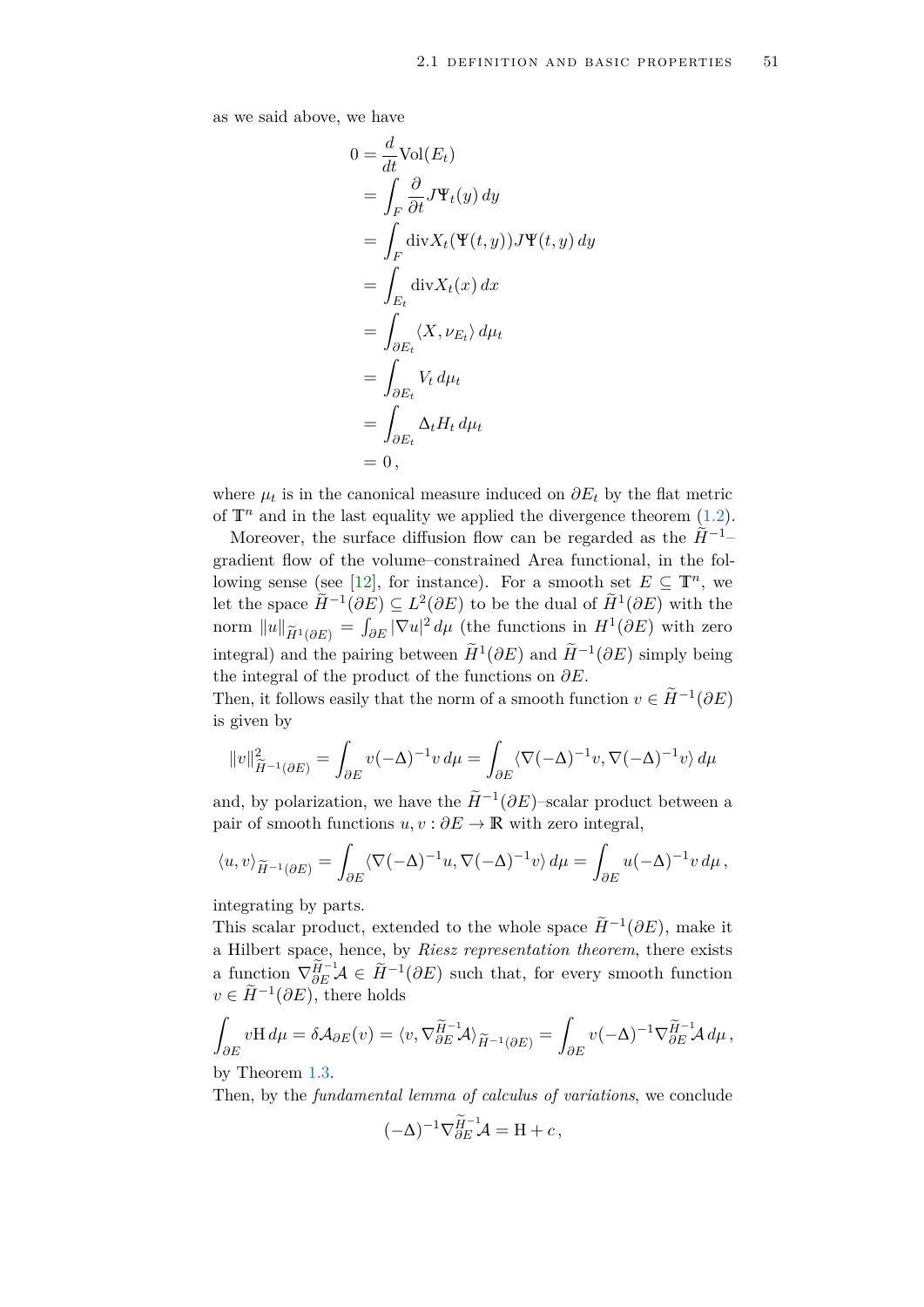as we said above, we have

$$
\begin{aligned}
0 &= \frac{d}{dt}\mathrm{Vol}(E_t)\\
&= \int_F \frac{\partial}{\partial t} J\Psi_t(y)\,dy\\
&= \int_F \mathrm{div} X_t(\Psi(t,y))J\Psi(t,y)\,dy\\
&= \int_{E_t} \mathrm{div} X_t(x)\,dx\\
&= \int_{\partial E_t} \langle X, \nu_{E_t}\rangle\,d\mu_t\\
&= \int_{\partial E_t} V_t\,d\mu_t\\
&= \int_{\partial E_t} \Delta_t H_t\,d\mu_t\\
&= 0\,,
\end{aligned}
$$

where $\mu_t$ is in the canonical measure induced on $\partial E_t$ by the flat metric of $\mathbb{T}^n$ and in the last equality we applied the divergence theorem (1.2).

Moreover, the surface diffusion flow can be regarded as the $\widetilde{H}^{-1}$–gradient flow of the volume–constrained Area functional, in the following sense (see [12], for instance). For a smooth set $E \subseteq \mathbb{T}^n$, we let the space $\widetilde{H}^{-1}(\partial E) \subseteq L^2(\partial E)$ to be the dual of $\widetilde{H}^1(\partial E)$ with the norm $\|u\|_{\widetilde{H}^1(\partial E)} = \int_{\partial E} |\nabla u|^2\,d\mu$ (the functions in $H^1(\partial E)$ with zero integral) and the pairing between $\widetilde{H}^1(\partial E)$ and $\widetilde{H}^{-1}(\partial E)$ simply being the integral of the product of the functions on $\partial E$.

Then, it follows easily that the norm of a smooth function $v \in \widetilde{H}^{-1}(\partial E)$ is given by

$$
\|v\|^2_{\widetilde{H}^{-1}(\partial E)} = \int_{\partial E} v(-\Delta)^{-1}v\,d\mu = \int_{\partial E} \langle \nabla(-\Delta)^{-1}v, \nabla(-\Delta)^{-1}v\rangle\,d\mu
$$

and, by polarization, we have the $\widetilde{H}^{-1}(\partial E)$–scalar product between a pair of smooth functions $u, v : \partial E \to \mathbb{R}$ with zero integral,

$$
\langle u, v\rangle_{\widetilde{H}^{-1}(\partial E)} = \int_{\partial E} \langle \nabla(-\Delta)^{-1}u, \nabla(-\Delta)^{-1}v\rangle\,d\mu = \int_{\partial E} u(-\Delta)^{-1}v\,d\mu\,,
$$

integrating by parts.

This scalar product, extended to the whole space $\widetilde{H}^{-1}(\partial E)$, make it a Hilbert space, hence, by *Riesz representation theorem*, there exists a function $\nabla^{\widetilde{H}^{-1}}_{\partial E}\mathcal{A} \in \widetilde{H}^{-1}(\partial E)$ such that, for every smooth function $v \in \widetilde{H}^{-1}(\partial E)$, there holds

$$
\int_{\partial E} v\mathrm{H}\,d\mu = \delta\mathcal{A}_{\partial E}(v) = \langle v, \nabla^{\widetilde{H}^{-1}}_{\partial E}\mathcal{A}\rangle_{\widetilde{H}^{-1}(\partial E)} = \int_{\partial E} v(-\Delta)^{-1}\nabla^{\widetilde{H}^{-1}}_{\partial E}\mathcal{A}\,d\mu\,,
$$

by Theorem 1.3.

Then, by the *fundamental lemma of calculus of variations*, we conclude

$$
(-\Delta)^{-1}\nabla^{\widetilde{H}^{-1}}_{\partial E}\mathcal{A} = \mathrm{H} + c\,,
$$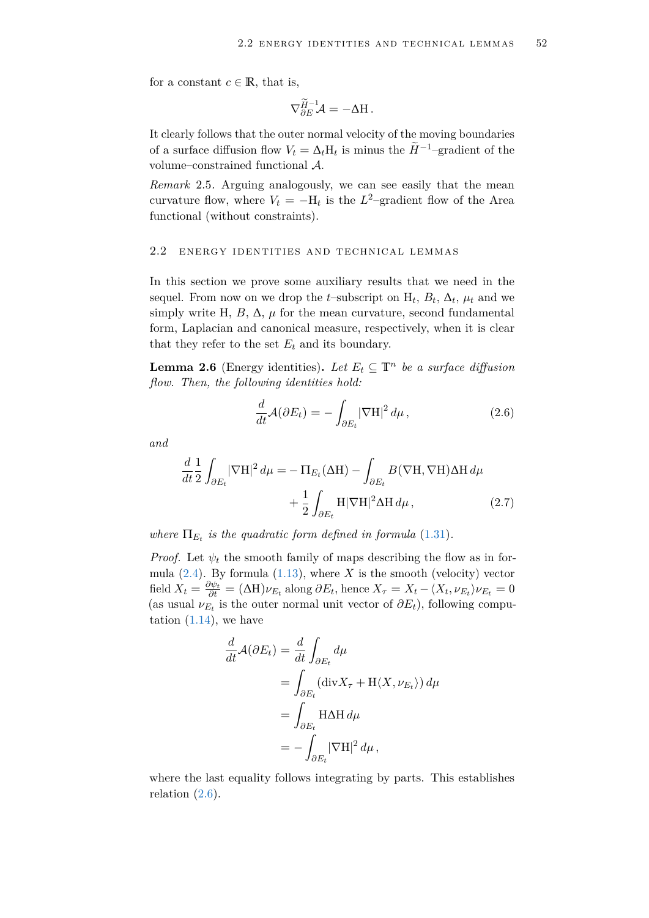for a constant $c \in \mathbb{R}$, that is,

$$\nabla^{\widetilde{H}^{-1}}_{\partial E} \mathcal{A} = -\Delta \mathrm{H}\,.$$

It clearly follows that the outer normal velocity of the moving boundaries of a surface diffusion flow $V_t = \Delta_t \mathrm{H}_t$ is minus the $\widetilde{H}^{-1}$–gradient of the volume–constrained functional $\mathcal{A}$.

*Remark* 2.5. Arguing analogously, we can see easily that the mean curvature flow, where $V_t = -\mathrm{H}_t$ is the $L^2$–gradient flow of the Area functional (without constraints).

## 2.2 Energy identities and technical lemmas

In this section we prove some auxiliary results that we need in the sequel. From now on we drop the $t$–subscript on $\mathrm{H}_t$, $B_t$, $\Delta_t$, $\mu_t$ and we simply write $\mathrm{H}$, $B$, $\Delta$, $\mu$ for the mean curvature, second fundamental form, Laplacian and canonical measure, respectively, when it is clear that they refer to the set $E_t$ and its boundary.

**Lemma 2.6** (Energy identities)**.** *Let $E_t \subseteq \mathbb{T}^n$ be a surface diffusion flow. Then, the following identities hold:*

$$\frac{d}{dt}\mathcal{A}(\partial E_t) = -\int_{\partial E_t} |\nabla \mathrm{H}|^2 \, d\mu\,, \tag{2.6}$$

*and*

$$\begin{aligned} \frac{d}{dt}\frac{1}{2}\int_{\partial E_t} |\nabla \mathrm{H}|^2 \, d\mu = &-\Pi_{E_t}(\Delta \mathrm{H}) - \int_{\partial E_t} B(\nabla \mathrm{H}, \nabla \mathrm{H})\Delta \mathrm{H} \, d\mu \\ &+ \frac{1}{2}\int_{\partial E_t} \mathrm{H}|\nabla \mathrm{H}|^2 \Delta \mathrm{H} \, d\mu\,, \end{aligned} \tag{2.7}$$

*where $\Pi_{E_t}$ is the quadratic form defined in formula (1.31).*

*Proof.* Let $\psi_t$ the smooth family of maps describing the flow as in formula (2.4). By formula (1.13), where $X$ is the smooth (velocity) vector field $X_t = \frac{\partial \psi_t}{\partial t} = (\Delta \mathrm{H})\nu_{E_t}$ along $\partial E_t$, hence $X_\tau = X_t - \langle X_t, \nu_{E_t}\rangle \nu_{E_t} = 0$ (as usual $\nu_{E_t}$ is the outer normal unit vector of $\partial E_t$), following computation (1.14), we have

$$\begin{aligned} \frac{d}{dt}\mathcal{A}(\partial E_t) &= \frac{d}{dt}\int_{\partial E_t} d\mu \\ &= \int_{\partial E_t} (\mathrm{div} X_\tau + \mathrm{H}\langle X, \nu_{E_t}\rangle) \, d\mu \\ &= \int_{\partial E_t} \mathrm{H}\Delta \mathrm{H} \, d\mu \\ &= -\int_{\partial E_t} |\nabla \mathrm{H}|^2 \, d\mu\,, \end{aligned}$$

where the last equality follows integrating by parts. This establishes relation (2.6).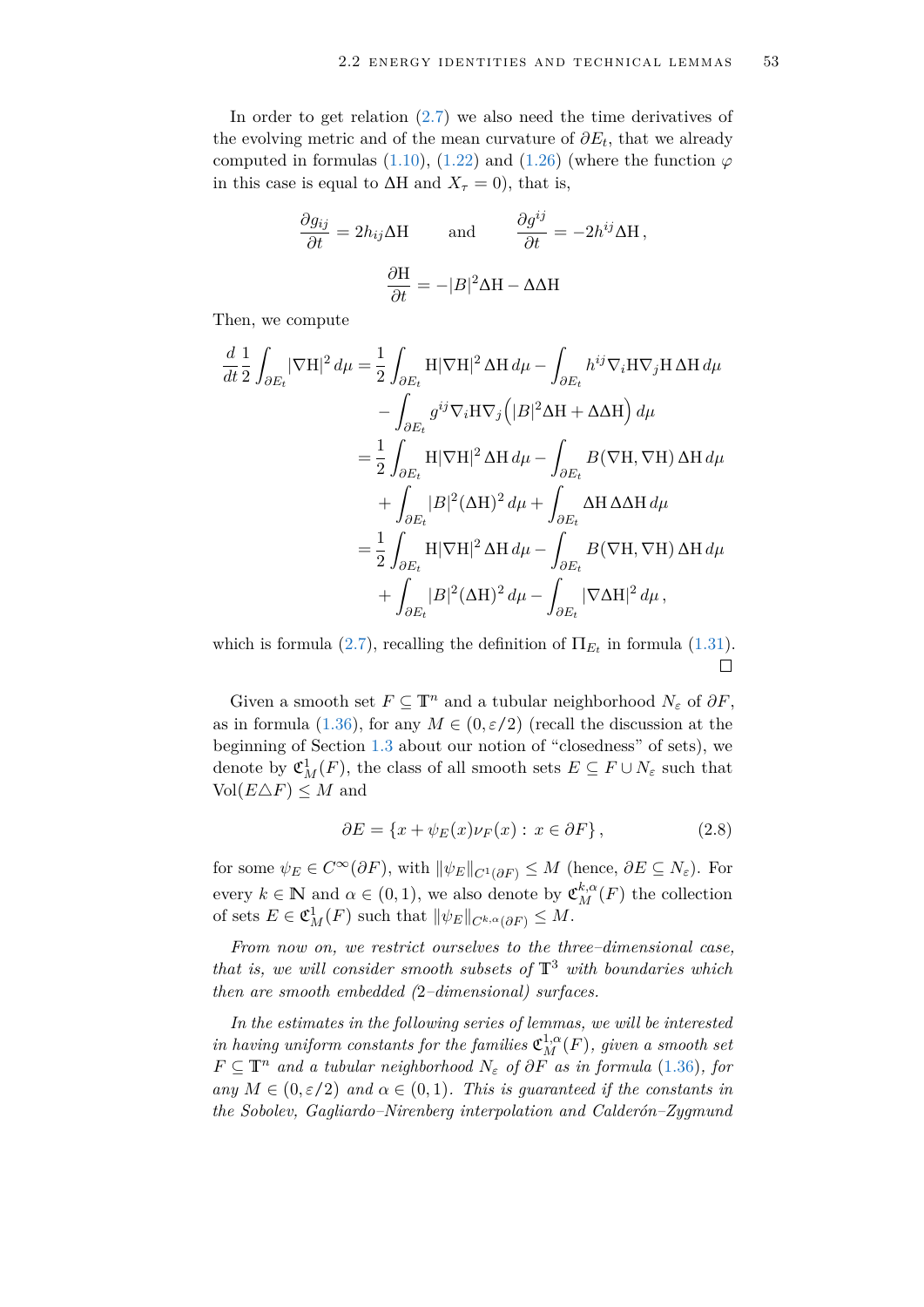In order to get relation (2.7) we also need the time derivatives of the evolving metric and of the mean curvature of $\partial E_t$, that we already computed in formulas (1.10), (1.22) and (1.26) (where the function $\varphi$ in this case is equal to $\Delta \mathrm{H}$ and $X_\tau = 0$), that is,

$$\frac{\partial g_{ij}}{\partial t} = 2h_{ij}\Delta \mathrm{H} \qquad \text{and} \qquad \frac{\partial g^{ij}}{\partial t} = -2h^{ij}\Delta \mathrm{H}\,,$$

$$\frac{\partial \mathrm{H}}{\partial t} = -|B|^2\Delta \mathrm{H} - \Delta\Delta \mathrm{H}$$

Then, we compute

$$\begin{aligned}
\frac{d}{dt}\frac{1}{2}\int_{\partial E_t} |\nabla \mathrm{H}|^2\, d\mu &= \frac{1}{2}\int_{\partial E_t} \mathrm{H}|\nabla \mathrm{H}|^2\, \Delta \mathrm{H}\, d\mu - \int_{\partial E_t} h^{ij}\nabla_i \mathrm{H}\nabla_j \mathrm{H}\, \Delta \mathrm{H}\, d\mu \\
&\quad - \int_{\partial E_t} g^{ij}\nabla_i \mathrm{H}\nabla_j\Big(|B|^2\Delta \mathrm{H} + \Delta\Delta \mathrm{H}\Big)\, d\mu \\
&= \frac{1}{2}\int_{\partial E_t} \mathrm{H}|\nabla \mathrm{H}|^2\, \Delta \mathrm{H}\, d\mu - \int_{\partial E_t} B(\nabla \mathrm{H}, \nabla \mathrm{H})\, \Delta \mathrm{H}\, d\mu \\
&\quad + \int_{\partial E_t} |B|^2(\Delta \mathrm{H})^2\, d\mu + \int_{\partial E_t} \Delta \mathrm{H}\, \Delta\Delta \mathrm{H}\, d\mu \\
&= \frac{1}{2}\int_{\partial E_t} \mathrm{H}|\nabla \mathrm{H}|^2\, \Delta \mathrm{H}\, d\mu - \int_{\partial E_t} B(\nabla \mathrm{H}, \nabla \mathrm{H})\, \Delta \mathrm{H}\, d\mu \\
&\quad + \int_{\partial E_t} |B|^2(\Delta \mathrm{H})^2\, d\mu - \int_{\partial E_t} |\nabla \Delta \mathrm{H}|^2\, d\mu\,,
\end{aligned}$$

which is formula (2.7), recalling the definition of $\Pi_{E_t}$ in formula (1.31). □

Given a smooth set $F \subseteq \mathbb{T}^n$ and a tubular neighborhood $N_\varepsilon$ of $\partial F$, as in formula (1.36), for any $M \in (0, \varepsilon/2)$ (recall the discussion at the beginning of Section 1.3 about our notion of "closedness" of sets), we denote by $\mathfrak{C}^1_M(F)$, the class of all smooth sets $E \subseteq F \cup N_\varepsilon$ such that $\mathrm{Vol}(E \triangle F) \leq M$ and

$$\partial E = \{x + \psi_E(x)\nu_F(x) \,:\, x \in \partial F\}\,, \tag{2.8}$$

for some $\psi_E \in C^\infty(\partial F)$, with $\|\psi_E\|_{C^1(\partial F)} \leq M$ (hence, $\partial E \subseteq N_\varepsilon$). For every $k \in \mathbb{N}$ and $\alpha \in (0,1)$, we also denote by $\mathfrak{C}^{k,\alpha}_M(F)$ the collection of sets $E \in \mathfrak{C}^1_M(F)$ such that $\|\psi_E\|_{C^{k,\alpha}(\partial F)} \leq M$.

*From now on, we restrict ourselves to the three–dimensional case, that is, we will consider smooth subsets of $\mathbb{T}^3$ with boundaries which then are smooth embedded (2–dimensional) surfaces.*

*In the estimates in the following series of lemmas, we will be interested in having uniform constants for the families $\mathfrak{C}^{1,\alpha}_M(F)$, given a smooth set $F \subseteq \mathbb{T}^n$ and a tubular neighborhood $N_\varepsilon$ of $\partial F$ as in formula (1.36), for any $M \in (0, \varepsilon/2)$ and $\alpha \in (0,1)$. This is guaranteed if the constants in the Sobolev, Gagliardo–Nirenberg interpolation and Calderón–Zygmund*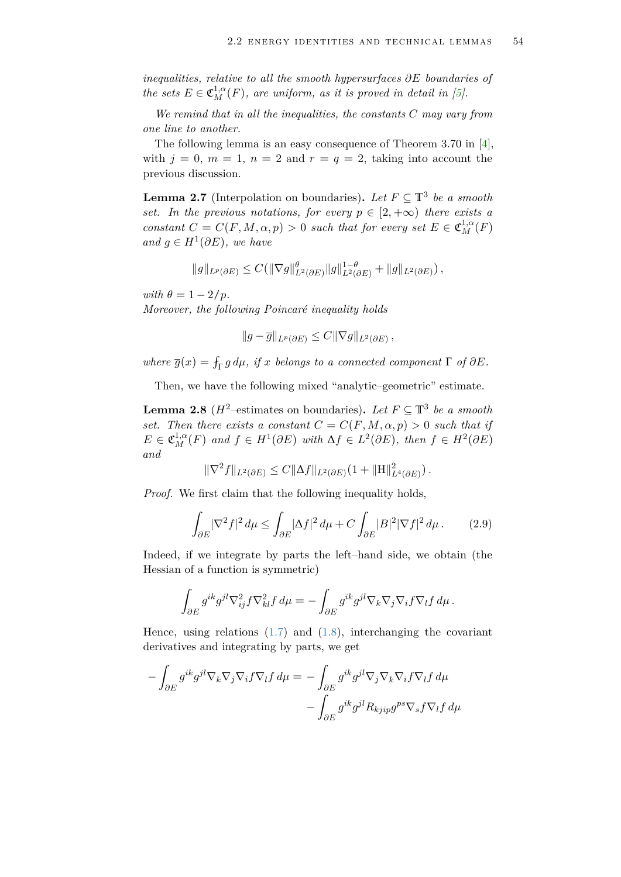*inequalities, relative to all the smooth hypersurfaces $\partial E$ boundaries of the sets $E \in \mathfrak{C}^{1,\alpha}_M(F)$, are uniform, as it is proved in detail in [5].*

*We remind that in all the inequalities, the constants $C$ may vary from one line to another.*

The following lemma is an easy consequence of Theorem 3.70 in [4], with $j = 0$, $m = 1$, $n = 2$ and $r = q = 2$, taking into account the previous discussion.

**Lemma 2.7** (Interpolation on boundaries)**.** *Let $F \subseteq \mathbb{T}^3$ be a smooth set. In the previous notations, for every $p \in [2, +\infty)$ there exists a constant $C = C(F, M, \alpha, p) > 0$ such that for every set $E \in \mathfrak{C}^{1,\alpha}_M(F)$ and $g \in H^1(\partial E)$, we have*

$$\|g\|_{L^p(\partial E)} \leq C\big(\|\nabla g\|^{\theta}_{L^2(\partial E)}\|g\|^{1-\theta}_{L^2(\partial E)} + \|g\|_{L^2(\partial E)}\big)\,,$$

*with $\theta = 1 - 2/p$.*
*Moreover, the following Poincaré inequality holds*

$$\|g - \overline{g}\|_{L^p(\partial E)} \leq C\|\nabla g\|_{L^2(\partial E)}\,,$$

*where $\overline{g}(x) = \fint_\Gamma g\,d\mu$, if $x$ belongs to a connected component $\Gamma$ of $\partial E$.*

Then, we have the following mixed "analytic–geometric" estimate.

**Lemma 2.8** ($H^2$–estimates on boundaries)**.** *Let $F \subseteq \mathbb{T}^3$ be a smooth set. Then there exists a constant $C = C(F, M, \alpha, p) > 0$ such that if $E \in \mathfrak{C}^{1,\alpha}_M(F)$ and $f \in H^1(\partial E)$ with $\Delta f \in L^2(\partial E)$, then $f \in H^2(\partial E)$ and*

$$\|\nabla^2 f\|_{L^2(\partial E)} \leq C\|\Delta f\|_{L^2(\partial E)}(1 + \|\mathrm{H}\|^2_{L^4(\partial E)})\,.$$

*Proof.* We first claim that the following inequality holds,

$$\int_{\partial E} |\nabla^2 f|^2\,d\mu \leq \int_{\partial E} |\Delta f|^2\,d\mu + C\int_{\partial E} |B|^2 |\nabla f|^2\,d\mu\,. \tag{2.9}$$

Indeed, if we integrate by parts the left–hand side, we obtain (the Hessian of a function is symmetric)

$$\int_{\partial E} g^{ik}g^{jl}\nabla^2_{ij}f\nabla^2_{kl}f\,d\mu = -\int_{\partial E} g^{ik}g^{jl}\nabla_k\nabla_j\nabla_i f\nabla_l f\,d\mu\,.$$

Hence, using relations (1.7) and (1.8), interchanging the covariant derivatives and integrating by parts, we get

$$\begin{aligned}
-\int_{\partial E} g^{ik}g^{jl}\nabla_k\nabla_j\nabla_i f\nabla_l f\,d\mu = &-\int_{\partial E} g^{ik}g^{jl}\nabla_j\nabla_k\nabla_i f\nabla_l f\,d\mu\\
&-\int_{\partial E} g^{ik}g^{jl}R_{kjip}g^{ps}\nabla_s f\nabla_l f\,d\mu
\end{aligned}$$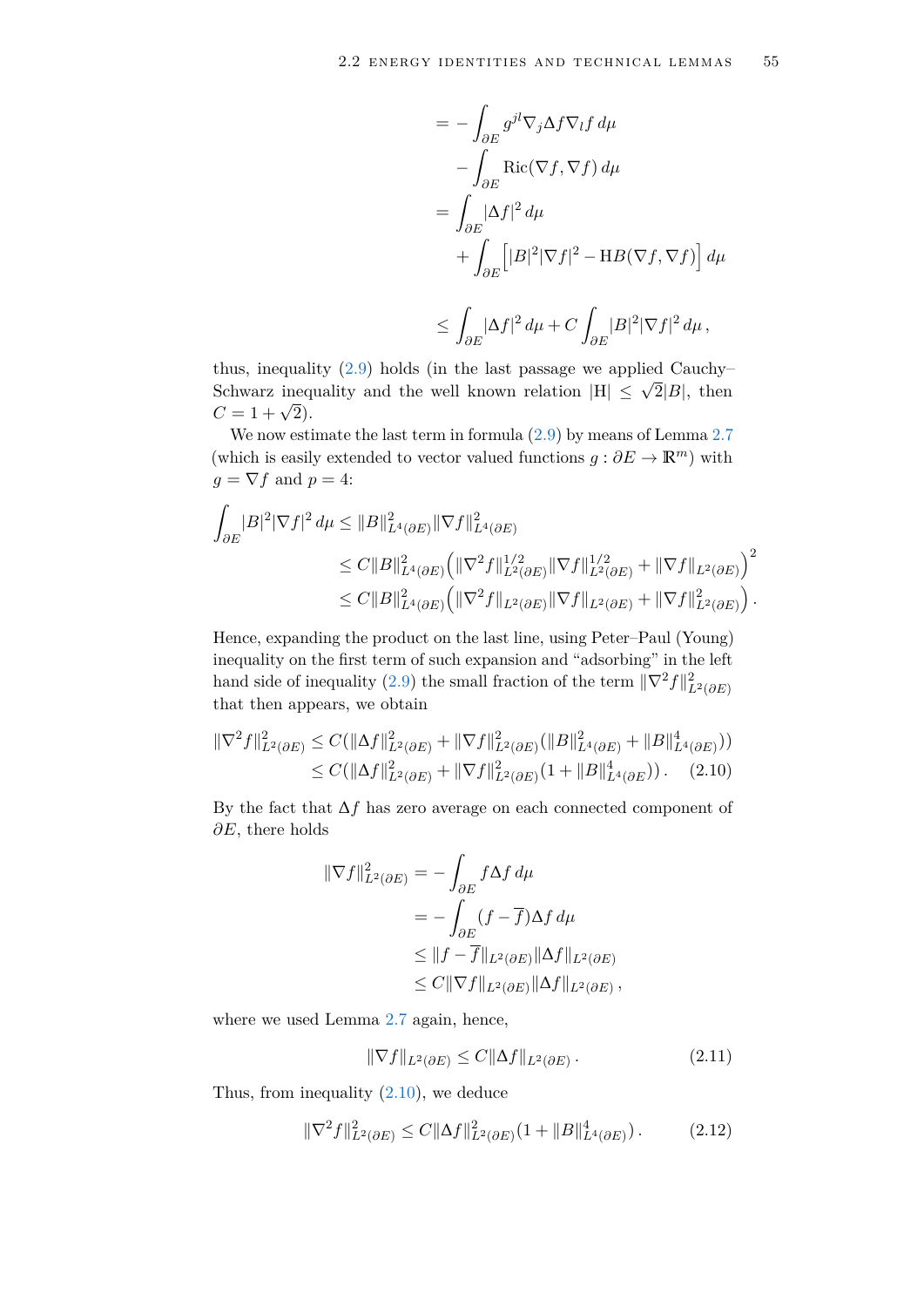$$
\begin{aligned}
&= -\int_{\partial E} g^{jl}\nabla_j \Delta f \nabla_l f\, d\mu \\
&\quad - \int_{\partial E} \mathrm{Ric}(\nabla f, \nabla f)\, d\mu \\
&= \int_{\partial E} |\Delta f|^2\, d\mu \\
&\quad + \int_{\partial E} \Big[ |B|^2 |\nabla f|^2 - \mathrm{H} B(\nabla f, \nabla f) \Big]\, d\mu \\
&\leq \int_{\partial E} |\Delta f|^2\, d\mu + C \int_{\partial E} |B|^2 |\nabla f|^2\, d\mu\,,
\end{aligned}
$$

thus, inequality (2.9) holds (in the last passage we applied Cauchy–Schwarz inequality and the well known relation $|\mathrm{H}| \leq \sqrt{2}|B|$, then $C = 1 + \sqrt{2}$).

We now estimate the last term in formula (2.9) by means of Lemma 2.7 (which is easily extended to vector valued functions $g : \partial E \to \mathbb{R}^m$) with $g = \nabla f$ and $p = 4$:

$$
\begin{aligned}
\int_{\partial E} |B|^2 |\nabla f|^2\, d\mu &\leq \|B\|^2_{L^4(\partial E)} \|\nabla f\|^2_{L^4(\partial E)} \\
&\leq C \|B\|^2_{L^4(\partial E)} \Big( \|\nabla^2 f\|^{1/2}_{L^2(\partial E)} \|\nabla f\|^{1/2}_{L^2(\partial E)} + \|\nabla f\|_{L^2(\partial E)} \Big)^2 \\
&\leq C \|B\|^2_{L^4(\partial E)} \Big( \|\nabla^2 f\|_{L^2(\partial E)} \|\nabla f\|_{L^2(\partial E)} + \|\nabla f\|^2_{L^2(\partial E)} \Big)\,.
\end{aligned}
$$

Hence, expanding the product on the last line, using Peter–Paul (Young) inequality on the first term of such expansion and "adsorbing" in the left hand side of inequality (2.9) the small fraction of the term $\|\nabla^2 f\|^2_{L^2(\partial E)}$ that then appears, we obtain

$$
\begin{aligned}
\|\nabla^2 f\|^2_{L^2(\partial E)} &\leq C(\|\Delta f\|^2_{L^2(\partial E)} + \|\nabla f\|^2_{L^2(\partial E)} (\|B\|^2_{L^4(\partial E)} + \|B\|^4_{L^4(\partial E)})) \\
&\leq C(\|\Delta f\|^2_{L^2(\partial E)} + \|\nabla f\|^2_{L^2(\partial E)} (1 + \|B\|^4_{L^4(\partial E)}))\,. \qquad (2.10)
\end{aligned}
$$

By the fact that $\Delta f$ has zero average on each connected component of $\partial E$, there holds

$$
\begin{aligned}
\|\nabla f\|^2_{L^2(\partial E)} &= -\int_{\partial E} f \Delta f\, d\mu \\
&= -\int_{\partial E} (f - \overline{f}) \Delta f\, d\mu \\
&\leq \|f - \overline{f}\|_{L^2(\partial E)} \|\Delta f\|_{L^2(\partial E)} \\
&\leq C \|\nabla f\|_{L^2(\partial E)} \|\Delta f\|_{L^2(\partial E)}\,,
\end{aligned}
$$

where we used Lemma 2.7 again, hence,

$$
\|\nabla f\|_{L^2(\partial E)} \leq C \|\Delta f\|_{L^2(\partial E)}\,. \qquad (2.11)
$$

Thus, from inequality (2.10), we deduce

$$
\|\nabla^2 f\|^2_{L^2(\partial E)} \leq C \|\Delta f\|^2_{L^2(\partial E)} (1 + \|B\|^4_{L^4(\partial E)})\,. \qquad (2.12)
$$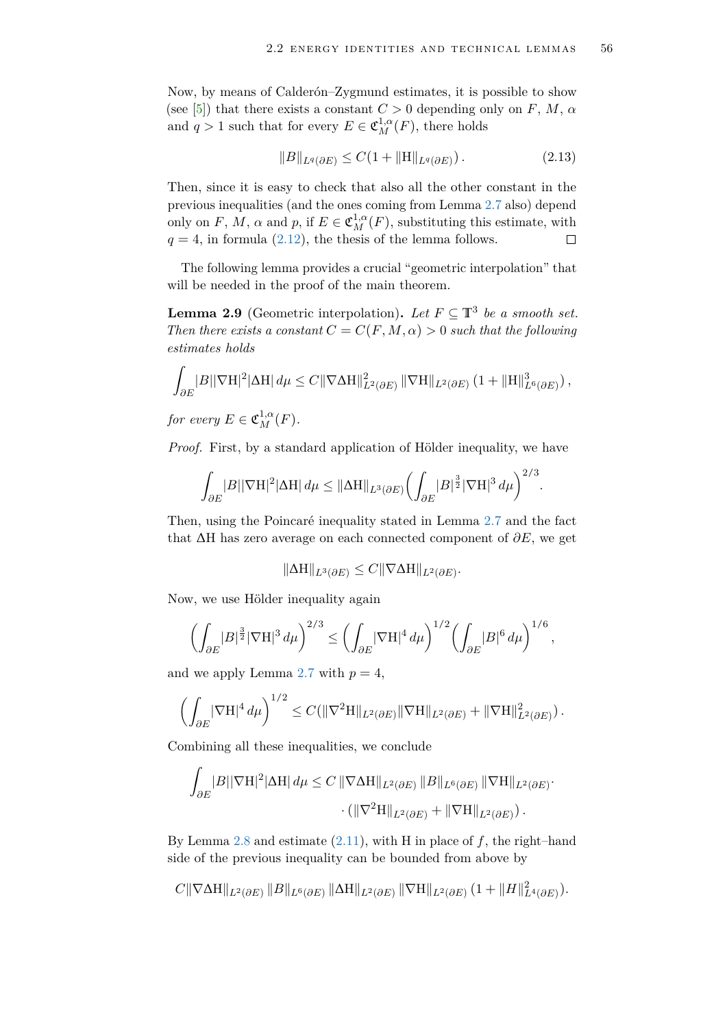Now, by means of Calderón–Zygmund estimates, it is possible to show (see [5]) that there exists a constant $C > 0$ depending only on $F$, $M$, $\alpha$ and $q > 1$ such that for every $E \in \mathfrak{C}^{1,\alpha}_M(F)$, there holds

$$\|B\|_{L^q(\partial E)} \leq C(1 + \|\mathrm{H}\|_{L^q(\partial E)}) . \tag{2.13}$$

Then, since it is easy to check that also all the other constant in the previous inequalities (and the ones coming from Lemma 2.7 also) depend only on $F$, $M$, $\alpha$ and $p$, if $E \in \mathfrak{C}^{1,\alpha}_M(F)$, substituting this estimate, with $q = 4$, in formula (2.12), the thesis of the lemma follows. □

The following lemma provides a crucial "geometric interpolation" that will be needed in the proof of the main theorem.

**Lemma 2.9** (Geometric interpolation)**.** *Let $F \subseteq \mathbb{T}^3$ be a smooth set. Then there exists a constant $C = C(F, M, \alpha) > 0$ such that the following estimates holds*

$$\int_{\partial E} |B||\nabla \mathrm{H}|^2 |\Delta \mathrm{H}| \, d\mu \leq C \|\nabla \Delta \mathrm{H}\|^2_{L^2(\partial E)} \, \|\nabla \mathrm{H}\|_{L^2(\partial E)} \, (1 + \|\mathrm{H}\|^3_{L^6(\partial E)}) \, ,$$

*for every $E \in \mathfrak{C}^{1,\alpha}_M(F)$.*

*Proof.* First, by a standard application of Hölder inequality, we have

$$\int_{\partial E} |B||\nabla \mathrm{H}|^2 |\Delta \mathrm{H}| \, d\mu \leq \|\Delta \mathrm{H}\|_{L^3(\partial E)} \Big( \int_{\partial E} |B|^{\frac{3}{2}} |\nabla \mathrm{H}|^3 \, d\mu \Big)^{2/3} .$$

Then, using the Poincaré inequality stated in Lemma 2.7 and the fact that $\Delta \mathrm{H}$ has zero average on each connected component of $\partial E$, we get

$$\|\Delta \mathrm{H}\|_{L^3(\partial E)} \leq C \|\nabla \Delta \mathrm{H}\|_{L^2(\partial E)} .$$

Now, we use Hölder inequality again

$$\Big( \int_{\partial E} |B|^{\frac{3}{2}} |\nabla \mathrm{H}|^3 \, d\mu \Big)^{2/3} \leq \Big( \int_{\partial E} |\nabla \mathrm{H}|^4 \, d\mu \Big)^{1/2} \Big( \int_{\partial E} |B|^6 \, d\mu \Big)^{1/6} ,$$

and we apply Lemma 2.7 with $p = 4$,

$$\Big( \int_{\partial E} |\nabla \mathrm{H}|^4 \, d\mu \Big)^{1/2} \leq C (\|\nabla^2 \mathrm{H}\|_{L^2(\partial E)} \|\nabla \mathrm{H}\|_{L^2(\partial E)} + \|\nabla \mathrm{H}\|^2_{L^2(\partial E)}) .$$

Combining all these inequalities, we conclude

$$\begin{aligned}\int_{\partial E} |B||\nabla \mathrm{H}|^2 |\Delta \mathrm{H}| \, d\mu \leq C \, & \|\nabla \Delta \mathrm{H}\|_{L^2(\partial E)} \, \|B\|_{L^6(\partial E)} \, \|\nabla \mathrm{H}\|_{L^2(\partial E)} \cdot \\ & \cdot (\|\nabla^2 \mathrm{H}\|_{L^2(\partial E)} + \|\nabla \mathrm{H}\|_{L^2(\partial E)}) .\end{aligned}$$

By Lemma 2.8 and estimate (2.11), with $\mathrm{H}$ in place of $f$, the right–hand side of the previous inequality can be bounded from above by

$$C \|\nabla \Delta \mathrm{H}\|_{L^2(\partial E)} \, \|B\|_{L^6(\partial E)} \, \|\Delta \mathrm{H}\|_{L^2(\partial E)} \, \|\nabla \mathrm{H}\|_{L^2(\partial E)} \, (1 + \|H\|^2_{L^4(\partial E)}).$$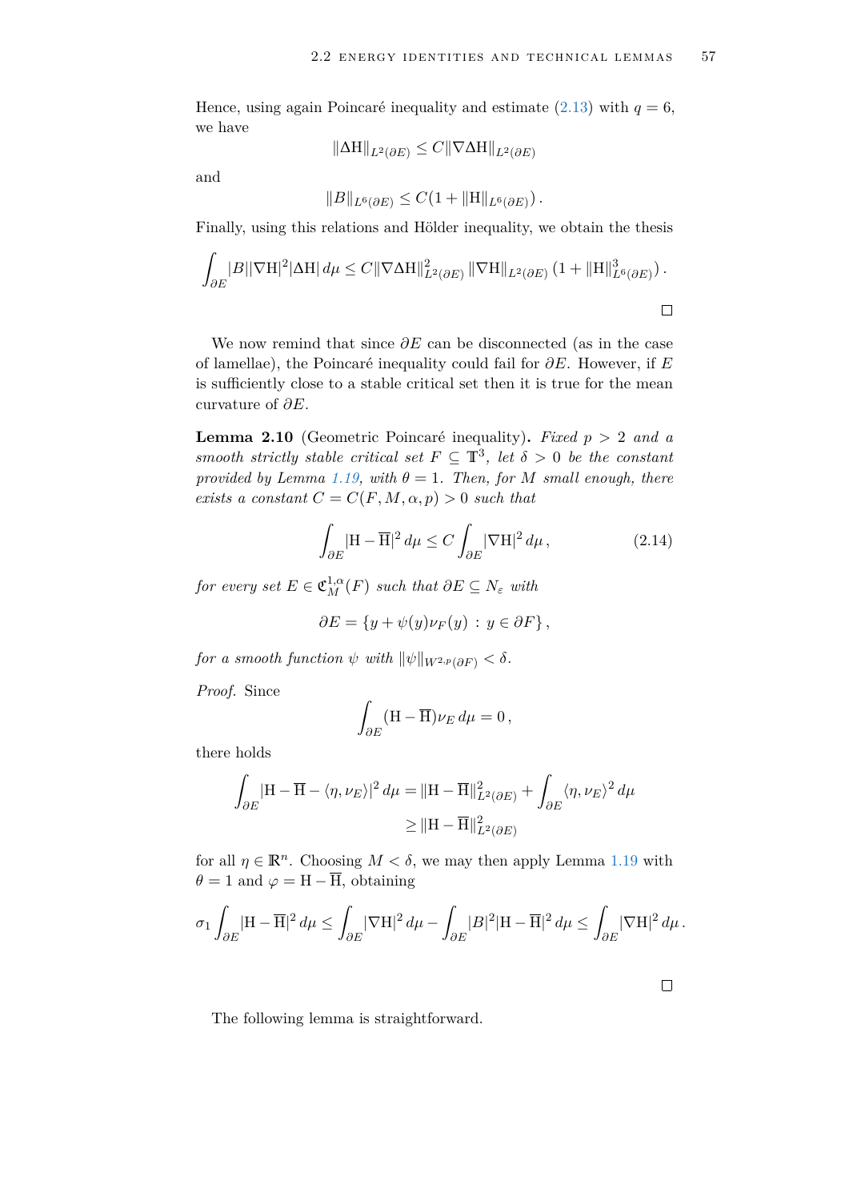Hence, using again Poincaré inequality and estimate (2.13) with $q = 6$, we have

$$\|\Delta \mathrm{H}\|_{L^2(\partial E)} \leq C\|\nabla \Delta \mathrm{H}\|_{L^2(\partial E)}$$

and

$$\|B\|_{L^6(\partial E)} \leq C(1 + \|\mathrm{H}\|_{L^6(\partial E)})\,.$$

Finally, using this relations and Hölder inequality, we obtain the thesis

$$\int_{\partial E} |B||\nabla \mathrm{H}|^2 |\Delta \mathrm{H}|\, d\mu \leq C\|\nabla \Delta \mathrm{H}\|^2_{L^2(\partial E)}\, \|\nabla \mathrm{H}\|_{L^2(\partial E)}\, (1 + \|\mathrm{H}\|^3_{L^6(\partial E)})\,.$$

□

We now remind that since $\partial E$ can be disconnected (as in the case of lamellae), the Poincaré inequality could fail for $\partial E$. However, if $E$ is sufficiently close to a stable critical set then it is true for the mean curvature of $\partial E$.

**Lemma 2.10** (Geometric Poincaré inequality)**.** *Fixed $p > 2$ and a smooth strictly stable critical set $F \subseteq \mathbb{T}^3$, let $\delta > 0$ be the constant provided by Lemma 1.19, with $\theta = 1$. Then, for $M$ small enough, there exists a constant $C = C(F, M, \alpha, p) > 0$ such that*

$$\int_{\partial E} |\mathrm{H} - \overline{\mathrm{H}}|^2\, d\mu \leq C \int_{\partial E} |\nabla \mathrm{H}|^2\, d\mu\,, \tag{2.14}$$

*for every set $E \in \mathfrak{C}^{1,\alpha}_M(F)$ such that $\partial E \subseteq N_\varepsilon$ with*

$$\partial E = \{y + \psi(y)\nu_F(y) \,:\, y \in \partial F\}\,,$$

*for a smooth function $\psi$ with $\|\psi\|_{W^{2,p}(\partial F)} < \delta$.*

*Proof.* Since

$$\int_{\partial E} (\mathrm{H} - \overline{\mathrm{H}})\nu_E\, d\mu = 0\,,$$

there holds

$$\begin{aligned}\int_{\partial E} |\mathrm{H} - \overline{\mathrm{H}} - \langle \eta, \nu_E\rangle|^2\, d\mu &= \|\mathrm{H} - \overline{\mathrm{H}}\|^2_{L^2(\partial E)} + \int_{\partial E} \langle \eta, \nu_E\rangle^2\, d\mu \\ &\geq \|\mathrm{H} - \overline{\mathrm{H}}\|^2_{L^2(\partial E)}\end{aligned}$$

for all $\eta \in \mathbb{R}^n$. Choosing $M < \delta$, we may then apply Lemma 1.19 with $\theta = 1$ and $\varphi = \mathrm{H} - \overline{\mathrm{H}}$, obtaining

$$\sigma_1 \int_{\partial E} |\mathrm{H} - \overline{\mathrm{H}}|^2\, d\mu \leq \int_{\partial E} |\nabla \mathrm{H}|^2\, d\mu - \int_{\partial E} |B|^2 |\mathrm{H} - \overline{\mathrm{H}}|^2\, d\mu \leq \int_{\partial E} |\nabla \mathrm{H}|^2\, d\mu\,.$$

□

The following lemma is straightforward.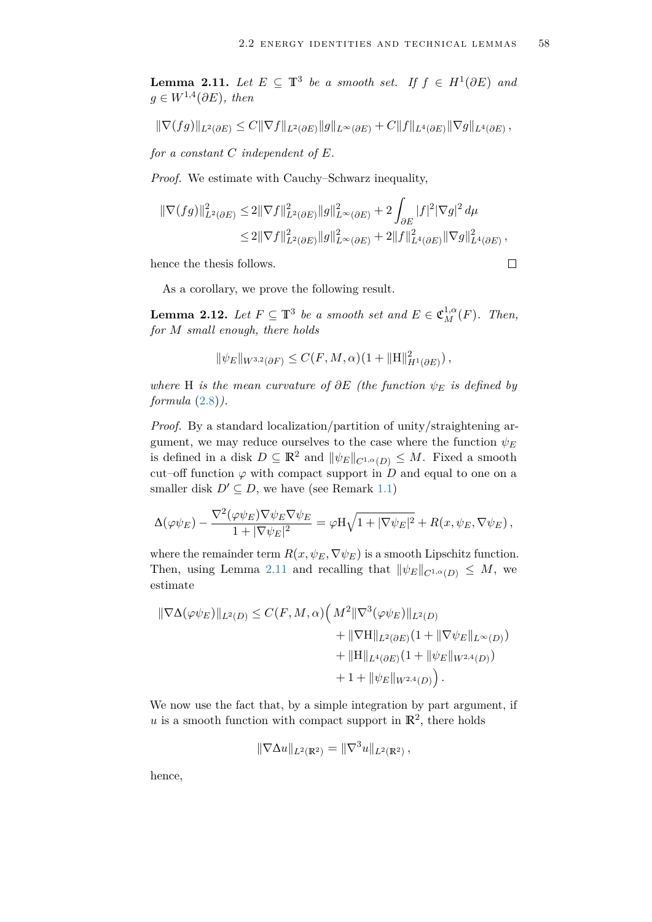**Lemma 2.11.** *Let $E \subseteq \mathbb{T}^3$ be a smooth set. If $f \in H^1(\partial E)$ and $g \in W^{1,4}(\partial E)$, then*

$$\|\nabla(fg)\|_{L^2(\partial E)} \leq C\|\nabla f\|_{L^2(\partial E)}\|g\|_{L^\infty(\partial E)} + C\|f\|_{L^4(\partial E)}\|\nabla g\|_{L^4(\partial E)}\,,$$

*for a constant $C$ independent of $E$.*

*Proof.* We estimate with Cauchy–Schwarz inequality,

$$\begin{aligned}
\|\nabla(fg)\|^2_{L^2(\partial E)} \leq & \, 2\|\nabla f\|^2_{L^2(\partial E)}\|g\|^2_{L^\infty(\partial E)} + 2\int_{\partial E}|f|^2|\nabla g|^2\,d\mu \\
\leq & \, 2\|\nabla f\|^2_{L^2(\partial E)}\|g\|^2_{L^\infty(\partial E)} + 2\|f\|^2_{L^4(\partial E)}\|\nabla g\|^2_{L^4(\partial E)}\,,
\end{aligned}$$

hence the thesis follows. □

As a corollary, we prove the following result.

**Lemma 2.12.** *Let $F \subseteq \mathbb{T}^3$ be a smooth set and $E \in \mathfrak{C}^{1,\alpha}_M(F)$. Then, for $M$ small enough, there holds*

$$\|\psi_E\|_{W^{3,2}(\partial F)} \leq C(F,M,\alpha)(1 + \|\mathrm{H}\|^2_{H^1(\partial E)})\,,$$

*where* H *is the mean curvature of $\partial E$ (the function $\psi_E$ is defined by formula (2.8)).*

*Proof.* By a standard localization/partition of unity/straightening argument, we may reduce ourselves to the case where the function $\psi_E$ is defined in a disk $D \subseteq \mathbb{R}^2$ and $\|\psi_E\|_{C^{1,\alpha}(D)} \leq M$. Fixed a smooth cut–off function $\varphi$ with compact support in $D$ and equal to one on a smaller disk $D' \subseteq D$, we have (see Remark 1.1)

$$\Delta(\varphi\psi_E) - \frac{\nabla^2(\varphi\psi_E)\nabla\psi_E\nabla\psi_E}{1+|\nabla\psi_E|^2} = \varphi\mathrm{H}\sqrt{1+|\nabla\psi_E|^2} + R(x,\psi_E,\nabla\psi_E)\,,$$

where the remainder term $R(x,\psi_E,\nabla\psi_E)$ is a smooth Lipschitz function. Then, using Lemma 2.11 and recalling that $\|\psi_E\|_{C^{1,\alpha}(D)} \leq M$, we estimate

$$\begin{aligned}
\|\nabla\Delta(\varphi\psi_E)\|_{L^2(D)} \leq C(F,M,\alpha)\Big( & M^2\|\nabla^3(\varphi\psi_E)\|_{L^2(D)} \\
& + \|\nabla\mathrm{H}\|_{L^2(\partial E)}(1 + \|\nabla\psi_E\|_{L^\infty(D)}) \\
& + \|\mathrm{H}\|_{L^4(\partial E)}(1 + \|\psi_E\|_{W^{2,4}(D)}) \\
& + 1 + \|\psi_E\|_{W^{2,4}(D)}\Big)\,.
\end{aligned}$$

We now use the fact that, by a simple integration by part argument, if $u$ is a smooth function with compact support in $\mathbb{R}^2$, there holds

$$\|\nabla\Delta u\|_{L^2(\mathbb{R}^2)} = \|\nabla^3 u\|_{L^2(\mathbb{R}^2)}\,,$$

hence,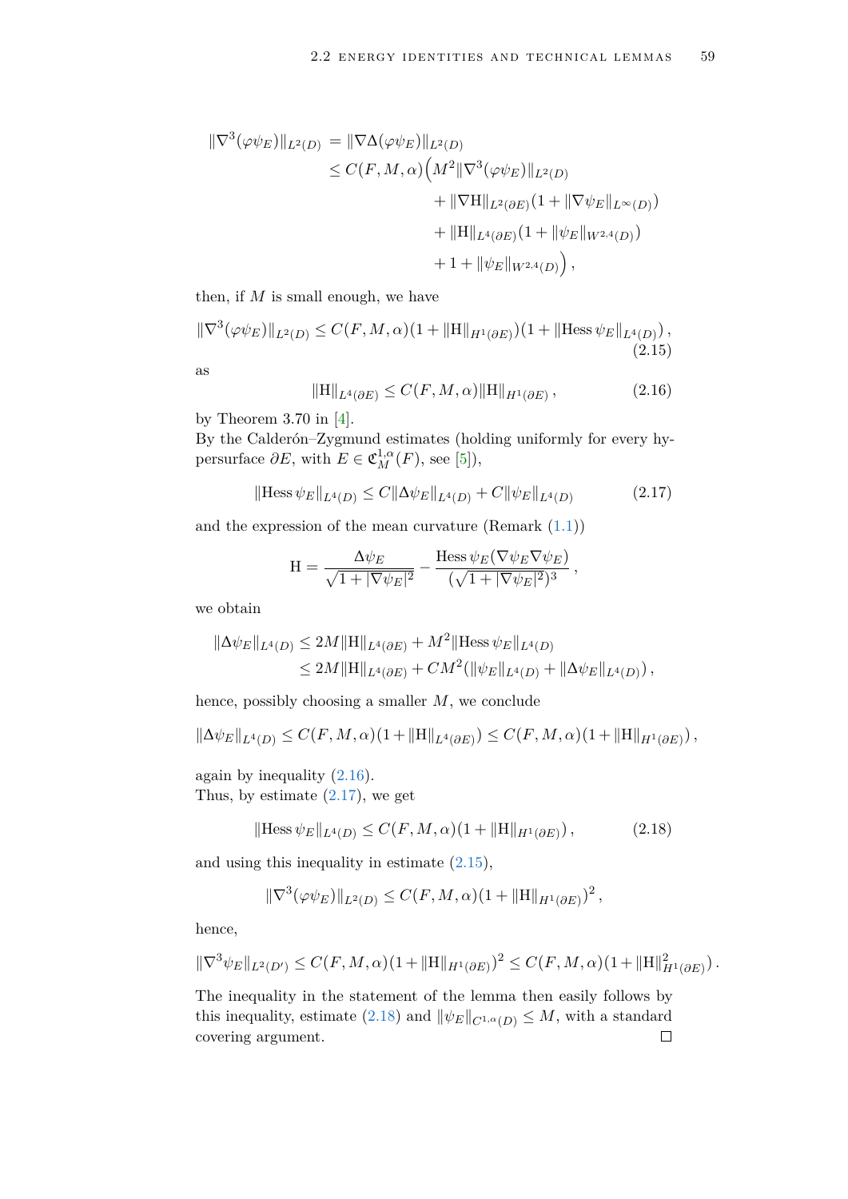$$
\begin{aligned}
\|\nabla^3(\varphi\psi_E)\|_{L^2(D)} &= \|\nabla\Delta(\varphi\psi_E)\|_{L^2(D)} \\
&\leq C(F,M,\alpha)\Big(M^2\|\nabla^3(\varphi\psi_E)\|_{L^2(D)} \\
&\qquad\qquad + \|\nabla \mathrm{H}\|_{L^2(\partial E)}(1+\|\nabla\psi_E\|_{L^\infty(D)}) \\
&\qquad\qquad + \|\mathrm{H}\|_{L^4(\partial E)}(1+\|\psi_E\|_{W^{2,4}(D)}) \\
&\qquad\qquad + 1 + \|\psi_E\|_{W^{2,4}(D)}\Big)\,,
\end{aligned}
$$

then, if $M$ is small enough, we have

$$
\|\nabla^3(\varphi\psi_E)\|_{L^2(D)} \leq C(F,M,\alpha)(1+\|\mathrm{H}\|_{H^1(\partial E)})(1+\|\mathrm{Hess}\,\psi_E\|_{L^4(D)})\,, \tag{2.15}
$$

as

$$
\|\mathrm{H}\|_{L^4(\partial E)} \leq C(F,M,\alpha)\|\mathrm{H}\|_{H^1(\partial E)}\,, \tag{2.16}
$$

by Theorem 3.70 in [4].
By the Calderón–Zygmund estimates (holding uniformly for every hypersurface $\partial E$, with $E \in \mathfrak{C}^{1,\alpha}_M(F)$, see [5]),

$$
\|\mathrm{Hess}\,\psi_E\|_{L^4(D)} \leq C\|\Delta\psi_E\|_{L^4(D)} + C\|\psi_E\|_{L^4(D)} \tag{2.17}
$$

and the expression of the mean curvature (Remark (1.1))

$$
\mathrm{H} = \frac{\Delta\psi_E}{\sqrt{1+|\nabla\psi_E|^2}} - \frac{\mathrm{Hess}\,\psi_E(\nabla\psi_E\nabla\psi_E)}{(\sqrt{1+|\nabla\psi_E|^2})^3}\,,
$$

we obtain

$$
\begin{aligned}
\|\Delta\psi_E\|_{L^4(D)} &\leq 2M\|\mathrm{H}\|_{L^4(\partial E)} + M^2\|\mathrm{Hess}\,\psi_E\|_{L^4(D)} \\
&\leq 2M\|\mathrm{H}\|_{L^4(\partial E)} + CM^2(\|\psi_E\|_{L^4(D)} + \|\Delta\psi_E\|_{L^4(D)})\,,
\end{aligned}
$$

hence, possibly choosing a smaller $M$, we conclude

$$
\|\Delta\psi_E\|_{L^4(D)} \leq C(F,M,\alpha)(1+\|\mathrm{H}\|_{L^4(\partial E)}) \leq C(F,M,\alpha)(1+\|\mathrm{H}\|_{H^1(\partial E)})\,,
$$

again by inequality (2.16).
Thus, by estimate (2.17), we get

$$
\|\mathrm{Hess}\,\psi_E\|_{L^4(D)} \leq C(F,M,\alpha)(1+\|\mathrm{H}\|_{H^1(\partial E)})\,, \tag{2.18}
$$

and using this inequality in estimate (2.15),

$$
\|\nabla^3(\varphi\psi_E)\|_{L^2(D)} \leq C(F,M,\alpha)(1+\|\mathrm{H}\|_{H^1(\partial E)})^2\,,
$$

hence,

$$
\|\nabla^3\psi_E\|_{L^2(D')} \leq C(F,M,\alpha)(1+\|\mathrm{H}\|_{H^1(\partial E)})^2 \leq C(F,M,\alpha)(1+\|\mathrm{H}\|^2_{H^1(\partial E)})\,.
$$

The inequality in the statement of the lemma then easily follows by this inequality, estimate (2.18) and $\|\psi_E\|_{C^{1,\alpha}(D)} \leq M$, with a standard covering argument. □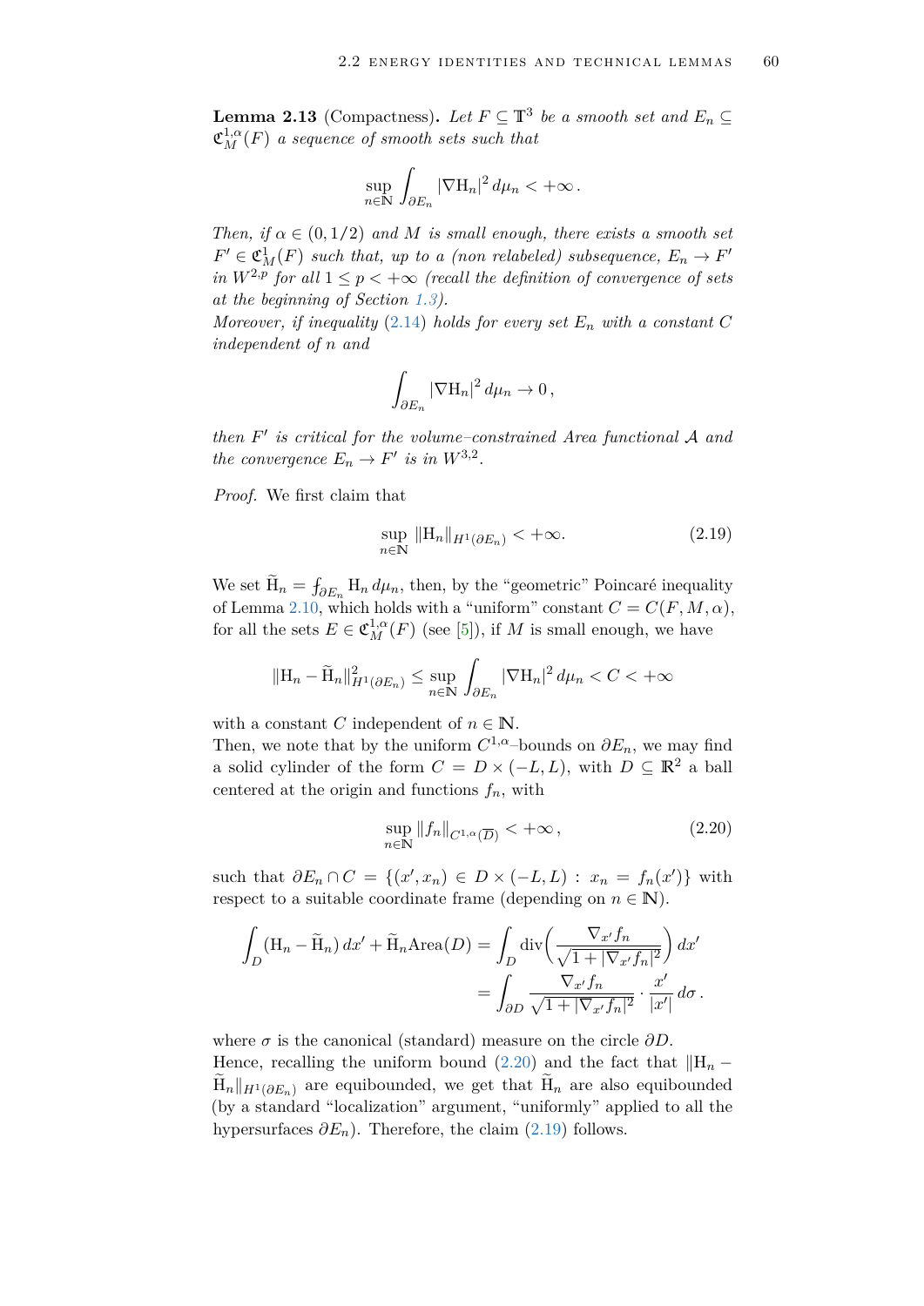**Lemma 2.13** (Compactness). *Let $F \subseteq \mathbb{T}^3$ be a smooth set and $E_n \subseteq \mathfrak{C}^{1,\alpha}_M(F)$ a sequence of smooth sets such that*

$$\sup_{n\in\mathbb{N}} \int_{\partial E_n} |\nabla \mathrm{H}_n|^2 \, d\mu_n < +\infty \,.$$

*Then, if $\alpha \in (0, 1/2)$ and $M$ is small enough, there exists a smooth set $F' \in \mathfrak{C}^1_M(F)$ such that, up to a (non relabeled) subsequence, $E_n \to F'$ in $W^{2,p}$ for all $1 \leq p < +\infty$ (recall the definition of convergence of sets at the beginning of Section 1.3).*
*Moreover, if inequality (2.14) holds for every set $E_n$ with a constant $C$ independent of $n$ and*

$$\int_{\partial E_n} |\nabla \mathrm{H}_n|^2 \, d\mu_n \to 0 \,,$$

*then $F'$ is critical for the volume–constrained Area functional $\mathcal{A}$ and the convergence $E_n \to F'$ is in $W^{3,2}$.*

*Proof.* We first claim that

$$\sup_{n\in\mathbb{N}} \|\mathrm{H}_n\|_{H^1(\partial E_n)} < +\infty. \tag{2.19}$$

We set $\widetilde{\mathrm{H}}_n = \fint_{\partial E_n} \mathrm{H}_n \, d\mu_n$, then, by the "geometric" Poincaré inequality of Lemma 2.10, which holds with a "uniform" constant $C = C(F, M, \alpha)$, for all the sets $E \in \mathfrak{C}^{1,\alpha}_M(F)$ (see [5]), if $M$ is small enough, we have

$$\|\mathrm{H}_n - \widetilde{\mathrm{H}}_n\|^2_{H^1(\partial E_n)} \leq \sup_{n\in\mathbb{N}} \int_{\partial E_n} |\nabla \mathrm{H}_n|^2 \, d\mu_n < C < +\infty$$

with a constant $C$ independent of $n \in \mathbb{N}$.
Then, we note that by the uniform $C^{1,\alpha}$–bounds on $\partial E_n$, we may find a solid cylinder of the form $C = D \times (-L, L)$, with $D \subseteq \mathbb{R}^2$ a ball centered at the origin and functions $f_n$, with

$$\sup_{n\in\mathbb{N}} \|f_n\|_{C^{1,\alpha}(\overline{D})} < +\infty \,, \tag{2.20}$$

such that $\partial E_n \cap C = \{(x', x_n) \in D \times (-L, L) \,:\, x_n = f_n(x')\}$ with respect to a suitable coordinate frame (depending on $n \in \mathbb{N}$).

$$\begin{aligned}
\int_D (\mathrm{H}_n - \widetilde{\mathrm{H}}_n) \, dx' + \widetilde{\mathrm{H}}_n \mathrm{Area}(D) &= \int_D \operatorname{div}\Big( \frac{\nabla_{x'} f_n}{\sqrt{1 + |\nabla_{x'} f_n|^2}} \Big) \, dx' \\
&= \int_{\partial D} \frac{\nabla_{x'} f_n}{\sqrt{1 + |\nabla_{x'} f_n|^2}} \cdot \frac{x'}{|x'|} \, d\sigma \,.
\end{aligned}$$

where $\sigma$ is the canonical (standard) measure on the circle $\partial D$.
Hence, recalling the uniform bound (2.20) and the fact that $\|\mathrm{H}_n - \widetilde{\mathrm{H}}_n\|_{H^1(\partial E_n)}$ are equibounded, we get that $\widetilde{\mathrm{H}}_n$ are also equibounded (by a standard "localization" argument, "uniformly" applied to all the hypersurfaces $\partial E_n$). Therefore, the claim (2.19) follows.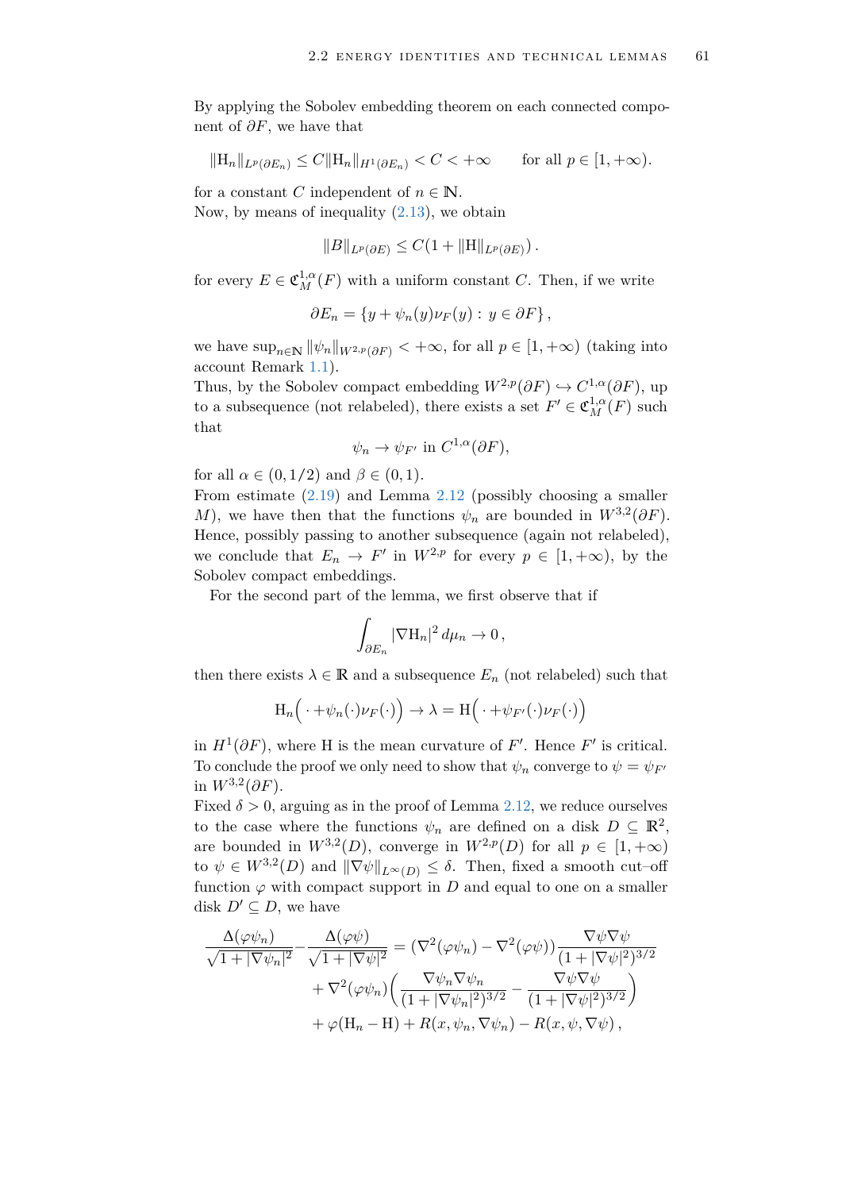By applying the Sobolev embedding theorem on each connected component of $\partial F$, we have that

$$\|\mathrm{H}_n\|_{L^p(\partial E_n)} \leq C\|\mathrm{H}_n\|_{H^1(\partial E_n)} < C < +\infty \qquad \text{for all } p \in [1, +\infty).$$

for a constant $C$ independent of $n \in \mathbb{N}$.
Now, by means of inequality (2.13), we obtain

$$\|B\|_{L^p(\partial E)} \leq C(1 + \|\mathrm{H}\|_{L^p(\partial E)}) .$$

for every $E \in \mathfrak{C}^{1,\alpha}_M(F)$ with a uniform constant $C$. Then, if we write

$$\partial E_n = \{y + \psi_n(y)\nu_F(y) : y \in \partial F\} ,$$

we have $\sup_{n\in\mathbb{N}} \|\psi_n\|_{W^{2,p}(\partial F)} < +\infty$, for all $p \in [1, +\infty)$ (taking into account Remark 1.1).
Thus, by the Sobolev compact embedding $W^{2,p}(\partial F) \hookrightarrow C^{1,\alpha}(\partial F)$, up to a subsequence (not relabeled), there exists a set $F' \in \mathfrak{C}^{1,\alpha}_M(F)$ such that

$$\psi_n \to \psi_{F'} \text{ in } C^{1,\alpha}(\partial F),$$

for all $\alpha \in (0, 1/2)$ and $\beta \in (0, 1)$.
From estimate (2.19) and Lemma 2.12 (possibly choosing a smaller $M$), we have then that the functions $\psi_n$ are bounded in $W^{3,2}(\partial F)$. Hence, possibly passing to another subsequence (again not relabeled), we conclude that $E_n \to F'$ in $W^{2,p}$ for every $p \in [1, +\infty)$, by the Sobolev compact embeddings.

For the second part of the lemma, we first observe that if

$$\int_{\partial E_n} |\nabla \mathrm{H}_n|^2 \, d\mu_n \to 0 ,$$

then there exists $\lambda \in \mathbb{R}$ and a subsequence $E_n$ (not relabeled) such that

$$\mathrm{H}_n\Big(\,\cdot + \psi_n(\cdot)\nu_F(\cdot)\Big) \to \lambda = \mathrm{H}\Big(\,\cdot + \psi_{F'}(\cdot)\nu_F(\cdot)\Big)$$

in $H^1(\partial F)$, where $\mathrm{H}$ is the mean curvature of $F'$. Hence $F'$ is critical. To conclude the proof we only need to show that $\psi_n$ converge to $\psi = \psi_{F'}$ in $W^{3,2}(\partial F)$.
Fixed $\delta > 0$, arguing as in the proof of Lemma 2.12, we reduce ourselves to the case where the functions $\psi_n$ are defined on a disk $D \subseteq \mathbb{R}^2$, are bounded in $W^{3,2}(D)$, converge in $W^{2,p}(D)$ for all $p \in [1, +\infty)$ to $\psi \in W^{3,2}(D)$ and $\|\nabla\psi\|_{L^\infty(D)} \leq \delta$. Then, fixed a smooth cut–off function $\varphi$ with compact support in $D$ and equal to one on a smaller disk $D' \subseteq D$, we have

$$\begin{aligned}
\frac{\Delta(\varphi\psi_n)}{\sqrt{1+|\nabla\psi_n|^2}} - \frac{\Delta(\varphi\psi)}{\sqrt{1+|\nabla\psi|^2}} &= (\nabla^2(\varphi\psi_n) - \nabla^2(\varphi\psi))\frac{\nabla\psi\nabla\psi}{(1+|\nabla\psi|^2)^{3/2}} \\
&\quad + \nabla^2(\varphi\psi_n)\Big(\frac{\nabla\psi_n\nabla\psi_n}{(1+|\nabla\psi_n|^2)^{3/2}} - \frac{\nabla\psi\nabla\psi}{(1+|\nabla\psi|^2)^{3/2}}\Big) \\
&\quad + \varphi(\mathrm{H}_n - \mathrm{H}) + R(x, \psi_n, \nabla\psi_n) - R(x, \psi, \nabla\psi) ,
\end{aligned}$$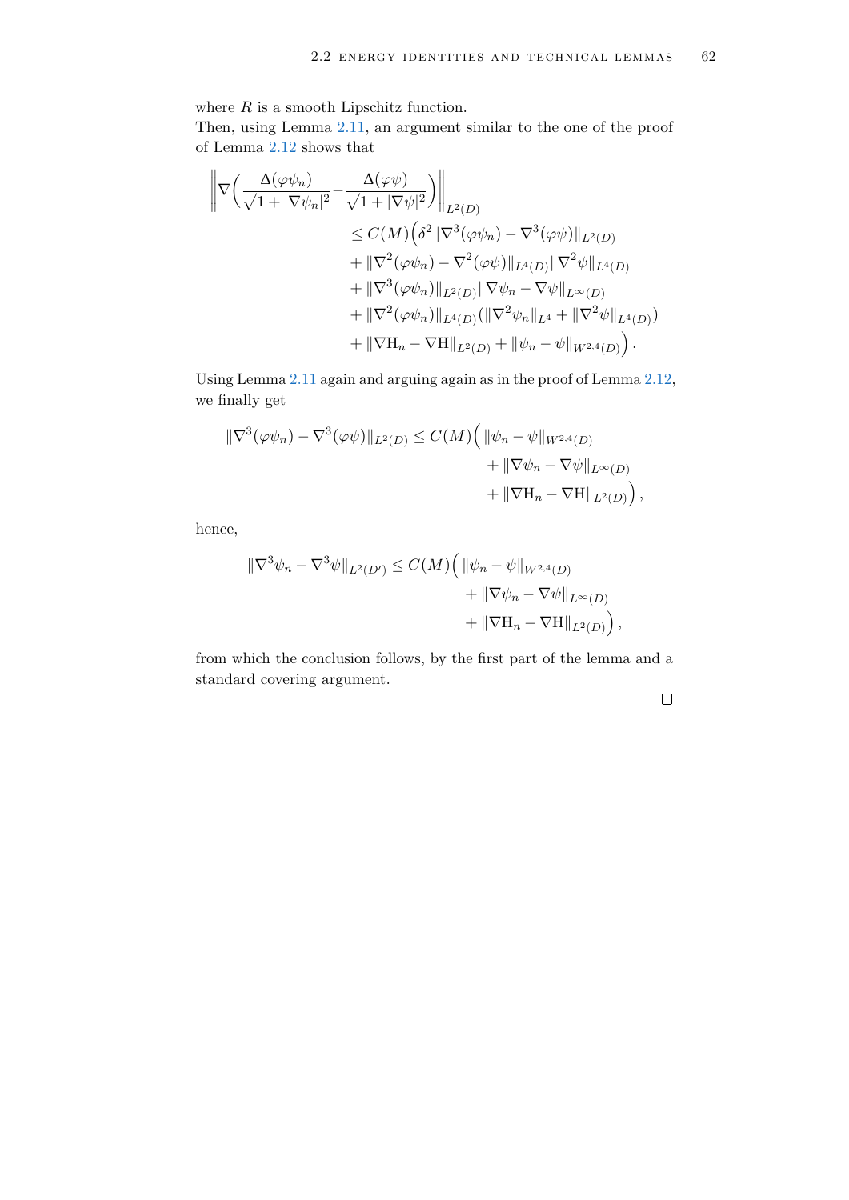where $R$ is a smooth Lipschitz function.
Then, using Lemma 2.11, an argument similar to the one of the proof of Lemma 2.12 shows that

$$
\begin{aligned}
\Big\|\nabla\Big(\frac{\Delta(\varphi\psi_n)}{\sqrt{1+|\nabla\psi_n|^2}}-\frac{\Delta(\varphi\psi)}{\sqrt{1+|\nabla\psi|^2}}\Big)\Big\|_{L^2(D)}
&\leq C(M)\Big(\delta^2\|\nabla^3(\varphi\psi_n)-\nabla^3(\varphi\psi)\|_{L^2(D)}\\
&\quad+\|\nabla^2(\varphi\psi_n)-\nabla^2(\varphi\psi)\|_{L^4(D)}\|\nabla^2\psi\|_{L^4(D)}\\
&\quad+\|\nabla^3(\varphi\psi_n)\|_{L^2(D)}\|\nabla\psi_n-\nabla\psi\|_{L^\infty(D)}\\
&\quad+\|\nabla^2(\varphi\psi_n)\|_{L^4(D)}(\|\nabla^2\psi_n\|_{L^4}+\|\nabla^2\psi\|_{L^4(D)})\\
&\quad+\|\nabla \mathrm{H}_n-\nabla \mathrm{H}\|_{L^2(D)}+\|\psi_n-\psi\|_{W^{2,4}(D)}\Big)\,.
\end{aligned}
$$

Using Lemma 2.11 again and arguing again as in the proof of Lemma 2.12, we finally get

$$
\begin{aligned}
\|\nabla^3(\varphi\psi_n)-\nabla^3(\varphi\psi)\|_{L^2(D)}\leq C(M)\Big(&\,\|\psi_n-\psi\|_{W^{2,4}(D)}\\
&+\|\nabla\psi_n-\nabla\psi\|_{L^\infty(D)}\\
&+\|\nabla \mathrm{H}_n-\nabla \mathrm{H}\|_{L^2(D)}\Big)\,,
\end{aligned}
$$

hence,

$$
\begin{aligned}
\|\nabla^3\psi_n-\nabla^3\psi\|_{L^2(D')}\leq C(M)\Big(&\,\|\psi_n-\psi\|_{W^{2,4}(D)}\\
&+\|\nabla\psi_n-\nabla\psi\|_{L^\infty(D)}\\
&+\|\nabla \mathrm{H}_n-\nabla \mathrm{H}\|_{L^2(D)}\Big)\,,
\end{aligned}
$$

from which the conclusion follows, by the first part of the lemma and a standard covering argument.

□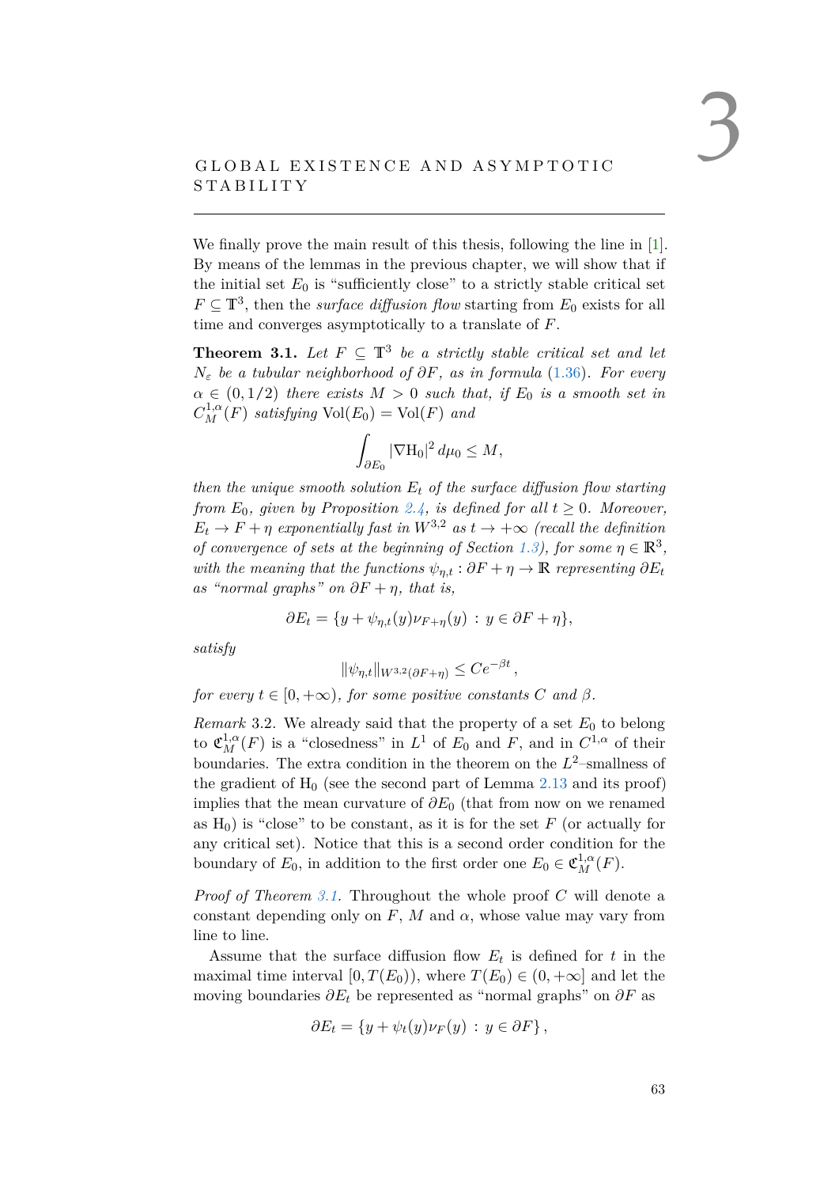# 3 GLOBAL EXISTENCE AND ASYMPTOTIC STABILITY

We finally prove the main result of this thesis, following the line in [1]. By means of the lemmas in the previous chapter, we will show that if the initial set $E_0$ is "sufficiently close" to a strictly stable critical set $F \subseteq \mathbb{T}^3$, then the *surface diffusion flow* starting from $E_0$ exists for all time and converges asymptotically to a translate of $F$.

**Theorem 3.1.** *Let $F \subseteq \mathbb{T}^3$ be a strictly stable critical set and let $N_\varepsilon$ be a tubular neighborhood of $\partial F$, as in formula (1.36). For every $\alpha \in (0, 1/2)$ there exists $M > 0$ such that, if $E_0$ is a smooth set in $C^{1,\alpha}_M(F)$ satisfying $\mathrm{Vol}(E_0) = \mathrm{Vol}(F)$ and*

$$\int_{\partial E_0} |\nabla \mathrm{H}_0|^2 \, d\mu_0 \leq M,$$

*then the unique smooth solution $E_t$ of the surface diffusion flow starting from $E_0$, given by Proposition 2.4, is defined for all $t \geq 0$. Moreover, $E_t \to F + \eta$ exponentially fast in $W^{3,2}$ as $t \to +\infty$ (recall the definition of convergence of sets at the beginning of Section 1.3), for some $\eta \in \mathbb{R}^3$, with the meaning that the functions $\psi_{\eta,t} : \partial F + \eta \to \mathbb{R}$ representing $\partial E_t$ as "normal graphs" on $\partial F + \eta$, that is,*

$$\partial E_t = \{y + \psi_{\eta,t}(y)\nu_{F+\eta}(y) \,:\, y \in \partial F + \eta\},$$

*satisfy*

$$\|\psi_{\eta,t}\|_{W^{3,2}(\partial F + \eta)} \leq C e^{-\beta t},$$

*for every $t \in [0, +\infty)$, for some positive constants $C$ and $\beta$.*

*Remark* 3.2. We already said that the property of a set $E_0$ to belong to $\mathfrak{C}^{1,\alpha}_M(F)$ is a "closedness" in $L^1$ of $E_0$ and $F$, and in $C^{1,\alpha}$ of their boundaries. The extra condition in the theorem on the $L^2$–smallness of the gradient of $\mathrm{H}_0$ (see the second part of Lemma 2.13 and its proof) implies that the mean curvature of $\partial E_0$ (that from now on we renamed as $\mathrm{H}_0$) is "close" to be constant, as it is for the set $F$ (or actually for any critical set). Notice that this is a second order condition for the boundary of $E_0$, in addition to the first order one $E_0 \in \mathfrak{C}^{1,\alpha}_M(F)$.

*Proof of Theorem 3.1.* Throughout the whole proof $C$ will denote a constant depending only on $F$, $M$ and $\alpha$, whose value may vary from line to line.

Assume that the surface diffusion flow $E_t$ is defined for $t$ in the maximal time interval $[0, T(E_0))$, where $T(E_0) \in (0, +\infty]$ and let the moving boundaries $\partial E_t$ be represented as "normal graphs" on $\partial F$ as

$$\partial E_t = \{y + \psi_t(y)\nu_F(y) \,:\, y \in \partial F\},$$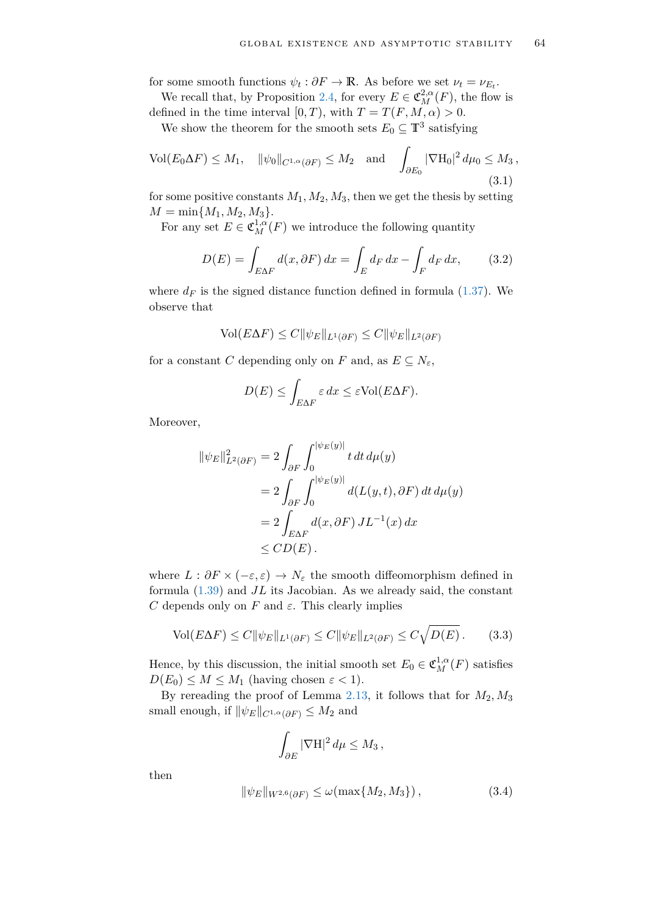for some smooth functions $\psi_t : \partial F \to \mathbb{R}$. As before we set $\nu_t = \nu_{E_t}$.

We recall that, by Proposition 2.4, for every $E \in \mathfrak{C}^{2,\alpha}_M(F)$, the flow is defined in the time interval $[0,T)$, with $T = T(F, M, \alpha) > 0$.

We show the theorem for the smooth sets $E_0 \subseteq \mathbb{T}^3$ satisfying

$$\mathrm{Vol}(E_0 \Delta F) \leq M_1, \quad \|\psi_0\|_{C^{1,\alpha}(\partial F)} \leq M_2 \quad \text{and} \quad \int_{\partial E_0} |\nabla \mathrm{H}_0|^2 \, d\mu_0 \leq M_3 \,, \tag{3.1}$$

for some positive constants $M_1, M_2, M_3$, then we get the thesis by setting $M = \min\{M_1, M_2, M_3\}$.

For any set $E \in \mathfrak{C}^{1,\alpha}_M(F)$ we introduce the following quantity

$$D(E) = \int_{E \Delta F} d(x, \partial F) \, dx = \int_E d_F \, dx - \int_F d_F \, dx, \tag{3.2}$$

where $d_F$ is the signed distance function defined in formula (1.37). We observe that

$$\mathrm{Vol}(E \Delta F) \leq C \|\psi_E\|_{L^1(\partial F)} \leq C \|\psi_E\|_{L^2(\partial F)}$$

for a constant $C$ depending only on $F$ and, as $E \subseteq N_\varepsilon$,

$$D(E) \leq \int_{E \Delta F} \varepsilon \, dx \leq \varepsilon \mathrm{Vol}(E \Delta F).$$

Moreover,

$$\begin{aligned}
\|\psi_E\|^2_{L^2(\partial F)} &= 2 \int_{\partial F} \int_0^{|\psi_E(y)|} t \, dt \, d\mu(y) \\
&= 2 \int_{\partial F} \int_0^{|\psi_E(y)|} d(L(y,t), \partial F) \, dt \, d\mu(y) \\
&= 2 \int_{E \Delta F} d(x, \partial F) \, JL^{-1}(x) \, dx \\
&\leq C D(E) \,.
\end{aligned}$$

where $L : \partial F \times (-\varepsilon, \varepsilon) \to N_\varepsilon$ the smooth diffeomorphism defined in formula (1.39) and $JL$ its Jacobian. As we already said, the constant $C$ depends only on $F$ and $\varepsilon$. This clearly implies

$$\mathrm{Vol}(E \Delta F) \leq C \|\psi_E\|_{L^1(\partial F)} \leq C \|\psi_E\|_{L^2(\partial F)} \leq C \sqrt{D(E)} \,. \tag{3.3}$$

Hence, by this discussion, the initial smooth set $E_0 \in \mathfrak{C}^{1,\alpha}_M(F)$ satisfies $D(E_0) \leq M \leq M_1$ (having chosen $\varepsilon < 1$).

By rereading the proof of Lemma 2.13, it follows that for $M_2, M_3$ small enough, if $\|\psi_E\|_{C^{1,\alpha}(\partial F)} \leq M_2$ and

$$\int_{\partial E} |\nabla \mathrm{H}|^2 \, d\mu \leq M_3 \,,$$

then

$$\|\psi_E\|_{W^{2,6}(\partial F)} \leq \omega(\max\{M_2, M_3\}) \,, \tag{3.4}$$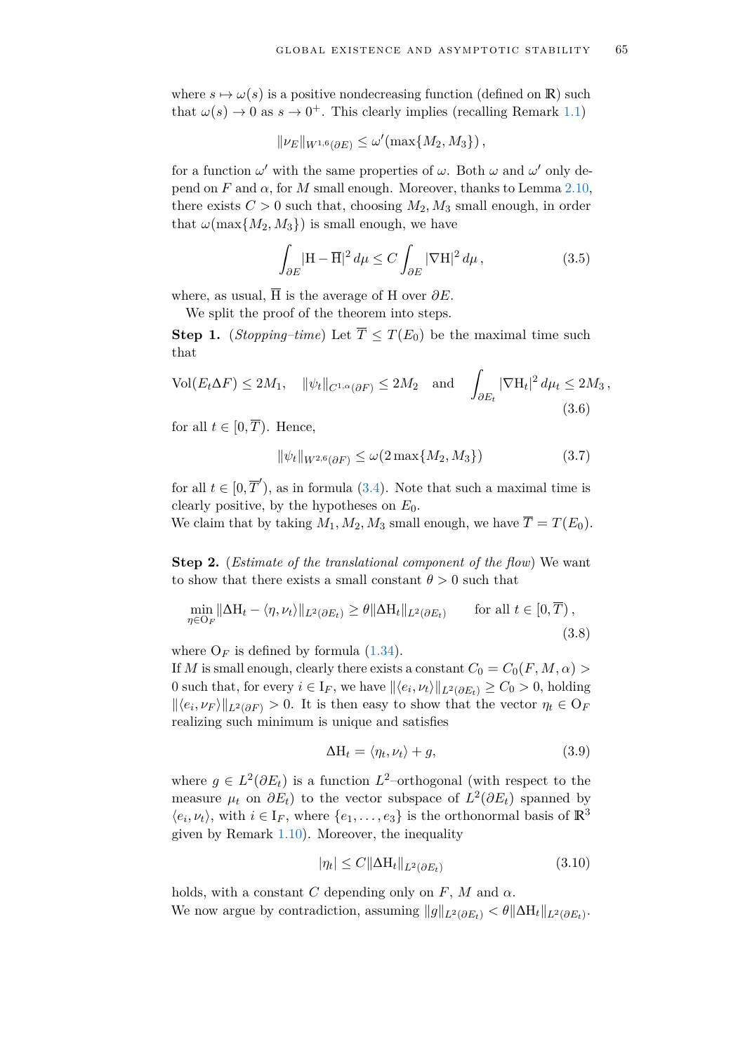where $s \mapsto \omega(s)$ is a positive nondecreasing function (defined on $\mathbb{R}$) such that $\omega(s) \to 0$ as $s \to 0^+$. This clearly implies (recalling Remark 1.1)

$$\|\nu_E\|_{W^{1,6}(\partial E)} \leq \omega'(\max\{M_2, M_3\})\,,$$

for a function $\omega'$ with the same properties of $\omega$. Both $\omega$ and $\omega'$ only depend on $F$ and $\alpha$, for $M$ small enough. Moreover, thanks to Lemma 2.10, there exists $C > 0$ such that, choosing $M_2, M_3$ small enough, in order that $\omega(\max\{M_2, M_3\})$ is small enough, we have

$$\int_{\partial E} |\mathrm{H} - \overline{\mathrm{H}}|^2 \, d\mu \leq C \int_{\partial E} |\nabla \mathrm{H}|^2 \, d\mu\,, \tag{3.5}$$

where, as usual, $\overline{\mathrm{H}}$ is the average of H over $\partial E$.

We split the proof of the theorem into steps.

**Step 1.** (*Stopping–time*) Let $\overline{T} \leq T(E_0)$ be the maximal time such that

$$\mathrm{Vol}(E_t \Delta F) \leq 2M_1, \quad \|\psi_t\|_{C^{1,\alpha}(\partial F)} \leq 2M_2 \quad \text{and} \quad \int_{\partial E_t} |\nabla \mathrm{H}_t|^2 \, d\mu_t \leq 2M_3\,, \tag{3.6}$$

for all $t \in [0, \overline{T})$. Hence,

$$\|\psi_t\|_{W^{2,6}(\partial F)} \leq \omega(2\max\{M_2, M_3\}) \tag{3.7}$$

for all $t \in [0, \overline{T}')$, as in formula (3.4). Note that such a maximal time is clearly positive, by the hypotheses on $E_0$.
We claim that by taking $M_1, M_2, M_3$ small enough, we have $\overline{T} = T(E_0)$.

**Step 2.** (*Estimate of the translational component of the flow*) We want to show that there exists a small constant $\theta > 0$ such that

$$\min_{\eta \in \mathrm{O}_F} \|\Delta \mathrm{H}_t - \langle \eta, \nu_t \rangle\|_{L^2(\partial E_t)} \geq \theta \|\Delta \mathrm{H}_t\|_{L^2(\partial E_t)} \qquad \text{for all } t \in [0, \overline{T})\,, \tag{3.8}$$

where $\mathrm{O}_F$ is defined by formula (1.34).
If $M$ is small enough, clearly there exists a constant $C_0 = C_0(F, M, \alpha) > 0$ such that, for every $i \in \mathrm{I}_F$, we have $\|\langle e_i, \nu_t \rangle\|_{L^2(\partial E_t)} \geq C_0 > 0$, holding $\|\langle e_i, \nu_F \rangle\|_{L^2(\partial F)} > 0$. It is then easy to show that the vector $\eta_t \in \mathrm{O}_F$ realizing such minimum is unique and satisfies

$$\Delta \mathrm{H}_t = \langle \eta_t, \nu_t \rangle + g, \tag{3.9}$$

where $g \in L^2(\partial E_t)$ is a function $L^2$–orthogonal (with respect to the measure $\mu_t$ on $\partial E_t$) to the vector subspace of $L^2(\partial E_t)$ spanned by $\langle e_i, \nu_t \rangle$, with $i \in \mathrm{I}_F$, where $\{e_1, \dots, e_3\}$ is the orthonormal basis of $\mathbb{R}^3$ given by Remark 1.10). Moreover, the inequality

$$|\eta_t| \leq C \|\Delta \mathrm{H}_t\|_{L^2(\partial E_t)} \tag{3.10}$$

holds, with a constant $C$ depending only on $F$, $M$ and $\alpha$.
We now argue by contradiction, assuming $\|g\|_{L^2(\partial E_t)} < \theta \|\Delta \mathrm{H}_t\|_{L^2(\partial E_t)}$.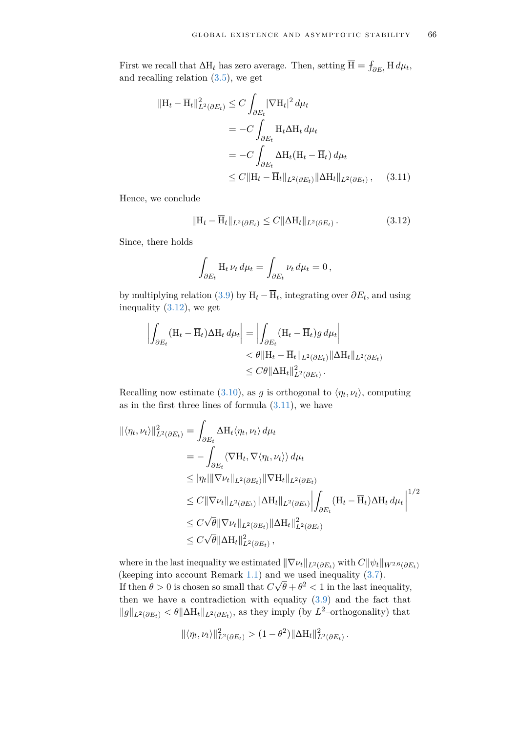First we recall that $\Delta \mathrm{H}_t$ has zero average. Then, setting $\overline{\mathrm{H}} = \fint_{\partial E_t} \mathrm{H}\, d\mu_t$, and recalling relation (3.5), we get

$$
\begin{aligned}
\|\mathrm{H}_t - \overline{\mathrm{H}}_t\|^2_{L^2(\partial E_t)} &\leq C \int_{\partial E_t} |\nabla \mathrm{H}_t|^2 \, d\mu_t \\
&= -C \int_{\partial E_t} \mathrm{H}_t \Delta \mathrm{H}_t \, d\mu_t \\
&= -C \int_{\partial E_t} \Delta \mathrm{H}_t (\mathrm{H}_t - \overline{\mathrm{H}}_t) \, d\mu_t \\
&\leq C \|\mathrm{H}_t - \overline{\mathrm{H}}_t\|_{L^2(\partial E_t)} \|\Delta \mathrm{H}_t\|_{L^2(\partial E_t)} \,, \qquad (3.11)
\end{aligned}
$$

Hence, we conclude

$$
\|\mathrm{H}_t - \overline{\mathrm{H}}_t\|_{L^2(\partial E_t)} \leq C \|\Delta \mathrm{H}_t\|_{L^2(\partial E_t)} \,. \qquad (3.12)
$$

Since, there holds

$$
\int_{\partial E_t} \mathrm{H}_t \, \nu_t \, d\mu_t = \int_{\partial E_t} \nu_t \, d\mu_t = 0 \,,
$$

by multiplying relation (3.9) by $\mathrm{H}_t - \overline{\mathrm{H}}_t$, integrating over $\partial E_t$, and using inequality (3.12), we get

$$
\begin{aligned}
\left| \int_{\partial E_t} (\mathrm{H}_t - \overline{\mathrm{H}}_t) \Delta \mathrm{H}_t \, d\mu_t \right| &= \left| \int_{\partial E_t} (\mathrm{H}_t - \overline{\mathrm{H}}_t) g \, d\mu_t \right| \\
&< \theta \|\mathrm{H}_t - \overline{\mathrm{H}}_t\|_{L^2(\partial E_t)} \|\Delta \mathrm{H}_t\|_{L^2(\partial E_t)} \\
&\leq C\theta \|\Delta \mathrm{H}_t\|^2_{L^2(\partial E_t)} \,.
\end{aligned}
$$

Recalling now estimate (3.10), as $g$ is orthogonal to $\langle \eta_t, \nu_t \rangle$, computing as in the first three lines of formula (3.11), we have

$$
\begin{aligned}
\|\langle \eta_t, \nu_t \rangle\|^2_{L^2(\partial E_t)} &= \int_{\partial E_t} \Delta \mathrm{H}_t \langle \eta_t, \nu_t \rangle \, d\mu_t \\
&= -\int_{\partial E_t} \langle \nabla \mathrm{H}_t, \nabla \langle \eta_t, \nu_t \rangle \rangle \, d\mu_t \\
&\leq |\eta_t| \|\nabla \nu_t\|_{L^2(\partial E_t)} \|\nabla \mathrm{H}_t\|_{L^2(\partial E_t)} \\
&\leq C \|\nabla \nu_t\|_{L^2(\partial E_t)} \|\Delta \mathrm{H}_t\|_{L^2(\partial E_t)} \left| \int_{\partial E_t} (\mathrm{H}_t - \overline{\mathrm{H}}_t) \Delta \mathrm{H}_t \, d\mu_t \right|^{1/2} \\
&\leq C\sqrt{\theta} \|\nabla \nu_t\|_{L^2(\partial E_t)} \|\Delta \mathrm{H}_t\|^2_{L^2(\partial E_t)} \\
&\leq C\sqrt{\theta} \|\Delta \mathrm{H}_t\|^2_{L^2(\partial E_t)} \,,
\end{aligned}
$$

where in the last inequality we estimated $\|\nabla \nu_t\|_{L^2(\partial E_t)}$ with $C\|\psi_t\|_{W^{2,6}(\partial E_t)}$ (keeping into account Remark 1.1) and we used inequality (3.7).
If then $\theta > 0$ is chosen so small that $C\sqrt{\theta} + \theta^2 < 1$ in the last inequality, then we have a contradiction with equality (3.9) and the fact that $\|g\|_{L^2(\partial E_t)} < \theta \|\Delta \mathrm{H}_t\|_{L^2(\partial E_t)}$, as they imply (by $L^2$–orthogonality) that

$$
\|\langle \eta_t, \nu_t \rangle\|^2_{L^2(\partial E_t)} > (1 - \theta^2) \|\Delta \mathrm{H}_t\|^2_{L^2(\partial E_t)} \,.
$$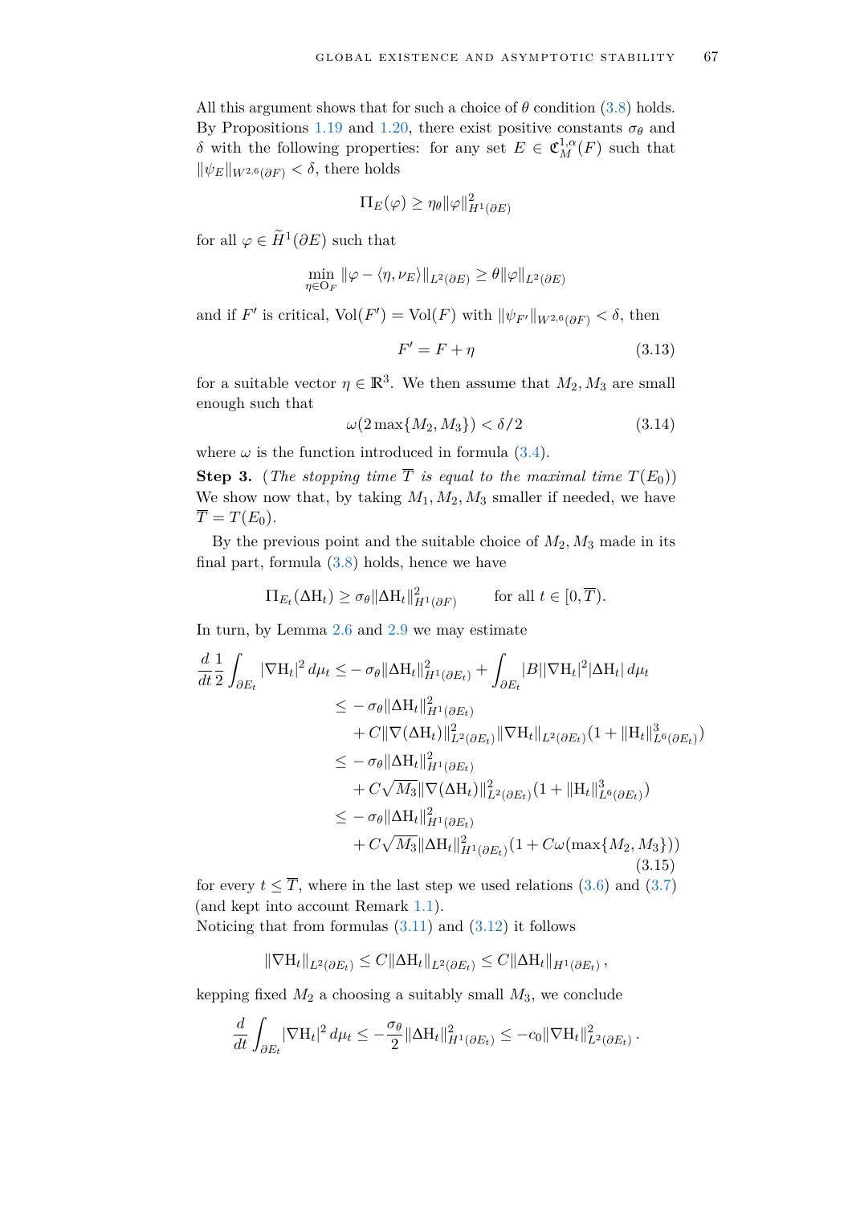All this argument shows that for such a choice of $\theta$ condition (3.8) holds. By Propositions 1.19 and 1.20, there exist positive constants $\sigma_\theta$ and $\delta$ with the following properties: for any set $E \in \mathfrak{C}^{1,\alpha}_M(F)$ such that $\|\psi_E\|_{W^{2,6}(\partial F)} < \delta$, there holds

$$\Pi_E(\varphi) \geq \eta_\theta \|\varphi\|^2_{H^1(\partial E)}$$

for all $\varphi \in \widetilde{H}^1(\partial E)$ such that

$$\min_{\eta \in \mathrm{O}_F} \|\varphi - \langle \eta, \nu_E \rangle\|_{L^2(\partial E)} \geq \theta \|\varphi\|_{L^2(\partial E)}$$

and if $F'$ is critical, $\mathrm{Vol}(F') = \mathrm{Vol}(F)$ with $\|\psi_{F'}\|_{W^{2,6}(\partial F)} < \delta$, then

$$F' = F + \eta \tag{3.13}$$

for a suitable vector $\eta \in \mathbb{R}^3$. We then assume that $M_2, M_3$ are small enough such that

$$\omega(2\max\{M_2, M_3\}) < \delta/2 \tag{3.14}$$

where $\omega$ is the function introduced in formula (3.4).

**Step 3.** (*The stopping time $\overline{T}$ is equal to the maximal time $T(E_0)$*) We show now that, by taking $M_1, M_2, M_3$ smaller if needed, we have $\overline{T} = T(E_0)$.

By the previous point and the suitable choice of $M_2, M_3$ made in its final part, formula (3.8) holds, hence we have

$$\Pi_{E_t}(\Delta \mathrm{H}_t) \geq \sigma_\theta \|\Delta \mathrm{H}_t\|^2_{H^1(\partial F)} \qquad \text{for all } t \in [0, \overline{T}).$$

In turn, by Lemma 2.6 and 2.9 we may estimate

$$\begin{aligned}
\frac{d}{dt}\frac{1}{2}\int_{\partial E_t} |\nabla \mathrm{H}_t|^2 \, d\mu_t \leq & -\sigma_\theta \|\Delta \mathrm{H}_t\|^2_{H^1(\partial E_t)} + \int_{\partial E_t} |B||\nabla \mathrm{H}_t|^2 |\Delta \mathrm{H}_t| \, d\mu_t \\
\leq & -\sigma_\theta \|\Delta \mathrm{H}_t\|^2_{H^1(\partial E_t)} \\
& + C\|\nabla(\Delta \mathrm{H}_t)\|^2_{L^2(\partial E_t)} \|\nabla \mathrm{H}_t\|_{L^2(\partial E_t)} (1 + \|\mathrm{H}_t\|^3_{L^6(\partial E_t)}) \\
\leq & -\sigma_\theta \|\Delta \mathrm{H}_t\|^2_{H^1(\partial E_t)} \\
& + C\sqrt{M_3}\|\nabla(\Delta \mathrm{H}_t)\|^2_{L^2(\partial E_t)} (1 + \|\mathrm{H}_t\|^3_{L^6(\partial E_t)}) \\
\leq & -\sigma_\theta \|\Delta \mathrm{H}_t\|^2_{H^1(\partial E_t)} \\
& + C\sqrt{M_3}\|\Delta \mathrm{H}_t\|^2_{H^1(\partial E_t)} (1 + C\omega(\max\{M_2, M_3\}))
\end{aligned} \tag{3.15}$$

for every $t \leq \overline{T}$, where in the last step we used relations (3.6) and (3.7) (and kept into account Remark 1.1).

Noticing that from formulas (3.11) and (3.12) it follows

$$\|\nabla \mathrm{H}_t\|_{L^2(\partial E_t)} \leq C\|\Delta \mathrm{H}_t\|_{L^2(\partial E_t)} \leq C\|\Delta \mathrm{H}_t\|_{H^1(\partial E_t)},$$

kepping fixed $M_2$ a choosing a suitably small $M_3$, we conclude

$$\frac{d}{dt}\int_{\partial E_t} |\nabla \mathrm{H}_t|^2 \, d\mu_t \leq -\frac{\sigma_\theta}{2}\|\Delta \mathrm{H}_t\|^2_{H^1(\partial E_t)} \leq -c_0 \|\nabla \mathrm{H}_t\|^2_{L^2(\partial E_t)}.$$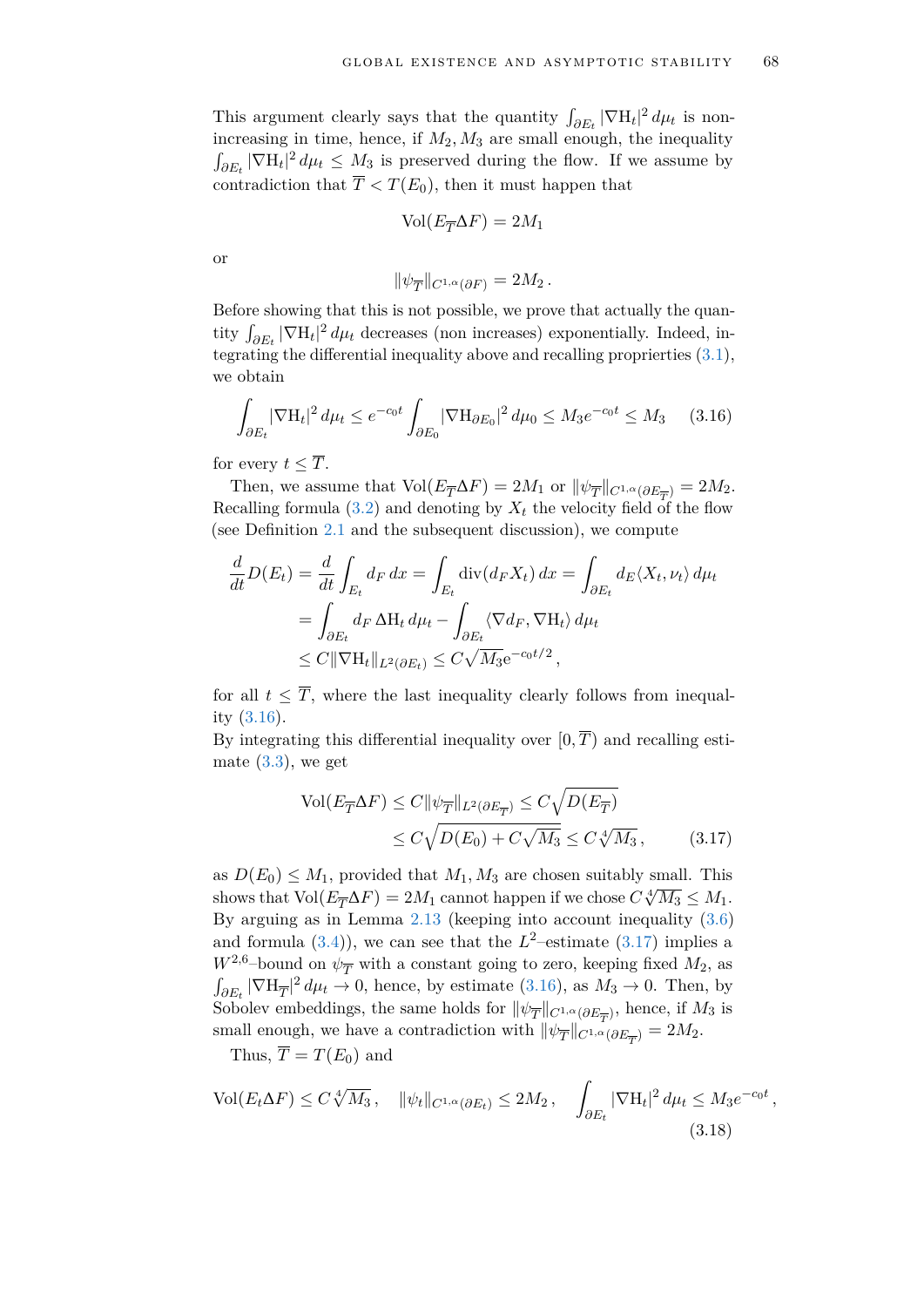This argument clearly says that the quantity $\int_{\partial E_t} |\nabla \mathrm{H}_t|^2 \, d\mu_t$ is non-increasing in time, hence, if $M_2, M_3$ are small enough, the inequality $\int_{\partial E_t} |\nabla \mathrm{H}_t|^2 \, d\mu_t \leq M_3$ is preserved during the flow. If we assume by contradiction that $\overline{T} < T(E_0)$, then it must happen that

$$\mathrm{Vol}(E_{\overline{T}} \Delta F) = 2M_1$$

or

$$\|\psi_{\overline{T}}\|_{C^{1,\alpha}(\partial F)} = 2M_2 \, .$$

Before showing that this is not possible, we prove that actually the quantity $\int_{\partial E_t} |\nabla \mathrm{H}_t|^2 \, d\mu_t$ decreases (non increases) exponentially. Indeed, integrating the differential inequality above and recalling proprierties (3.1), we obtain

$$\int_{\partial E_t} |\nabla \mathrm{H}_t|^2 \, d\mu_t \leq e^{-c_0 t} \int_{\partial E_0} |\nabla \mathrm{H}_{\partial E_0}|^2 \, d\mu_0 \leq M_3 e^{-c_0 t} \leq M_3 \qquad (3.16)$$

for every $t \leq \overline{T}$.

Then, we assume that $\mathrm{Vol}(E_{\overline{T}} \Delta F) = 2M_1$ or $\|\psi_{\overline{T}}\|_{C^{1,\alpha}(\partial E_{\overline{T}})} = 2M_2$. Recalling formula (3.2) and denoting by $X_t$ the velocity field of the flow (see Definition 2.1 and the subsequent discussion), we compute

$$\begin{aligned}
\frac{d}{dt} D(E_t) = \frac{d}{dt} \int_{E_t} d_F \, dx &= \int_{E_t} \mathrm{div}(d_F X_t) \, dx = \int_{\partial E_t} d_E \langle X_t, \nu_t \rangle \, d\mu_t \\
&= \int_{\partial E_t} d_F \, \Delta \mathrm{H}_t \, d\mu_t - \int_{\partial E_t} \langle \nabla d_F, \nabla \mathrm{H}_t \rangle \, d\mu_t \\
&\leq C \|\nabla \mathrm{H}_t\|_{L^2(\partial E_t)} \leq C \sqrt{M_3} \mathrm{e}^{-c_0 t/2} \, ,
\end{aligned}$$

for all $t \leq \overline{T}$, where the last inequality clearly follows from inequality (3.16).

By integrating this differential inequality over $[0, \overline{T})$ and recalling estimate (3.3), we get

$$\begin{aligned}
\mathrm{Vol}(E_{\overline{T}} \Delta F) &\leq C \|\psi_{\overline{T}}\|_{L^2(\partial E_{\overline{T}})} \leq C \sqrt{D(E_{\overline{T}})} \\
&\leq C \sqrt{D(E_0) + C\sqrt{M_3}} \leq C \sqrt[4]{M_3} \, , 
\end{aligned} \qquad (3.17)$$

as $D(E_0) \leq M_1$, provided that $M_1, M_3$ are chosen suitably small. This shows that $\mathrm{Vol}(E_{\overline{T}} \Delta F) = 2M_1$ cannot happen if we chose $C \sqrt[4]{M_3} \leq M_1$. By arguing as in Lemma 2.13 (keeping into account inequality (3.6) and formula (3.4)), we can see that the $L^2$–estimate (3.17) implies a $W^{2,6}$–bound on $\psi_{\overline{T}}$ with a constant going to zero, keeping fixed $M_2$, as $\int_{\partial E_t} |\nabla \mathrm{H}_{\overline{T}}|^2 \, d\mu_t \to 0$, hence, by estimate (3.16), as $M_3 \to 0$. Then, by Sobolev embeddings, the same holds for $\|\psi_{\overline{T}}\|_{C^{1,\alpha}(\partial E_{\overline{T}})}$, hence, if $M_3$ is small enough, we have a contradiction with $\|\psi_{\overline{T}}\|_{C^{1,\alpha}(\partial E_{\overline{T}})} = 2M_2$.

Thus, $\overline{T} = T(E_0)$ and

$$\mathrm{Vol}(E_t \Delta F) \leq C \sqrt[4]{M_3} \, , \quad \|\psi_t\|_{C^{1,\alpha}(\partial E_t)} \leq 2M_2 \, , \quad \int_{\partial E_t} |\nabla \mathrm{H}_t|^2 \, d\mu_t \leq M_3 e^{-c_0 t} \, , \qquad (3.18)$$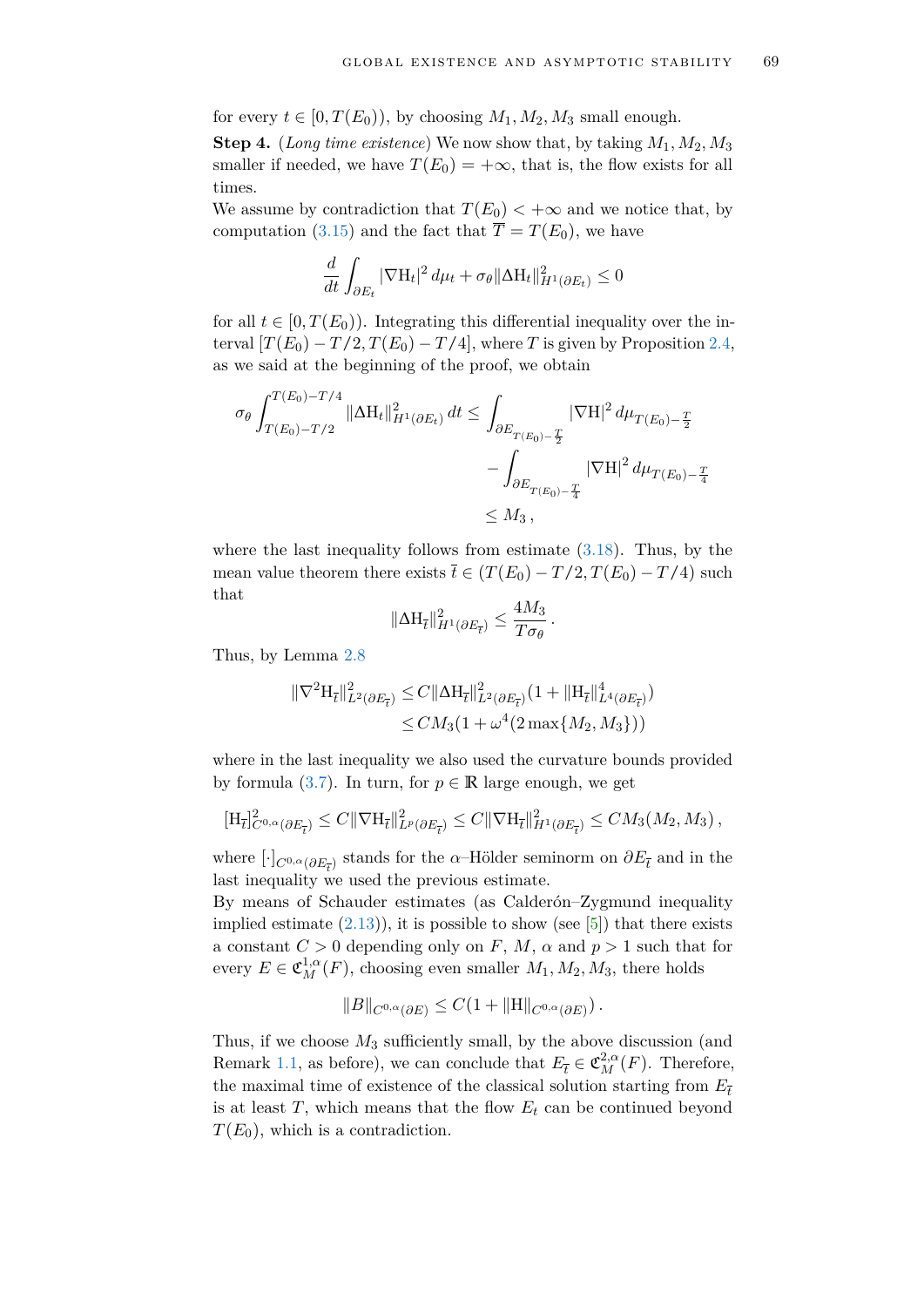for every $t \in [0, T(E_0))$, by choosing $M_1, M_2, M_3$ small enough.

**Step 4.** (*Long time existence*) We now show that, by taking $M_1, M_2, M_3$ smaller if needed, we have $T(E_0) = +\infty$, that is, the flow exists for all times.

We assume by contradiction that $T(E_0) < +\infty$ and we notice that, by computation (3.15) and the fact that $\overline{T} = T(E_0)$, we have

$$\frac{d}{dt} \int_{\partial E_t} |\nabla \mathrm{H}_t|^2 \, d\mu_t + \sigma_\theta \|\Delta \mathrm{H}_t\|^2_{H^1(\partial E_t)} \leq 0$$

for all $t \in [0, T(E_0))$. Integrating this differential inequality over the interval $[T(E_0) - T/2, T(E_0) - T/4]$, where $T$ is given by Proposition 2.4, as we said at the beginning of the proof, we obtain

$$\begin{aligned}
\sigma_\theta \int_{T(E_0)-T/2}^{T(E_0)-T/4} \|\Delta \mathrm{H}_t\|^2_{H^1(\partial E_t)} \, dt &\leq \int_{\partial E_{T(E_0)-\frac{T}{2}}} |\nabla \mathrm{H}|^2 \, d\mu_{T(E_0)-\frac{T}{2}} \\
&\quad - \int_{\partial E_{T(E_0)-\frac{T}{4}}} |\nabla \mathrm{H}|^2 \, d\mu_{T(E_0)-\frac{T}{4}} \\
&\leq M_3 \,,
\end{aligned}$$

where the last inequality follows from estimate (3.18). Thus, by the mean value theorem there exists $\overline{t} \in (T(E_0) - T/2, T(E_0) - T/4)$ such that

$$\|\Delta \mathrm{H}_{\overline{t}}\|^2_{H^1(\partial E_{\overline{t}})} \leq \frac{4M_3}{T\sigma_\theta} \,.$$

Thus, by Lemma 2.8

$$\begin{aligned}
\|\nabla^2 \mathrm{H}_{\overline{t}}\|^2_{L^2(\partial E_{\overline{t}})} &\leq C \|\Delta \mathrm{H}_{\overline{t}}\|^2_{L^2(\partial E_{\overline{t}})} (1 + \|\mathrm{H}_{\overline{t}}\|^4_{L^4(\partial E_{\overline{t}})}) \\
&\leq C M_3 (1 + \omega^4 (2 \max\{M_2, M_3\}))
\end{aligned}$$

where in the last inequality we also used the curvature bounds provided by formula (3.7). In turn, for $p \in \mathbb{R}$ large enough, we get

$$[\mathrm{H}_{\overline{t}}]^2_{C^{0,\alpha}(\partial E_{\overline{t}})} \leq C \|\nabla \mathrm{H}_{\overline{t}}\|^2_{L^p(\partial E_{\overline{t}})} \leq C \|\nabla \mathrm{H}_{\overline{t}}\|^2_{H^1(\partial E_{\overline{t}})} \leq C M_3 (M_2, M_3) \,,$$

where $[\cdot]_{C^{0,\alpha}(\partial E_{\overline{t}})}$ stands for the $\alpha$–Hölder seminorm on $\partial E_{\overline{t}}$ and in the last inequality we used the previous estimate.

By means of Schauder estimates (as Calderón–Zygmund inequality implied estimate (2.13)), it is possible to show (see [5]) that there exists a constant $C > 0$ depending only on $F$, $M$, $\alpha$ and $p > 1$ such that for every $E \in \mathfrak{C}^{1,\alpha}_M(F)$, choosing even smaller $M_1, M_2, M_3$, there holds

$$\|B\|_{C^{0,\alpha}(\partial E)} \leq C (1 + \|\mathrm{H}\|_{C^{0,\alpha}(\partial E)}) \,.$$

Thus, if we choose $M_3$ sufficiently small, by the above discussion (and Remark 1.1, as before), we can conclude that $E_{\overline{t}} \in \mathfrak{C}^{2,\alpha}_M(F)$. Therefore, the maximal time of existence of the classical solution starting from $E_{\overline{t}}$ is at least $T$, which means that the flow $E_t$ can be continued beyond $T(E_0)$, which is a contradiction.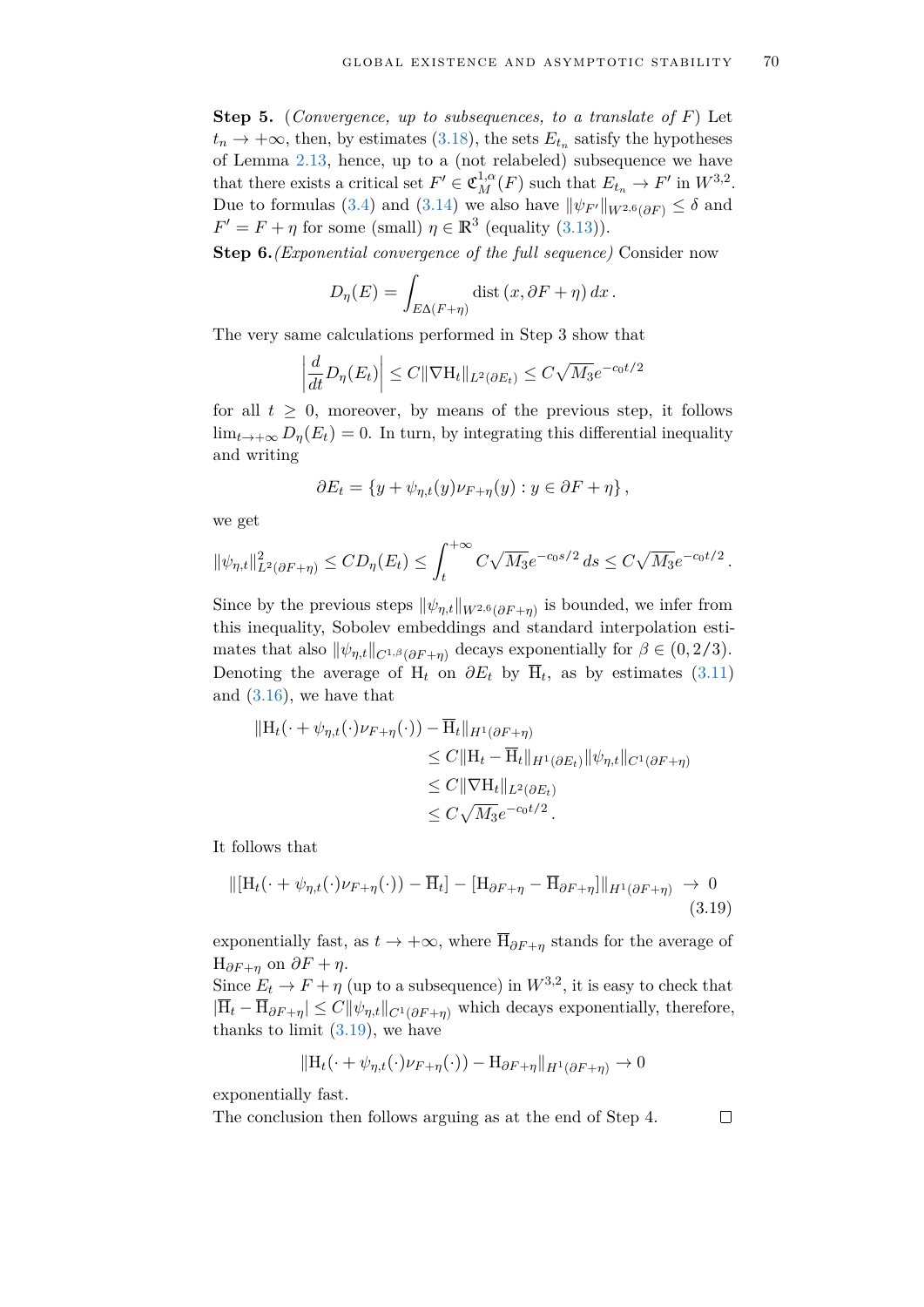**Step 5.** (*Convergence, up to subsequences, to a translate of $F$*) Let $t_n \to +\infty$, then, by estimates (3.18), the sets $E_{t_n}$ satisfy the hypotheses of Lemma 2.13, hence, up to a (not relabeled) subsequence we have that there exists a critical set $F' \in \mathfrak{C}^{1,\alpha}_M(F)$ such that $E_{t_n} \to F'$ in $W^{3,2}$. Due to formulas (3.4) and (3.14) we also have $\|\psi_{F'}\|_{W^{2,6}(\partial F)} \leq \delta$ and $F' = F + \eta$ for some (small) $\eta \in \mathbb{R}^3$ (equality (3.13)).

**Step 6.** *(Exponential convergence of the full sequence)* Consider now

$$D_\eta(E) = \int_{E \Delta (F+\eta)} \operatorname{dist}(x, \partial F + \eta)\, dx\,.$$

The very same calculations performed in Step 3 show that

$$\left| \frac{d}{dt} D_\eta(E_t) \right| \leq C \|\nabla \mathrm{H}_t\|_{L^2(\partial E_t)} \leq C\sqrt{M_3} e^{-c_0 t/2}$$

for all $t \geq 0$, moreover, by means of the previous step, it follows $\lim_{t \to +\infty} D_\eta(E_t) = 0$. In turn, by integrating this differential inequality and writing

$$\partial E_t = \{ y + \psi_{\eta,t}(y) \nu_{F+\eta}(y) : y \in \partial F + \eta \}\,,$$

we get

$$\|\psi_{\eta,t}\|^2_{L^2(\partial F+\eta)} \leq C D_\eta(E_t) \leq \int_t^{+\infty} C\sqrt{M_3} e^{-c_0 s/2}\, ds \leq C\sqrt{M_3} e^{-c_0 t/2}\,.$$

Since by the previous steps $\|\psi_{\eta,t}\|_{W^{2,6}(\partial F+\eta)}$ is bounded, we infer from this inequality, Sobolev embeddings and standard interpolation estimates that also $\|\psi_{\eta,t}\|_{C^{1,\beta}(\partial F+\eta)}$ decays exponentially for $\beta \in (0, 2/3)$. Denoting the average of $\mathrm{H}_t$ on $\partial E_t$ by $\overline{\mathrm{H}}_t$, as by estimates (3.11) and (3.16), we have that

$$\begin{aligned}
\|\mathrm{H}_t(\cdot + \psi_{\eta,t}(\cdot)\nu_{F+\eta}(\cdot)) - \overline{\mathrm{H}}_t\|_{H^1(\partial F+\eta)} &\\
\leq C \|\mathrm{H}_t - \overline{\mathrm{H}}_t\|_{H^1(\partial E_t)} &\|\psi_{\eta,t}\|_{C^1(\partial F+\eta)}\\
\leq C \|\nabla \mathrm{H}_t\|_{L^2(\partial E_t)} &\\
\leq C\sqrt{M_3} e^{-c_0 t/2}\,. &
\end{aligned}$$

It follows that

$$\|[\mathrm{H}_t(\cdot + \psi_{\eta,t}(\cdot)\nu_{F+\eta}(\cdot)) - \overline{\mathrm{H}}_t] - [\mathrm{H}_{\partial F+\eta} - \overline{\mathrm{H}}_{\partial F+\eta}]\|_{H^1(\partial F+\eta)} \to 0 \tag{3.19}$$

exponentially fast, as $t \to +\infty$, where $\overline{\mathrm{H}}_{\partial F+\eta}$ stands for the average of $\mathrm{H}_{\partial F+\eta}$ on $\partial F + \eta$.

Since $E_t \to F + \eta$ (up to a subsequence) in $W^{3,2}$, it is easy to check that $|\overline{\mathrm{H}}_t - \overline{\mathrm{H}}_{\partial F+\eta}| \leq C \|\psi_{\eta,t}\|_{C^1(\partial F+\eta)}$ which decays exponentially, therefore, thanks to limit (3.19), we have

$$\|\mathrm{H}_t(\cdot + \psi_{\eta,t}(\cdot)\nu_{F+\eta}(\cdot)) - \mathrm{H}_{\partial F+\eta}\|_{H^1(\partial F+\eta)} \to 0$$

exponentially fast.

The conclusion then follows arguing as at the end of Step 4. □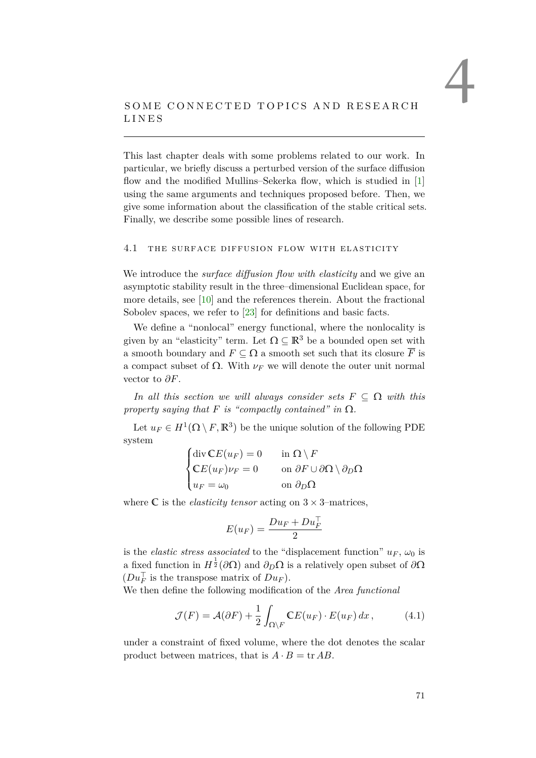# 4 Some connected topics and research lines

This last chapter deals with some problems related to our work. In particular, we briefly discuss a perturbed version of the surface diffusion flow and the modified Mullins–Sekerka flow, which is studied in [1] using the same arguments and techniques proposed before. Then, we give some information about the classification of the stable critical sets. Finally, we describe some possible lines of research.

## 4.1 The surface diffusion flow with elasticity

We introduce the *surface diffusion flow with elasticity* and we give an asymptotic stability result in the three–dimensional Euclidean space, for more details, see [10] and the references therein. About the fractional Sobolev spaces, we refer to [23] for definitions and basic facts.

We define a "nonlocal" energy functional, where the nonlocality is given by an "elasticity" term. Let $\Omega \subseteq \mathbb{R}^3$ be a bounded open set with a smooth boundary and $F \subseteq \Omega$ a smooth set such that its closure $\overline{F}$ is a compact subset of $\Omega$. With $\nu_F$ we will denote the outer unit normal vector to $\partial F$.

*In all this section we will always consider sets $F \subseteq \Omega$ with this property saying that $F$ is "compactly contained" in $\Omega$.*

Let $u_F \in H^1(\Omega \setminus F, \mathbb{R}^3)$ be the unique solution of the following PDE system

$$\begin{cases} \operatorname{div} \mathbb{C}E(u_F) = 0 & \text{in } \Omega \setminus F \\ \mathbb{C}E(u_F)\nu_F = 0 & \text{on } \partial F \cup \partial\Omega \setminus \partial_D\Omega \\ u_F = \omega_0 & \text{on } \partial_D\Omega \end{cases}$$

where $\mathbb{C}$ is the *elasticity tensor* acting on $3 \times 3$–matrices,

$$E(u_F) = \frac{Du_F + Du_F^{\top}}{2}$$

is the *elastic stress associated* to the "displacement function" $u_F$, $\omega_0$ is a fixed function in $H^{\frac{1}{2}}(\partial\Omega)$ and $\partial_D\Omega$ is a relatively open subset of $\partial\Omega$ ($Du_F^{\top}$ is the transpose matrix of $Du_F$).
We then define the following modification of the *Area functional*

$$\mathcal{J}(F) = \mathcal{A}(\partial F) + \frac{1}{2}\int_{\Omega \setminus F} \mathbb{C}E(u_F) \cdot E(u_F)\, dx\,, \tag{4.1}$$

under a constraint of fixed volume, where the dot denotes the scalar product between matrices, that is $A \cdot B = \operatorname{tr} AB$.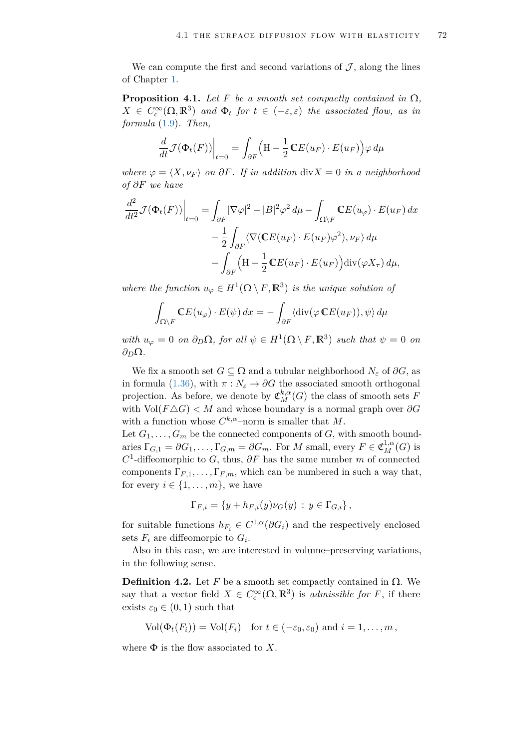We can compute the first and second variations of $\mathcal{J}$, along the lines of Chapter 1.

**Proposition 4.1.** *Let $F$ be a smooth set compactly contained in $\Omega$, $X \in C^\infty_c(\Omega, \mathbb{R}^3)$ and $\Phi_t$ for $t \in (-\varepsilon, \varepsilon)$ the associated flow, as in formula (1.9). Then,*

$$\frac{d}{dt}\mathcal{J}(\Phi_t(F))\Big|_{t=0} = \int_{\partial F} \Big(\mathrm{H} - \frac{1}{2}\,\mathbb{C}E(u_F)\cdot E(u_F)\Big)\varphi\, d\mu$$

*where $\varphi = \langle X, \nu_F\rangle$ on $\partial F$. If in addition $\operatorname{div} X = 0$ in a neighborhood of $\partial F$ we have*

$$\begin{aligned}
\frac{d^2}{dt^2}\mathcal{J}(\Phi_t(F))\Big|_{t=0} = &\int_{\partial F} |\nabla \varphi|^2 - |B|^2\varphi^2\, d\mu - \int_{\Omega\setminus F} \mathbb{C}E(u_\varphi)\cdot E(u_F)\, dx\\
&- \frac{1}{2}\int_{\partial F} \langle \nabla(\mathbb{C}E(u_F)\cdot E(u_F)\varphi^2), \nu_F\rangle\, d\mu\\
&- \int_{\partial F}\Big(\mathrm{H} - \frac{1}{2}\,\mathbb{C}E(u_F)\cdot E(u_F)\Big)\operatorname{div}(\varphi X_\tau)\, d\mu,
\end{aligned}$$

*where the function $u_\varphi \in H^1(\Omega\setminus F, \mathbb{R}^3)$ is the unique solution of*

$$\int_{\Omega\setminus F} \mathbb{C}E(u_\varphi)\cdot E(\psi)\, dx = -\int_{\partial F} \langle \operatorname{div}(\varphi\,\mathbb{C}E(u_F)), \psi\rangle\, d\mu$$

*with $u_\varphi = 0$ on $\partial_D\Omega$, for all $\psi \in H^1(\Omega\setminus F, \mathbb{R}^3)$ such that $\psi = 0$ on $\partial_D\Omega$.*

We fix a smooth set $G \subseteq \Omega$ and a tubular neighborhood $N_\varepsilon$ of $\partial G$, as in formula (1.36), with $\pi : N_\varepsilon \to \partial G$ the associated smooth orthogonal projection. As before, we denote by $\mathfrak{C}^{k,\alpha}_M(G)$ the class of smooth sets $F$ with $\mathrm{Vol}(F \triangle G) < M$ and whose boundary is a normal graph over $\partial G$ with a function whose $C^{k,\alpha}$–norm is smaller that $M$.
Let $G_1, \dots, G_m$ be the connected components of $G$, with smooth boundaries $\Gamma_{G,1} = \partial G_1, \dots, \Gamma_{G,m} = \partial G_m$. For $M$ small, every $F \in \mathfrak{C}^{1,\alpha}_M(G)$ is $C^1$-diffeomorphic to $G$, thus, $\partial F$ has the same number $m$ of connected components $\Gamma_{F,1}, \dots, \Gamma_{F,m}$, which can be numbered in such a way that, for every $i \in \{1, \dots, m\}$, we have

$$\Gamma_{F,i} = \{y + h_{F,i}(y)\nu_G(y) \,:\, y \in \Gamma_{G,i}\}\,,$$

for suitable functions $h_{F_i} \in C^{1,\alpha}(\partial G_i)$ and the respectively enclosed sets $F_i$ are diffeomorpic to $G_i$.

Also in this case, we are interested in volume–preserving variations, in the following sense.

**Definition 4.2.** Let $F$ be a smooth set compactly contained in $\Omega$. We say that a vector field $X \in C^\infty_c(\Omega, \mathbb{R}^3)$ is *admissible for* $F$, if there exists $\varepsilon_0 \in (0, 1)$ such that

$$\mathrm{Vol}(\Phi_t(F_i)) = \mathrm{Vol}(F_i) \quad \text{for } t \in (-\varepsilon_0, \varepsilon_0) \text{ and } i = 1, \dots, m\,,$$

where $\Phi$ is the flow associated to $X$.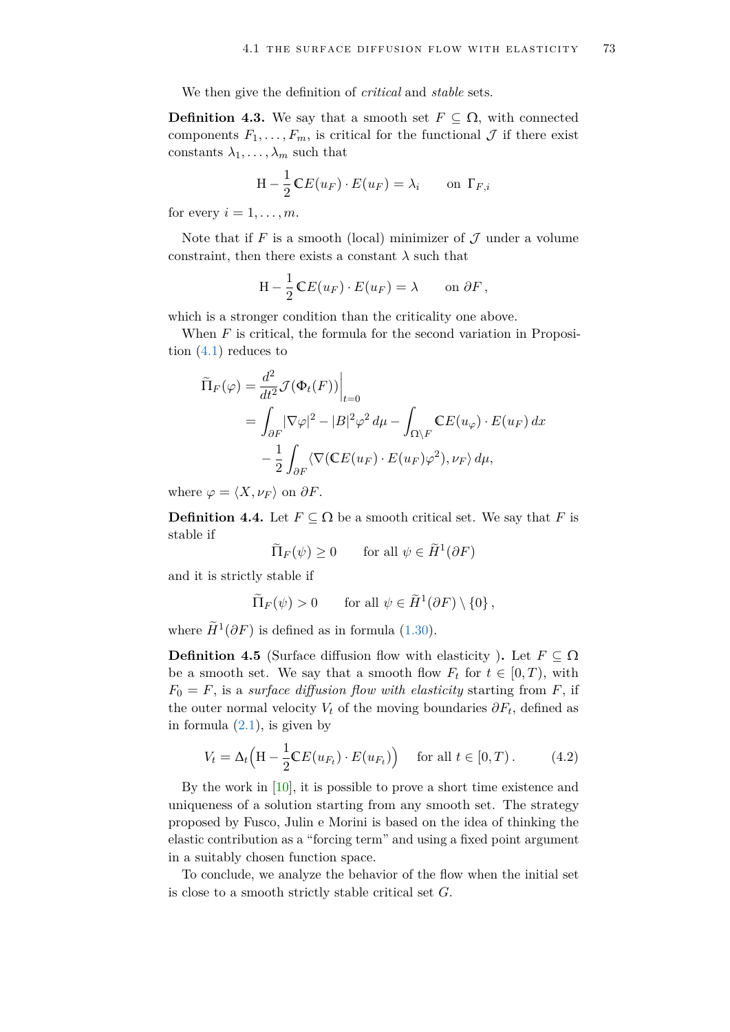We then give the definition of *critical* and *stable* sets.

**Definition 4.3.** We say that a smooth set $F \subseteq \Omega$, with connected components $F_1, \dots, F_m$, is critical for the functional $\mathcal{J}$ if there exist constants $\lambda_1, \dots, \lambda_m$ such that

$$\mathrm{H} - \frac{1}{2}\mathbb{C}E(u_F) \cdot E(u_F) = \lambda_i \qquad \text{on } \Gamma_{F,i}$$

for every $i = 1, \dots, m$.

Note that if $F$ is a smooth (local) minimizer of $\mathcal{J}$ under a volume constraint, then there exists a constant $\lambda$ such that

$$\mathrm{H} - \frac{1}{2}\mathbb{C}E(u_F) \cdot E(u_F) = \lambda \qquad \text{on } \partial F\,,$$

which is a stronger condition than the criticality one above.

When $F$ is critical, the formula for the second variation in Proposition (4.1) reduces to

$$\begin{aligned}
\widetilde{\Pi}_F(\varphi) &= \frac{d^2}{dt^2}\mathcal{J}(\Phi_t(F))\Big|_{t=0} \\
&= \int_{\partial F} |\nabla\varphi|^2 - |B|^2\varphi^2\, d\mu - \int_{\Omega\setminus F} \mathbb{C}E(u_\varphi) \cdot E(u_F)\, dx \\
&\quad - \frac{1}{2}\int_{\partial F} \langle \nabla(\mathbb{C}E(u_F) \cdot E(u_F)\varphi^2), \nu_F\rangle\, d\mu,
\end{aligned}$$

where $\varphi = \langle X, \nu_F\rangle$ on $\partial F$.

**Definition 4.4.** Let $F \subseteq \Omega$ be a smooth critical set. We say that $F$ is stable if

$$\widetilde{\Pi}_F(\psi) \geq 0 \qquad \text{for all } \psi \in \widetilde{H}^1(\partial F)$$

and it is strictly stable if

$$\widetilde{\Pi}_F(\psi) > 0 \qquad \text{for all } \psi \in \widetilde{H}^1(\partial F) \setminus \{0\}\,,$$

where $\widetilde{H}^1(\partial F)$ is defined as in formula (1.30).

**Definition 4.5** (Surface diffusion flow with elasticity )**.** Let $F \subseteq \Omega$ be a smooth set. We say that a smooth flow $F_t$ for $t \in [0, T)$, with $F_0 = F$, is a *surface diffusion flow with elasticity* starting from $F$, if the outer normal velocity $V_t$ of the moving boundaries $\partial F_t$, defined as in formula (2.1), is given by

$$V_t = \Delta_t\Big(\mathrm{H} - \frac{1}{2}\mathbb{C}E(u_{F_t}) \cdot E(u_{F_t})\Big) \qquad \text{for all } t \in [0, T)\,. \tag{4.2}$$

By the work in [10], it is possible to prove a short time existence and uniqueness of a solution starting from any smooth set. The strategy proposed by Fusco, Julin e Morini is based on the idea of thinking the elastic contribution as a "forcing term" and using a fixed point argument in a suitably chosen function space.

To conclude, we analyze the behavior of the flow when the initial set is close to a smooth strictly stable critical set $G$.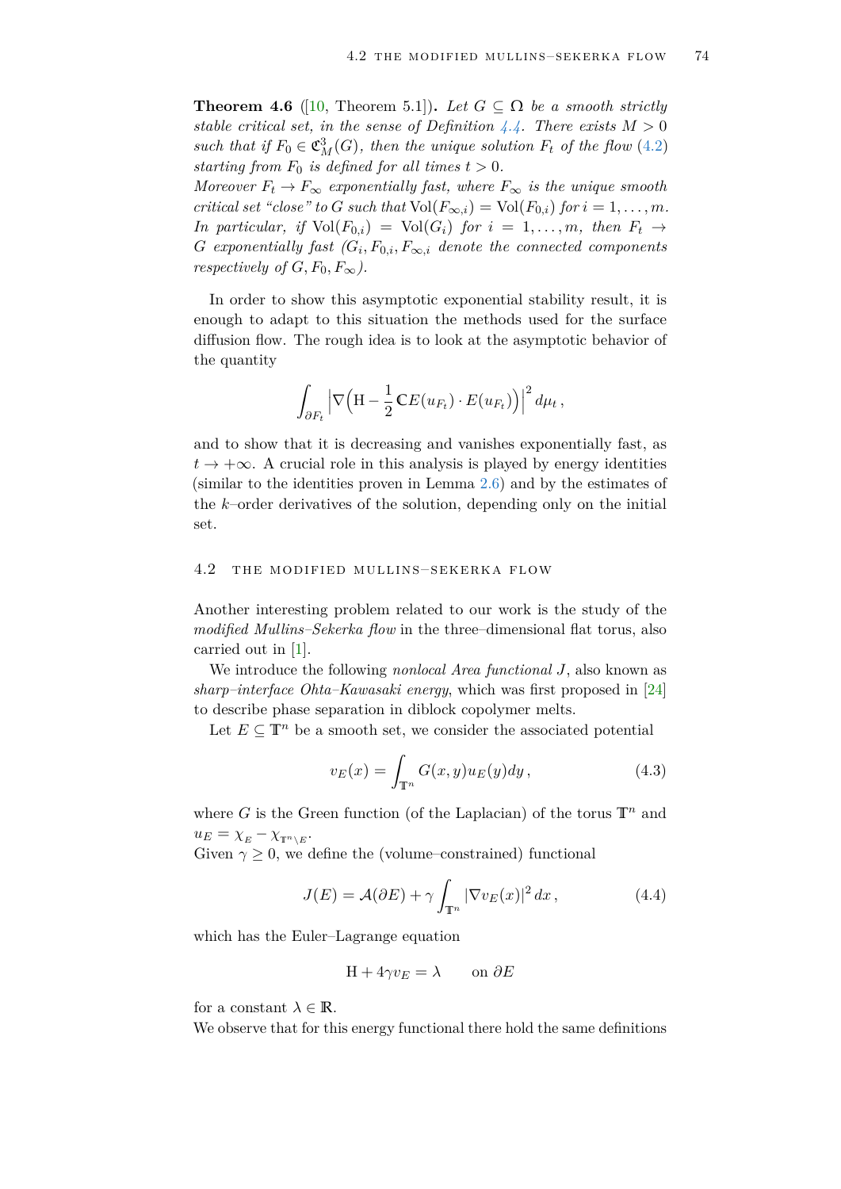**Theorem 4.6** ([10, Theorem 5.1])**.** *Let $G \subseteq \Omega$ be a smooth strictly stable critical set, in the sense of Definition 4.4. There exists $M > 0$ such that if $F_0 \in \mathfrak{C}^3_M(G)$, then the unique solution $F_t$ of the flow (4.2) starting from $F_0$ is defined for all times $t > 0$.*
*Moreover $F_t \to F_\infty$ exponentially fast, where $F_\infty$ is the unique smooth critical set "close" to $G$ such that $\mathrm{Vol}(F_{\infty,i}) = \mathrm{Vol}(F_{0,i})$ for $i = 1, \ldots, m$. In particular, if $\mathrm{Vol}(F_{0,i}) = \mathrm{Vol}(G_i)$ for $i = 1, \ldots, m$, then $F_t \to G$ exponentially fast ($G_i, F_{0,i}, F_{\infty,i}$ denote the connected components respectively of $G, F_0, F_\infty$).*

In order to show this asymptotic exponential stability result, it is enough to adapt to this situation the methods used for the surface diffusion flow. The rough idea is to look at the asymptotic behavior of the quantity

$$\int_{\partial F_t} \Big|\nabla\Big(\mathrm{H} - \frac{1}{2}\,\mathbb{C}E(u_{F_t}) \cdot E(u_{F_t})\Big)\Big|^2 \, d\mu_t \,,$$

and to show that it is decreasing and vanishes exponentially fast, as $t \to +\infty$. A crucial role in this analysis is played by energy identities (similar to the identities proven in Lemma 2.6) and by the estimates of the $k$–order derivatives of the solution, depending only on the initial set.

## 4.2 The modified Mullins–Sekerka flow

Another interesting problem related to our work is the study of the *modified Mullins–Sekerka flow* in the three–dimensional flat torus, also carried out in [1].

We introduce the following *nonlocal Area functional* $J$, also known as *sharp–interface Ohta–Kawasaki energy*, which was first proposed in [24] to describe phase separation in diblock copolymer melts.

Let $E \subseteq \mathbb{T}^n$ be a smooth set, we consider the associated potential

$$v_E(x) = \int_{\mathbb{T}^n} G(x, y) u_E(y) dy \,, \tag{4.3}$$

where $G$ is the Green function (of the Laplacian) of the torus $\mathbb{T}^n$ and $u_E = \chi_E - \chi_{\mathbb{T}^n \setminus E}$.
Given $\gamma \geq 0$, we define the (volume–constrained) functional

$$J(E) = \mathcal{A}(\partial E) + \gamma \int_{\mathbb{T}^n} |\nabla v_E(x)|^2 \, dx \,, \tag{4.4}$$

which has the Euler–Lagrange equation

$$\mathrm{H} + 4\gamma v_E = \lambda \qquad \text{on } \partial E$$

for a constant $\lambda \in \mathbb{R}$.
We observe that for this energy functional there hold the same definitions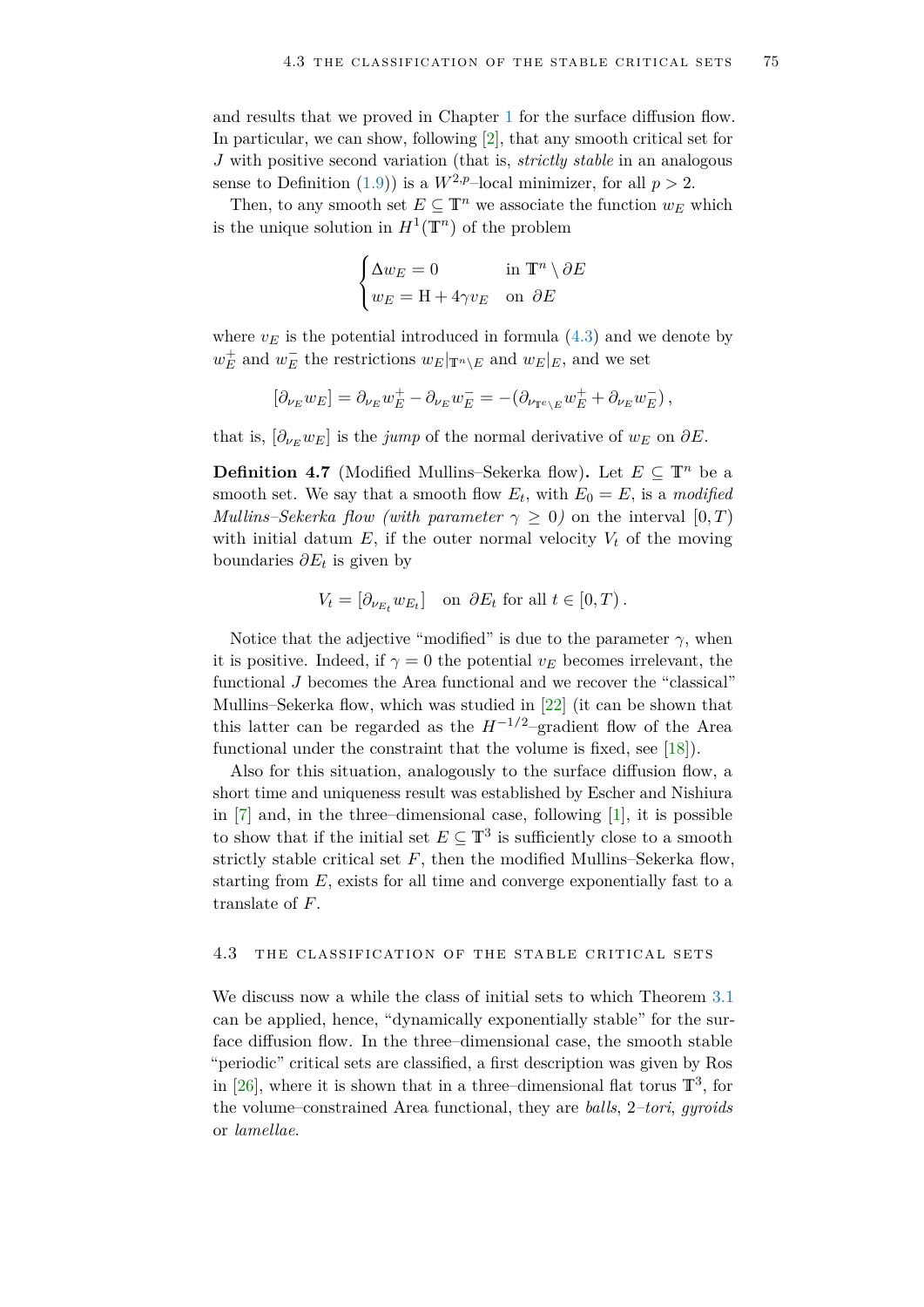and results that we proved in Chapter 1 for the surface diffusion flow. In particular, we can show, following [2], that any smooth critical set for $J$ with positive second variation (that is, *strictly stable* in an analogous sense to Definition (1.9)) is a $W^{2,p}$–local minimizer, for all $p > 2$.

Then, to any smooth set $E \subseteq \mathbb{T}^n$ we associate the function $w_E$ which is the unique solution in $H^1(\mathbb{T}^n)$ of the problem

$$\begin{cases} \Delta w_E = 0 & \text{in } \mathbb{T}^n \setminus \partial E \\ w_E = \mathrm{H} + 4\gamma v_E & \text{on } \partial E \end{cases}$$

where $v_E$ is the potential introduced in formula (4.3) and we denote by $w_E^+$ and $w_E^-$ the restrictions $w_E|_{\mathbb{T}^n \setminus E}$ and $w_E|_E$, and we set

$$[\partial_{\nu_E} w_E] = \partial_{\nu_E} w_E^+ - \partial_{\nu_E} w_E^- = -(\partial_{\nu_{\mathbb{T}^e \setminus E}} w_E^+ + \partial_{\nu_E} w_E^-)\,,$$

that is, $[\partial_{\nu_E} w_E]$ is the *jump* of the normal derivative of $w_E$ on $\partial E$.

**Definition 4.7** (Modified Mullins–Sekerka flow)**.** Let $E \subseteq \mathbb{T}^n$ be a smooth set. We say that a smooth flow $E_t$, with $E_0 = E$, is a *modified Mullins–Sekerka flow (with parameter $\gamma \geq 0$)* on the interval $[0, T)$ with initial datum $E$, if the outer normal velocity $V_t$ of the moving boundaries $\partial E_t$ is given by

$$V_t = [\partial_{\nu_{E_t}} w_{E_t}] \quad \text{on } \partial E_t \text{ for all } t \in [0, T)\,.$$

Notice that the adjective "modified" is due to the parameter $\gamma$, when it is positive. Indeed, if $\gamma = 0$ the potential $v_E$ becomes irrelevant, the functional $J$ becomes the Area functional and we recover the "classical" Mullins–Sekerka flow, which was studied in [22] (it can be shown that this latter can be regarded as the $H^{-1/2}$–gradient flow of the Area functional under the constraint that the volume is fixed, see [18]).

Also for this situation, analogously to the surface diffusion flow, a short time and uniqueness result was established by Escher and Nishiura in [7] and, in the three–dimensional case, following [1], it is possible to show that if the initial set $E \subseteq \mathbb{T}^3$ is sufficiently close to a smooth strictly stable critical set $F$, then the modified Mullins–Sekerka flow, starting from $E$, exists for all time and converge exponentially fast to a translate of $F$.

## 4.3 The classification of the stable critical sets

We discuss now a while the class of initial sets to which Theorem 3.1 can be applied, hence, "dynamically exponentially stable" for the surface diffusion flow. In the three–dimensional case, the smooth stable "periodic" critical sets are classified, a first description was given by Ros in [26], where it is shown that in a three–dimensional flat torus $\mathbb{T}^3$, for the volume–constrained Area functional, they are *balls*, 2*–tori*, *gyroids* or *lamellae*.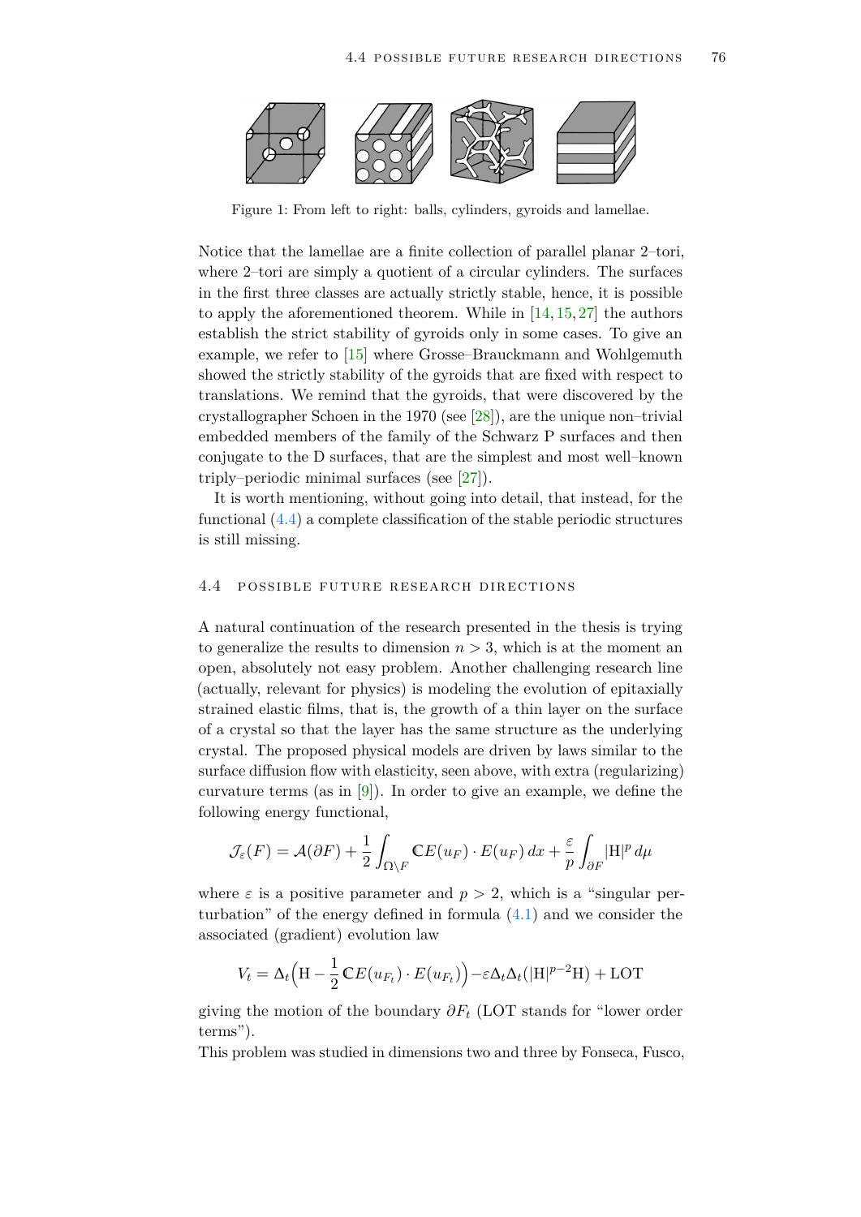Figure 1: From left to right: balls, cylinders, gyroids and lamellae.

Notice that the lamellae are a finite collection of parallel planar 2–tori, where 2–tori are simply a quotient of a circular cylinders. The surfaces in the first three classes are actually strictly stable, hence, it is possible to apply the aforementioned theorem. While in [14, 15, 27] the authors establish the strict stability of gyroids only in some cases. To give an example, we refer to [15] where Grosse–Brauckmann and Wohlgemuth showed the strictly stability of the gyroids that are fixed with respect to translations. We remind that the gyroids, that were discovered by the crystallographer Schoen in the 1970 (see [28]), are the unique non–trivial embedded members of the family of the Schwarz P surfaces and then conjugate to the D surfaces, that are the simplest and most well–known triply–periodic minimal surfaces (see [27]).

It is worth mentioning, without going into detail, that instead, for the functional (4.4) a complete classification of the stable periodic structures is still missing.

## 4.4 Possible future research directions

A natural continuation of the research presented in the thesis is trying to generalize the results to dimension $n > 3$, which is at the moment an open, absolutely not easy problem. Another challenging research line (actually, relevant for physics) is modeling the evolution of epitaxially strained elastic films, that is, the growth of a thin layer on the surface of a crystal so that the layer has the same structure as the underlying crystal. The proposed physical models are driven by laws similar to the surface diffusion flow with elasticity, seen above, with extra (regularizing) curvature terms (as in [9]). In order to give an example, we define the following energy functional,

$$\mathcal{J}_\varepsilon(F) = \mathcal{A}(\partial F) + \frac{1}{2}\int_{\Omega\setminus F} \mathbb{C}E(u_F)\cdot E(u_F)\,dx + \frac{\varepsilon}{p}\int_{\partial F} |\mathrm{H}|^p\,d\mu$$

where $\varepsilon$ is a positive parameter and $p > 2$, which is a "singular perturbation" of the energy defined in formula (4.1) and we consider the associated (gradient) evolution law

$$V_t = \Delta_t\Big(\mathrm{H} - \frac{1}{2}\,\mathbb{C}E(u_{F_t})\cdot E(u_{F_t})\Big) - \varepsilon\Delta_t\Delta_t(|\mathrm{H}|^{p-2}\mathrm{H}) + \mathrm{LOT}$$

giving the motion of the boundary $\partial F_t$ (LOT stands for "lower order terms").

This problem was studied in dimensions two and three by Fonseca, Fusco,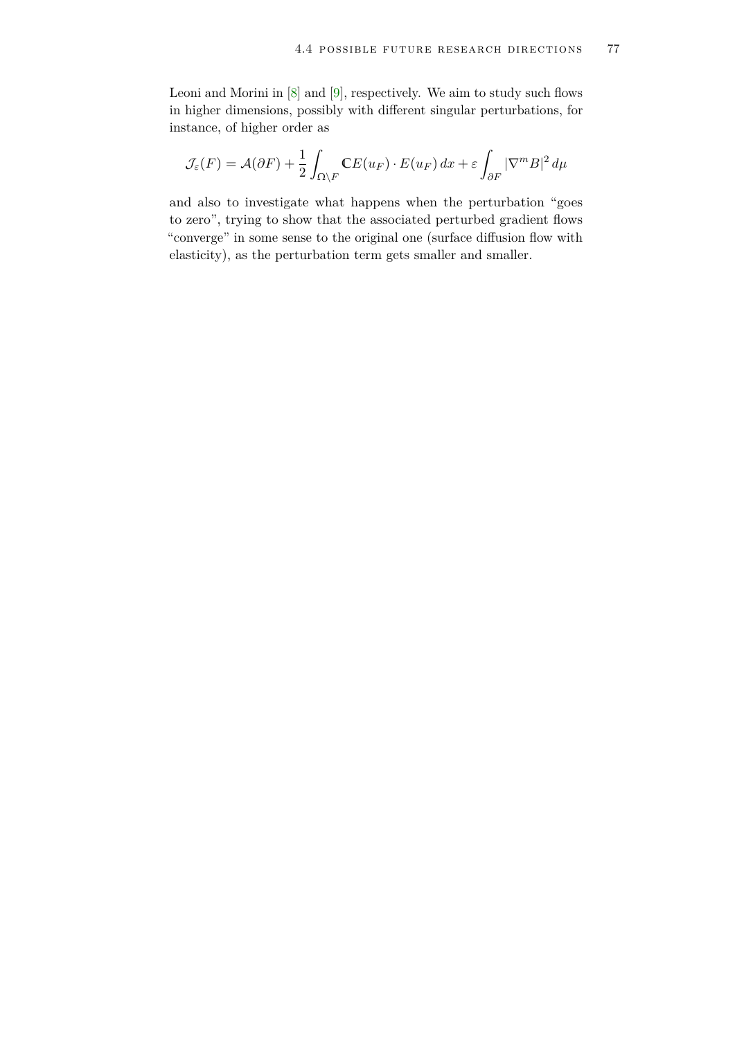Leoni and Morini in [8] and [9], respectively. We aim to study such flows in higher dimensions, possibly with different singular perturbations, for instance, of higher order as

$$\mathcal{J}_\varepsilon(F) = \mathcal{A}(\partial F) + \frac{1}{2}\int_{\Omega\setminus F} \mathbb{C}E(u_F)\cdot E(u_F)\,dx + \varepsilon\int_{\partial F} |\nabla^m B|^2\,d\mu$$

and also to investigate what happens when the perturbation "goes to zero", trying to show that the associated perturbed gradient flows "converge" in some sense to the original one (surface diffusion flow with elasticity), as the perturbation term gets smaller and smaller.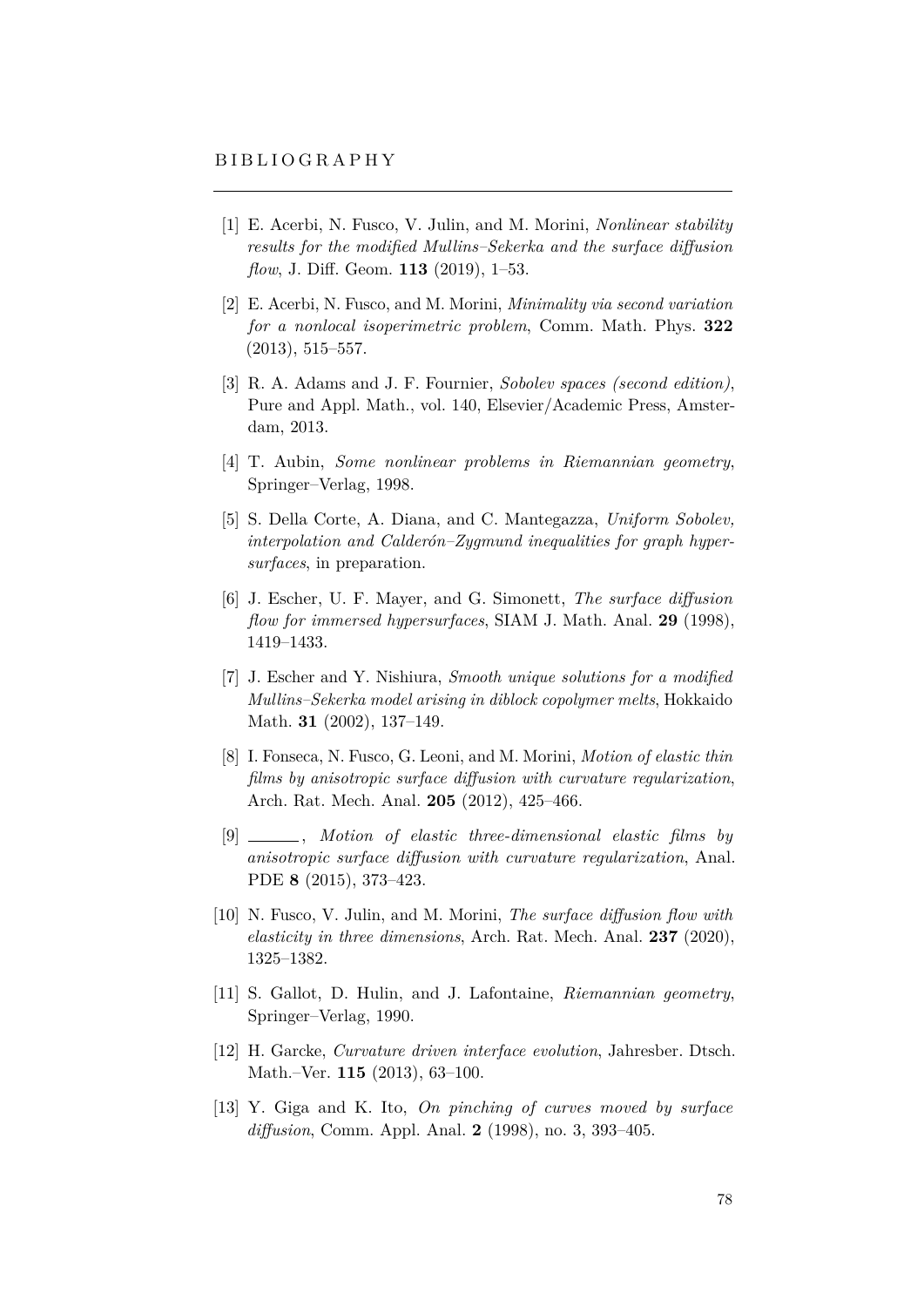# BIBLIOGRAPHY

[1] E. Acerbi, N. Fusco, V. Julin, and M. Morini, *Nonlinear stability results for the modified Mullins–Sekerka and the surface diffusion flow*, J. Diff. Geom. **113** (2019), 1–53.

[2] E. Acerbi, N. Fusco, and M. Morini, *Minimality via second variation for a nonlocal isoperimetric problem*, Comm. Math. Phys. **322** (2013), 515–557.

[3] R. A. Adams and J. F. Fournier, *Sobolev spaces (second edition)*, Pure and Appl. Math., vol. 140, Elsevier/Academic Press, Amsterdam, 2013.

[4] T. Aubin, *Some nonlinear problems in Riemannian geometry*, Springer–Verlag, 1998.

[5] S. Della Corte, A. Diana, and C. Mantegazza, *Uniform Sobolev, interpolation and Calderón–Zygmund inequalities for graph hypersurfaces*, in preparation.

[6] J. Escher, U. F. Mayer, and G. Simonett, *The surface diffusion flow for immersed hypersurfaces*, SIAM J. Math. Anal. **29** (1998), 1419–1433.

[7] J. Escher and Y. Nishiura, *Smooth unique solutions for a modified Mullins–Sekerka model arising in diblock copolymer melts*, Hokkaido Math. **31** (2002), 137–149.

[8] I. Fonseca, N. Fusco, G. Leoni, and M. Morini, *Motion of elastic thin films by anisotropic surface diffusion with curvature regularization*, Arch. Rat. Mech. Anal. **205** (2012), 425–466.

[9] ______, *Motion of elastic three-dimensional elastic films by anisotropic surface diffusion with curvature regularization*, Anal. PDE **8** (2015), 373–423.

[10] N. Fusco, V. Julin, and M. Morini, *The surface diffusion flow with elasticity in three dimensions*, Arch. Rat. Mech. Anal. **237** (2020), 1325–1382.

[11] S. Gallot, D. Hulin, and J. Lafontaine, *Riemannian geometry*, Springer–Verlag, 1990.

[12] H. Garcke, *Curvature driven interface evolution*, Jahresber. Dtsch. Math.–Ver. **115** (2013), 63–100.

[13] Y. Giga and K. Ito, *On pinching of curves moved by surface diffusion*, Comm. Appl. Anal. **2** (1998), no. 3, 393–405.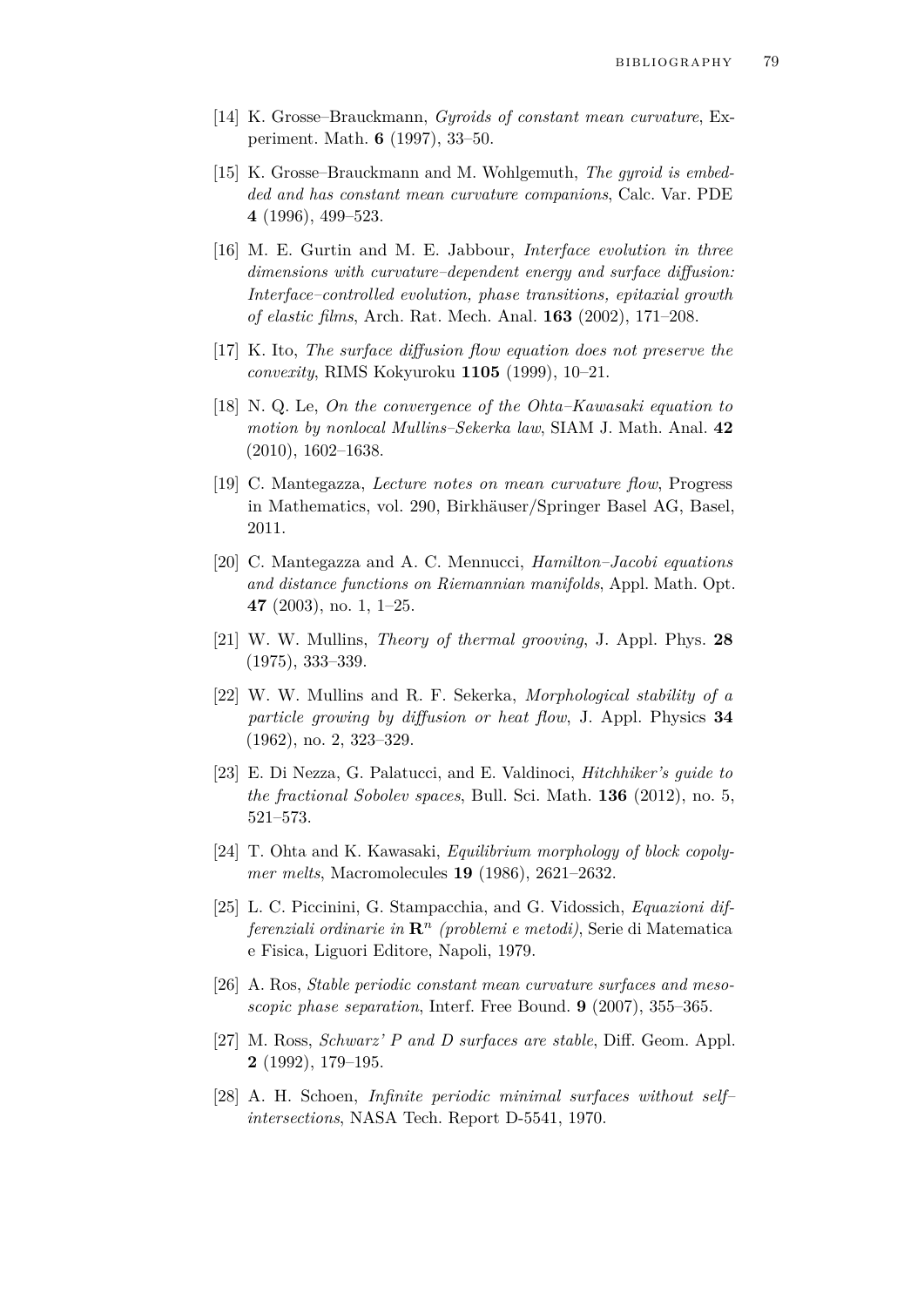[14] K. Grosse–Brauckmann, *Gyroids of constant mean curvature*, Experiment. Math. **6** (1997), 33–50.

[15] K. Grosse–Brauckmann and M. Wohlgemuth, *The gyroid is embedded and has constant mean curvature companions*, Calc. Var. PDE **4** (1996), 499–523.

[16] M. E. Gurtin and M. E. Jabbour, *Interface evolution in three dimensions with curvature–dependent energy and surface diffusion: Interface–controlled evolution, phase transitions, epitaxial growth of elastic films*, Arch. Rat. Mech. Anal. **163** (2002), 171–208.

[17] K. Ito, *The surface diffusion flow equation does not preserve the convexity*, RIMS Kokyuroku **1105** (1999), 10–21.

[18] N. Q. Le, *On the convergence of the Ohta–Kawasaki equation to motion by nonlocal Mullins–Sekerka law*, SIAM J. Math. Anal. **42** (2010), 1602–1638.

[19] C. Mantegazza, *Lecture notes on mean curvature flow*, Progress in Mathematics, vol. 290, Birkhäuser/Springer Basel AG, Basel, 2011.

[20] C. Mantegazza and A. C. Mennucci, *Hamilton–Jacobi equations and distance functions on Riemannian manifolds*, Appl. Math. Opt. **47** (2003), no. 1, 1–25.

[21] W. W. Mullins, *Theory of thermal grooving*, J. Appl. Phys. **28** (1975), 333–339.

[22] W. W. Mullins and R. F. Sekerka, *Morphological stability of a particle growing by diffusion or heat flow*, J. Appl. Physics **34** (1962), no. 2, 323–329.

[23] E. Di Nezza, G. Palatucci, and E. Valdinoci, *Hitchhiker's guide to the fractional Sobolev spaces*, Bull. Sci. Math. **136** (2012), no. 5, 521–573.

[24] T. Ohta and K. Kawasaki, *Equilibrium morphology of block copolymer melts*, Macromolecules **19** (1986), 2621–2632.

[25] L. C. Piccinini, G. Stampacchia, and G. Vidossich, *Equazioni differenziali ordinarie in* $\mathbf{R}^n$ *(problemi e metodi)*, Serie di Matematica e Fisica, Liguori Editore, Napoli, 1979.

[26] A. Ros, *Stable periodic constant mean curvature surfaces and mesoscopic phase separation*, Interf. Free Bound. **9** (2007), 355–365.

[27] M. Ross, *Schwarz' P and D surfaces are stable*, Diff. Geom. Appl. **2** (1992), 179–195.

[28] A. H. Schoen, *Infinite periodic minimal surfaces without self–intersections*, NASA Tech. Report D-5541, 1970.